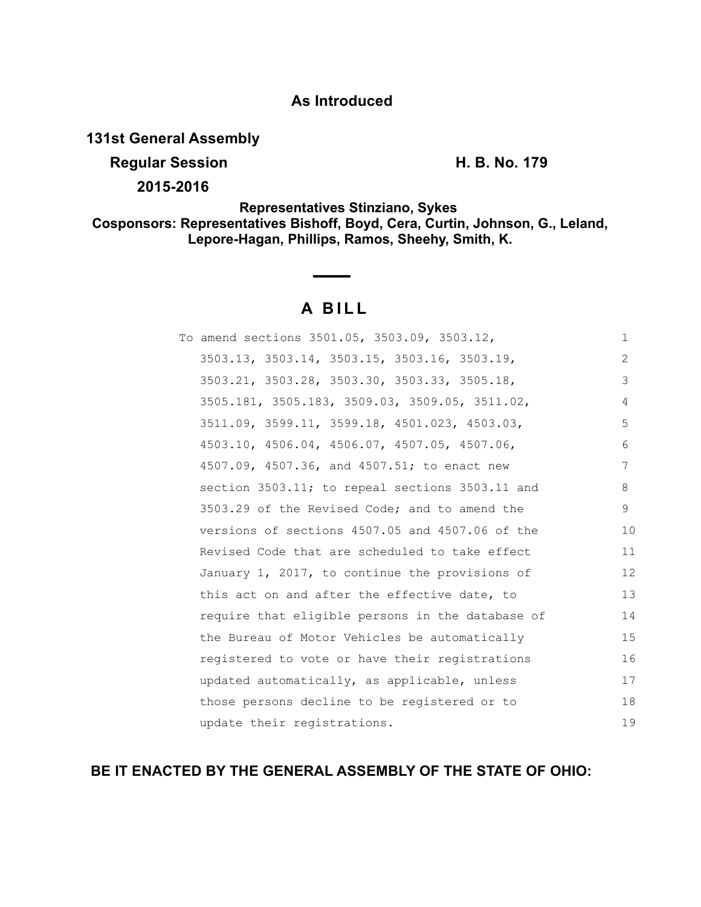**As Introduced**

**131st General Assembly**

**Regular Session** **H. B. No. 179**

**2015-2016**

**Representatives Stinziano, Sykes**

**Cosponsors: Representatives Bishoff, Boyd, Cera, Curtin, Johnson, G., Leland, Lepore-Hagan, Phillips, Ramos, Sheehy, Smith, K.**

# A BILL

To amend sections 3501.05, 3503.09, 3503.12, 3503.13, 3503.14, 3503.15, 3503.16, 3503.19, 3503.21, 3503.28, 3503.30, 3503.33, 3505.18, 3505.181, 3505.183, 3509.03, 3509.05, 3511.02, 3511.09, 3599.11, 3599.18, 4501.023, 4503.03, 4503.10, 4506.04, 4506.07, 4507.05, 4507.06, 4507.09, 4507.36, and 4507.51; to enact new section 3503.11; to repeal sections 3503.11 and 3503.29 of the Revised Code; and to amend the versions of sections 4507.05 and 4507.06 of the Revised Code that are scheduled to take effect January 1, 2017, to continue the provisions of this act on and after the effective date, to require that eligible persons in the database of the Bureau of Motor Vehicles be automatically registered to vote or have their registrations updated automatically, as applicable, unless those persons decline to be registered or to update their registrations.

**BE IT ENACTED BY THE GENERAL ASSEMBLY OF THE STATE OF OHIO:**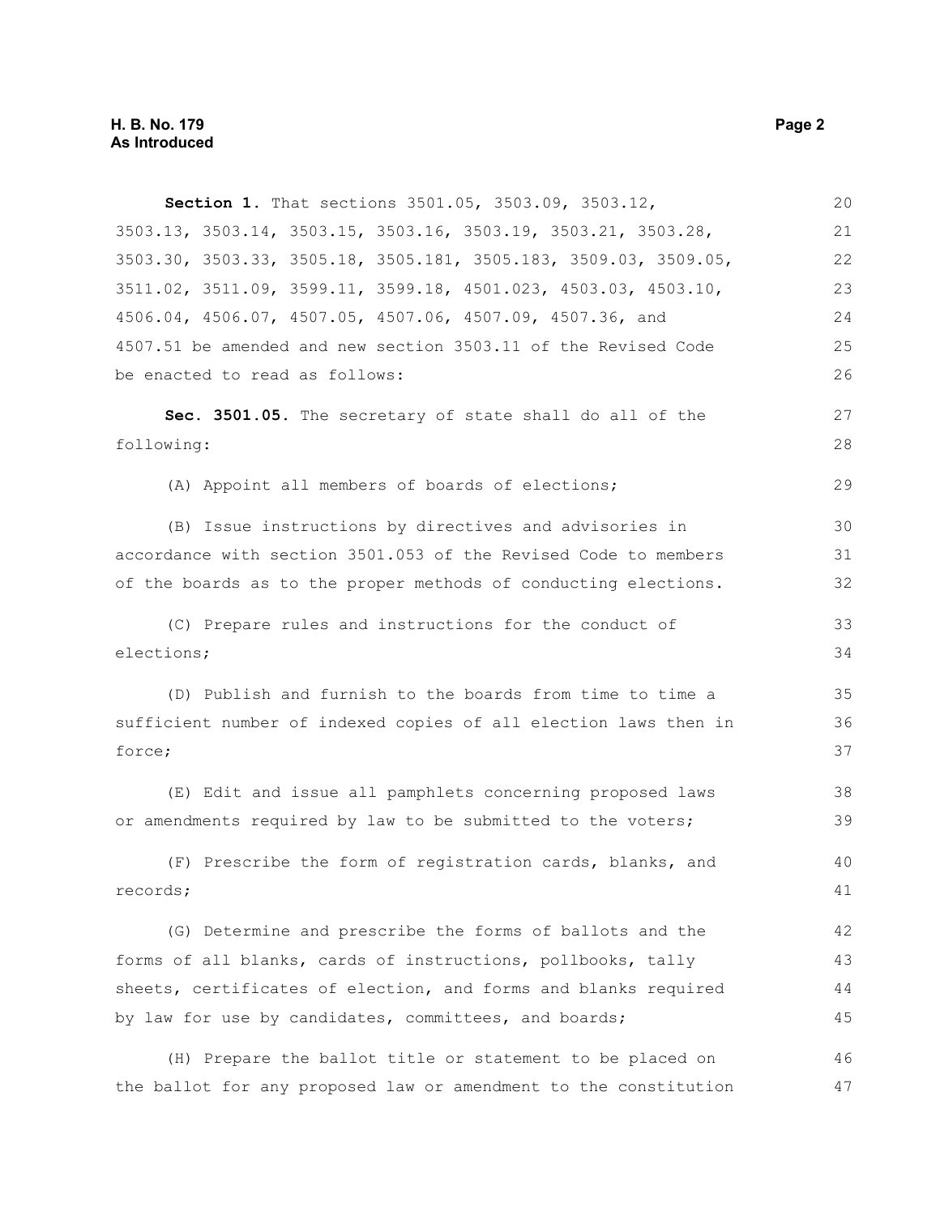**Section 1.** That sections 3501.05, 3503.09, 3503.12, 3503.13, 3503.14, 3503.15, 3503.16, 3503.19, 3503.21, 3503.28, 3503.30, 3503.33, 3505.18, 3505.181, 3505.183, 3509.03, 3509.05, 3511.02, 3511.09, 3599.11, 3599.18, 4501.023, 4503.03, 4503.10, 4506.04, 4506.07, 4507.05, 4507.06, 4507.09, 4507.36, and 4507.51 be amended and new section 3503.11 of the Revised Code be enacted to read as follows:

**Sec. 3501.05.** The secretary of state shall do all of the following:

(A) Appoint all members of boards of elections;

(B) Issue instructions by directives and advisories in accordance with section 3501.053 of the Revised Code to members of the boards as to the proper methods of conducting elections.

(C) Prepare rules and instructions for the conduct of elections;

(D) Publish and furnish to the boards from time to time a sufficient number of indexed copies of all election laws then in force;

(E) Edit and issue all pamphlets concerning proposed laws or amendments required by law to be submitted to the voters;

(F) Prescribe the form of registration cards, blanks, and records;

(G) Determine and prescribe the forms of ballots and the forms of all blanks, cards of instructions, pollbooks, tally sheets, certificates of election, and forms and blanks required by law for use by candidates, committees, and boards;

(H) Prepare the ballot title or statement to be placed on the ballot for any proposed law or amendment to the constitution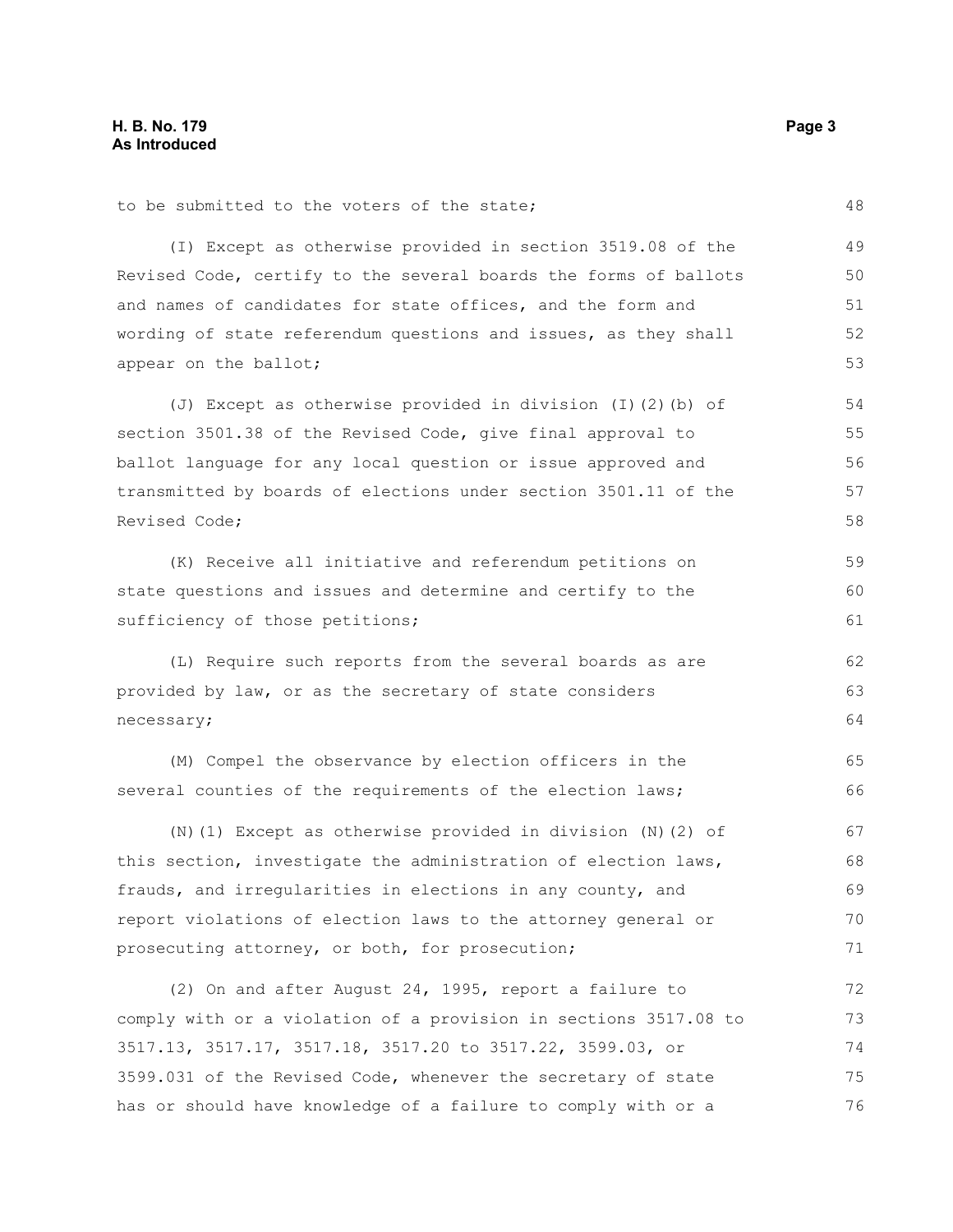to be submitted to the voters of the state;

(I) Except as otherwise provided in section 3519.08 of the Revised Code, certify to the several boards the forms of ballots and names of candidates for state offices, and the form and wording of state referendum questions and issues, as they shall appear on the ballot;

(J) Except as otherwise provided in division (I)(2)(b) of section 3501.38 of the Revised Code, give final approval to ballot language for any local question or issue approved and transmitted by boards of elections under section 3501.11 of the Revised Code;

(K) Receive all initiative and referendum petitions on state questions and issues and determine and certify to the sufficiency of those petitions;

(L) Require such reports from the several boards as are provided by law, or as the secretary of state considers necessary;

(M) Compel the observance by election officers in the several counties of the requirements of the election laws;

(N)(1) Except as otherwise provided in division (N)(2) of this section, investigate the administration of election laws, frauds, and irregularities in elections in any county, and report violations of election laws to the attorney general or prosecuting attorney, or both, for prosecution;

(2) On and after August 24, 1995, report a failure to comply with or a violation of a provision in sections 3517.08 to 3517.13, 3517.17, 3517.18, 3517.20 to 3517.22, 3599.03, or 3599.031 of the Revised Code, whenever the secretary of state has or should have knowledge of a failure to comply with or a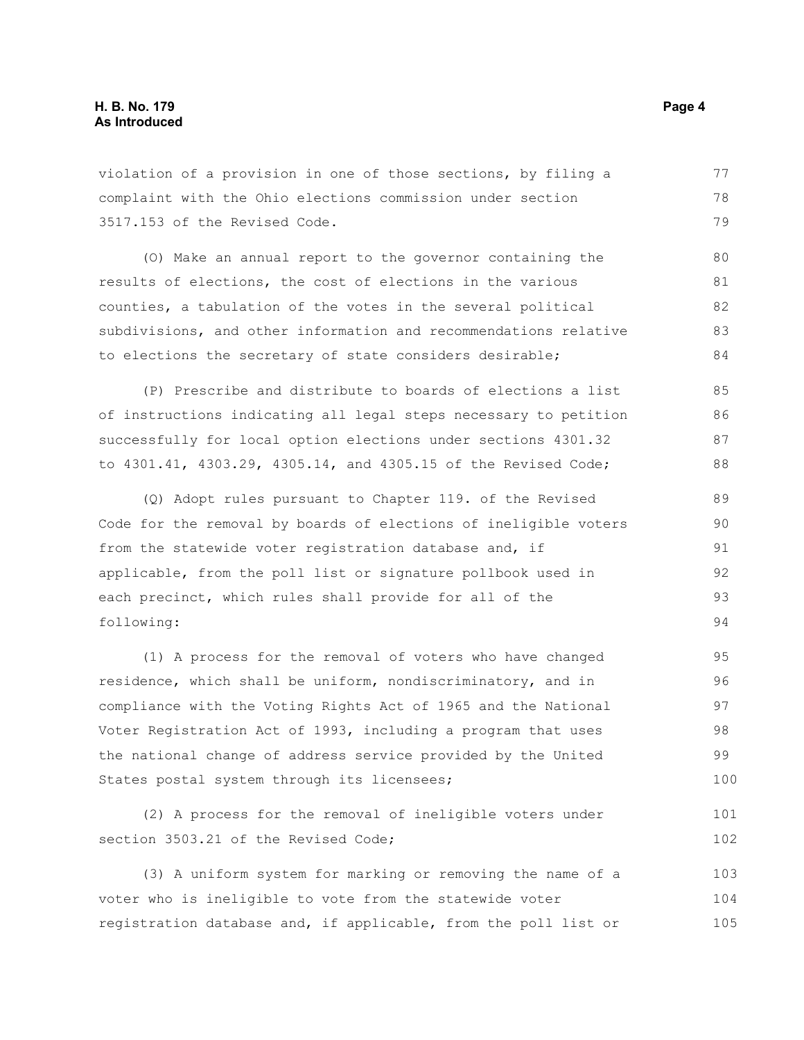violation of a provision in one of those sections, by filing a complaint with the Ohio elections commission under section 3517.153 of the Revised Code.

(O) Make an annual report to the governor containing the results of elections, the cost of elections in the various counties, a tabulation of the votes in the several political subdivisions, and other information and recommendations relative to elections the secretary of state considers desirable;

(P) Prescribe and distribute to boards of elections a list of instructions indicating all legal steps necessary to petition successfully for local option elections under sections 4301.32 to 4301.41, 4303.29, 4305.14, and 4305.15 of the Revised Code;

(Q) Adopt rules pursuant to Chapter 119. of the Revised Code for the removal by boards of elections of ineligible voters from the statewide voter registration database and, if applicable, from the poll list or signature pollbook used in each precinct, which rules shall provide for all of the following:

(1) A process for the removal of voters who have changed residence, which shall be uniform, nondiscriminatory, and in compliance with the Voting Rights Act of 1965 and the National Voter Registration Act of 1993, including a program that uses the national change of address service provided by the United States postal system through its licensees;

(2) A process for the removal of ineligible voters under section 3503.21 of the Revised Code;

(3) A uniform system for marking or removing the name of a voter who is ineligible to vote from the statewide voter registration database and, if applicable, from the poll list or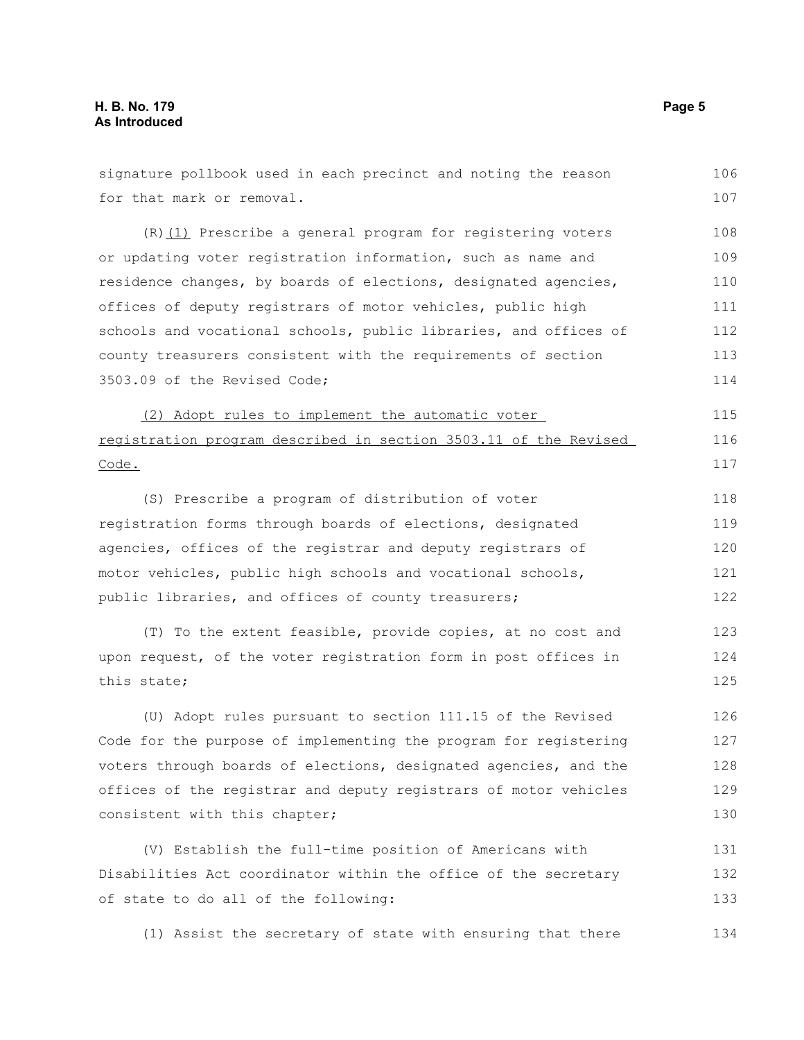signature pollbook used in each precinct and noting the reason for that mark or removal.

(R)(1) Prescribe a general program for registering voters or updating voter registration information, such as name and residence changes, by boards of elections, designated agencies, offices of deputy registrars of motor vehicles, public high schools and vocational schools, public libraries, and offices of county treasurers consistent with the requirements of section 3503.09 of the Revised Code;

(2) Adopt rules to implement the automatic voter registration program described in section 3503.11 of the Revised Code.

(S) Prescribe a program of distribution of voter registration forms through boards of elections, designated agencies, offices of the registrar and deputy registrars of motor vehicles, public high schools and vocational schools, public libraries, and offices of county treasurers;

(T) To the extent feasible, provide copies, at no cost and upon request, of the voter registration form in post offices in this state;

(U) Adopt rules pursuant to section 111.15 of the Revised Code for the purpose of implementing the program for registering voters through boards of elections, designated agencies, and the offices of the registrar and deputy registrars of motor vehicles consistent with this chapter;

(V) Establish the full-time position of Americans with Disabilities Act coordinator within the office of the secretary of state to do all of the following:

(1) Assist the secretary of state with ensuring that there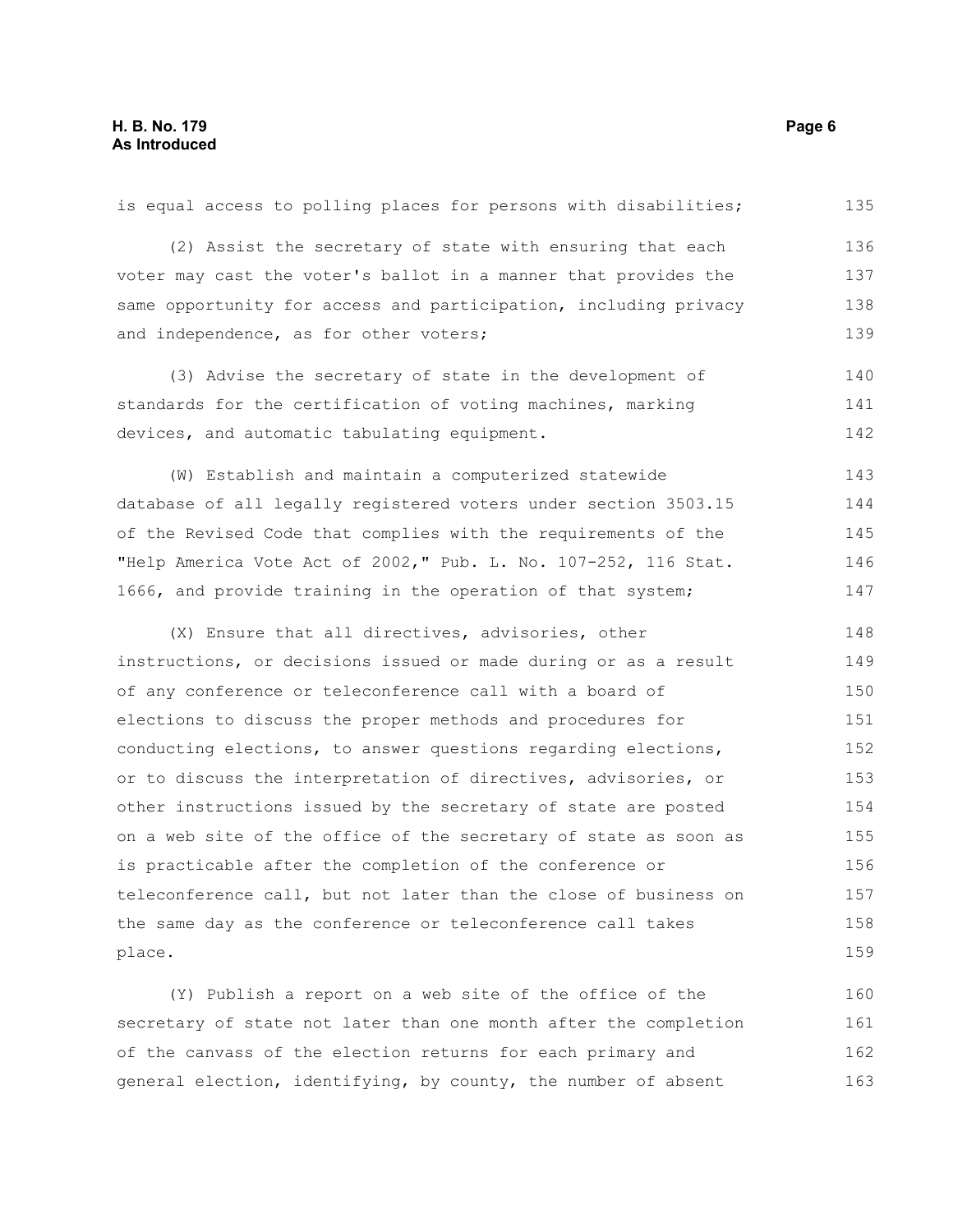is equal access to polling places for persons with disabilities;

(2) Assist the secretary of state with ensuring that each voter may cast the voter's ballot in a manner that provides the same opportunity for access and participation, including privacy and independence, as for other voters;

(3) Advise the secretary of state in the development of standards for the certification of voting machines, marking devices, and automatic tabulating equipment.

(W) Establish and maintain a computerized statewide database of all legally registered voters under section 3503.15 of the Revised Code that complies with the requirements of the "Help America Vote Act of 2002," Pub. L. No. 107-252, 116 Stat. 1666, and provide training in the operation of that system;

(X) Ensure that all directives, advisories, other instructions, or decisions issued or made during or as a result of any conference or teleconference call with a board of elections to discuss the proper methods and procedures for conducting elections, to answer questions regarding elections, or to discuss the interpretation of directives, advisories, or other instructions issued by the secretary of state are posted on a web site of the office of the secretary of state as soon as is practicable after the completion of the conference or teleconference call, but not later than the close of business on the same day as the conference or teleconference call takes place.

(Y) Publish a report on a web site of the office of the secretary of state not later than one month after the completion of the canvass of the election returns for each primary and general election, identifying, by county, the number of absent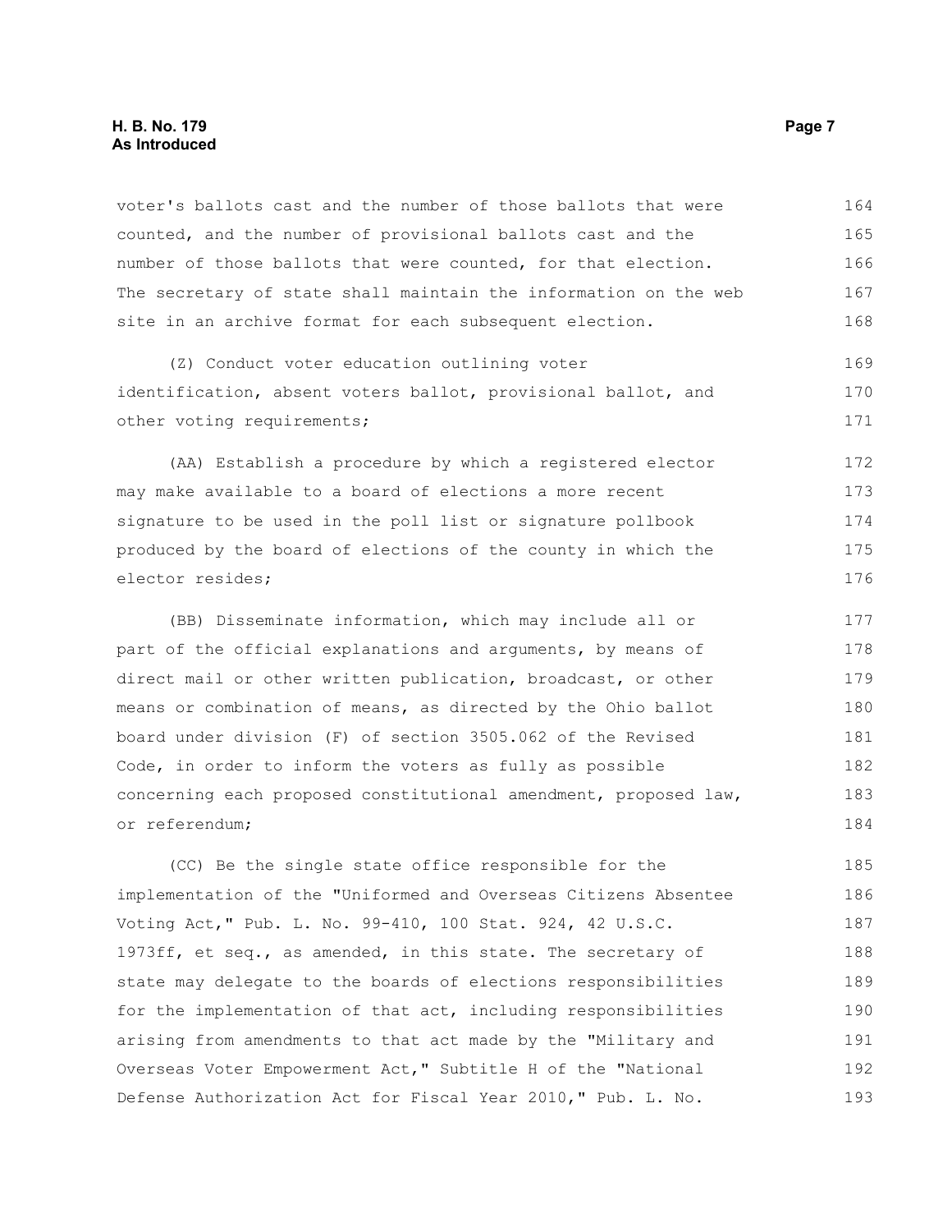voter's ballots cast and the number of those ballots that were counted, and the number of provisional ballots cast and the number of those ballots that were counted, for that election. The secretary of state shall maintain the information on the web site in an archive format for each subsequent election.

(Z) Conduct voter education outlining voter identification, absent voters ballot, provisional ballot, and other voting requirements;

(AA) Establish a procedure by which a registered elector may make available to a board of elections a more recent signature to be used in the poll list or signature pollbook produced by the board of elections of the county in which the elector resides;

(BB) Disseminate information, which may include all or part of the official explanations and arguments, by means of direct mail or other written publication, broadcast, or other means or combination of means, as directed by the Ohio ballot board under division (F) of section 3505.062 of the Revised Code, in order to inform the voters as fully as possible concerning each proposed constitutional amendment, proposed law, or referendum;

(CC) Be the single state office responsible for the implementation of the "Uniformed and Overseas Citizens Absentee Voting Act," Pub. L. No. 99-410, 100 Stat. 924, 42 U.S.C. 1973ff, et seq., as amended, in this state. The secretary of state may delegate to the boards of elections responsibilities for the implementation of that act, including responsibilities arising from amendments to that act made by the "Military and Overseas Voter Empowerment Act," Subtitle H of the "National Defense Authorization Act for Fiscal Year 2010," Pub. L. No.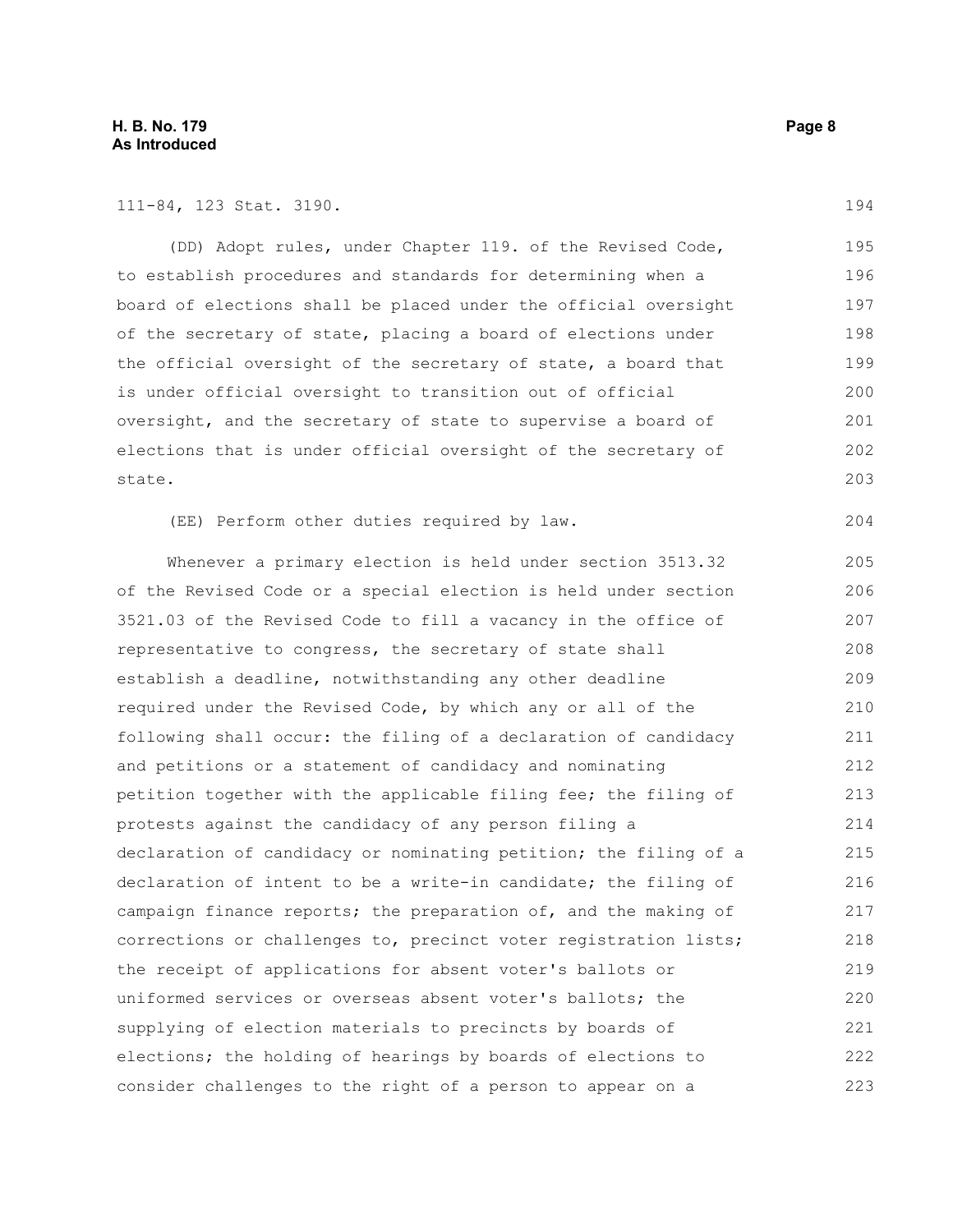111-84, 123 Stat. 3190.

(DD) Adopt rules, under Chapter 119. of the Revised Code, to establish procedures and standards for determining when a board of elections shall be placed under the official oversight of the secretary of state, placing a board of elections under the official oversight of the secretary of state, a board that is under official oversight to transition out of official oversight, and the secretary of state to supervise a board of elections that is under official oversight of the secretary of state.

(EE) Perform other duties required by law.

Whenever a primary election is held under section 3513.32 of the Revised Code or a special election is held under section 3521.03 of the Revised Code to fill a vacancy in the office of representative to congress, the secretary of state shall establish a deadline, notwithstanding any other deadline required under the Revised Code, by which any or all of the following shall occur: the filing of a declaration of candidacy and petitions or a statement of candidacy and nominating petition together with the applicable filing fee; the filing of protests against the candidacy of any person filing a declaration of candidacy or nominating petition; the filing of a declaration of intent to be a write-in candidate; the filing of campaign finance reports; the preparation of, and the making of corrections or challenges to, precinct voter registration lists; the receipt of applications for absent voter's ballots or uniformed services or overseas absent voter's ballots; the supplying of election materials to precincts by boards of elections; the holding of hearings by boards of elections to consider challenges to the right of a person to appear on a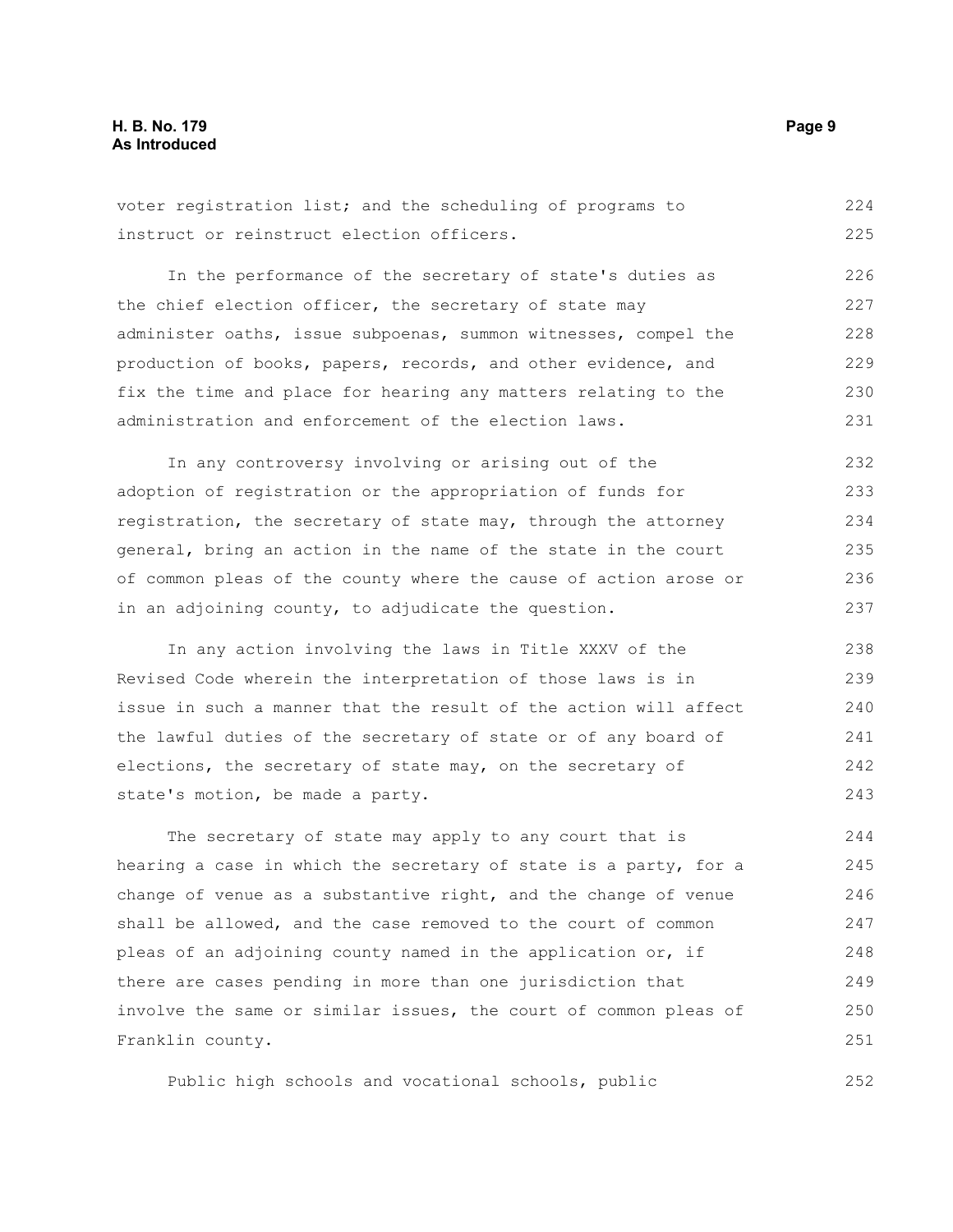voter registration list; and the scheduling of programs to instruct or reinstruct election officers.

In the performance of the secretary of state's duties as the chief election officer, the secretary of state may administer oaths, issue subpoenas, summon witnesses, compel the production of books, papers, records, and other evidence, and fix the time and place for hearing any matters relating to the administration and enforcement of the election laws.

In any controversy involving or arising out of the adoption of registration or the appropriation of funds for registration, the secretary of state may, through the attorney general, bring an action in the name of the state in the court of common pleas of the county where the cause of action arose or in an adjoining county, to adjudicate the question.

In any action involving the laws in Title XXXV of the Revised Code wherein the interpretation of those laws is in issue in such a manner that the result of the action will affect the lawful duties of the secretary of state or of any board of elections, the secretary of state may, on the secretary of state's motion, be made a party.

The secretary of state may apply to any court that is hearing a case in which the secretary of state is a party, for a change of venue as a substantive right, and the change of venue shall be allowed, and the case removed to the court of common pleas of an adjoining county named in the application or, if there are cases pending in more than one jurisdiction that involve the same or similar issues, the court of common pleas of Franklin county.

Public high schools and vocational schools, public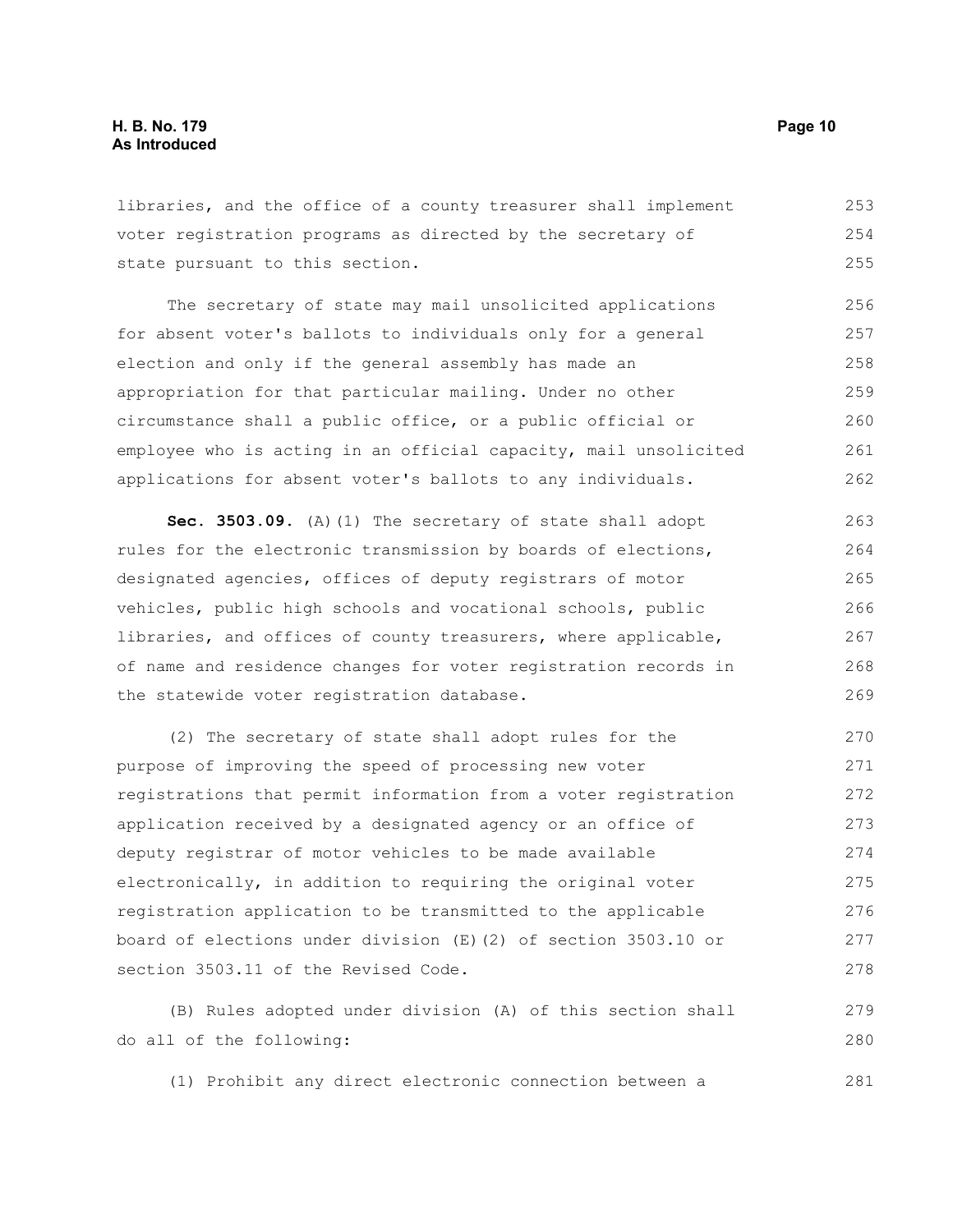libraries, and the office of a county treasurer shall implement voter registration programs as directed by the secretary of state pursuant to this section.

The secretary of state may mail unsolicited applications for absent voter's ballots to individuals only for a general election and only if the general assembly has made an appropriation for that particular mailing. Under no other circumstance shall a public office, or a public official or employee who is acting in an official capacity, mail unsolicited applications for absent voter's ballots to any individuals.

**Sec. 3503.09.** (A)(1) The secretary of state shall adopt rules for the electronic transmission by boards of elections, designated agencies, offices of deputy registrars of motor vehicles, public high schools and vocational schools, public libraries, and offices of county treasurers, where applicable, of name and residence changes for voter registration records in the statewide voter registration database.

(2) The secretary of state shall adopt rules for the purpose of improving the speed of processing new voter registrations that permit information from a voter registration application received by a designated agency or an office of deputy registrar of motor vehicles to be made available electronically, in addition to requiring the original voter registration application to be transmitted to the applicable board of elections under division (E)(2) of section 3503.10 or section 3503.11 of the Revised Code.

(B) Rules adopted under division (A) of this section shall do all of the following:

(1) Prohibit any direct electronic connection between a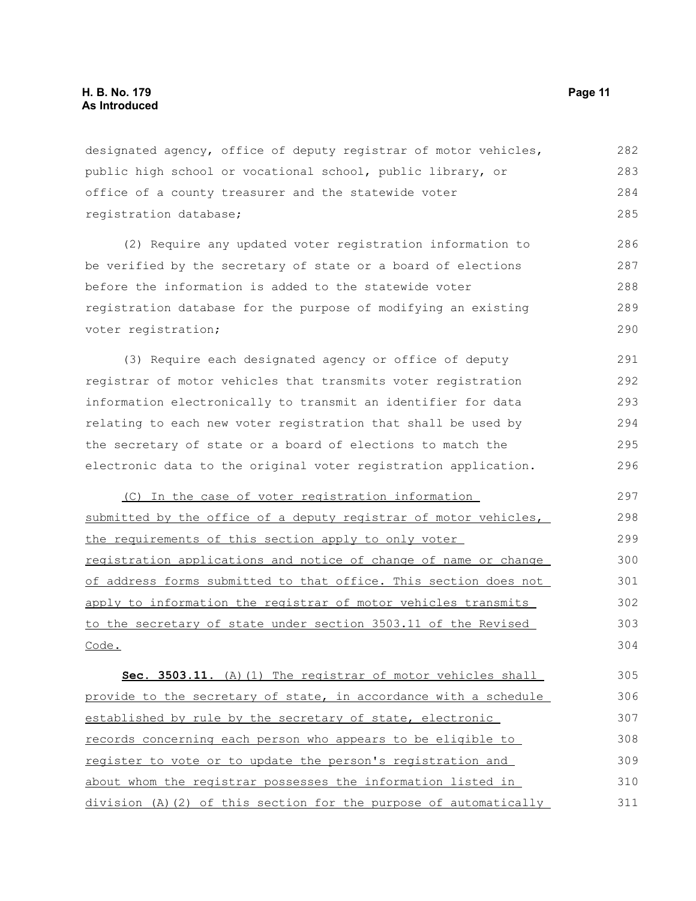designated agency, office of deputy registrar of motor vehicles, public high school or vocational school, public library, or office of a county treasurer and the statewide voter registration database;

(2) Require any updated voter registration information to be verified by the secretary of state or a board of elections before the information is added to the statewide voter registration database for the purpose of modifying an existing voter registration;

(3) Require each designated agency or office of deputy registrar of motor vehicles that transmits voter registration information electronically to transmit an identifier for data relating to each new voter registration that shall be used by the secretary of state or a board of elections to match the electronic data to the original voter registration application.

(C) In the case of voter registration information submitted by the office of a deputy registrar of motor vehicles, the requirements of this section apply to only voter registration applications and notice of change of name or change of address forms submitted to that office. This section does not apply to information the registrar of motor vehicles transmits to the secretary of state under section 3503.11 of the Revised Code.

**Sec. 3503.11.** (A)(1) The registrar of motor vehicles shall provide to the secretary of state, in accordance with a schedule established by rule by the secretary of state, electronic records concerning each person who appears to be eligible to register to vote or to update the person's registration and about whom the registrar possesses the information listed in division (A)(2) of this section for the purpose of automatically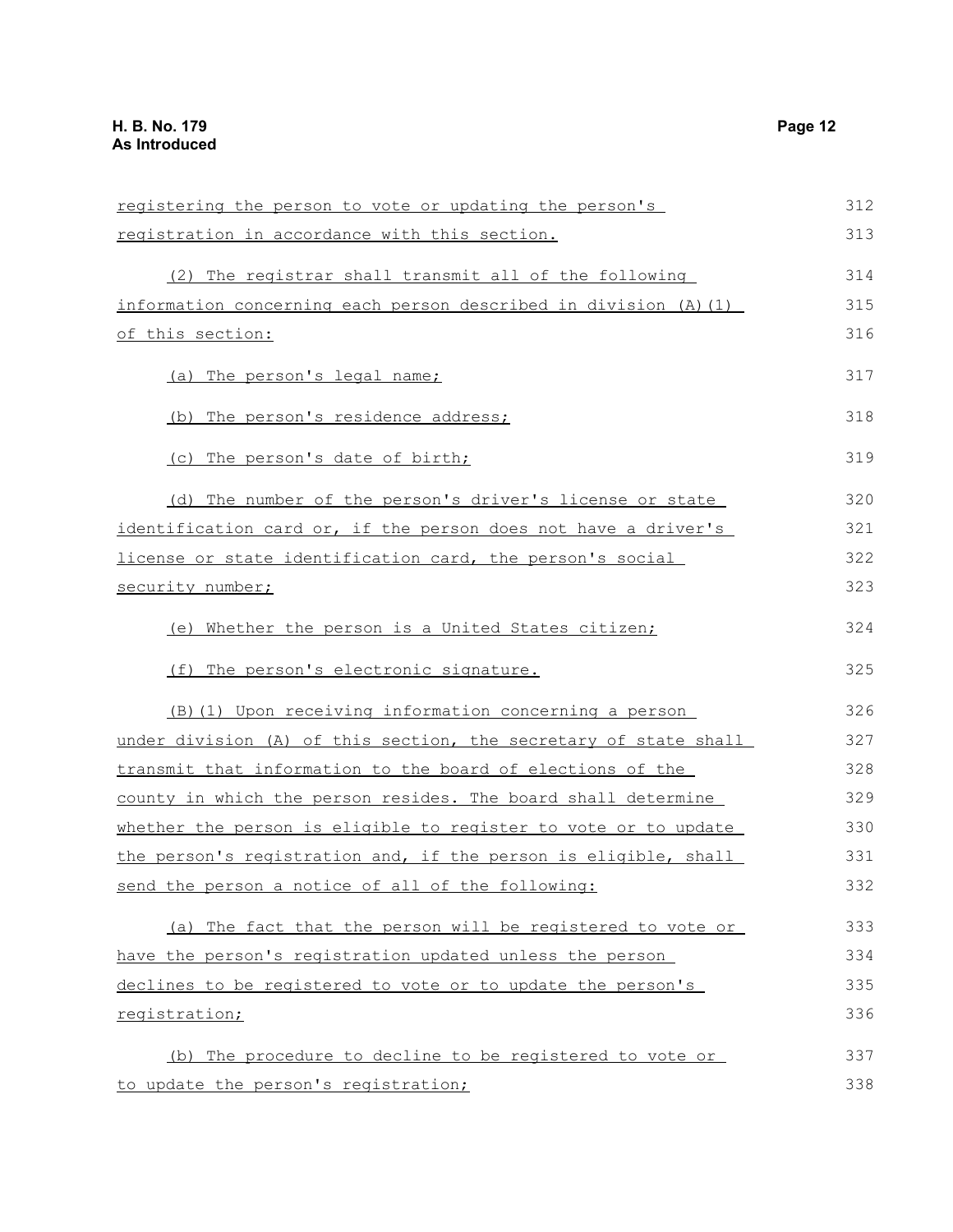registering the person to vote or updating the person's registration in accordance with this section.

(2) The registrar shall transmit all of the following information concerning each person described in division (A)(1) of this section:

(a) The person's legal name;

(b) The person's residence address;

(c) The person's date of birth;

(d) The number of the person's driver's license or state identification card or, if the person does not have a driver's license or state identification card, the person's social security number;

(e) Whether the person is a United States citizen;

(f) The person's electronic signature.

(B)(1) Upon receiving information concerning a person under division (A) of this section, the secretary of state shall transmit that information to the board of elections of the county in which the person resides. The board shall determine whether the person is eligible to register to vote or to update the person's registration and, if the person is eligible, shall send the person a notice of all of the following:

(a) The fact that the person will be registered to vote or have the person's registration updated unless the person declines to be registered to vote or to update the person's registration;

(b) The procedure to decline to be registered to vote or to update the person's registration;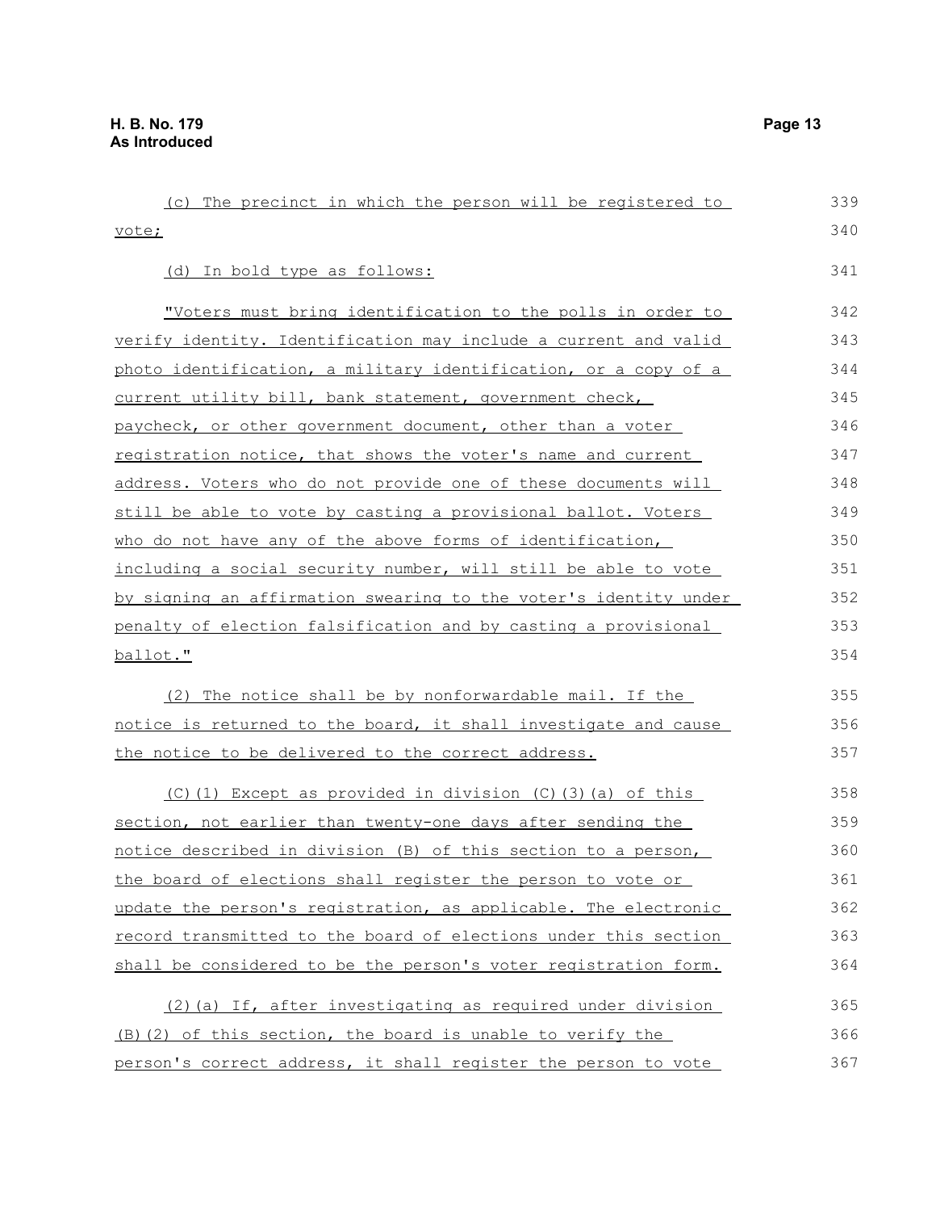(c) The precinct in which the person will be registered to vote;

(d) In bold type as follows:

**"Voters must bring identification to the polls in order to verify identity. Identification may include a current and valid photo identification, a military identification, or a copy of a current utility bill, bank statement, government check, paycheck, or other government document, other than a voter registration notice, that shows the voter's name and current address. Voters who do not provide one of these documents will still be able to vote by casting a provisional ballot. Voters who do not have any of the above forms of identification, including a social security number, will still be able to vote by signing an affirmation swearing to the voter's identity under penalty of election falsification and by casting a provisional ballot."**

(2) The notice shall be by nonforwardable mail. If the notice is returned to the board, it shall investigate and cause the notice to be delivered to the correct address.

(C)(1) Except as provided in division (C)(3)(a) of this section, not earlier than twenty-one days after sending the notice described in division (B) of this section to a person, the board of elections shall register the person to vote or update the person's registration, as applicable. The electronic record transmitted to the board of elections under this section shall be considered to be the person's voter registration form.

(2)(a) If, after investigating as required under division (B)(2) of this section, the board is unable to verify the person's correct address, it shall register the person to vote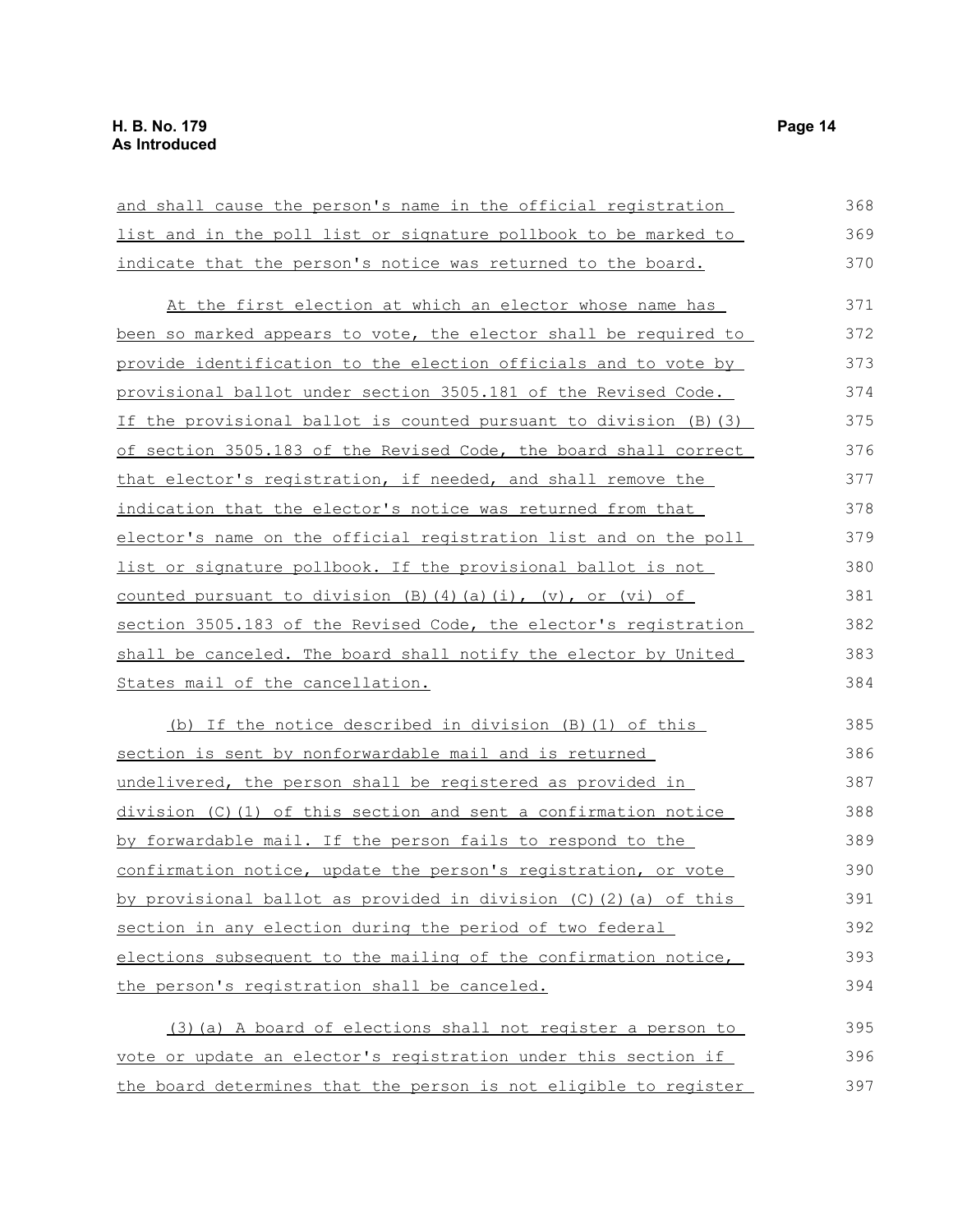and shall cause the person's name in the official registration list and in the poll list or signature pollbook to be marked to indicate that the person's notice was returned to the board.

At the first election at which an elector whose name has been so marked appears to vote, the elector shall be required to provide identification to the election officials and to vote by provisional ballot under section 3505.181 of the Revised Code. If the provisional ballot is counted pursuant to division (B)(3) of section 3505.183 of the Revised Code, the board shall correct that elector's registration, if needed, and shall remove the indication that the elector's notice was returned from that elector's name on the official registration list and on the poll list or signature pollbook. If the provisional ballot is not counted pursuant to division (B)(4)(a)(i), (v), or (vi) of section 3505.183 of the Revised Code, the elector's registration shall be canceled. The board shall notify the elector by United States mail of the cancellation.

(b) If the notice described in division (B)(1) of this section is sent by nonforwardable mail and is returned undelivered, the person shall be registered as provided in division (C)(1) of this section and sent a confirmation notice by forwardable mail. If the person fails to respond to the confirmation notice, update the person's registration, or vote by provisional ballot as provided in division (C)(2)(a) of this section in any election during the period of two federal elections subsequent to the mailing of the confirmation notice, the person's registration shall be canceled.

(3)(a) A board of elections shall not register a person to vote or update an elector's registration under this section if the board determines that the person is not eligible to register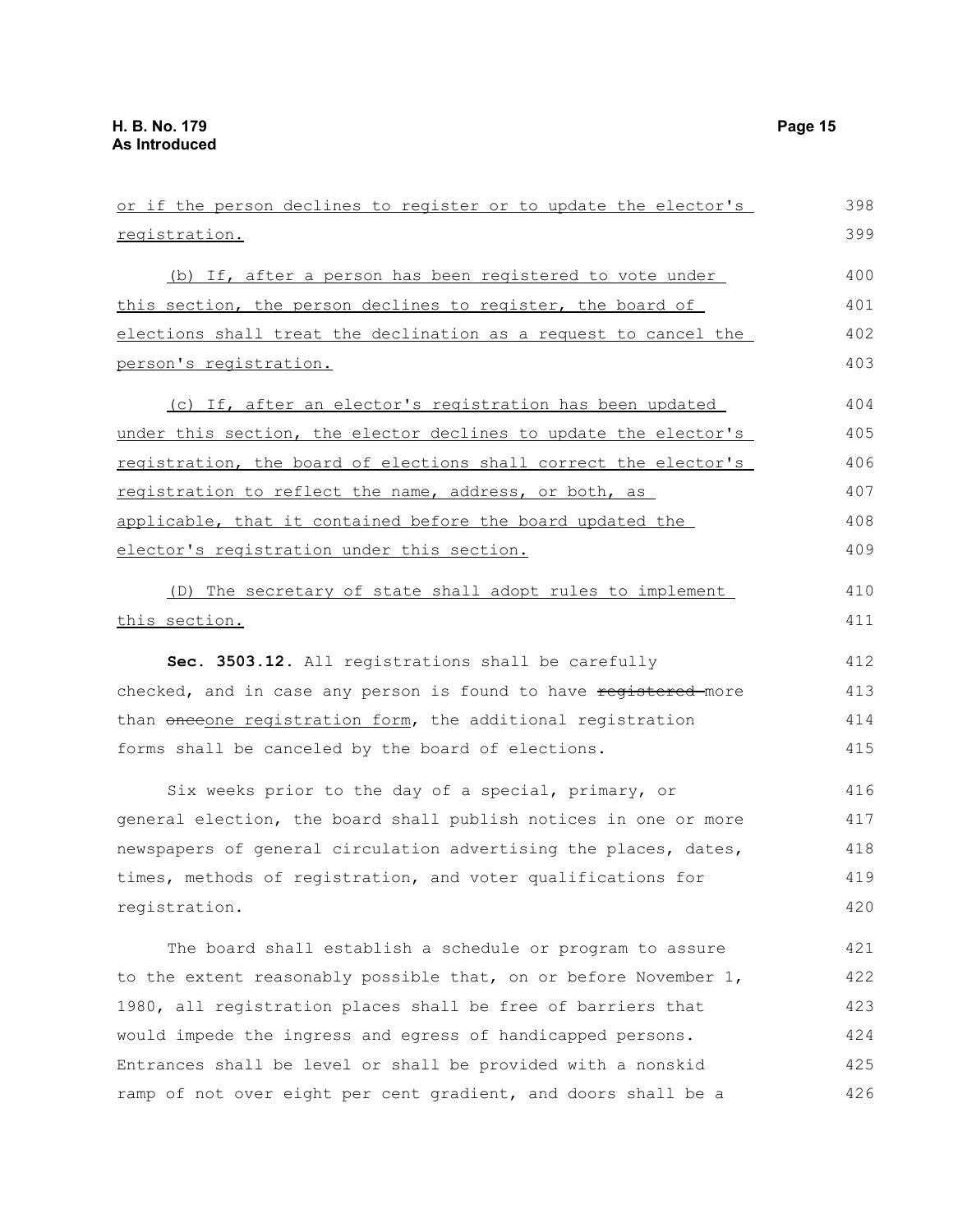or if the person declines to register or to update the elector's registration.

(b) If, after a person has been registered to vote under this section, the person declines to register, the board of elections shall treat the declination as a request to cancel the person's registration.

(c) If, after an elector's registration has been updated under this section, the elector declines to update the elector's registration, the board of elections shall correct the elector's registration to reflect the name, address, or both, as applicable, that it contained before the board updated the elector's registration under this section.

(D) The secretary of state shall adopt rules to implement this section.

**Sec. 3503.12.** All registrations shall be carefully checked, and in case any person is found to have ~~registered~~ more than ~~once~~one registration form, the additional registration forms shall be canceled by the board of elections.

Six weeks prior to the day of a special, primary, or general election, the board shall publish notices in one or more newspapers of general circulation advertising the places, dates, times, methods of registration, and voter qualifications for registration.

The board shall establish a schedule or program to assure to the extent reasonably possible that, on or before November 1, 1980, all registration places shall be free of barriers that would impede the ingress and egress of handicapped persons. Entrances shall be level or shall be provided with a nonskid ramp of not over eight per cent gradient, and doors shall be a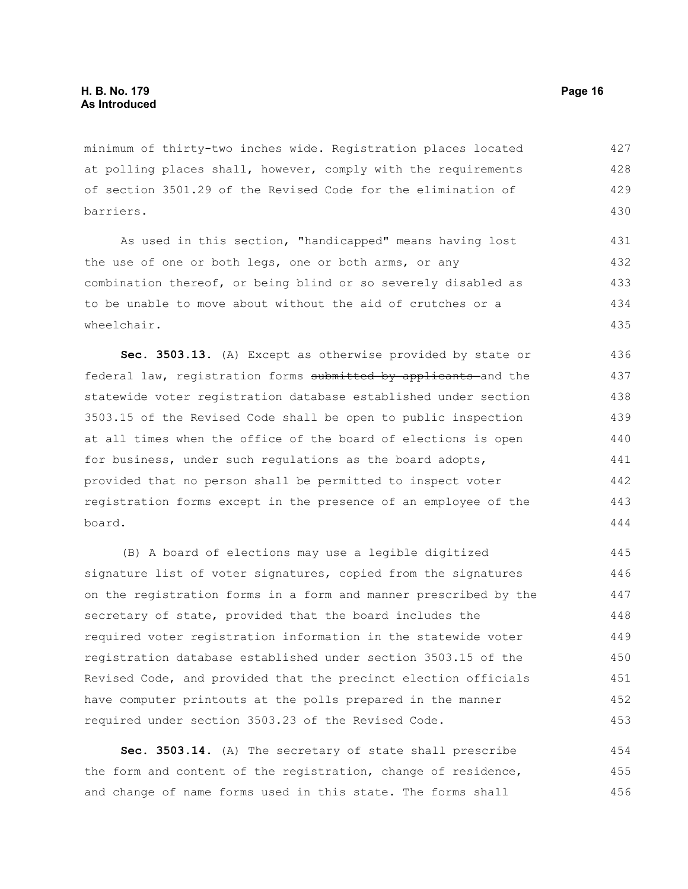minimum of thirty-two inches wide. Registration places located at polling places shall, however, comply with the requirements of section 3501.29 of the Revised Code for the elimination of barriers.

As used in this section, "handicapped" means having lost the use of one or both legs, one or both arms, or any combination thereof, or being blind or so severely disabled as to be unable to move about without the aid of crutches or a wheelchair.

**Sec. 3503.13.** (A) Except as otherwise provided by state or federal law, registration forms ~~submitted by applicants~~ and the statewide voter registration database established under section 3503.15 of the Revised Code shall be open to public inspection at all times when the office of the board of elections is open for business, under such regulations as the board adopts, provided that no person shall be permitted to inspect voter registration forms except in the presence of an employee of the board.

(B) A board of elections may use a legible digitized signature list of voter signatures, copied from the signatures on the registration forms in a form and manner prescribed by the secretary of state, provided that the board includes the required voter registration information in the statewide voter registration database established under section 3503.15 of the Revised Code, and provided that the precinct election officials have computer printouts at the polls prepared in the manner required under section 3503.23 of the Revised Code.

**Sec. 3503.14.** (A) The secretary of state shall prescribe the form and content of the registration, change of residence, and change of name forms used in this state. The forms shall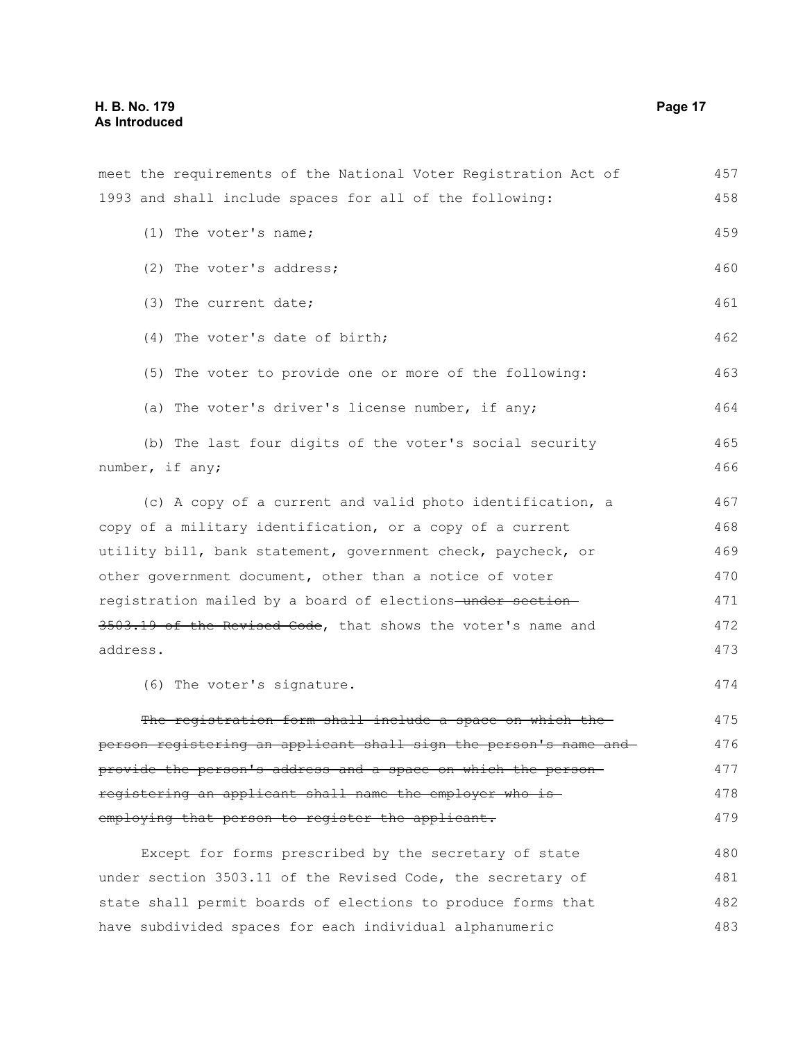meet the requirements of the National Voter Registration Act of 1993 and shall include spaces for all of the following:

(1) The voter's name;

(2) The voter's address;

(3) The current date;

(4) The voter's date of birth;

(5) The voter to provide one or more of the following:

(a) The voter's driver's license number, if any;

(b) The last four digits of the voter's social security number, if any;

(c) A copy of a current and valid photo identification, a copy of a military identification, or a copy of a current utility bill, bank statement, government check, paycheck, or other government document, other than a notice of voter registration mailed by a board of elections ~~under section 3503.19 of the Revised Code~~, that shows the voter's name and address.

(6) The voter's signature.

~~The registration form shall include a space on which the person registering an applicant shall sign the person's name and provide the person's address and a space on which the person registering an applicant shall name the employer who is employing that person to register the applicant.~~

Except for forms prescribed by the secretary of state under section 3503.11 of the Revised Code, the secretary of state shall permit boards of elections to produce forms that have subdivided spaces for each individual alphanumeric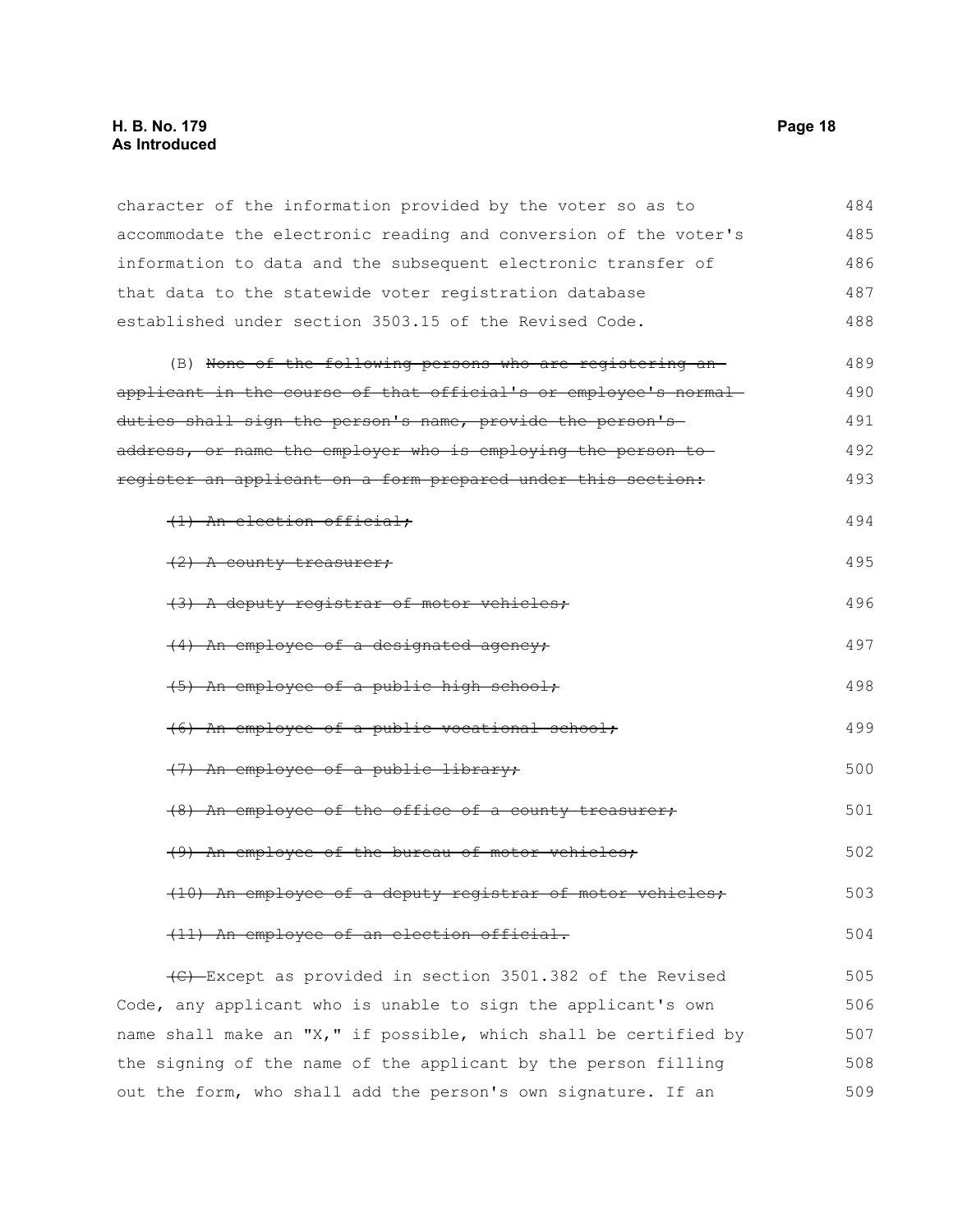character of the information provided by the voter so as to accommodate the electronic reading and conversion of the voter's information to data and the subsequent electronic transfer of that data to the statewide voter registration database established under section 3503.15 of the Revised Code.

(B) ~~None of the following persons who are registering an applicant in the course of that official's or employee's normal duties shall sign the person's name, provide the person's address, or name the employer who is employing the person to register an applicant on a form prepared under this section:~~

~~(1) An election official;~~

~~(2) A county treasurer;~~

~~(3) A deputy registrar of motor vehicles;~~

~~(4) An employee of a designated agency;~~

~~(5) An employee of a public high school;~~

~~(6) An employee of a public vocational school;~~

~~(7) An employee of a public library;~~

~~(8) An employee of the office of a county treasurer;~~

~~(9) An employee of the bureau of motor vehicles;~~

~~(10) An employee of a deputy registrar of motor vehicles;~~

~~(11) An employee of an election official.~~

~~(C)~~ Except as provided in section 3501.382 of the Revised Code, any applicant who is unable to sign the applicant's own name shall make an "X," if possible, which shall be certified by the signing of the name of the applicant by the person filling out the form, who shall add the person's own signature. If an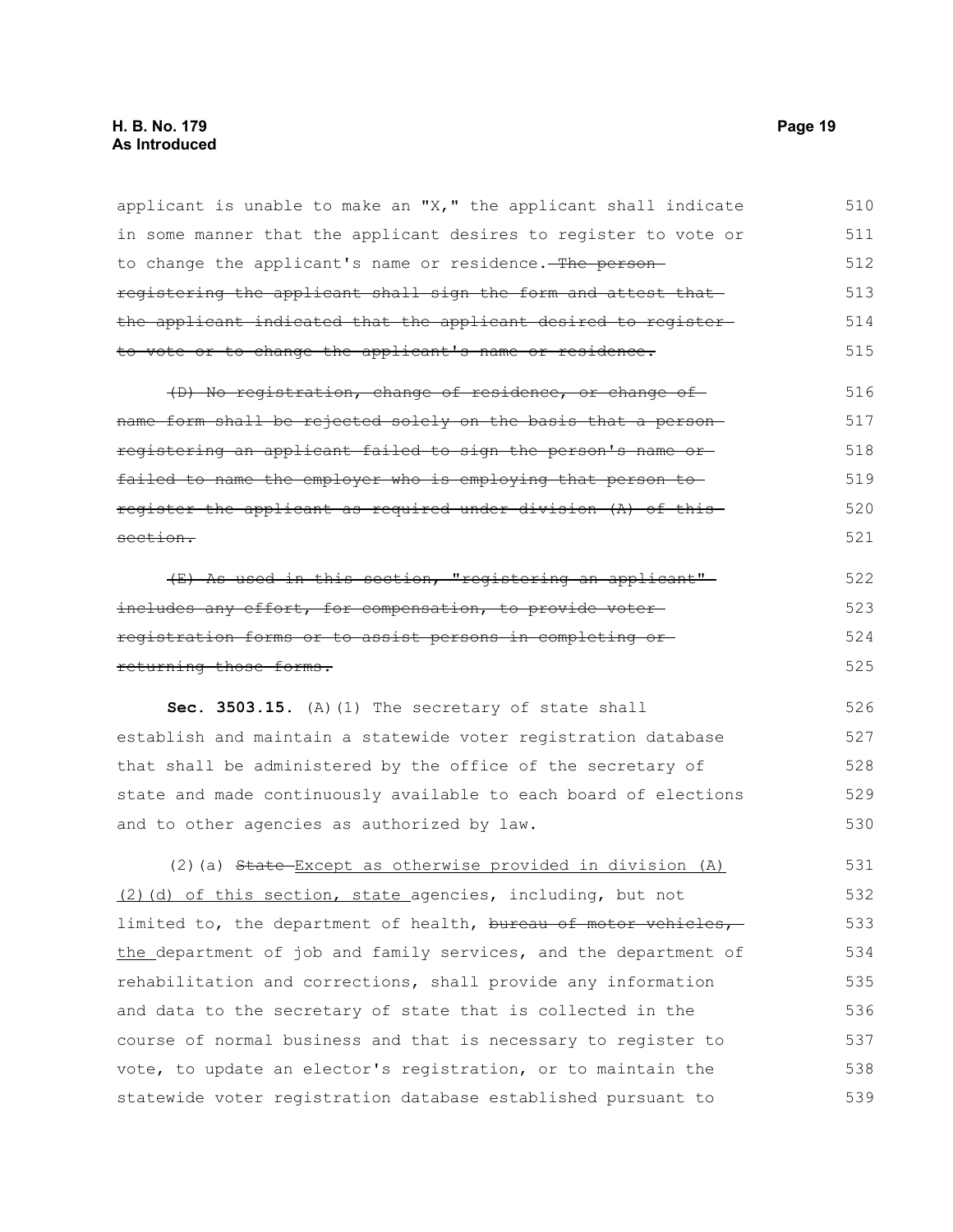applicant is unable to make an "X," the applicant shall indicate in some manner that the applicant desires to register to vote or to change the applicant's name or residence. ~~The person registering the applicant shall sign the form and attest that the applicant indicated that the applicant desired to register to vote or to change the applicant's name or residence.~~

~~(D) No registration, change of residence, or change of name form shall be rejected solely on the basis that a person registering an applicant failed to sign the person's name or failed to name the employer who is employing that person to register the applicant as required under division (A) of this section.~~

~~(E) As used in this section, "registering an applicant" includes any effort, for compensation, to provide voter registration forms or to assist persons in completing or returning those forms.~~

**Sec. 3503.15.** (A)(1) The secretary of state shall establish and maintain a statewide voter registration database that shall be administered by the office of the secretary of state and made continuously available to each board of elections and to other agencies as authorized by law.

(2)(a) ~~State~~ <u>Except as otherwise provided in division (A)(2)(d) of this section, state</u> agencies, including, but not limited to, the department of health, ~~bureau of motor vehicles,~~ <u>the</u> department of job and family services, and the department of rehabilitation and corrections, shall provide any information and data to the secretary of state that is collected in the course of normal business and that is necessary to register to vote, to update an elector's registration, or to maintain the statewide voter registration database established pursuant to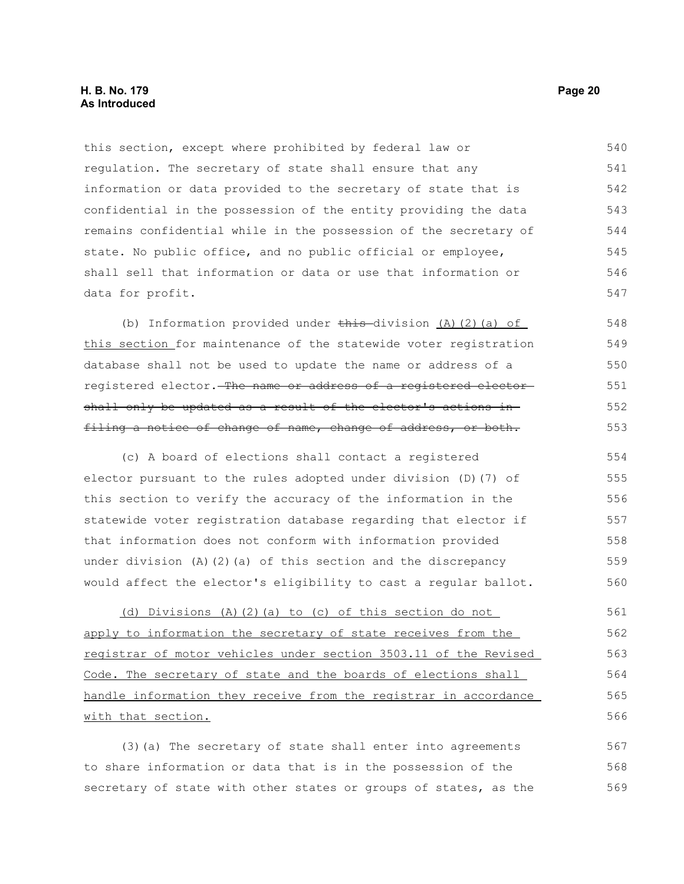this section, except where prohibited by federal law or regulation. The secretary of state shall ensure that any information or data provided to the secretary of state that is confidential in the possession of the entity providing the data remains confidential while in the possession of the secretary of state. No public office, and no public official or employee, shall sell that information or data or use that information or data for profit.

(b) Information provided under ~~this~~ division <u>(A)(2)(a) of this section</u> for maintenance of the statewide voter registration database shall not be used to update the name or address of a registered elector. ~~The name or address of a registered elector shall only be updated as a result of the elector's actions in filing a notice of change of name, change of address, or both.~~

(c) A board of elections shall contact a registered elector pursuant to the rules adopted under division (D)(7) of this section to verify the accuracy of the information in the statewide voter registration database regarding that elector if that information does not conform with information provided under division (A)(2)(a) of this section and the discrepancy would affect the elector's eligibility to cast a regular ballot.

<u>(d) Divisions (A)(2)(a) to (c) of this section do not apply to information the secretary of state receives from the registrar of motor vehicles under section 3503.11 of the Revised Code. The secretary of state and the boards of elections shall handle information they receive from the registrar in accordance with that section.</u>

(3)(a) The secretary of state shall enter into agreements to share information or data that is in the possession of the secretary of state with other states or groups of states, as the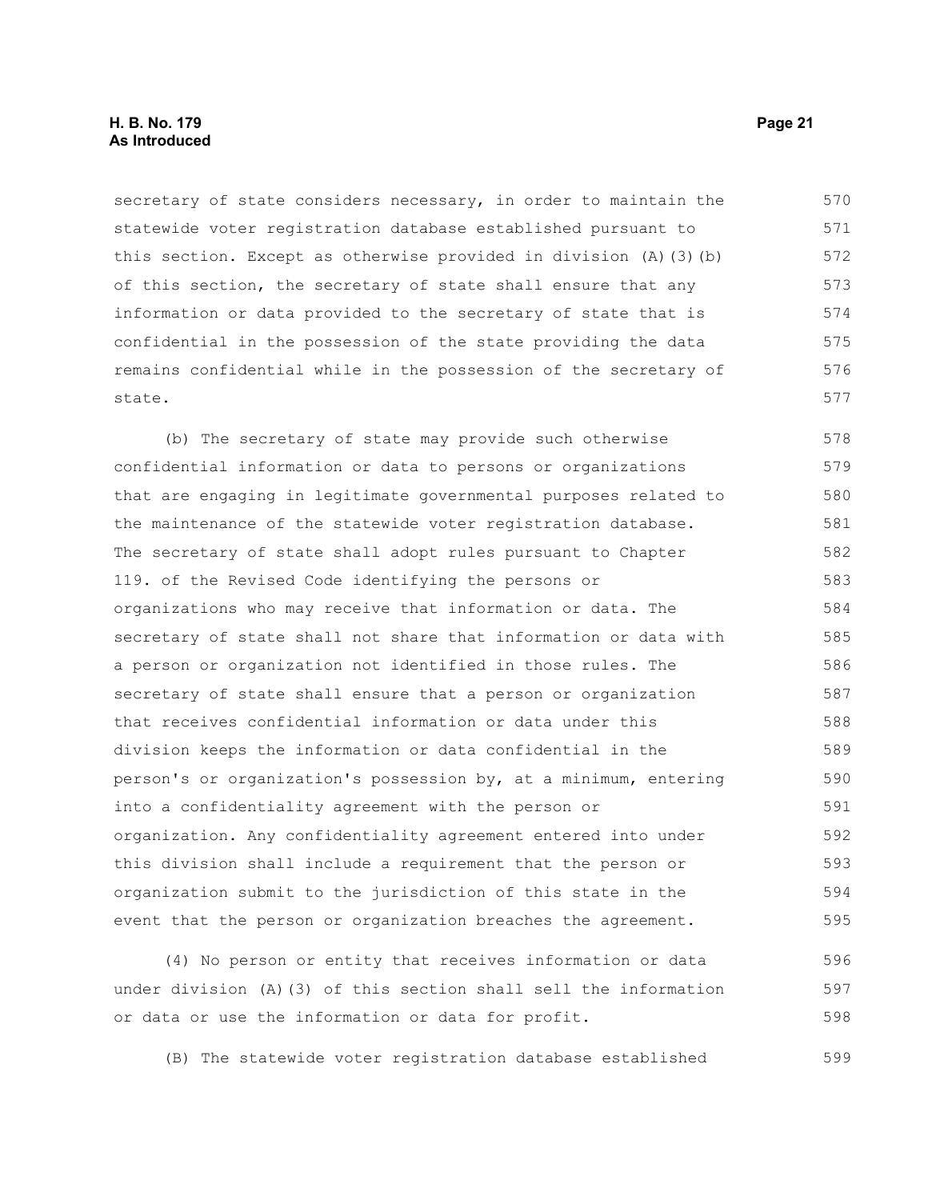secretary of state considers necessary, in order to maintain the statewide voter registration database established pursuant to this section. Except as otherwise provided in division (A)(3)(b) of this section, the secretary of state shall ensure that any information or data provided to the secretary of state that is confidential in the possession of the state providing the data remains confidential while in the possession of the secretary of state.

(b) The secretary of state may provide such otherwise confidential information or data to persons or organizations that are engaging in legitimate governmental purposes related to the maintenance of the statewide voter registration database. The secretary of state shall adopt rules pursuant to Chapter 119. of the Revised Code identifying the persons or organizations who may receive that information or data. The secretary of state shall not share that information or data with a person or organization not identified in those rules. The secretary of state shall ensure that a person or organization that receives confidential information or data under this division keeps the information or data confidential in the person's or organization's possession by, at a minimum, entering into a confidentiality agreement with the person or organization. Any confidentiality agreement entered into under this division shall include a requirement that the person or organization submit to the jurisdiction of this state in the event that the person or organization breaches the agreement.

(4) No person or entity that receives information or data under division (A)(3) of this section shall sell the information or data or use the information or data for profit.

(B) The statewide voter registration database established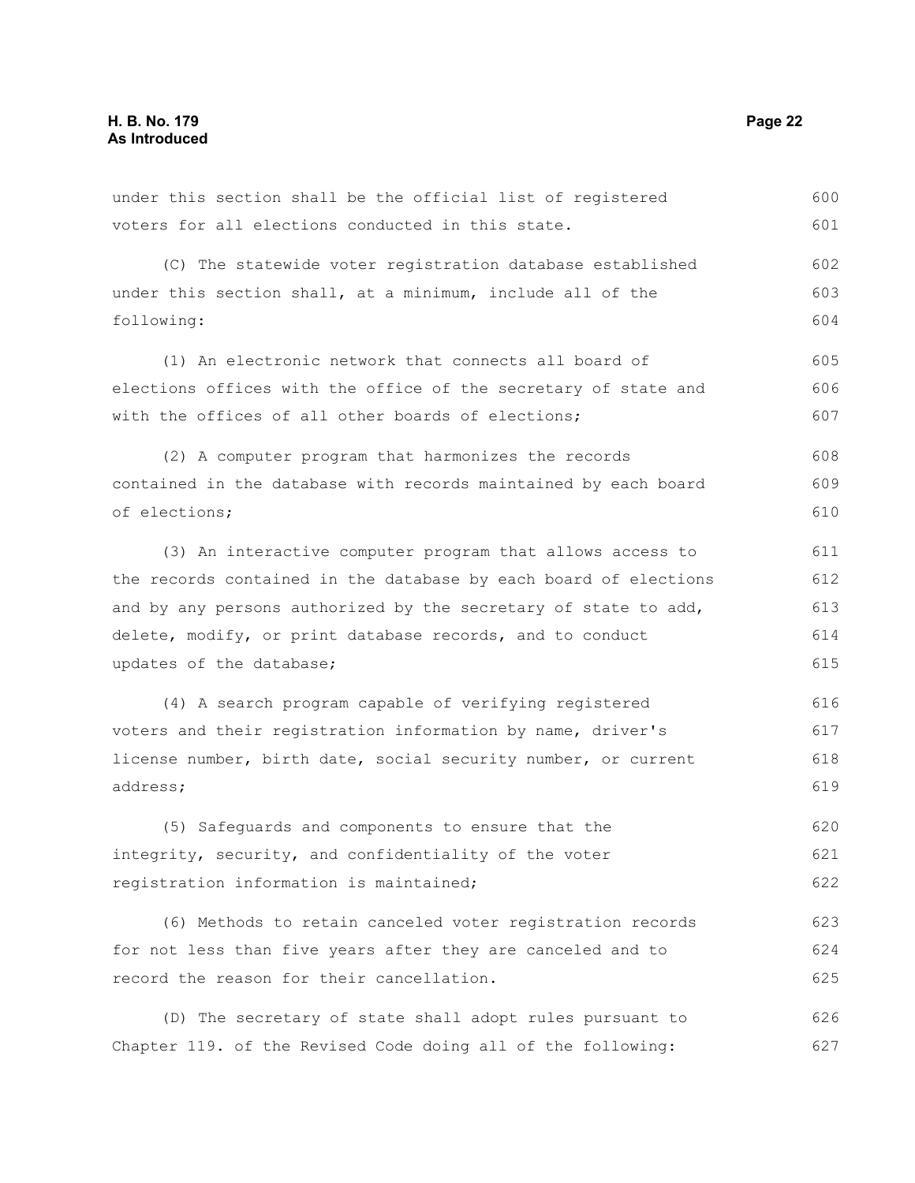under this section shall be the official list of registered voters for all elections conducted in this state.

(C) The statewide voter registration database established under this section shall, at a minimum, include all of the following:

(1) An electronic network that connects all board of elections offices with the office of the secretary of state and with the offices of all other boards of elections;

(2) A computer program that harmonizes the records contained in the database with records maintained by each board of elections;

(3) An interactive computer program that allows access to the records contained in the database by each board of elections and by any persons authorized by the secretary of state to add, delete, modify, or print database records, and to conduct updates of the database;

(4) A search program capable of verifying registered voters and their registration information by name, driver's license number, birth date, social security number, or current address;

(5) Safeguards and components to ensure that the integrity, security, and confidentiality of the voter registration information is maintained;

(6) Methods to retain canceled voter registration records for not less than five years after they are canceled and to record the reason for their cancellation.

(D) The secretary of state shall adopt rules pursuant to Chapter 119. of the Revised Code doing all of the following: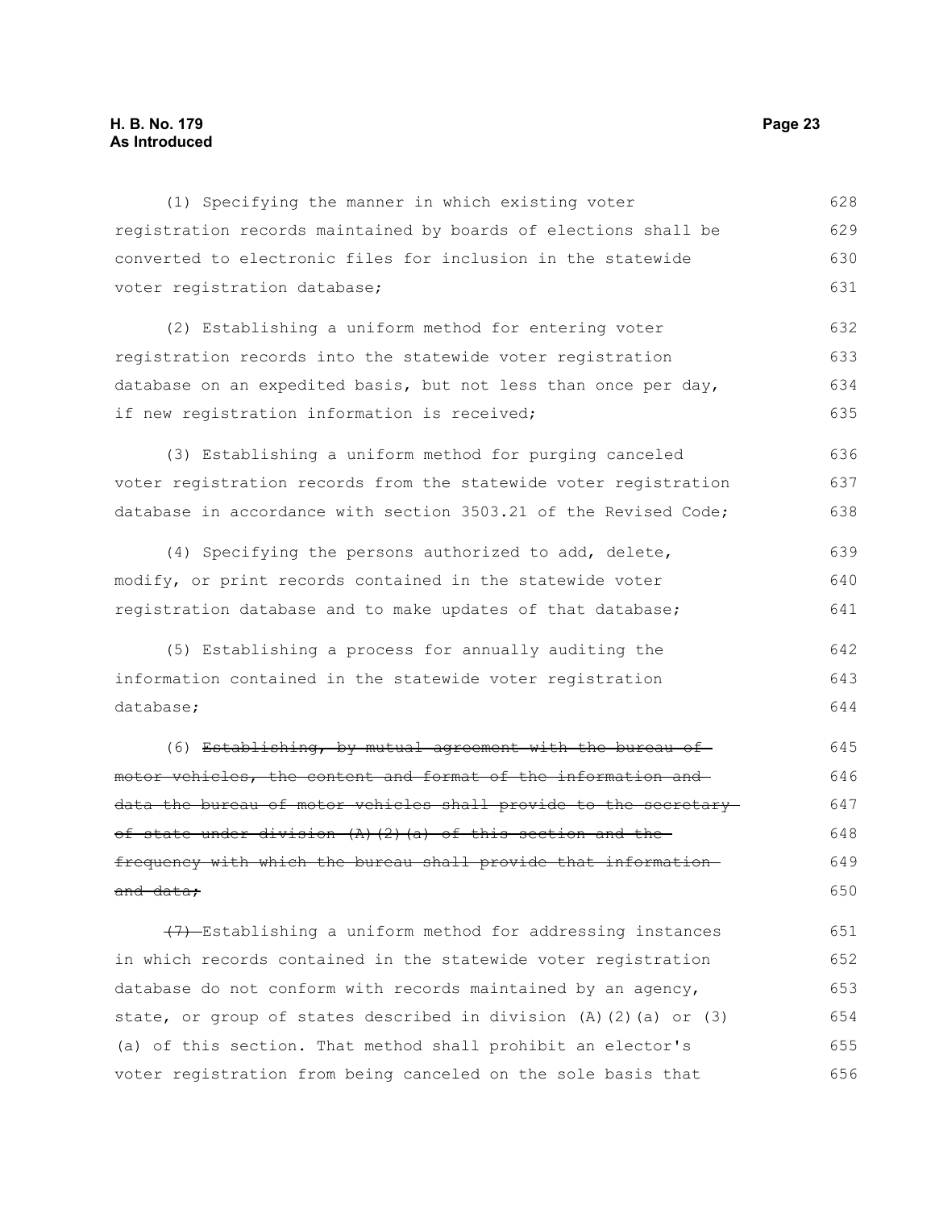(1) Specifying the manner in which existing voter registration records maintained by boards of elections shall be converted to electronic files for inclusion in the statewide voter registration database;

(2) Establishing a uniform method for entering voter registration records into the statewide voter registration database on an expedited basis, but not less than once per day, if new registration information is received;

(3) Establishing a uniform method for purging canceled voter registration records from the statewide voter registration database in accordance with section 3503.21 of the Revised Code;

(4) Specifying the persons authorized to add, delete, modify, or print records contained in the statewide voter registration database and to make updates of that database;

(5) Establishing a process for annually auditing the information contained in the statewide voter registration database;

(6) ~~Establishing, by mutual agreement with the bureau of motor vehicles, the content and format of the information and data the bureau of motor vehicles shall provide to the secretary of state under division (A)(2)(a) of this section and the frequency with which the bureau shall provide that information and data;~~

~~(7)~~ Establishing a uniform method for addressing instances in which records contained in the statewide voter registration database do not conform with records maintained by an agency, state, or group of states described in division (A)(2)(a) or (3)(a) of this section. That method shall prohibit an elector's voter registration from being canceled on the sole basis that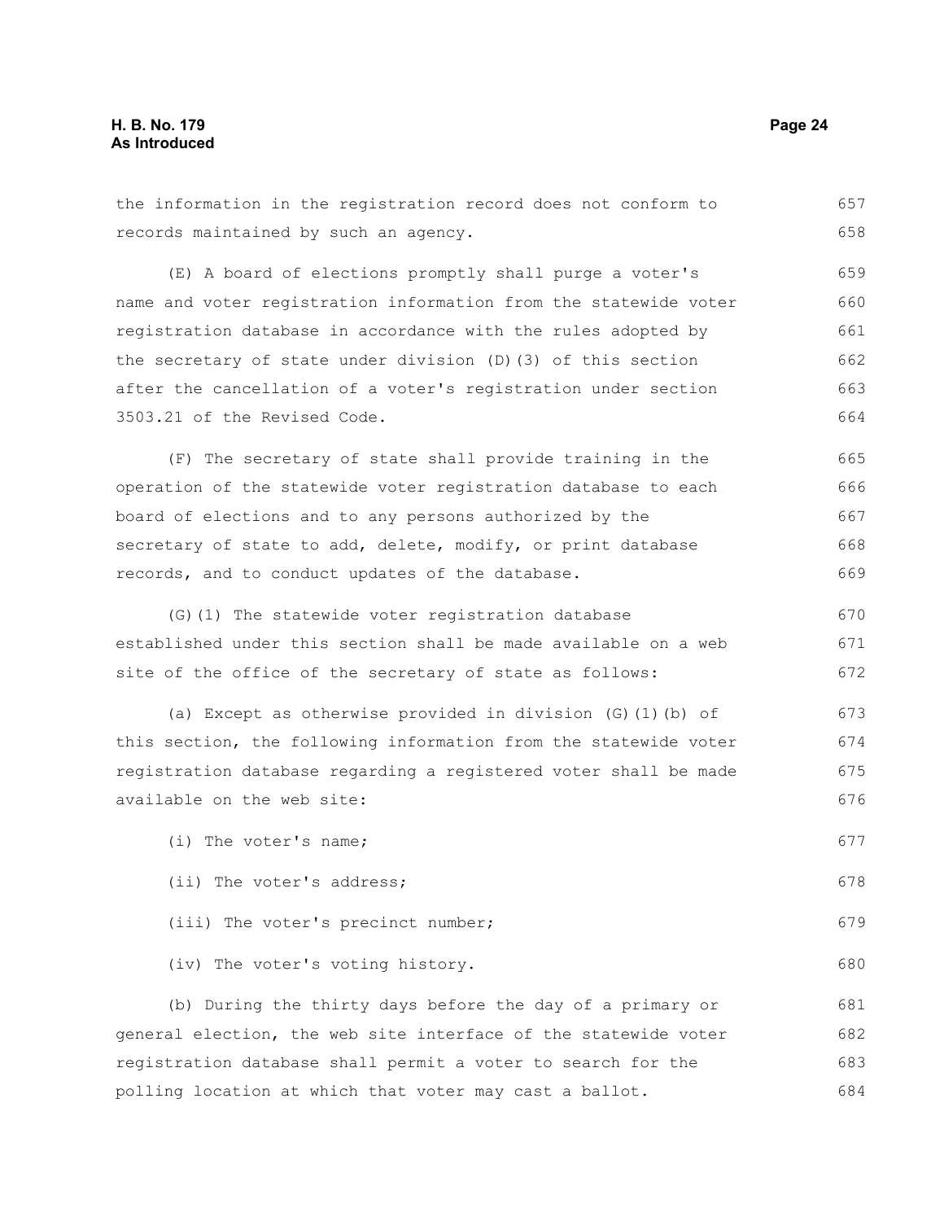the information in the registration record does not conform to records maintained by such an agency.

(E) A board of elections promptly shall purge a voter's name and voter registration information from the statewide voter registration database in accordance with the rules adopted by the secretary of state under division (D)(3) of this section after the cancellation of a voter's registration under section 3503.21 of the Revised Code.

(F) The secretary of state shall provide training in the operation of the statewide voter registration database to each board of elections and to any persons authorized by the secretary of state to add, delete, modify, or print database records, and to conduct updates of the database.

(G)(1) The statewide voter registration database established under this section shall be made available on a web site of the office of the secretary of state as follows:

(a) Except as otherwise provided in division (G)(1)(b) of this section, the following information from the statewide voter registration database regarding a registered voter shall be made available on the web site:

(i) The voter's name;

(ii) The voter's address;

(iii) The voter's precinct number;

(iv) The voter's voting history.

(b) During the thirty days before the day of a primary or general election, the web site interface of the statewide voter registration database shall permit a voter to search for the polling location at which that voter may cast a ballot.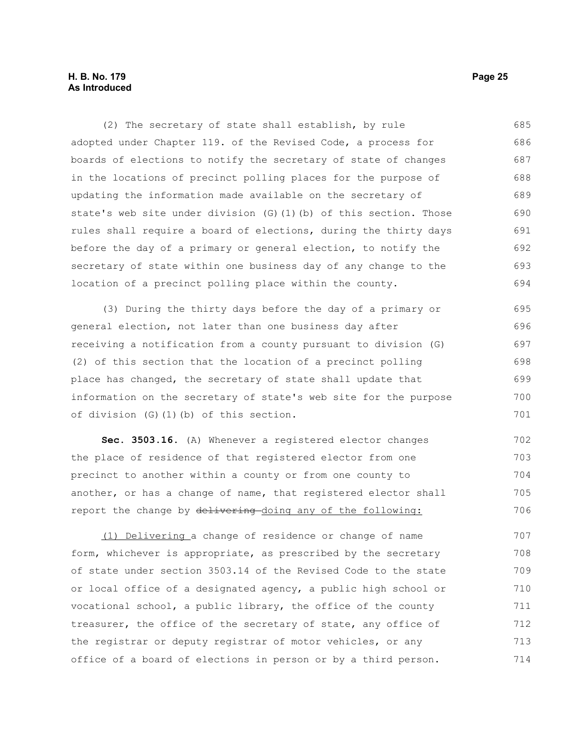(2) The secretary of state shall establish, by rule adopted under Chapter 119. of the Revised Code, a process for boards of elections to notify the secretary of state of changes in the locations of precinct polling places for the purpose of updating the information made available on the secretary of state's web site under division (G)(1)(b) of this section. Those rules shall require a board of elections, during the thirty days before the day of a primary or general election, to notify the secretary of state within one business day of any change to the location of a precinct polling place within the county.

(3) During the thirty days before the day of a primary or general election, not later than one business day after receiving a notification from a county pursuant to division (G)(2) of this section that the location of a precinct polling place has changed, the secretary of state shall update that information on the secretary of state's web site for the purpose of division (G)(1)(b) of this section.

**Sec. 3503.16.** (A) Whenever a registered elector changes the place of residence of that registered elector from one precinct to another within a county or from one county to another, or has a change of name, that registered elector shall report the change by ~~delivering~~ doing any of the following:

(1) Delivering a change of residence or change of name form, whichever is appropriate, as prescribed by the secretary of state under section 3503.14 of the Revised Code to the state or local office of a designated agency, a public high school or vocational school, a public library, the office of the county treasurer, the office of the secretary of state, any office of the registrar or deputy registrar of motor vehicles, or any office of a board of elections in person or by a third person.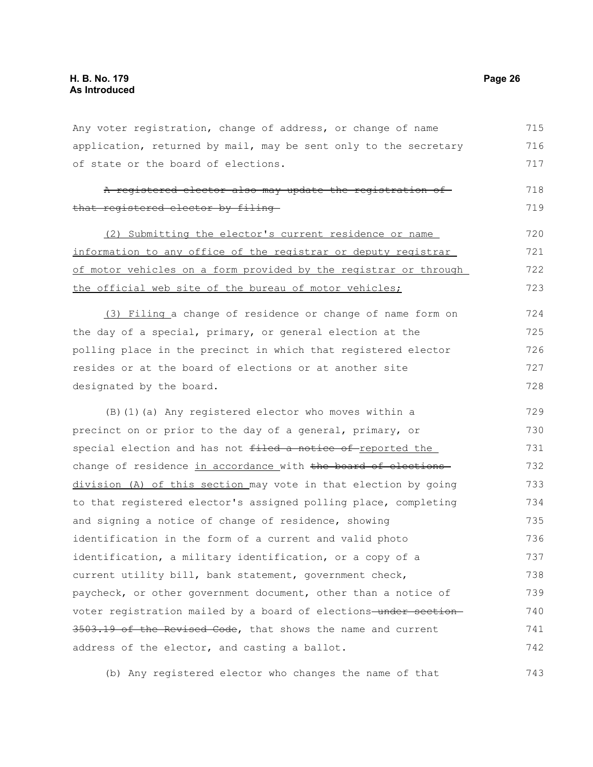Any voter registration, change of address, or change of name application, returned by mail, may be sent only to the secretary of state or the board of elections.

~~A registered elector also may update the registration of that registered elector by filing~~

<u>(2) Submitting the elector's current residence or name information to any office of the registrar or deputy registrar of motor vehicles on a form provided by the registrar or through the official web site of the bureau of motor vehicles;</u>

<u>(3) Filing</u> a change of residence or change of name form on the day of a special, primary, or general election at the polling place in the precinct in which that registered elector resides or at the board of elections or at another site designated by the board.

(B)(1)(a) Any registered elector who moves within a precinct on or prior to the day of a general, primary, or special election and has not ~~filed a notice of~~ <u>reported the</u> change of residence <u>in accordance</u> with ~~the board of elections~~ <u>division (A) of this section</u> may vote in that election by going to that registered elector's assigned polling place, completing and signing a notice of change of residence, showing identification in the form of a current and valid photo identification, a military identification, or a copy of a current utility bill, bank statement, government check, paycheck, or other government document, other than a notice of voter registration mailed by a board of elections ~~under section 3503.19 of the Revised Code~~, that shows the name and current address of the elector, and casting a ballot.

(b) Any registered elector who changes the name of that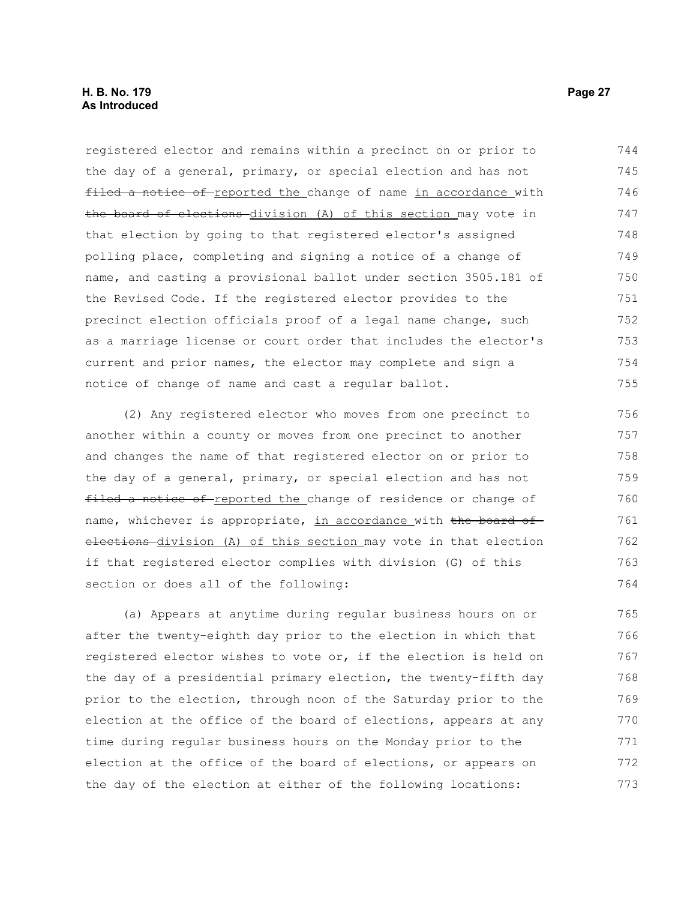registered elector and remains within a precinct on or prior to the day of a general, primary, or special election and has not ~~filed a notice of~~ reported the change of name in accordance with ~~the board of elections~~ division (A) of this section may vote in that election by going to that registered elector's assigned polling place, completing and signing a notice of a change of name, and casting a provisional ballot under section 3505.181 of the Revised Code. If the registered elector provides to the precinct election officials proof of a legal name change, such as a marriage license or court order that includes the elector's current and prior names, the elector may complete and sign a notice of change of name and cast a regular ballot.

(2) Any registered elector who moves from one precinct to another within a county or moves from one precinct to another and changes the name of that registered elector on or prior to the day of a general, primary, or special election and has not ~~filed a notice of~~ reported the change of residence or change of name, whichever is appropriate, in accordance with ~~the board of elections~~ division (A) of this section may vote in that election if that registered elector complies with division (G) of this section or does all of the following:

(a) Appears at anytime during regular business hours on or after the twenty-eighth day prior to the election in which that registered elector wishes to vote or, if the election is held on the day of a presidential primary election, the twenty-fifth day prior to the election, through noon of the Saturday prior to the election at the office of the board of elections, appears at any time during regular business hours on the Monday prior to the election at the office of the board of elections, or appears on the day of the election at either of the following locations: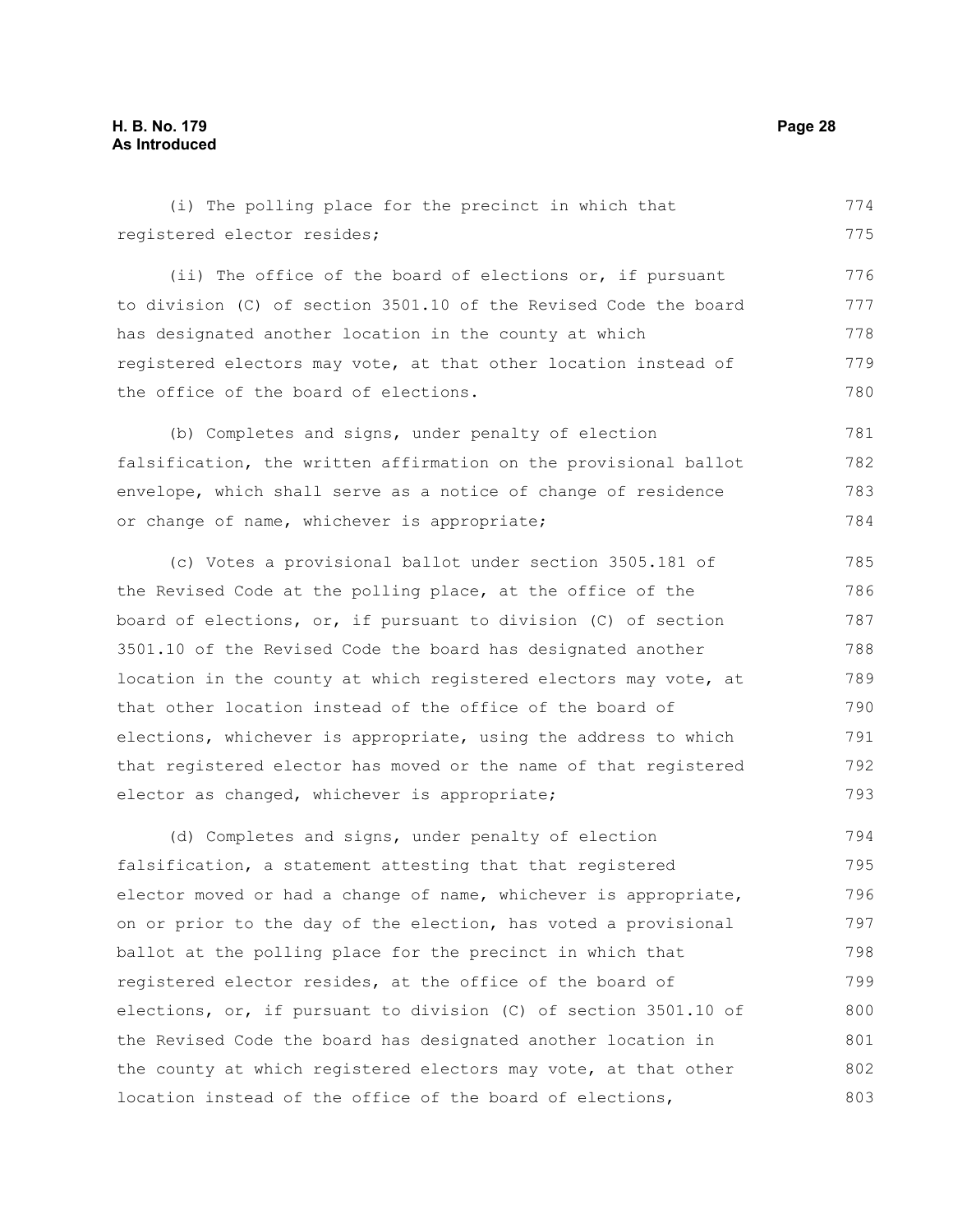(i) The polling place for the precinct in which that registered elector resides;

(ii) The office of the board of elections or, if pursuant to division (C) of section 3501.10 of the Revised Code the board has designated another location in the county at which registered electors may vote, at that other location instead of the office of the board of elections.

(b) Completes and signs, under penalty of election falsification, the written affirmation on the provisional ballot envelope, which shall serve as a notice of change of residence or change of name, whichever is appropriate;

(c) Votes a provisional ballot under section 3505.181 of the Revised Code at the polling place, at the office of the board of elections, or, if pursuant to division (C) of section 3501.10 of the Revised Code the board has designated another location in the county at which registered electors may vote, at that other location instead of the office of the board of elections, whichever is appropriate, using the address to which that registered elector has moved or the name of that registered elector as changed, whichever is appropriate;

(d) Completes and signs, under penalty of election falsification, a statement attesting that that registered elector moved or had a change of name, whichever is appropriate, on or prior to the day of the election, has voted a provisional ballot at the polling place for the precinct in which that registered elector resides, at the office of the board of elections, or, if pursuant to division (C) of section 3501.10 of the Revised Code the board has designated another location in the county at which registered electors may vote, at that other location instead of the office of the board of elections,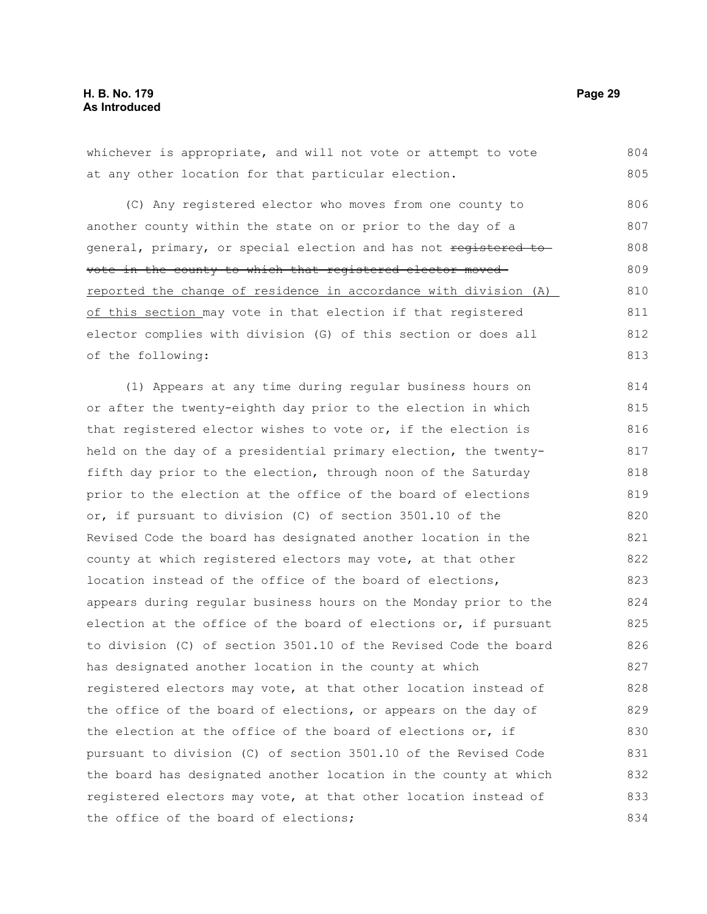whichever is appropriate, and will not vote or attempt to vote at any other location for that particular election.

(C) Any registered elector who moves from one county to another county within the state on or prior to the day of a general, primary, or special election and has not ~~registered to vote in the county to which that registered elector moved~~ <u>reported the change of residence in accordance with division (A) of this section</u> may vote in that election if that registered elector complies with division (G) of this section or does all of the following:

(1) Appears at any time during regular business hours on or after the twenty-eighth day prior to the election in which that registered elector wishes to vote or, if the election is held on the day of a presidential primary election, the twenty-fifth day prior to the election, through noon of the Saturday prior to the election at the office of the board of elections or, if pursuant to division (C) of section 3501.10 of the Revised Code the board has designated another location in the county at which registered electors may vote, at that other location instead of the office of the board of elections, appears during regular business hours on the Monday prior to the election at the office of the board of elections or, if pursuant to division (C) of section 3501.10 of the Revised Code the board has designated another location in the county at which registered electors may vote, at that other location instead of the office of the board of elections, or appears on the day of the election at the office of the board of elections or, if pursuant to division (C) of section 3501.10 of the Revised Code the board has designated another location in the county at which registered electors may vote, at that other location instead of the office of the board of elections;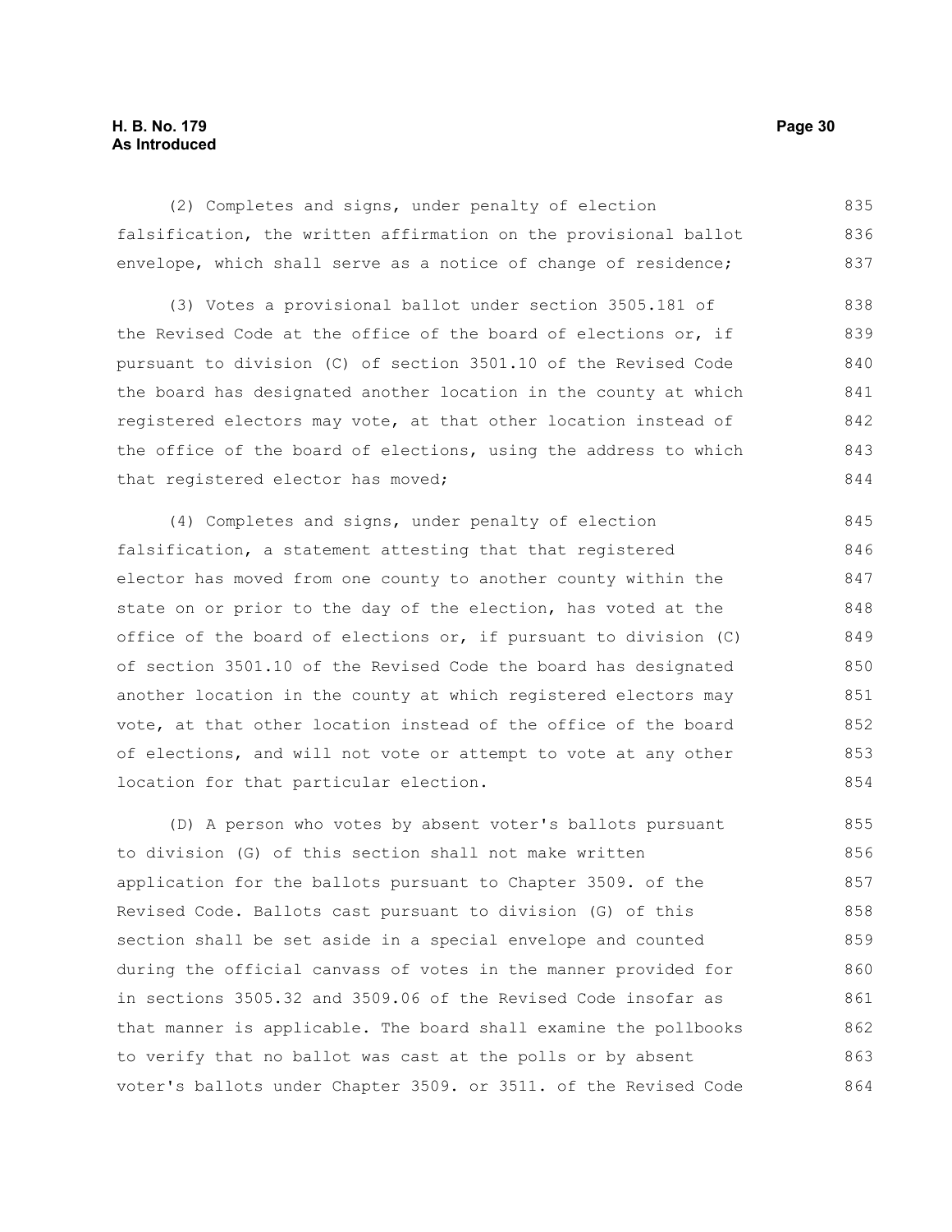(2) Completes and signs, under penalty of election falsification, the written affirmation on the provisional ballot envelope, which shall serve as a notice of change of residence;

(3) Votes a provisional ballot under section 3505.181 of the Revised Code at the office of the board of elections or, if pursuant to division (C) of section 3501.10 of the Revised Code the board has designated another location in the county at which registered electors may vote, at that other location instead of the office of the board of elections, using the address to which that registered elector has moved;

(4) Completes and signs, under penalty of election falsification, a statement attesting that that registered elector has moved from one county to another county within the state on or prior to the day of the election, has voted at the office of the board of elections or, if pursuant to division (C) of section 3501.10 of the Revised Code the board has designated another location in the county at which registered electors may vote, at that other location instead of the office of the board of elections, and will not vote or attempt to vote at any other location for that particular election.

(D) A person who votes by absent voter's ballots pursuant to division (G) of this section shall not make written application for the ballots pursuant to Chapter 3509. of the Revised Code. Ballots cast pursuant to division (G) of this section shall be set aside in a special envelope and counted during the official canvass of votes in the manner provided for in sections 3505.32 and 3509.06 of the Revised Code insofar as that manner is applicable. The board shall examine the pollbooks to verify that no ballot was cast at the polls or by absent voter's ballots under Chapter 3509. or 3511. of the Revised Code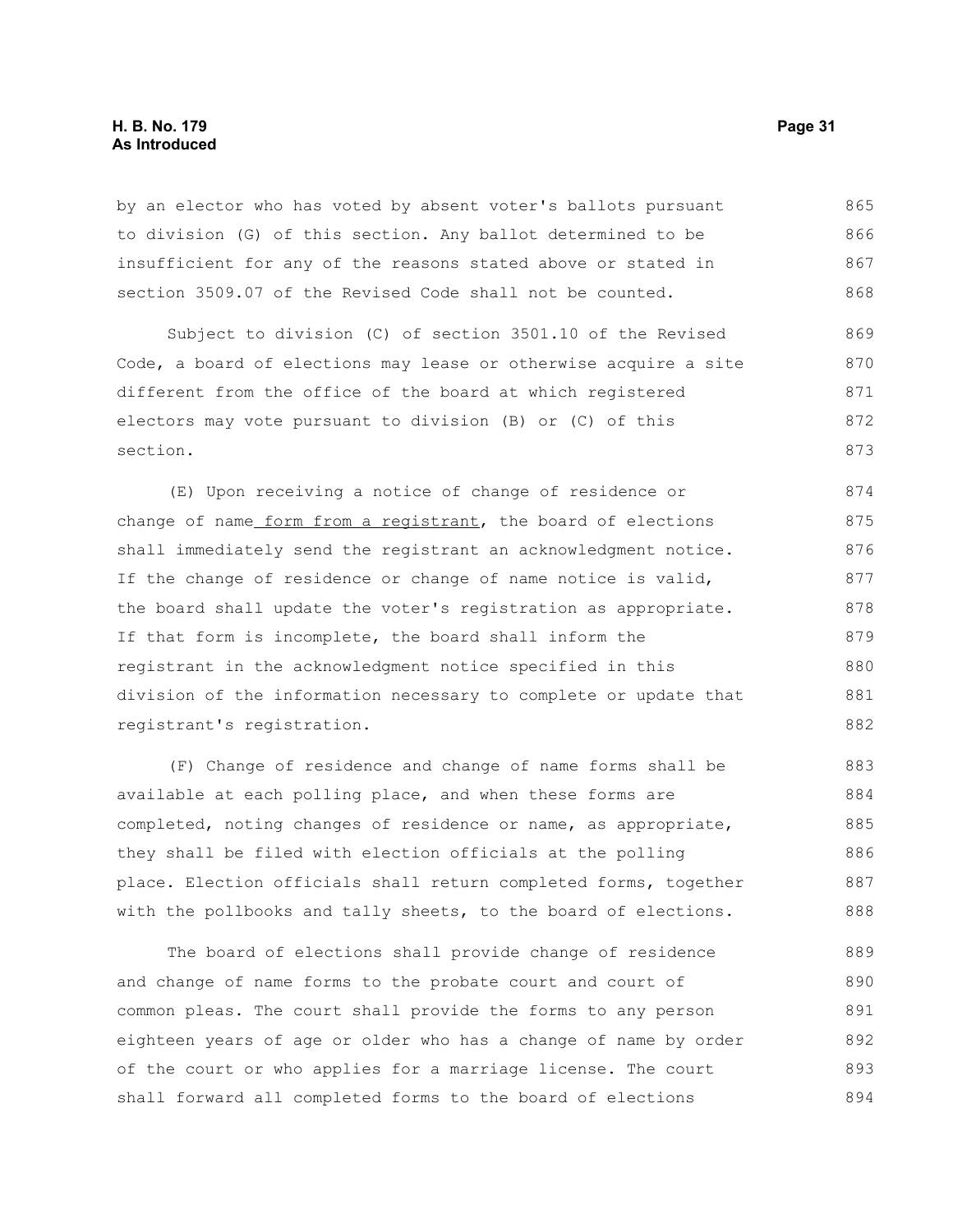by an elector who has voted by absent voter's ballots pursuant to division (G) of this section. Any ballot determined to be insufficient for any of the reasons stated above or stated in section 3509.07 of the Revised Code shall not be counted.

Subject to division (C) of section 3501.10 of the Revised Code, a board of elections may lease or otherwise acquire a site different from the office of the board at which registered electors may vote pursuant to division (B) or (C) of this section.

(E) Upon receiving a notice of change of residence or change of name form from a registrant, the board of elections shall immediately send the registrant an acknowledgment notice. If the change of residence or change of name notice is valid, the board shall update the voter's registration as appropriate. If that form is incomplete, the board shall inform the registrant in the acknowledgment notice specified in this division of the information necessary to complete or update that registrant's registration.

(F) Change of residence and change of name forms shall be available at each polling place, and when these forms are completed, noting changes of residence or name, as appropriate, they shall be filed with election officials at the polling place. Election officials shall return completed forms, together with the pollbooks and tally sheets, to the board of elections.

The board of elections shall provide change of residence and change of name forms to the probate court and court of common pleas. The court shall provide the forms to any person eighteen years of age or older who has a change of name by order of the court or who applies for a marriage license. The court shall forward all completed forms to the board of elections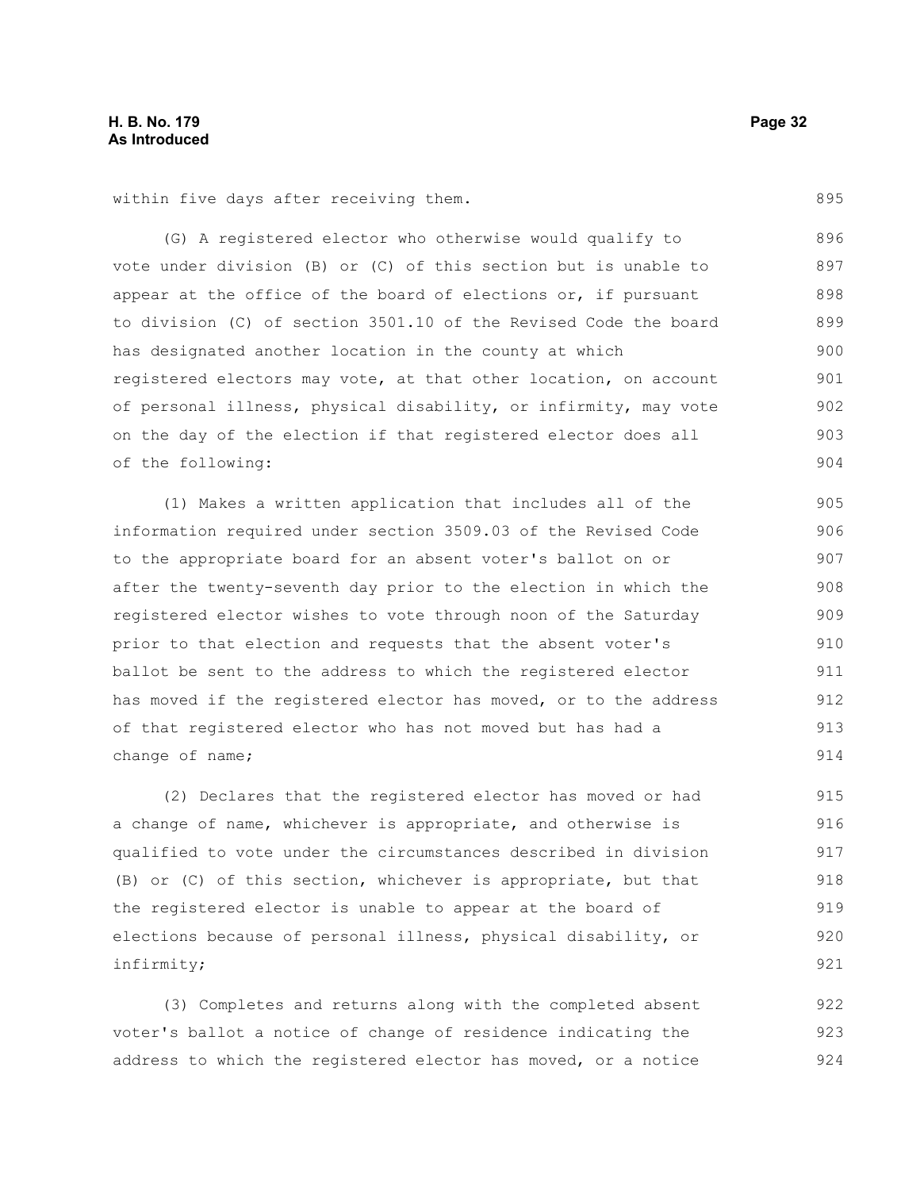within five days after receiving them.

(G) A registered elector who otherwise would qualify to vote under division (B) or (C) of this section but is unable to appear at the office of the board of elections or, if pursuant to division (C) of section 3501.10 of the Revised Code the board has designated another location in the county at which registered electors may vote, at that other location, on account of personal illness, physical disability, or infirmity, may vote on the day of the election if that registered elector does all of the following:

(1) Makes a written application that includes all of the information required under section 3509.03 of the Revised Code to the appropriate board for an absent voter's ballot on or after the twenty-seventh day prior to the election in which the registered elector wishes to vote through noon of the Saturday prior to that election and requests that the absent voter's ballot be sent to the address to which the registered elector has moved if the registered elector has moved, or to the address of that registered elector who has not moved but has had a change of name;

(2) Declares that the registered elector has moved or had a change of name, whichever is appropriate, and otherwise is qualified to vote under the circumstances described in division (B) or (C) of this section, whichever is appropriate, but that the registered elector is unable to appear at the board of elections because of personal illness, physical disability, or infirmity;

(3) Completes and returns along with the completed absent voter's ballot a notice of change of residence indicating the address to which the registered elector has moved, or a notice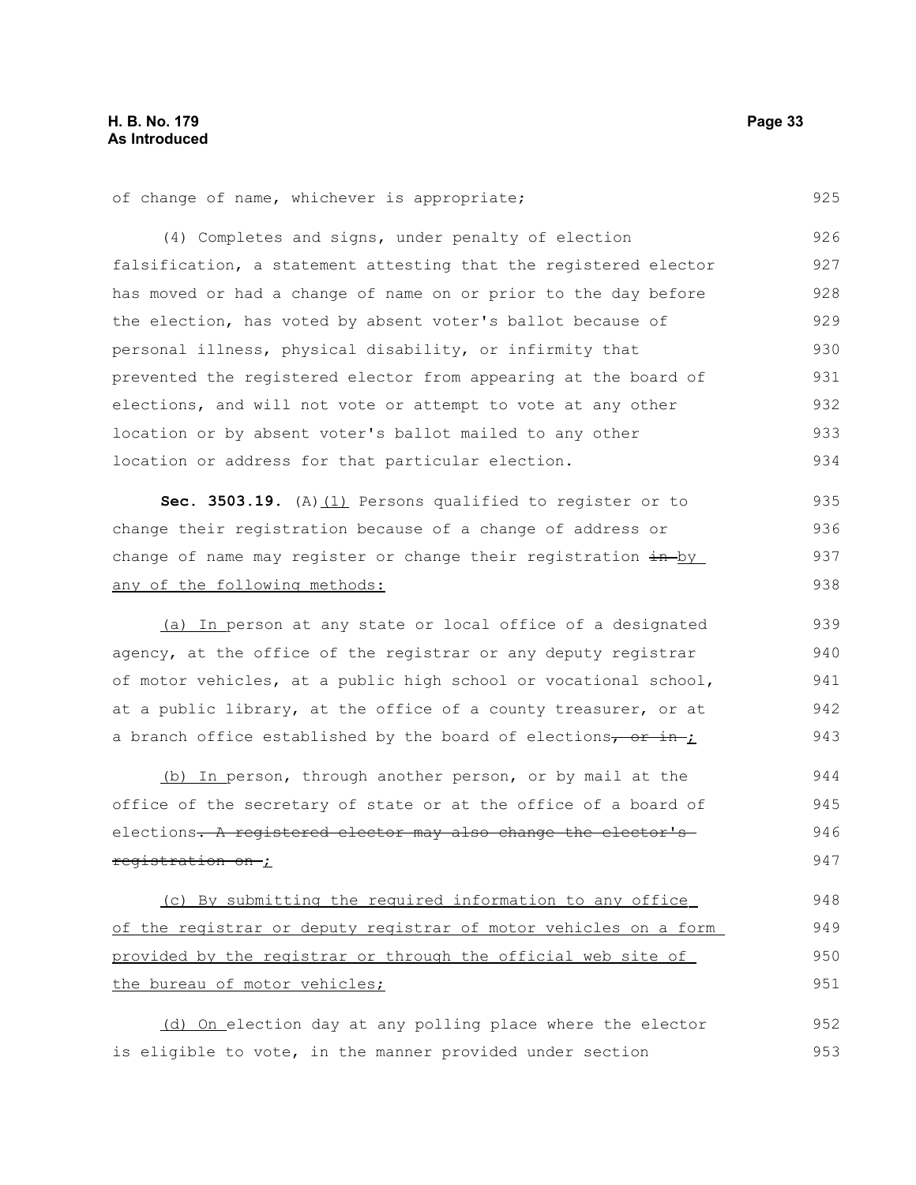of change of name, whichever is appropriate;

(4) Completes and signs, under penalty of election falsification, a statement attesting that the registered elector has moved or had a change of name on or prior to the day before the election, has voted by absent voter's ballot because of personal illness, physical disability, or infirmity that prevented the registered elector from appearing at the board of elections, and will not vote or attempt to vote at any other location or by absent voter's ballot mailed to any other location or address for that particular election.

**Sec. 3503.19.** (A)(1) Persons qualified to register or to change their registration because of a change of address or change of name may register or change their registration ~~in~~ by any of the following methods:

(a) In person at any state or local office of a designated agency, at the office of the registrar or any deputy registrar of motor vehicles, at a public high school or vocational school, at a public library, at the office of a county treasurer, or at a branch office established by the board of elections~~, or in~~ ;

(b) In person, through another person, or by mail at the office of the secretary of state or at the office of a board of elections~~. A registered elector may also change the elector's registration on~~ ;

(c) By submitting the required information to any office of the registrar or deputy registrar of motor vehicles on a form provided by the registrar or through the official web site of the bureau of motor vehicles;

(d) On election day at any polling place where the elector is eligible to vote, in the manner provided under section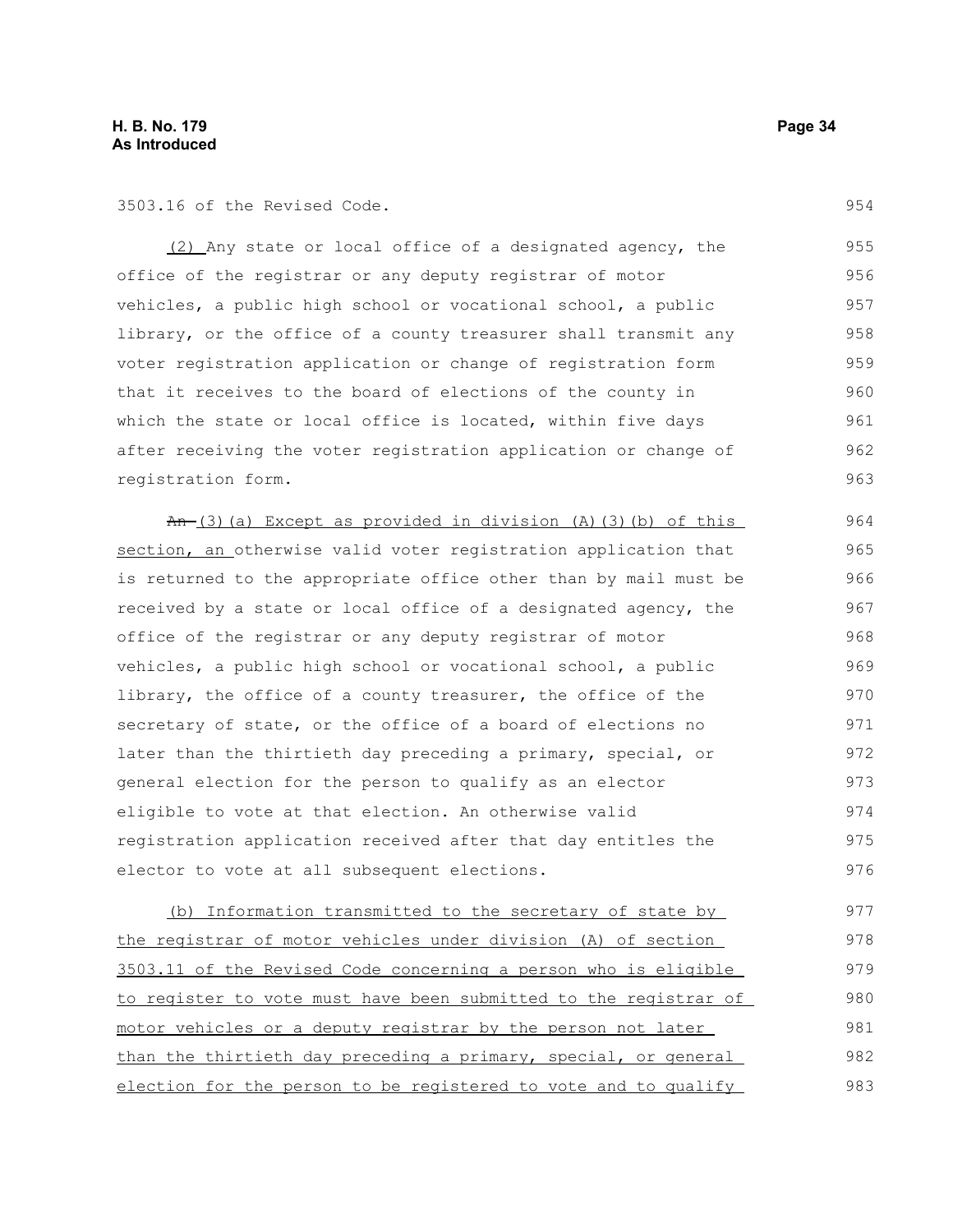3503.16 of the Revised Code.

(2) Any state or local office of a designated agency, the office of the registrar or any deputy registrar of motor vehicles, a public high school or vocational school, a public library, or the office of a county treasurer shall transmit any voter registration application or change of registration form that it receives to the board of elections of the county in which the state or local office is located, within five days after receiving the voter registration application or change of registration form.

~~An~~ (3)(a) Except as provided in division (A)(3)(b) of this section, an otherwise valid voter registration application that is returned to the appropriate office other than by mail must be received by a state or local office of a designated agency, the office of the registrar or any deputy registrar of motor vehicles, a public high school or vocational school, a public library, the office of a county treasurer, the office of the secretary of state, or the office of a board of elections no later than the thirtieth day preceding a primary, special, or general election for the person to qualify as an elector eligible to vote at that election. An otherwise valid registration application received after that day entitles the elector to vote at all subsequent elections.

(b) Information transmitted to the secretary of state by the registrar of motor vehicles under division (A) of section 3503.11 of the Revised Code concerning a person who is eligible to register to vote must have been submitted to the registrar of motor vehicles or a deputy registrar by the person not later than the thirtieth day preceding a primary, special, or general election for the person to be registered to vote and to qualify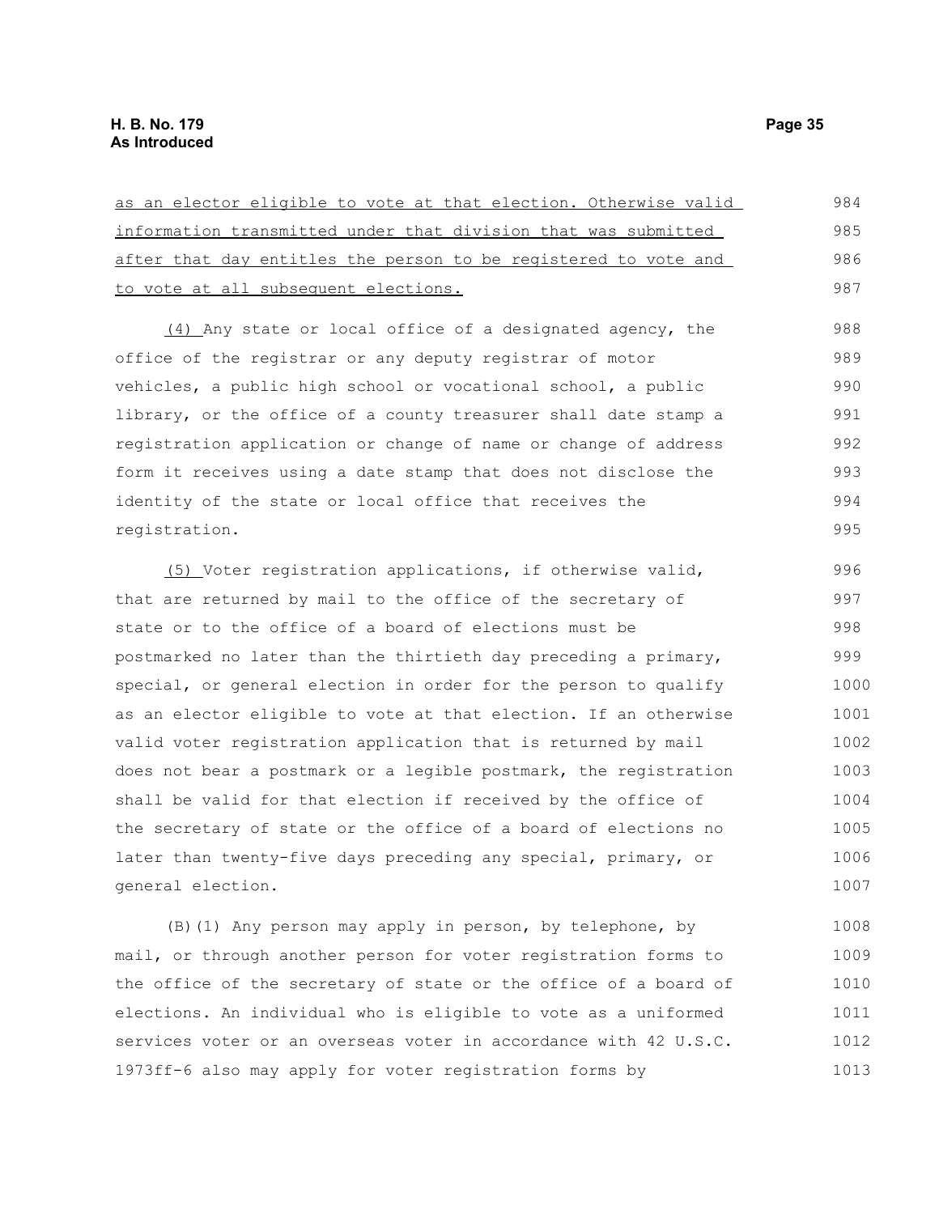as an elector eligible to vote at that election. Otherwise valid information transmitted under that division that was submitted after that day entitles the person to be registered to vote and to vote at all subsequent elections.

(4) Any state or local office of a designated agency, the office of the registrar or any deputy registrar of motor vehicles, a public high school or vocational school, a public library, or the office of a county treasurer shall date stamp a registration application or change of name or change of address form it receives using a date stamp that does not disclose the identity of the state or local office that receives the registration.

(5) Voter registration applications, if otherwise valid, that are returned by mail to the office of the secretary of state or to the office of a board of elections must be postmarked no later than the thirtieth day preceding a primary, special, or general election in order for the person to qualify as an elector eligible to vote at that election. If an otherwise valid voter registration application that is returned by mail does not bear a postmark or a legible postmark, the registration shall be valid for that election if received by the office of the secretary of state or the office of a board of elections no later than twenty-five days preceding any special, primary, or general election.

(B)(1) Any person may apply in person, by telephone, by mail, or through another person for voter registration forms to the office of the secretary of state or the office of a board of elections. An individual who is eligible to vote as a uniformed services voter or an overseas voter in accordance with 42 U.S.C. 1973ff-6 also may apply for voter registration forms by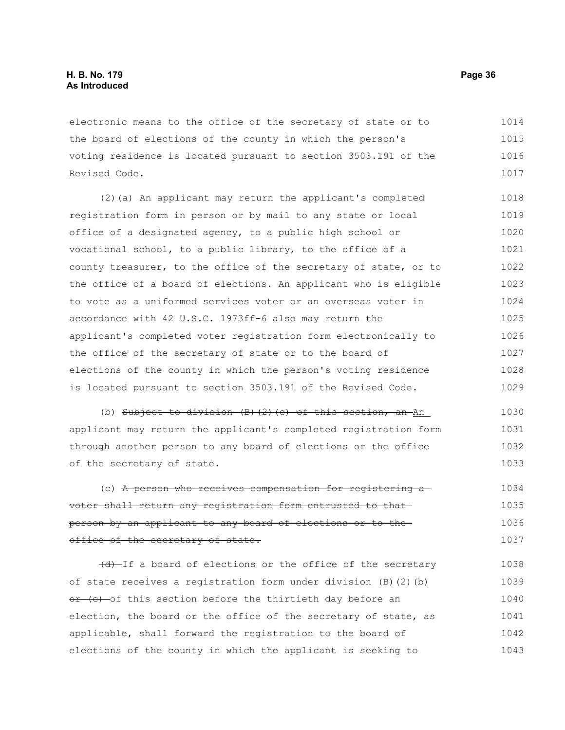electronic means to the office of the secretary of state or to the board of elections of the county in which the person's voting residence is located pursuant to section 3503.191 of the Revised Code.

(2)(a) An applicant may return the applicant's completed registration form in person or by mail to any state or local office of a designated agency, to a public high school or vocational school, to a public library, to the office of a county treasurer, to the office of the secretary of state, or to the office of a board of elections. An applicant who is eligible to vote as a uniformed services voter or an overseas voter in accordance with 42 U.S.C. 1973ff-6 also may return the applicant's completed voter registration form electronically to the office of the secretary of state or to the board of elections of the county in which the person's voting residence is located pursuant to section 3503.191 of the Revised Code.

(b) ~~Subject to division (B)(2)(c) of this section, an~~ An applicant may return the applicant's completed registration form through another person to any board of elections or the office of the secretary of state.

(c) ~~A person who receives compensation for registering a voter shall return any registration form entrusted to that person by an applicant to any board of elections or to the office of the secretary of state.~~

~~(d)~~ If a board of elections or the office of the secretary of state receives a registration form under division (B)(2)(b) ~~or (c)~~ of this section before the thirtieth day before an election, the board or the office of the secretary of state, as applicable, shall forward the registration to the board of elections of the county in which the applicant is seeking to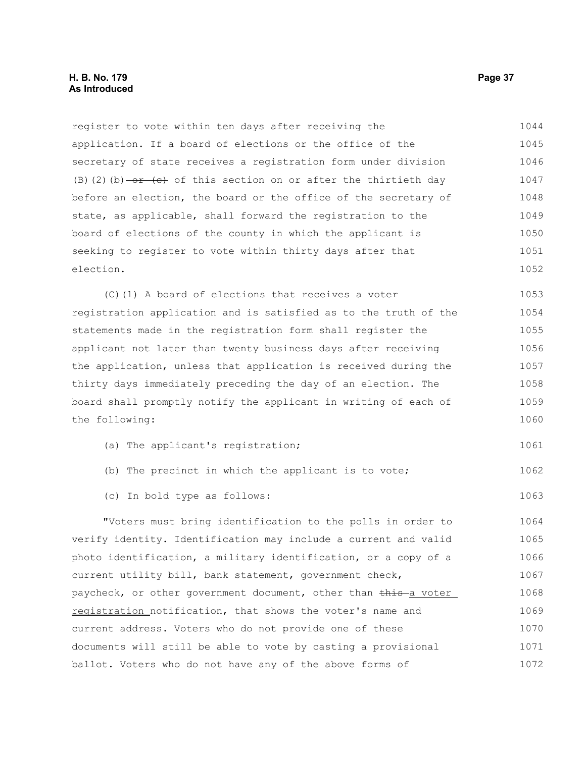register to vote within ten days after receiving the application. If a board of elections or the office of the secretary of state receives a registration form under division (B)(2)(b) ~~or (c)~~ of this section on or after the thirtieth day before an election, the board or the office of the secretary of state, as applicable, shall forward the registration to the board of elections of the county in which the applicant is seeking to register to vote within thirty days after that election.

(C)(1) A board of elections that receives a voter registration application and is satisfied as to the truth of the statements made in the registration form shall register the applicant not later than twenty business days after receiving the application, unless that application is received during the thirty days immediately preceding the day of an election. The board shall promptly notify the applicant in writing of each of the following:

(a) The applicant's registration;

(b) The precinct in which the applicant is to vote;

(c) In bold type as follows:

"Voters must bring identification to the polls in order to verify identity. Identification may include a current and valid photo identification, a military identification, or a copy of a current utility bill, bank statement, government check, paycheck, or other government document, other than ~~this~~ a voter registration notification, that shows the voter's name and current address. Voters who do not provide one of these documents will still be able to vote by casting a provisional ballot. Voters who do not have any of the above forms of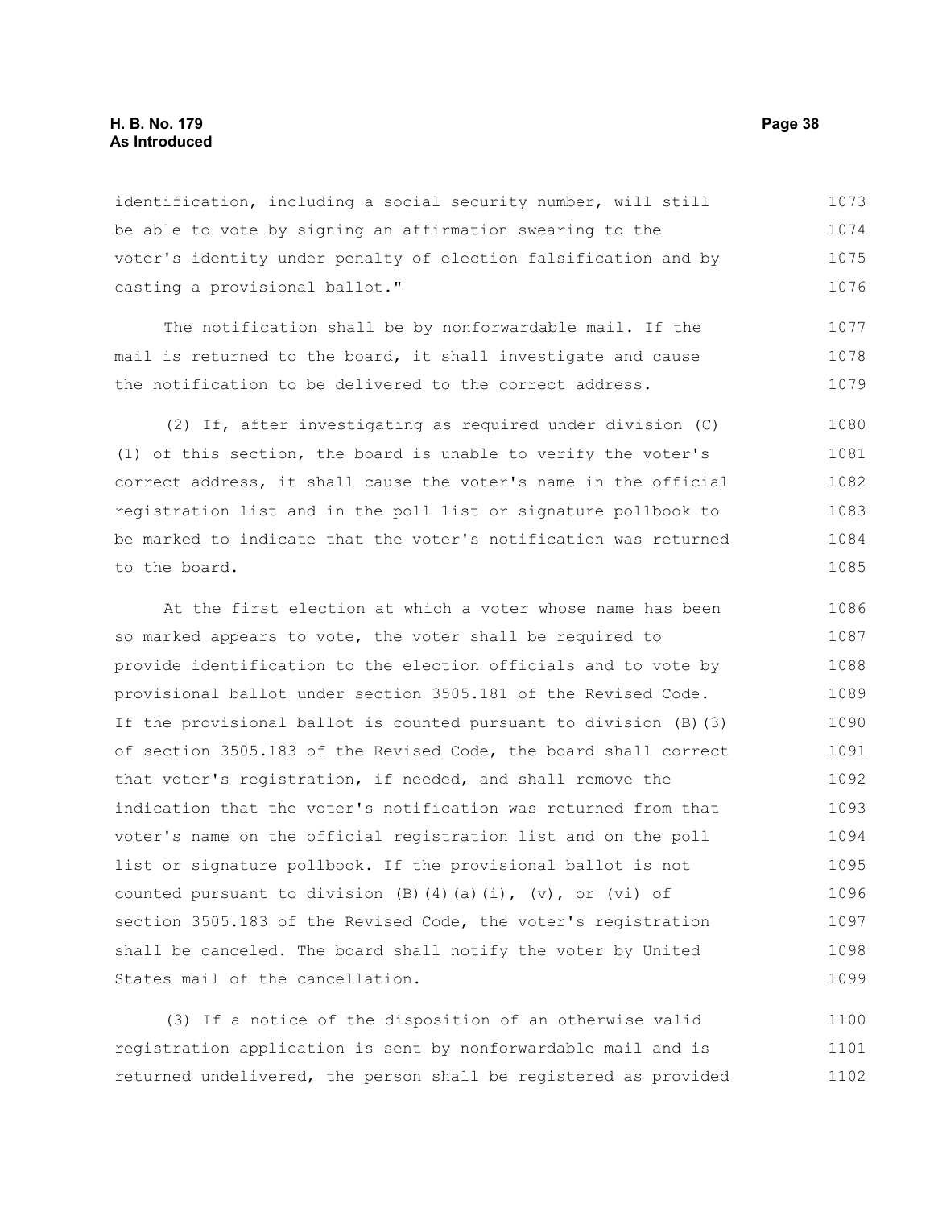identification, including a social security number, will still be able to vote by signing an affirmation swearing to the voter's identity under penalty of election falsification and by casting a provisional ballot."

The notification shall be by nonforwardable mail. If the mail is returned to the board, it shall investigate and cause the notification to be delivered to the correct address.

(2) If, after investigating as required under division (C)(1) of this section, the board is unable to verify the voter's correct address, it shall cause the voter's name in the official registration list and in the poll list or signature pollbook to be marked to indicate that the voter's notification was returned to the board.

At the first election at which a voter whose name has been so marked appears to vote, the voter shall be required to provide identification to the election officials and to vote by provisional ballot under section 3505.181 of the Revised Code. If the provisional ballot is counted pursuant to division (B)(3) of section 3505.183 of the Revised Code, the board shall correct that voter's registration, if needed, and shall remove the indication that the voter's notification was returned from that voter's name on the official registration list and on the poll list or signature pollbook. If the provisional ballot is not counted pursuant to division (B)(4)(a)(i), (v), or (vi) of section 3505.183 of the Revised Code, the voter's registration shall be canceled. The board shall notify the voter by United States mail of the cancellation.

(3) If a notice of the disposition of an otherwise valid registration application is sent by nonforwardable mail and is returned undelivered, the person shall be registered as provided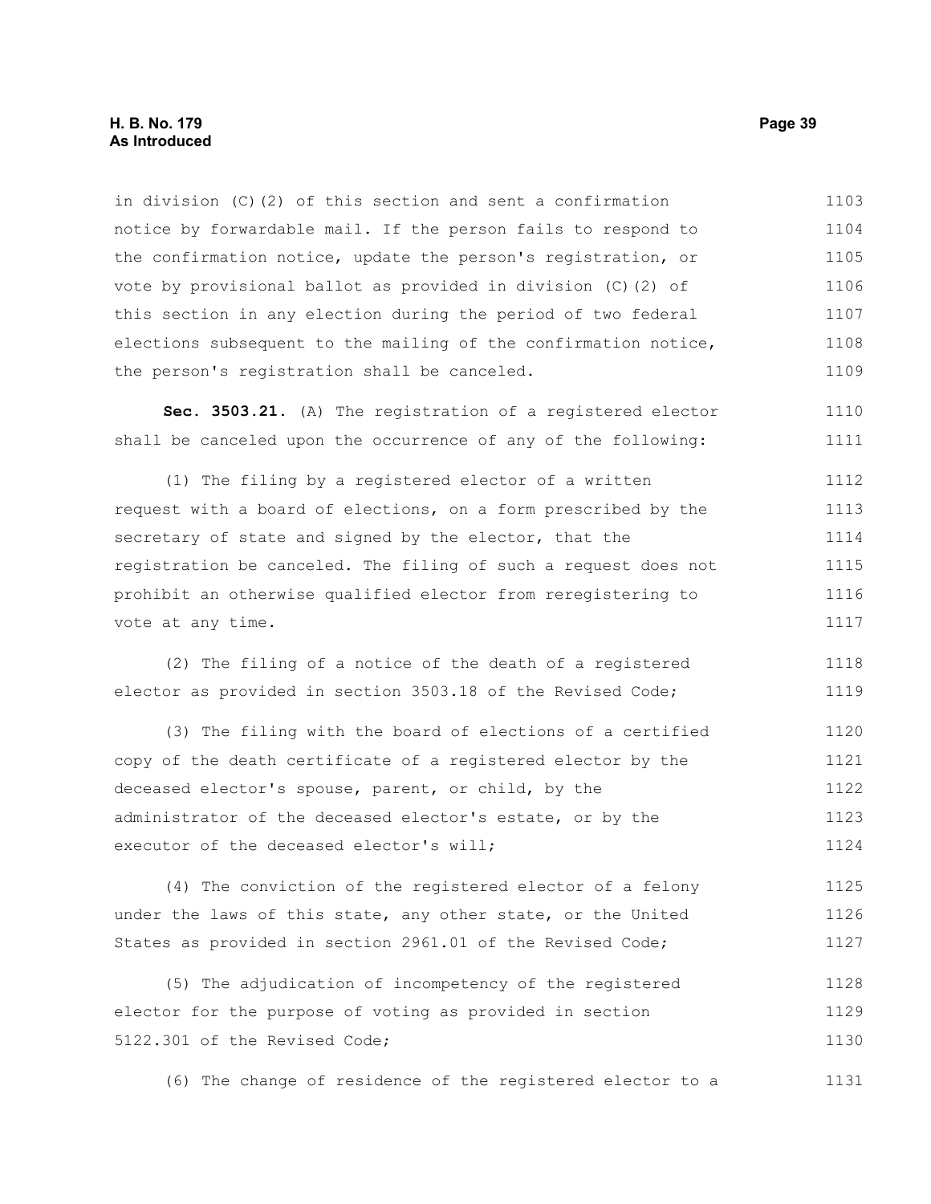in division (C)(2) of this section and sent a confirmation notice by forwardable mail. If the person fails to respond to the confirmation notice, update the person's registration, or vote by provisional ballot as provided in division (C)(2) of this section in any election during the period of two federal elections subsequent to the mailing of the confirmation notice, the person's registration shall be canceled.

**Sec. 3503.21.** (A) The registration of a registered elector shall be canceled upon the occurrence of any of the following:

(1) The filing by a registered elector of a written request with a board of elections, on a form prescribed by the secretary of state and signed by the elector, that the registration be canceled. The filing of such a request does not prohibit an otherwise qualified elector from reregistering to vote at any time.

(2) The filing of a notice of the death of a registered elector as provided in section 3503.18 of the Revised Code;

(3) The filing with the board of elections of a certified copy of the death certificate of a registered elector by the deceased elector's spouse, parent, or child, by the administrator of the deceased elector's estate, or by the executor of the deceased elector's will;

(4) The conviction of the registered elector of a felony under the laws of this state, any other state, or the United States as provided in section 2961.01 of the Revised Code;

(5) The adjudication of incompetency of the registered elector for the purpose of voting as provided in section 5122.301 of the Revised Code;

(6) The change of residence of the registered elector to a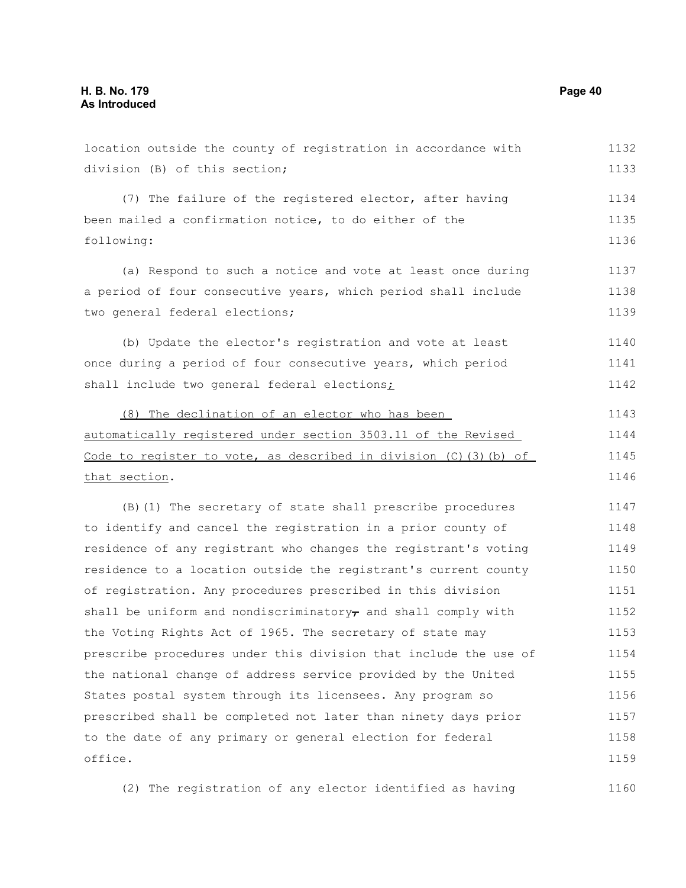location outside the county of registration in accordance with division (B) of this section;

(7) The failure of the registered elector, after having been mailed a confirmation notice, to do either of the following:

(a) Respond to such a notice and vote at least once during a period of four consecutive years, which period shall include two general federal elections;

(b) Update the elector's registration and vote at least once during a period of four consecutive years, which period shall include two general federal elections;

(8) The declination of an elector who has been automatically registered under section 3503.11 of the Revised Code to register to vote, as described in division (C)(3)(b) of that section.

(B)(1) The secretary of state shall prescribe procedures to identify and cancel the registration in a prior county of residence of any registrant who changes the registrant's voting residence to a location outside the registrant's current county of registration. Any procedures prescribed in this division shall be uniform and nondiscriminatory, and shall comply with the Voting Rights Act of 1965. The secretary of state may prescribe procedures under this division that include the use of the national change of address service provided by the United States postal system through its licensees. Any program so prescribed shall be completed not later than ninety days prior to the date of any primary or general election for federal office.

(2) The registration of any elector identified as having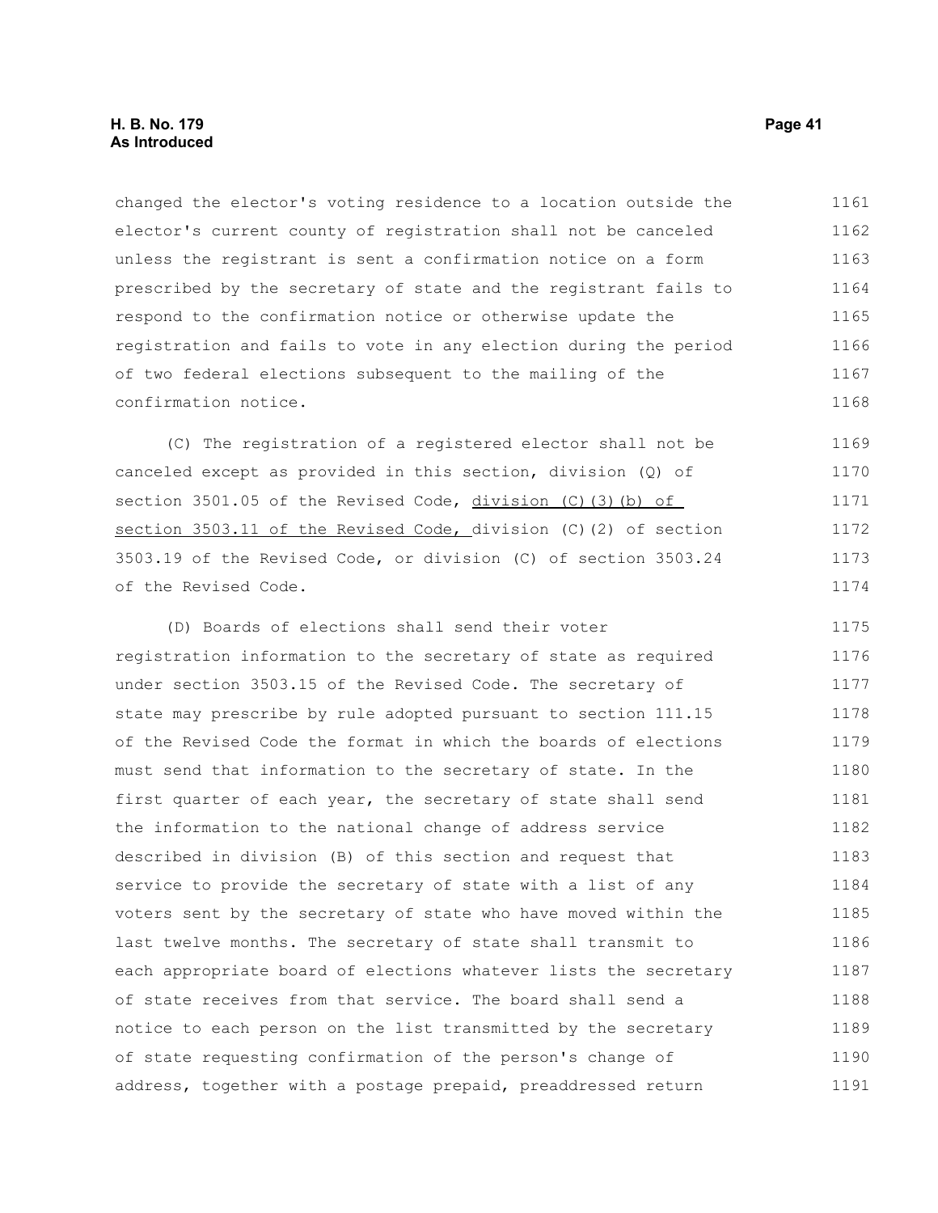changed the elector's voting residence to a location outside the elector's current county of registration shall not be canceled unless the registrant is sent a confirmation notice on a form prescribed by the secretary of state and the registrant fails to respond to the confirmation notice or otherwise update the registration and fails to vote in any election during the period of two federal elections subsequent to the mailing of the confirmation notice.

(C) The registration of a registered elector shall not be canceled except as provided in this section, division (Q) of section 3501.05 of the Revised Code, division (C)(3)(b) of section 3503.11 of the Revised Code, division (C)(2) of section 3503.19 of the Revised Code, or division (C) of section 3503.24 of the Revised Code.

(D) Boards of elections shall send their voter registration information to the secretary of state as required under section 3503.15 of the Revised Code. The secretary of state may prescribe by rule adopted pursuant to section 111.15 of the Revised Code the format in which the boards of elections must send that information to the secretary of state. In the first quarter of each year, the secretary of state shall send the information to the national change of address service described in division (B) of this section and request that service to provide the secretary of state with a list of any voters sent by the secretary of state who have moved within the last twelve months. The secretary of state shall transmit to each appropriate board of elections whatever lists the secretary of state receives from that service. The board shall send a notice to each person on the list transmitted by the secretary of state requesting confirmation of the person's change of address, together with a postage prepaid, preaddressed return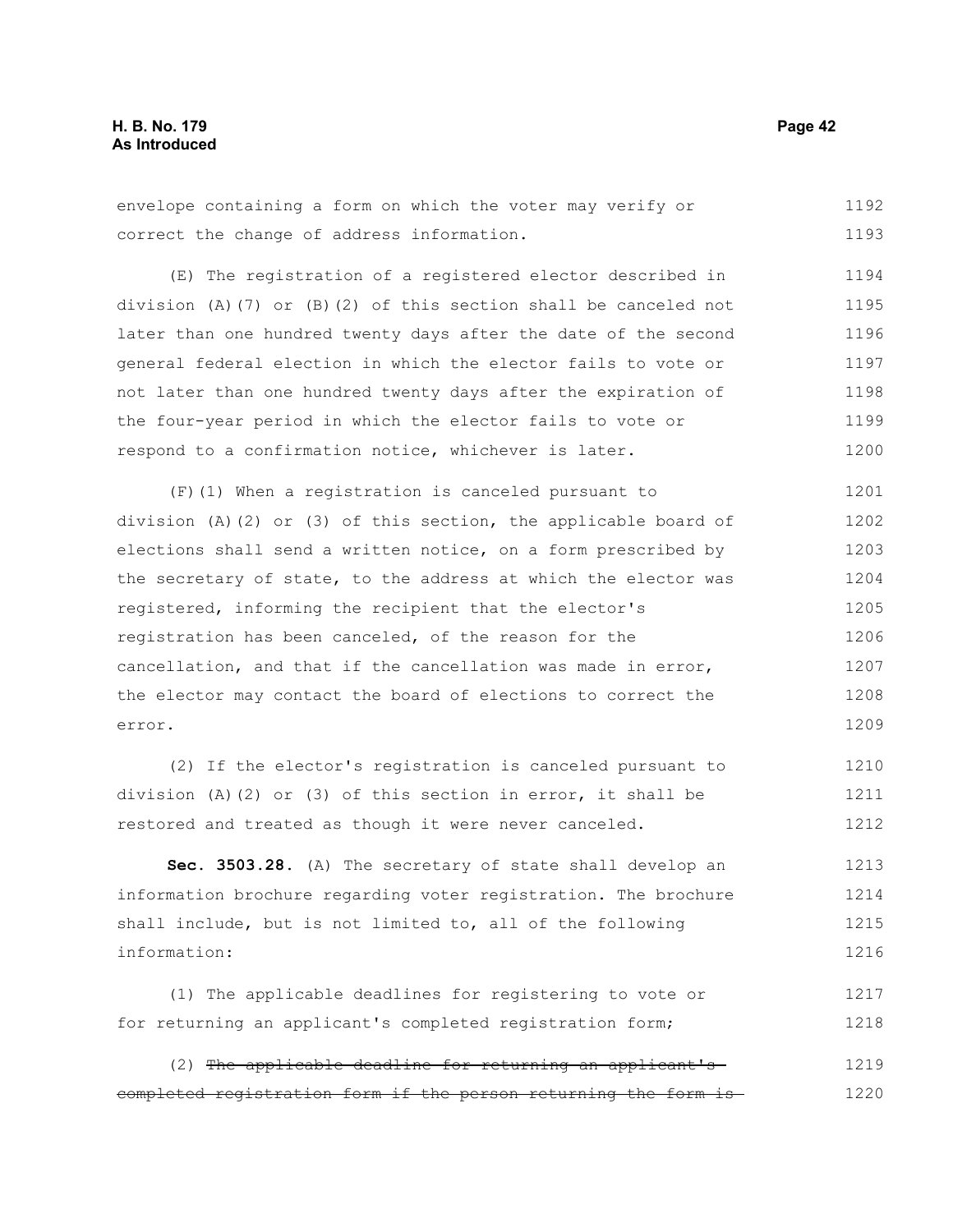envelope containing a form on which the voter may verify or correct the change of address information.

(E) The registration of a registered elector described in division (A)(7) or (B)(2) of this section shall be canceled not later than one hundred twenty days after the date of the second general federal election in which the elector fails to vote or not later than one hundred twenty days after the expiration of the four-year period in which the elector fails to vote or respond to a confirmation notice, whichever is later.

(F)(1) When a registration is canceled pursuant to division (A)(2) or (3) of this section, the applicable board of elections shall send a written notice, on a form prescribed by the secretary of state, to the address at which the elector was registered, informing the recipient that the elector's registration has been canceled, of the reason for the cancellation, and that if the cancellation was made in error, the elector may contact the board of elections to correct the error.

(2) If the elector's registration is canceled pursuant to division (A)(2) or (3) of this section in error, it shall be restored and treated as though it were never canceled.

**Sec. 3503.28.** (A) The secretary of state shall develop an information brochure regarding voter registration. The brochure shall include, but is not limited to, all of the following information:

(1) The applicable deadlines for registering to vote or for returning an applicant's completed registration form;

(2) ~~The applicable deadline for returning an applicant's completed registration form if the person returning the form is~~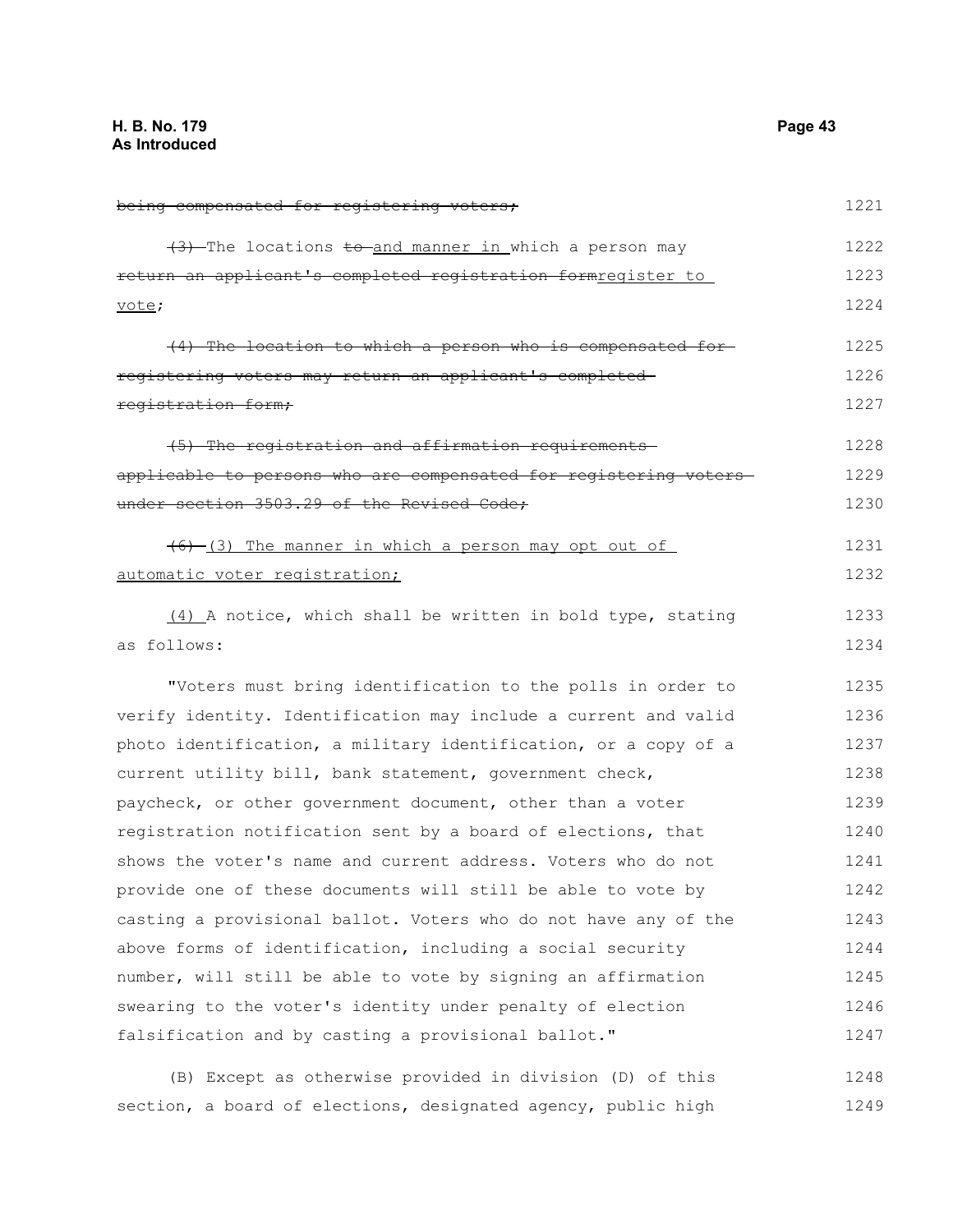~~being compensated for registering voters;~~

~~(3)~~ The locations ~~to~~ and manner in which a person may ~~return an applicant's completed registration form~~register to vote;

~~(4) The location to which a person who is compensated for registering voters may return an applicant's completed registration form;~~

~~(5) The registration and affirmation requirements applicable to persons who are compensated for registering voters under section 3503.29 of the Revised Code;~~

~~(6)~~ (3) The manner in which a person may opt out of automatic voter registration;

(4) A notice, which shall be written in bold type, stating as follows:

"Voters must bring identification to the polls in order to verify identity. Identification may include a current and valid photo identification, a military identification, or a copy of a current utility bill, bank statement, government check, paycheck, or other government document, other than a voter registration notification sent by a board of elections, that shows the voter's name and current address. Voters who do not provide one of these documents will still be able to vote by casting a provisional ballot. Voters who do not have any of the above forms of identification, including a social security number, will still be able to vote by signing an affirmation swearing to the voter's identity under penalty of election falsification and by casting a provisional ballot."

(B) Except as otherwise provided in division (D) of this section, a board of elections, designated agency, public high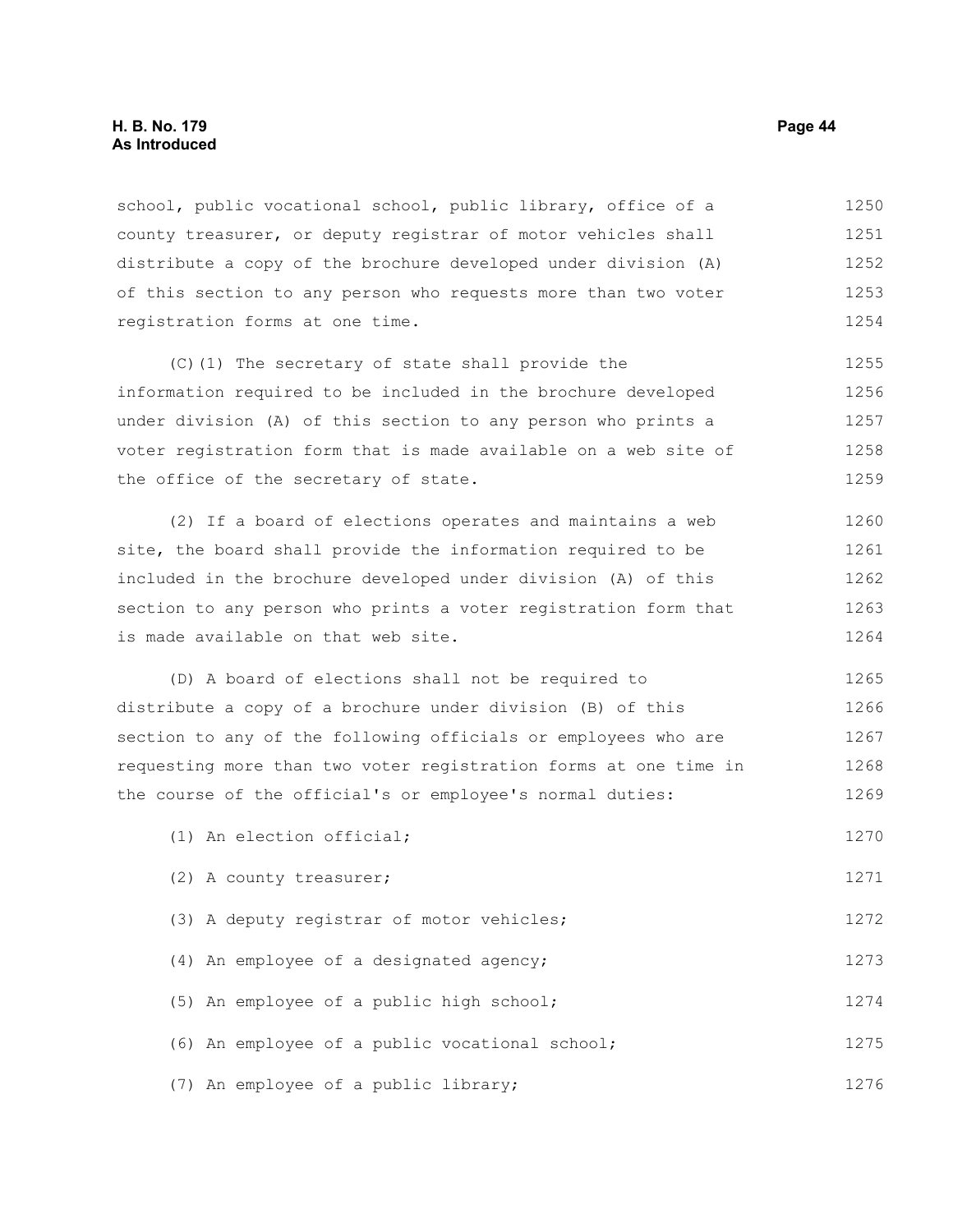school, public vocational school, public library, office of a county treasurer, or deputy registrar of motor vehicles shall distribute a copy of the brochure developed under division (A) of this section to any person who requests more than two voter registration forms at one time.

(C)(1) The secretary of state shall provide the information required to be included in the brochure developed under division (A) of this section to any person who prints a voter registration form that is made available on a web site of the office of the secretary of state.

(2) If a board of elections operates and maintains a web site, the board shall provide the information required to be included in the brochure developed under division (A) of this section to any person who prints a voter registration form that is made available on that web site.

(D) A board of elections shall not be required to distribute a copy of a brochure under division (B) of this section to any of the following officials or employees who are requesting more than two voter registration forms at one time in the course of the official's or employee's normal duties:

(1) An election official;

(2) A county treasurer;

(3) A deputy registrar of motor vehicles;

(4) An employee of a designated agency;

(5) An employee of a public high school;

(6) An employee of a public vocational school;

(7) An employee of a public library;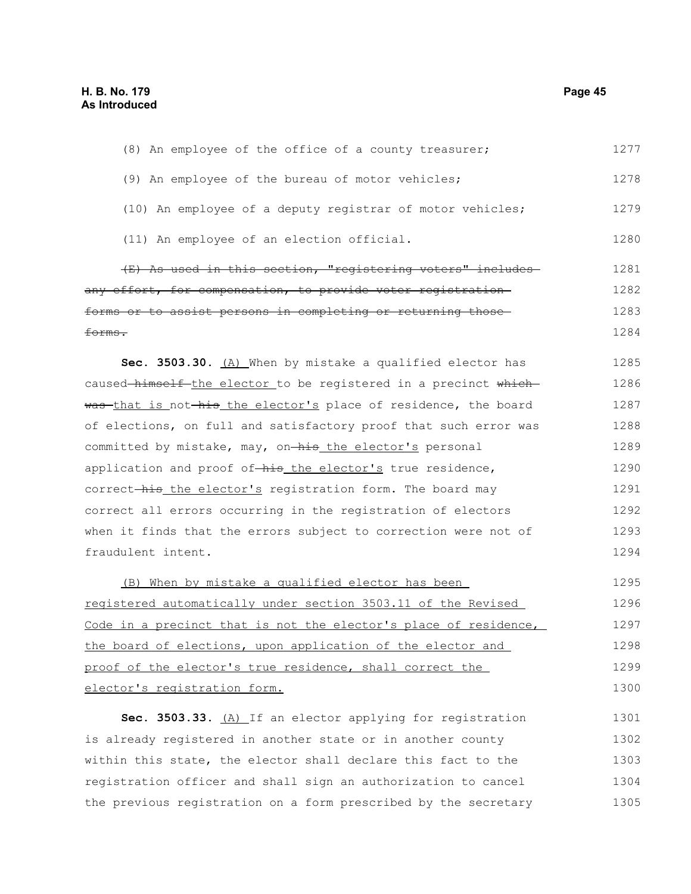(8) An employee of the office of a county treasurer;

(9) An employee of the bureau of motor vehicles;

(10) An employee of a deputy registrar of motor vehicles;

(11) An employee of an election official.

~~(E) As used in this section, "registering voters" includes any effort, for compensation, to provide voter registration forms or to assist persons in completing or returning those forms.~~

**Sec. 3503.30.** <u>(A)</u> When by mistake a qualified elector has caused ~~himself~~ <u>the elector</u> to be registered in a precinct ~~which was~~ <u>that is</u> not ~~his~~ <u>the elector's</u> place of residence, the board of elections, on full and satisfactory proof that such error was committed by mistake, may, on ~~his~~ <u>the elector's</u> personal application and proof of ~~his~~ <u>the elector's</u> true residence, correct ~~his~~ <u>the elector's</u> registration form. The board may correct all errors occurring in the registration of electors when it finds that the errors subject to correction were not of fraudulent intent.

<u>(B) When by mistake a qualified elector has been registered automatically under section 3503.11 of the Revised Code in a precinct that is not the elector's place of residence, the board of elections, upon application of the elector and proof of the elector's true residence, shall correct the elector's registration form.</u>

**Sec. 3503.33.** <u>(A)</u> If an elector applying for registration is already registered in another state or in another county within this state, the elector shall declare this fact to the registration officer and shall sign an authorization to cancel the previous registration on a form prescribed by the secretary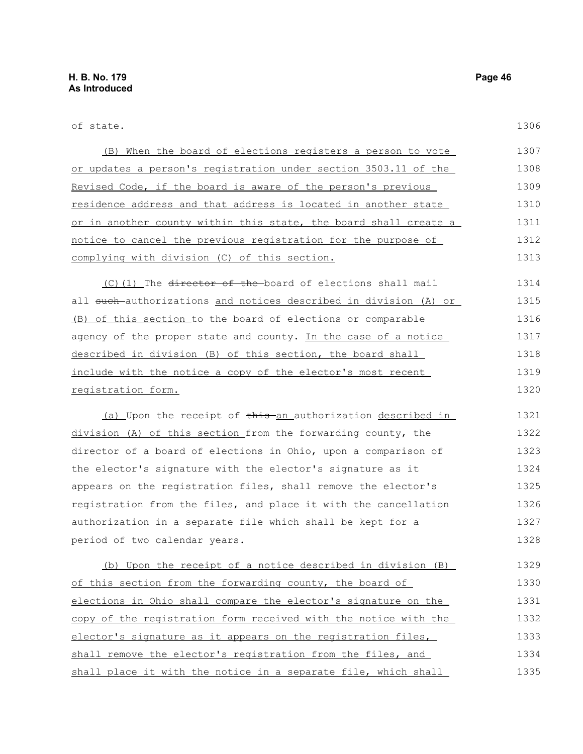of state.

(B) When the board of elections registers a person to vote or updates a person's registration under section 3503.11 of the Revised Code, if the board is aware of the person's previous residence address and that address is located in another state or in another county within this state, the board shall create a notice to cancel the previous registration for the purpose of complying with division (C) of this section.

(C)(1) The ~~director of the~~ board of elections shall mail all ~~such~~ authorizations and notices described in division (A) or (B) of this section to the board of elections or comparable agency of the proper state and county. In the case of a notice described in division (B) of this section, the board shall include with the notice a copy of the elector's most recent registration form.

(a) Upon the receipt of ~~this~~ an authorization described in division (A) of this section from the forwarding county, the director of a board of elections in Ohio, upon a comparison of the elector's signature with the elector's signature as it appears on the registration files, shall remove the elector's registration from the files, and place it with the cancellation authorization in a separate file which shall be kept for a period of two calendar years.

(b) Upon the receipt of a notice described in division (B) of this section from the forwarding county, the board of elections in Ohio shall compare the elector's signature on the copy of the registration form received with the notice with the elector's signature as it appears on the registration files, shall remove the elector's registration from the files, and shall place it with the notice in a separate file, which shall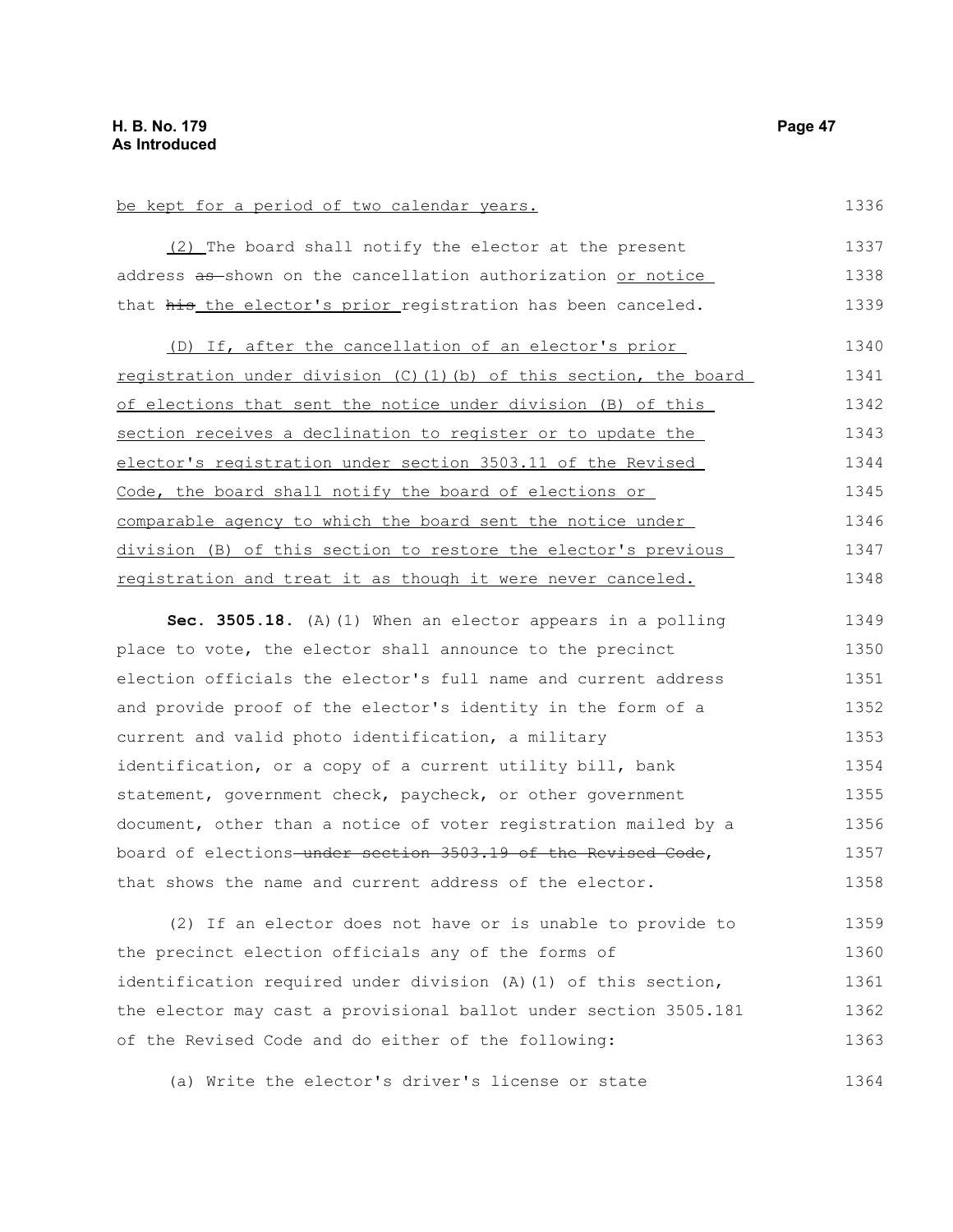be kept for a period of two calendar years.

(2) The board shall notify the elector at the present address ~~as~~ shown on the cancellation authorization or notice that ~~his~~ the elector's prior registration has been canceled.

(D) If, after the cancellation of an elector's prior registration under division (C)(1)(b) of this section, the board of elections that sent the notice under division (B) of this section receives a declination to register or to update the elector's registration under section 3503.11 of the Revised Code, the board shall notify the board of elections or comparable agency to which the board sent the notice under division (B) of this section to restore the elector's previous registration and treat it as though it were never canceled.

**Sec. 3505.18.** (A)(1) When an elector appears in a polling place to vote, the elector shall announce to the precinct election officials the elector's full name and current address and provide proof of the elector's identity in the form of a current and valid photo identification, a military identification, or a copy of a current utility bill, bank statement, government check, paycheck, or other government document, other than a notice of voter registration mailed by a board of elections ~~under section 3503.19 of the Revised Code~~, that shows the name and current address of the elector.

(2) If an elector does not have or is unable to provide to the precinct election officials any of the forms of identification required under division (A)(1) of this section, the elector may cast a provisional ballot under section 3505.181 of the Revised Code and do either of the following:

(a) Write the elector's driver's license or state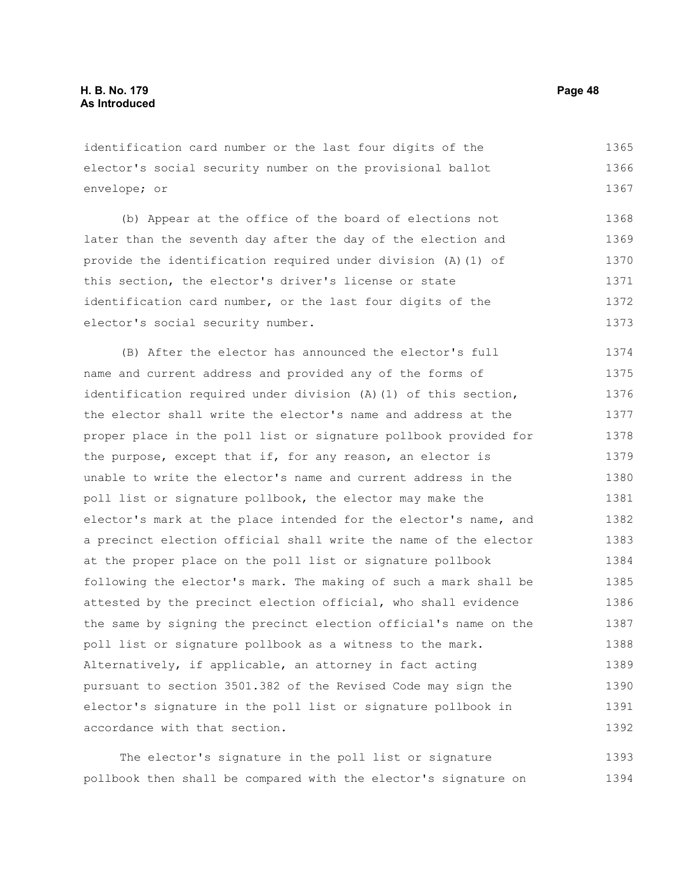identification card number or the last four digits of the elector's social security number on the provisional ballot envelope; or

(b) Appear at the office of the board of elections not later than the seventh day after the day of the election and provide the identification required under division (A)(1) of this section, the elector's driver's license or state identification card number, or the last four digits of the elector's social security number.

(B) After the elector has announced the elector's full name and current address and provided any of the forms of identification required under division (A)(1) of this section, the elector shall write the elector's name and address at the proper place in the poll list or signature pollbook provided for the purpose, except that if, for any reason, an elector is unable to write the elector's name and current address in the poll list or signature pollbook, the elector may make the elector's mark at the place intended for the elector's name, and a precinct election official shall write the name of the elector at the proper place on the poll list or signature pollbook following the elector's mark. The making of such a mark shall be attested by the precinct election official, who shall evidence the same by signing the precinct election official's name on the poll list or signature pollbook as a witness to the mark. Alternatively, if applicable, an attorney in fact acting pursuant to section 3501.382 of the Revised Code may sign the elector's signature in the poll list or signature pollbook in accordance with that section.

The elector's signature in the poll list or signature pollbook then shall be compared with the elector's signature on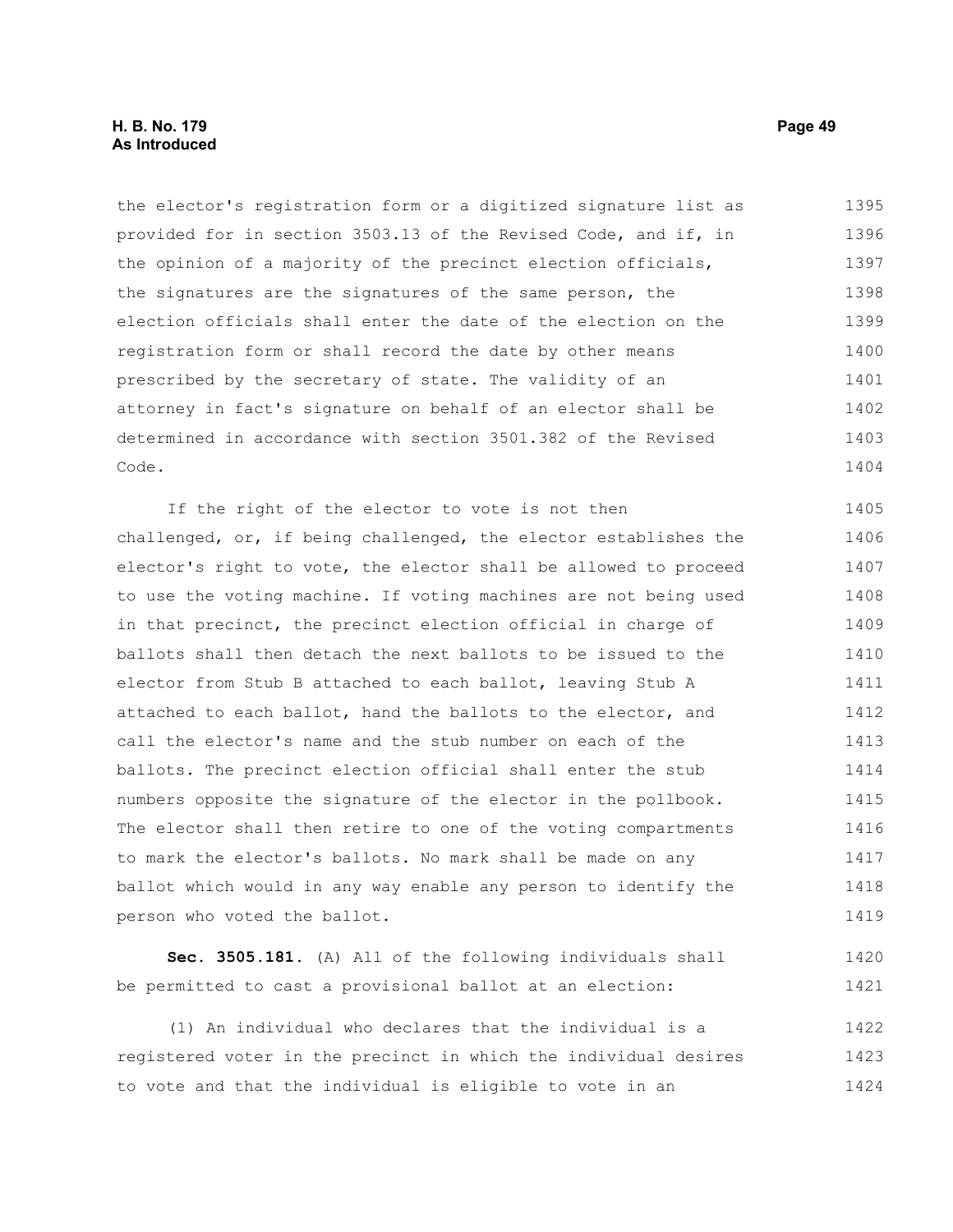the elector's registration form or a digitized signature list as provided for in section 3503.13 of the Revised Code, and if, in the opinion of a majority of the precinct election officials, the signatures are the signatures of the same person, the election officials shall enter the date of the election on the registration form or shall record the date by other means prescribed by the secretary of state. The validity of an attorney in fact's signature on behalf of an elector shall be determined in accordance with section 3501.382 of the Revised Code.

If the right of the elector to vote is not then challenged, or, if being challenged, the elector establishes the elector's right to vote, the elector shall be allowed to proceed to use the voting machine. If voting machines are not being used in that precinct, the precinct election official in charge of ballots shall then detach the next ballots to be issued to the elector from Stub B attached to each ballot, leaving Stub A attached to each ballot, hand the ballots to the elector, and call the elector's name and the stub number on each of the ballots. The precinct election official shall enter the stub numbers opposite the signature of the elector in the pollbook. The elector shall then retire to one of the voting compartments to mark the elector's ballots. No mark shall be made on any ballot which would in any way enable any person to identify the person who voted the ballot.

**Sec. 3505.181.** (A) All of the following individuals shall be permitted to cast a provisional ballot at an election:

(1) An individual who declares that the individual is a registered voter in the precinct in which the individual desires to vote and that the individual is eligible to vote in an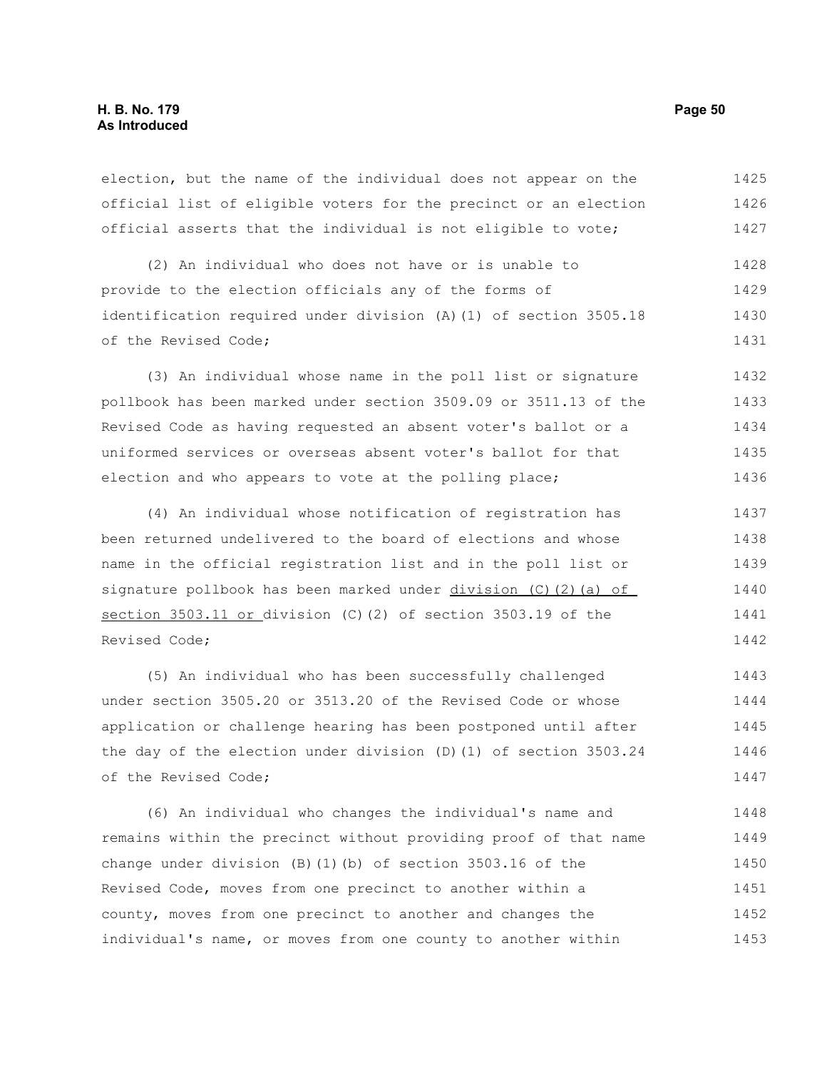election, but the name of the individual does not appear on the official list of eligible voters for the precinct or an election official asserts that the individual is not eligible to vote;

(2) An individual who does not have or is unable to provide to the election officials any of the forms of identification required under division (A)(1) of section 3505.18 of the Revised Code;

(3) An individual whose name in the poll list or signature pollbook has been marked under section 3509.09 or 3511.13 of the Revised Code as having requested an absent voter's ballot or a uniformed services or overseas absent voter's ballot for that election and who appears to vote at the polling place;

(4) An individual whose notification of registration has been returned undelivered to the board of elections and whose name in the official registration list and in the poll list or signature pollbook has been marked under <u>division (C)(2)(a) of section 3503.11 or</u> division (C)(2) of section 3503.19 of the Revised Code;

(5) An individual who has been successfully challenged under section 3505.20 or 3513.20 of the Revised Code or whose application or challenge hearing has been postponed until after the day of the election under division (D)(1) of section 3503.24 of the Revised Code;

(6) An individual who changes the individual's name and remains within the precinct without providing proof of that name change under division (B)(1)(b) of section 3503.16 of the Revised Code, moves from one precinct to another within a county, moves from one precinct to another and changes the individual's name, or moves from one county to another within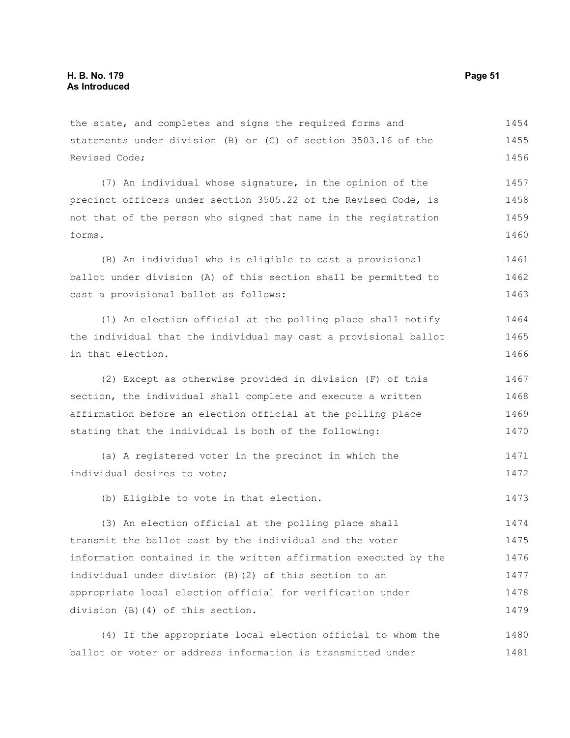the state, and completes and signs the required forms and statements under division (B) or (C) of section 3503.16 of the Revised Code;

(7) An individual whose signature, in the opinion of the precinct officers under section 3505.22 of the Revised Code, is not that of the person who signed that name in the registration forms.

(B) An individual who is eligible to cast a provisional ballot under division (A) of this section shall be permitted to cast a provisional ballot as follows:

(1) An election official at the polling place shall notify the individual that the individual may cast a provisional ballot in that election.

(2) Except as otherwise provided in division (F) of this section, the individual shall complete and execute a written affirmation before an election official at the polling place stating that the individual is both of the following:

(a) A registered voter in the precinct in which the individual desires to vote;

(b) Eligible to vote in that election.

(3) An election official at the polling place shall transmit the ballot cast by the individual and the voter information contained in the written affirmation executed by the individual under division (B)(2) of this section to an appropriate local election official for verification under division (B)(4) of this section.

(4) If the appropriate local election official to whom the ballot or voter or address information is transmitted under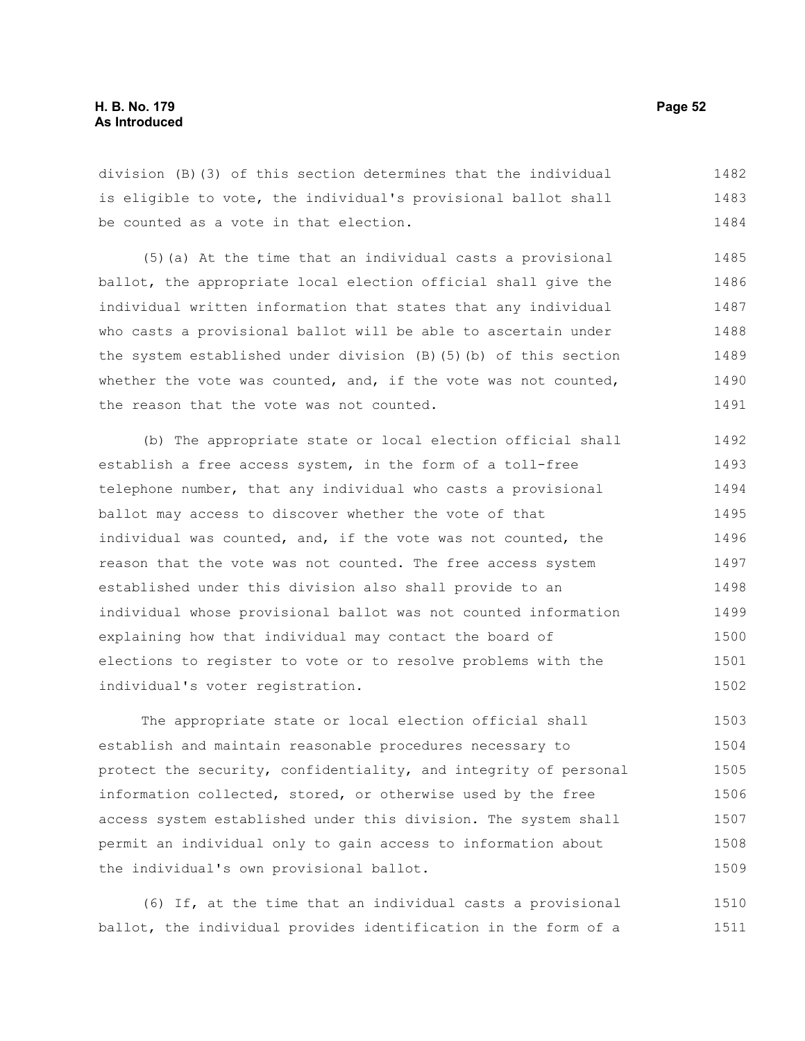division (B)(3) of this section determines that the individual is eligible to vote, the individual's provisional ballot shall be counted as a vote in that election.

(5)(a) At the time that an individual casts a provisional ballot, the appropriate local election official shall give the individual written information that states that any individual who casts a provisional ballot will be able to ascertain under the system established under division (B)(5)(b) of this section whether the vote was counted, and, if the vote was not counted, the reason that the vote was not counted.

(b) The appropriate state or local election official shall establish a free access system, in the form of a toll-free telephone number, that any individual who casts a provisional ballot may access to discover whether the vote of that individual was counted, and, if the vote was not counted, the reason that the vote was not counted. The free access system established under this division also shall provide to an individual whose provisional ballot was not counted information explaining how that individual may contact the board of elections to register to vote or to resolve problems with the individual's voter registration.

The appropriate state or local election official shall establish and maintain reasonable procedures necessary to protect the security, confidentiality, and integrity of personal information collected, stored, or otherwise used by the free access system established under this division. The system shall permit an individual only to gain access to information about the individual's own provisional ballot.

(6) If, at the time that an individual casts a provisional ballot, the individual provides identification in the form of a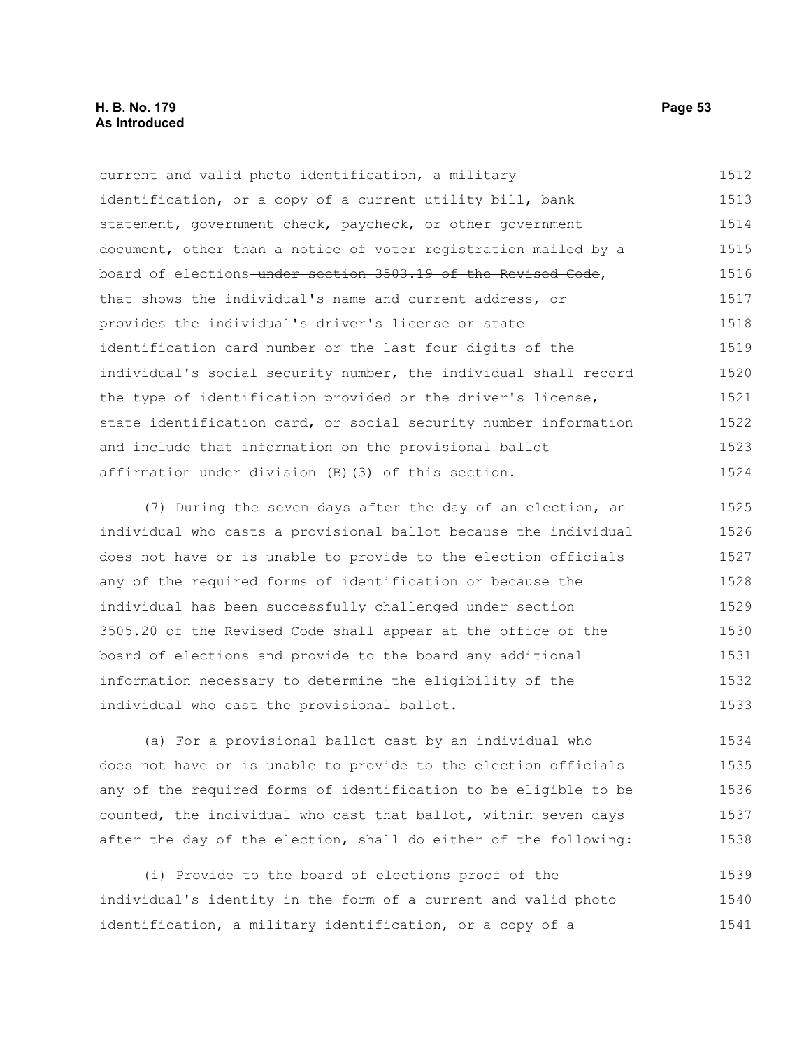current and valid photo identification, a military identification, or a copy of a current utility bill, bank statement, government check, paycheck, or other government document, other than a notice of voter registration mailed by a board of elections ~~under section 3503.19 of the Revised Code~~, that shows the individual's name and current address, or provides the individual's driver's license or state identification card number or the last four digits of the individual's social security number, the individual shall record the type of identification provided or the driver's license, state identification card, or social security number information and include that information on the provisional ballot affirmation under division (B)(3) of this section.

(7) During the seven days after the day of an election, an individual who casts a provisional ballot because the individual does not have or is unable to provide to the election officials any of the required forms of identification or because the individual has been successfully challenged under section 3505.20 of the Revised Code shall appear at the office of the board of elections and provide to the board any additional information necessary to determine the eligibility of the individual who cast the provisional ballot.

(a) For a provisional ballot cast by an individual who does not have or is unable to provide to the election officials any of the required forms of identification to be eligible to be counted, the individual who cast that ballot, within seven days after the day of the election, shall do either of the following:

(i) Provide to the board of elections proof of the individual's identity in the form of a current and valid photo identification, a military identification, or a copy of a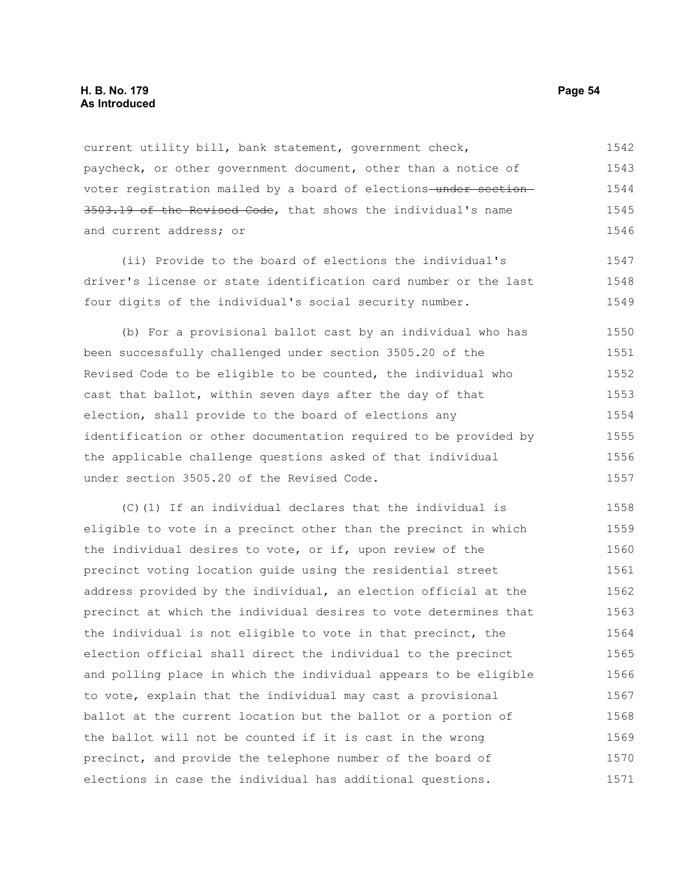current utility bill, bank statement, government check, paycheck, or other government document, other than a notice of voter registration mailed by a board of elections ~~under section 3503.19 of the Revised Code~~, that shows the individual's name and current address; or

(ii) Provide to the board of elections the individual's driver's license or state identification card number or the last four digits of the individual's social security number.

(b) For a provisional ballot cast by an individual who has been successfully challenged under section 3505.20 of the Revised Code to be eligible to be counted, the individual who cast that ballot, within seven days after the day of that election, shall provide to the board of elections any identification or other documentation required to be provided by the applicable challenge questions asked of that individual under section 3505.20 of the Revised Code.

(C)(1) If an individual declares that the individual is eligible to vote in a precinct other than the precinct in which the individual desires to vote, or if, upon review of the precinct voting location guide using the residential street address provided by the individual, an election official at the precinct at which the individual desires to vote determines that the individual is not eligible to vote in that precinct, the election official shall direct the individual to the precinct and polling place in which the individual appears to be eligible to vote, explain that the individual may cast a provisional ballot at the current location but the ballot or a portion of the ballot will not be counted if it is cast in the wrong precinct, and provide the telephone number of the board of elections in case the individual has additional questions.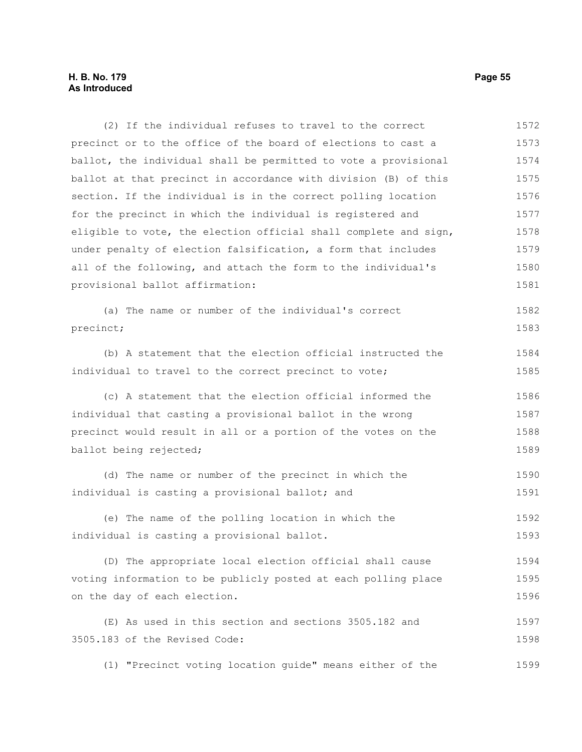(2) If the individual refuses to travel to the correct precinct or to the office of the board of elections to cast a ballot, the individual shall be permitted to vote a provisional ballot at that precinct in accordance with division (B) of this section. If the individual is in the correct polling location for the precinct in which the individual is registered and eligible to vote, the election official shall complete and sign, under penalty of election falsification, a form that includes all of the following, and attach the form to the individual's provisional ballot affirmation:

(a) The name or number of the individual's correct precinct;

(b) A statement that the election official instructed the individual to travel to the correct precinct to vote;

(c) A statement that the election official informed the individual that casting a provisional ballot in the wrong precinct would result in all or a portion of the votes on the ballot being rejected;

(d) The name or number of the precinct in which the individual is casting a provisional ballot; and

(e) The name of the polling location in which the individual is casting a provisional ballot.

(D) The appropriate local election official shall cause voting information to be publicly posted at each polling place on the day of each election.

(E) As used in this section and sections 3505.182 and 3505.183 of the Revised Code:

(1) "Precinct voting location guide" means either of the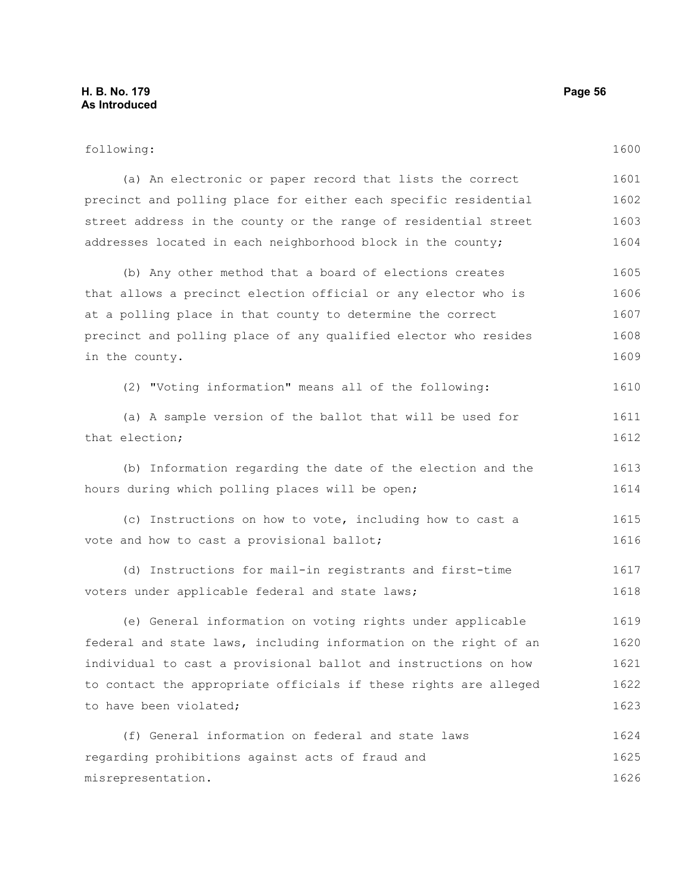following:

(a) An electronic or paper record that lists the correct precinct and polling place for either each specific residential street address in the county or the range of residential street addresses located in each neighborhood block in the county;

(b) Any other method that a board of elections creates that allows a precinct election official or any elector who is at a polling place in that county to determine the correct precinct and polling place of any qualified elector who resides in the county.

(2) "Voting information" means all of the following:

(a) A sample version of the ballot that will be used for that election;

(b) Information regarding the date of the election and the hours during which polling places will be open;

(c) Instructions on how to vote, including how to cast a vote and how to cast a provisional ballot;

(d) Instructions for mail-in registrants and first-time voters under applicable federal and state laws;

(e) General information on voting rights under applicable federal and state laws, including information on the right of an individual to cast a provisional ballot and instructions on how to contact the appropriate officials if these rights are alleged to have been violated;

(f) General information on federal and state laws regarding prohibitions against acts of fraud and misrepresentation.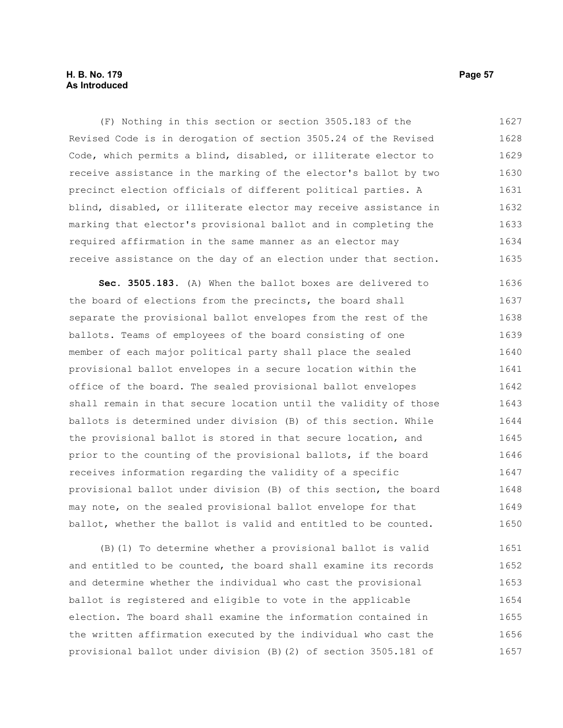(F) Nothing in this section or section 3505.183 of the Revised Code is in derogation of section 3505.24 of the Revised Code, which permits a blind, disabled, or illiterate elector to receive assistance in the marking of the elector's ballot by two precinct election officials of different political parties. A blind, disabled, or illiterate elector may receive assistance in marking that elector's provisional ballot and in completing the required affirmation in the same manner as an elector may receive assistance on the day of an election under that section.

**Sec. 3505.183.** (A) When the ballot boxes are delivered to the board of elections from the precincts, the board shall separate the provisional ballot envelopes from the rest of the ballots. Teams of employees of the board consisting of one member of each major political party shall place the sealed provisional ballot envelopes in a secure location within the office of the board. The sealed provisional ballot envelopes shall remain in that secure location until the validity of those ballots is determined under division (B) of this section. While the provisional ballot is stored in that secure location, and prior to the counting of the provisional ballots, if the board receives information regarding the validity of a specific provisional ballot under division (B) of this section, the board may note, on the sealed provisional ballot envelope for that ballot, whether the ballot is valid and entitled to be counted.

(B)(1) To determine whether a provisional ballot is valid and entitled to be counted, the board shall examine its records and determine whether the individual who cast the provisional ballot is registered and eligible to vote in the applicable election. The board shall examine the information contained in the written affirmation executed by the individual who cast the provisional ballot under division (B)(2) of section 3505.181 of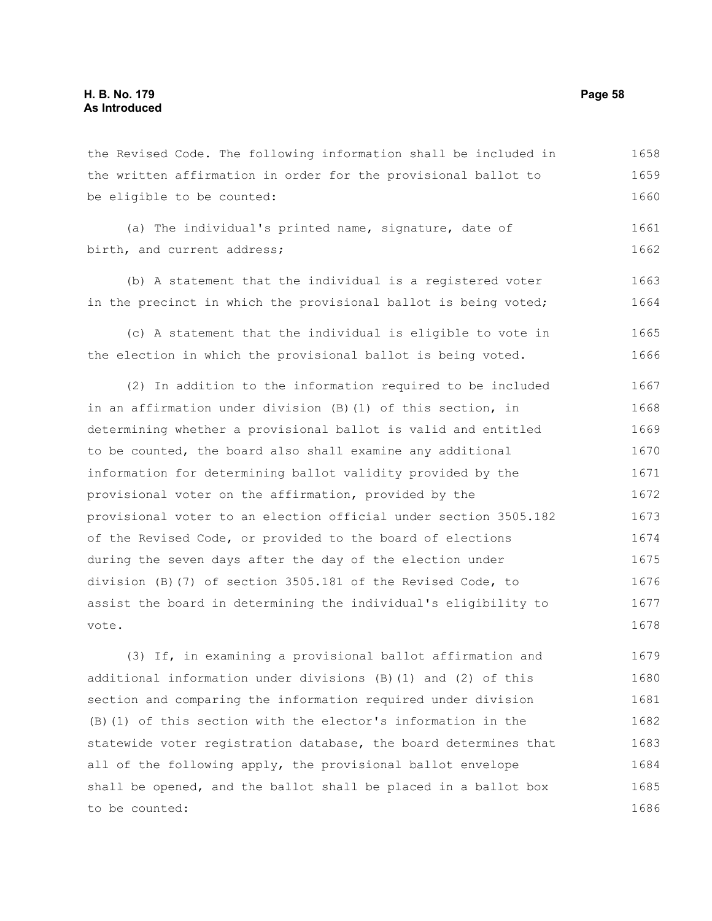the Revised Code. The following information shall be included in the written affirmation in order for the provisional ballot to be eligible to be counted:

(a) The individual's printed name, signature, date of birth, and current address;

(b) A statement that the individual is a registered voter in the precinct in which the provisional ballot is being voted;

(c) A statement that the individual is eligible to vote in the election in which the provisional ballot is being voted.

(2) In addition to the information required to be included in an affirmation under division (B)(1) of this section, in determining whether a provisional ballot is valid and entitled to be counted, the board also shall examine any additional information for determining ballot validity provided by the provisional voter on the affirmation, provided by the provisional voter to an election official under section 3505.182 of the Revised Code, or provided to the board of elections during the seven days after the day of the election under division (B)(7) of section 3505.181 of the Revised Code, to assist the board in determining the individual's eligibility to vote.

(3) If, in examining a provisional ballot affirmation and additional information under divisions (B)(1) and (2) of this section and comparing the information required under division (B)(1) of this section with the elector's information in the statewide voter registration database, the board determines that all of the following apply, the provisional ballot envelope shall be opened, and the ballot shall be placed in a ballot box to be counted: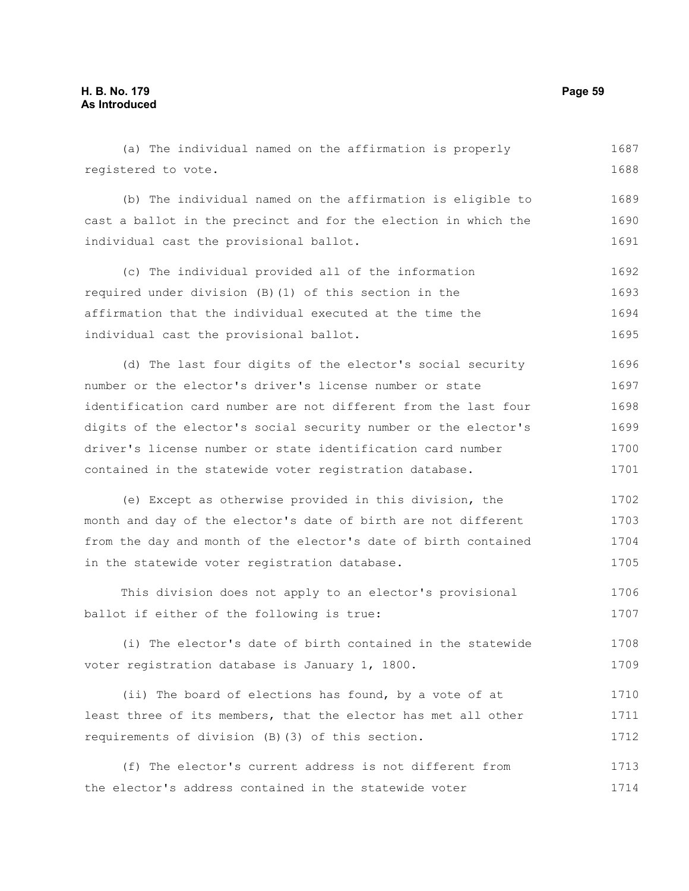(a) The individual named on the affirmation is properly registered to vote.

(b) The individual named on the affirmation is eligible to cast a ballot in the precinct and for the election in which the individual cast the provisional ballot.

(c) The individual provided all of the information required under division (B)(1) of this section in the affirmation that the individual executed at the time the individual cast the provisional ballot.

(d) The last four digits of the elector's social security number or the elector's driver's license number or state identification card number are not different from the last four digits of the elector's social security number or the elector's driver's license number or state identification card number contained in the statewide voter registration database.

(e) Except as otherwise provided in this division, the month and day of the elector's date of birth are not different from the day and month of the elector's date of birth contained in the statewide voter registration database.

This division does not apply to an elector's provisional ballot if either of the following is true:

(i) The elector's date of birth contained in the statewide voter registration database is January 1, 1800.

(ii) The board of elections has found, by a vote of at least three of its members, that the elector has met all other requirements of division (B)(3) of this section.

(f) The elector's current address is not different from the elector's address contained in the statewide voter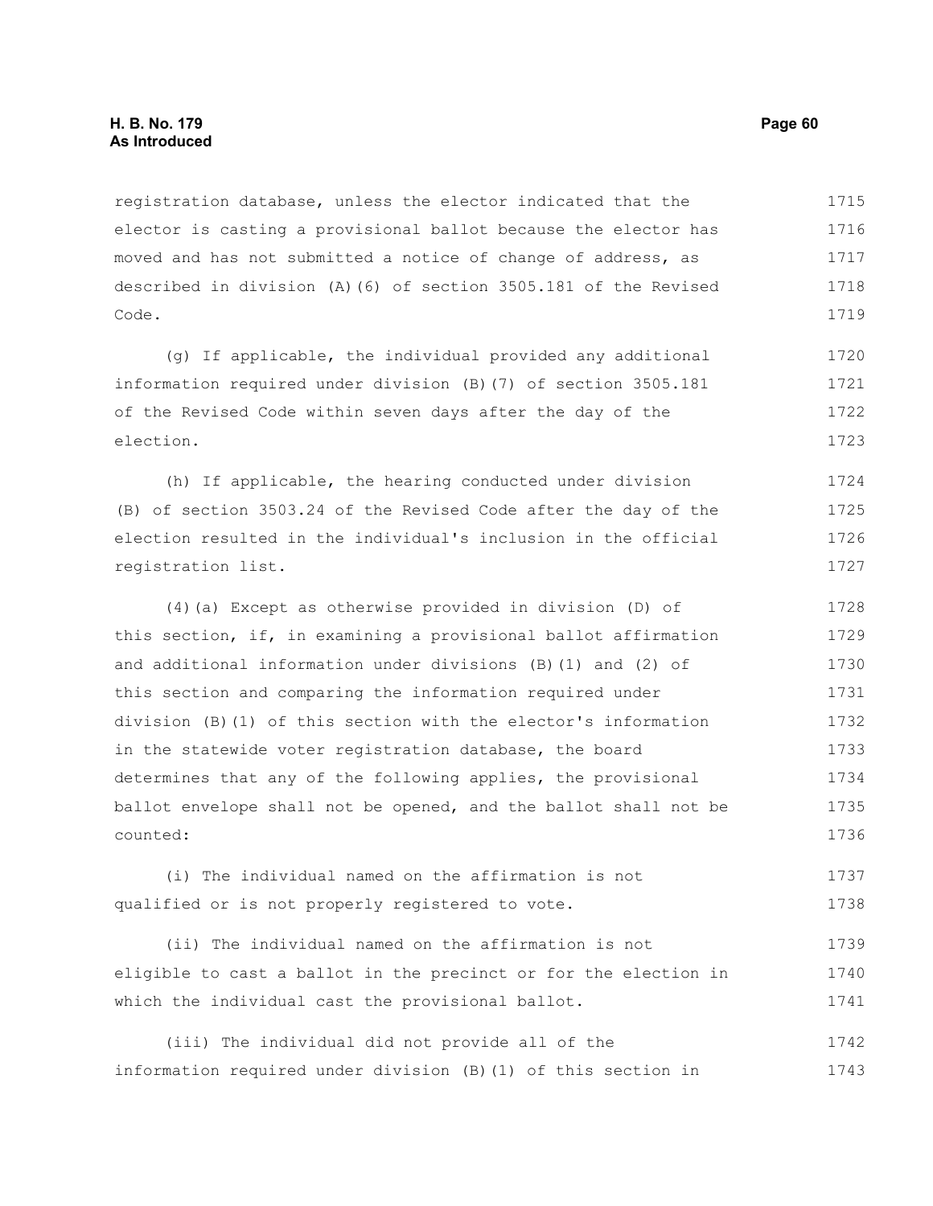registration database, unless the elector indicated that the elector is casting a provisional ballot because the elector has moved and has not submitted a notice of change of address, as described in division (A)(6) of section 3505.181 of the Revised Code.

(g) If applicable, the individual provided any additional information required under division (B)(7) of section 3505.181 of the Revised Code within seven days after the day of the election.

(h) If applicable, the hearing conducted under division (B) of section 3503.24 of the Revised Code after the day of the election resulted in the individual's inclusion in the official registration list.

(4)(a) Except as otherwise provided in division (D) of this section, if, in examining a provisional ballot affirmation and additional information under divisions (B)(1) and (2) of this section and comparing the information required under division (B)(1) of this section with the elector's information in the statewide voter registration database, the board determines that any of the following applies, the provisional ballot envelope shall not be opened, and the ballot shall not be counted:

(i) The individual named on the affirmation is not qualified or is not properly registered to vote.

(ii) The individual named on the affirmation is not eligible to cast a ballot in the precinct or for the election in which the individual cast the provisional ballot.

(iii) The individual did not provide all of the information required under division (B)(1) of this section in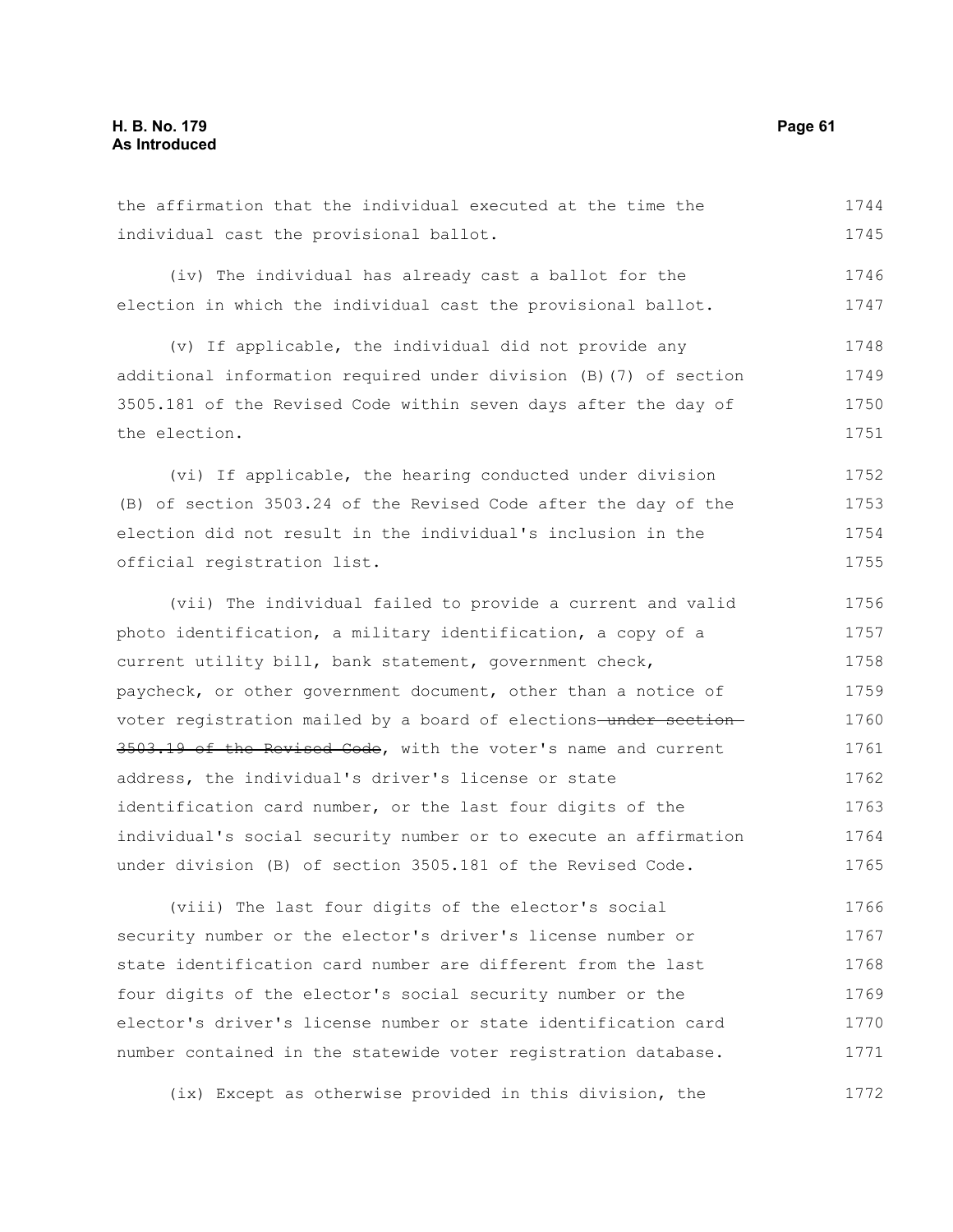the affirmation that the individual executed at the time the individual cast the provisional ballot.

(iv) The individual has already cast a ballot for the election in which the individual cast the provisional ballot.

(v) If applicable, the individual did not provide any additional information required under division (B)(7) of section 3505.181 of the Revised Code within seven days after the day of the election.

(vi) If applicable, the hearing conducted under division (B) of section 3503.24 of the Revised Code after the day of the election did not result in the individual's inclusion in the official registration list.

(vii) The individual failed to provide a current and valid photo identification, a military identification, a copy of a current utility bill, bank statement, government check, paycheck, or other government document, other than a notice of voter registration mailed by a board of elections ~~under section 3503.19 of the Revised Code~~, with the voter's name and current address, the individual's driver's license or state identification card number, or the last four digits of the individual's social security number or to execute an affirmation under division (B) of section 3505.181 of the Revised Code.

(viii) The last four digits of the elector's social security number or the elector's driver's license number or state identification card number are different from the last four digits of the elector's social security number or the elector's driver's license number or state identification card number contained in the statewide voter registration database.

(ix) Except as otherwise provided in this division, the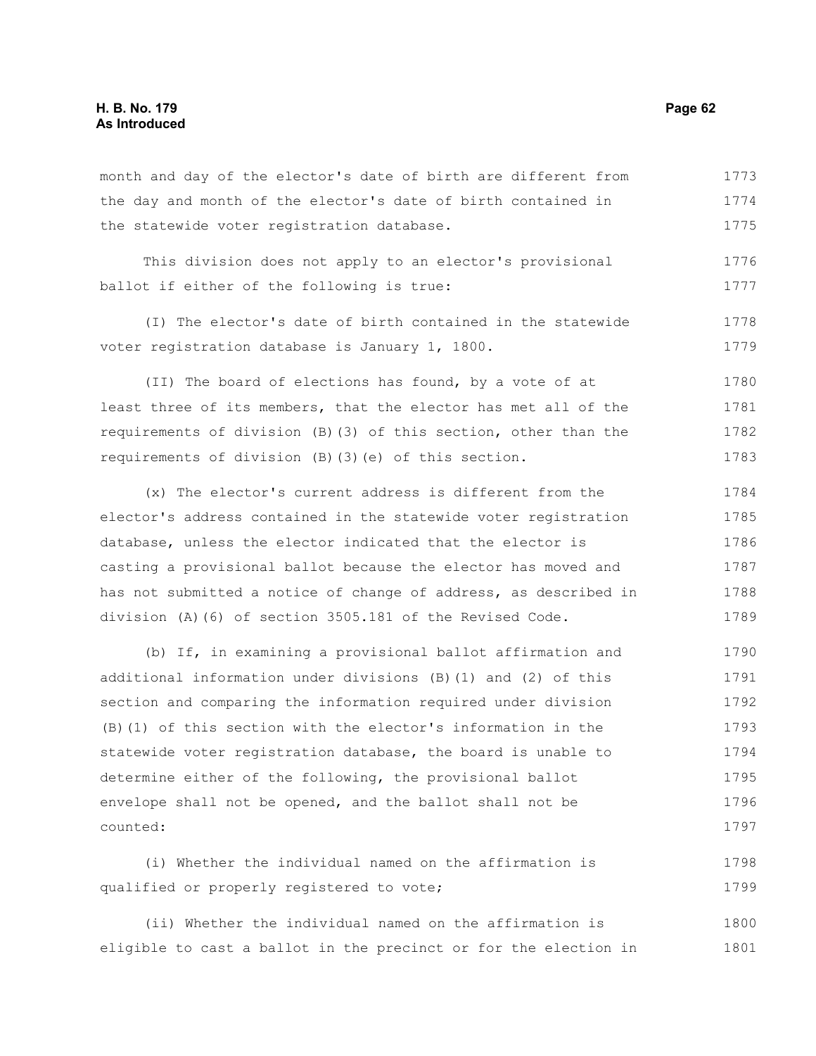month and day of the elector's date of birth are different from the day and month of the elector's date of birth contained in the statewide voter registration database.

This division does not apply to an elector's provisional ballot if either of the following is true:

(I) The elector's date of birth contained in the statewide voter registration database is January 1, 1800.

(II) The board of elections has found, by a vote of at least three of its members, that the elector has met all of the requirements of division (B)(3) of this section, other than the requirements of division (B)(3)(e) of this section.

(x) The elector's current address is different from the elector's address contained in the statewide voter registration database, unless the elector indicated that the elector is casting a provisional ballot because the elector has moved and has not submitted a notice of change of address, as described in division (A)(6) of section 3505.181 of the Revised Code.

(b) If, in examining a provisional ballot affirmation and additional information under divisions (B)(1) and (2) of this section and comparing the information required under division (B)(1) of this section with the elector's information in the statewide voter registration database, the board is unable to determine either of the following, the provisional ballot envelope shall not be opened, and the ballot shall not be counted:

(i) Whether the individual named on the affirmation is qualified or properly registered to vote;

(ii) Whether the individual named on the affirmation is eligible to cast a ballot in the precinct or for the election in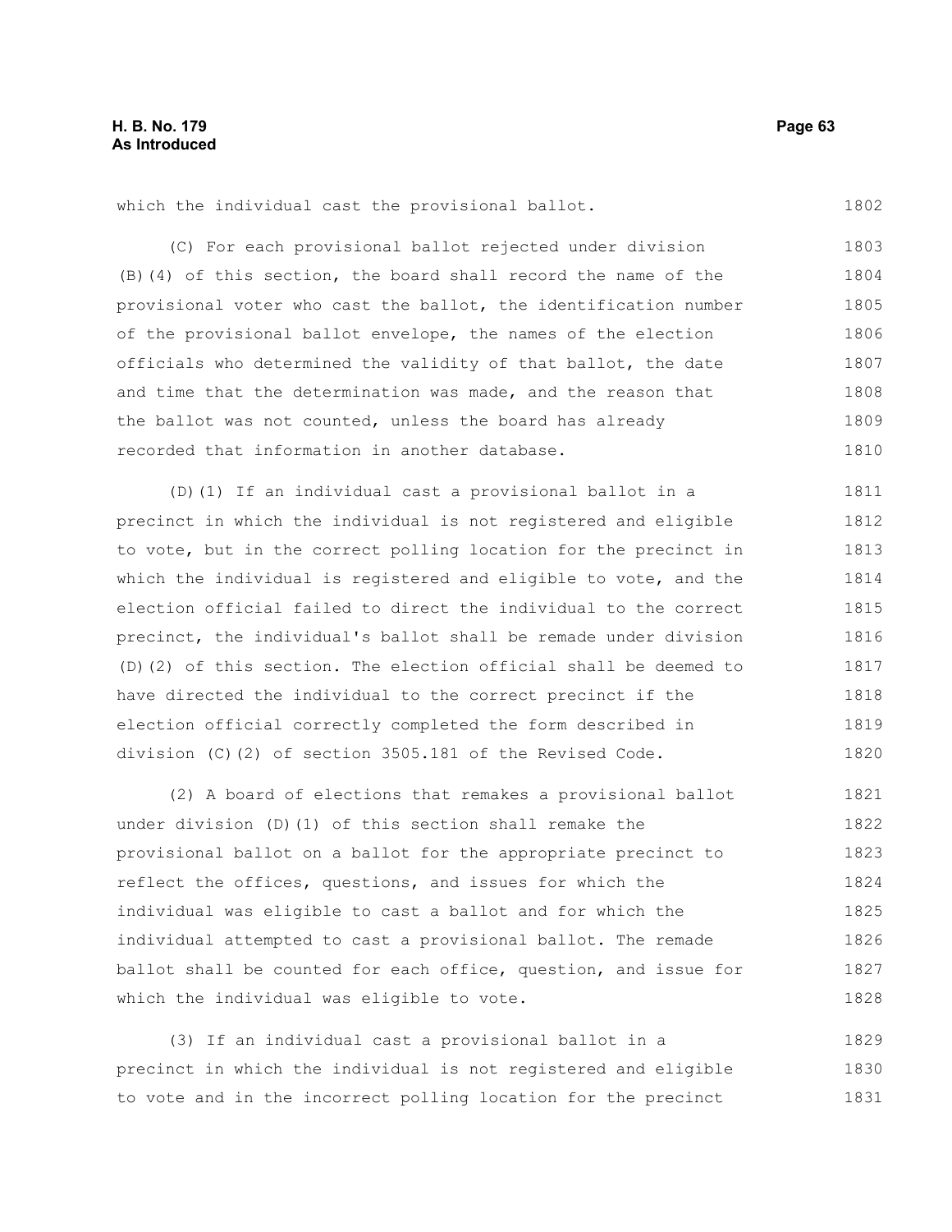which the individual cast the provisional ballot.

(C) For each provisional ballot rejected under division (B)(4) of this section, the board shall record the name of the provisional voter who cast the ballot, the identification number of the provisional ballot envelope, the names of the election officials who determined the validity of that ballot, the date and time that the determination was made, and the reason that the ballot was not counted, unless the board has already recorded that information in another database.

(D)(1) If an individual cast a provisional ballot in a precinct in which the individual is not registered and eligible to vote, but in the correct polling location for the precinct in which the individual is registered and eligible to vote, and the election official failed to direct the individual to the correct precinct, the individual's ballot shall be remade under division (D)(2) of this section. The election official shall be deemed to have directed the individual to the correct precinct if the election official correctly completed the form described in division (C)(2) of section 3505.181 of the Revised Code.

(2) A board of elections that remakes a provisional ballot under division (D)(1) of this section shall remake the provisional ballot on a ballot for the appropriate precinct to reflect the offices, questions, and issues for which the individual was eligible to cast a ballot and for which the individual attempted to cast a provisional ballot. The remade ballot shall be counted for each office, question, and issue for which the individual was eligible to vote.

(3) If an individual cast a provisional ballot in a precinct in which the individual is not registered and eligible to vote and in the incorrect polling location for the precinct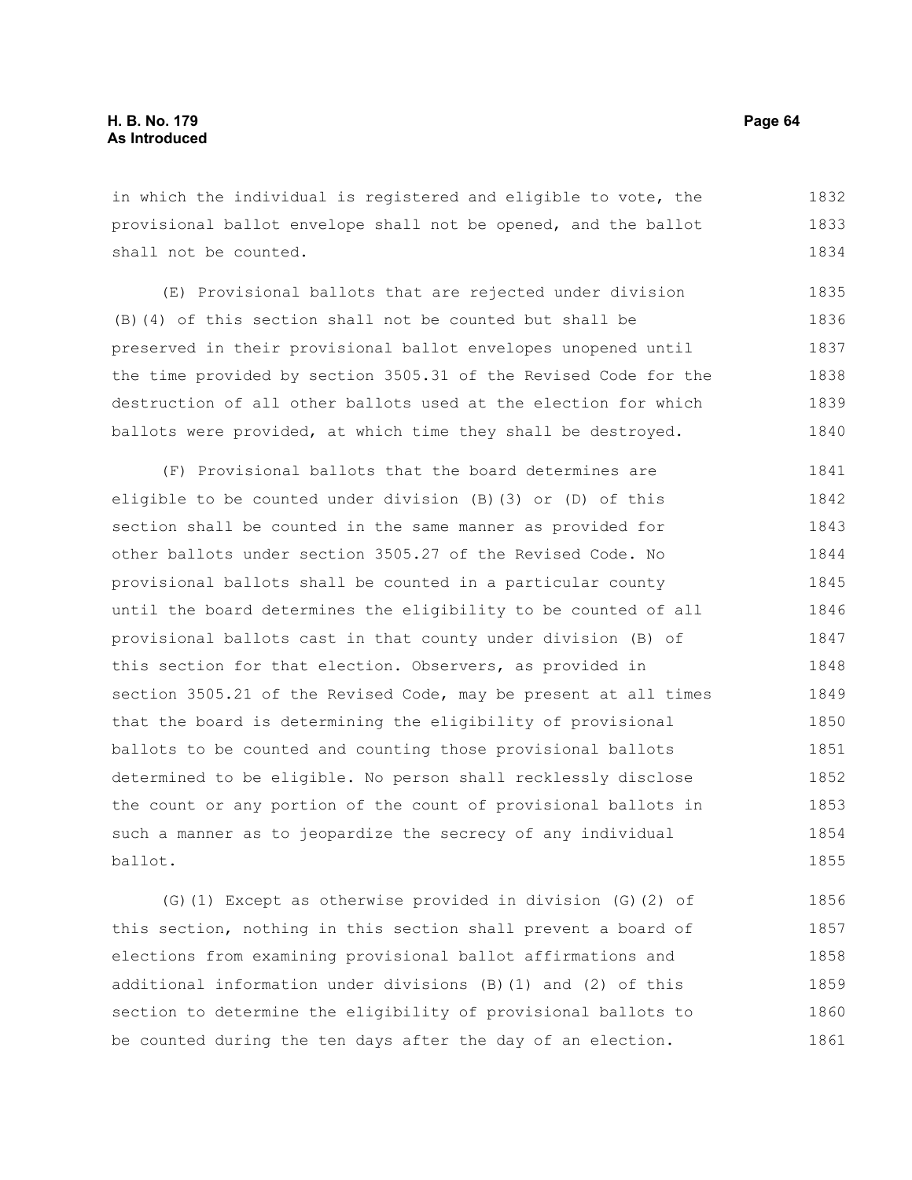in which the individual is registered and eligible to vote, the provisional ballot envelope shall not be opened, and the ballot shall not be counted.

(E) Provisional ballots that are rejected under division (B)(4) of this section shall not be counted but shall be preserved in their provisional ballot envelopes unopened until the time provided by section 3505.31 of the Revised Code for the destruction of all other ballots used at the election for which ballots were provided, at which time they shall be destroyed.

(F) Provisional ballots that the board determines are eligible to be counted under division (B)(3) or (D) of this section shall be counted in the same manner as provided for other ballots under section 3505.27 of the Revised Code. No provisional ballots shall be counted in a particular county until the board determines the eligibility to be counted of all provisional ballots cast in that county under division (B) of this section for that election. Observers, as provided in section 3505.21 of the Revised Code, may be present at all times that the board is determining the eligibility of provisional ballots to be counted and counting those provisional ballots determined to be eligible. No person shall recklessly disclose the count or any portion of the count of provisional ballots in such a manner as to jeopardize the secrecy of any individual ballot.

(G)(1) Except as otherwise provided in division (G)(2) of this section, nothing in this section shall prevent a board of elections from examining provisional ballot affirmations and additional information under divisions (B)(1) and (2) of this section to determine the eligibility of provisional ballots to be counted during the ten days after the day of an election.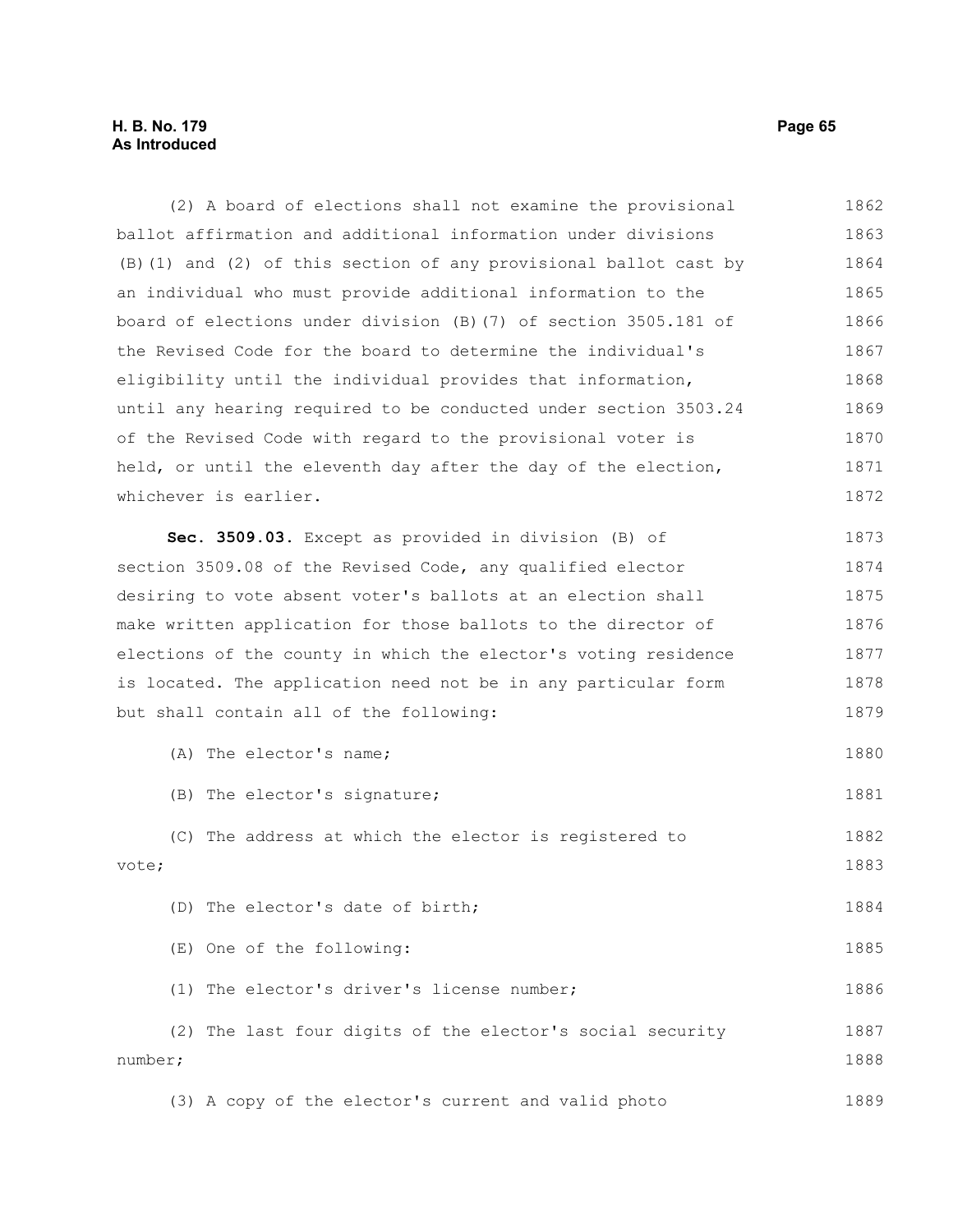(2) A board of elections shall not examine the provisional ballot affirmation and additional information under divisions (B)(1) and (2) of this section of any provisional ballot cast by an individual who must provide additional information to the board of elections under division (B)(7) of section 3505.181 of the Revised Code for the board to determine the individual's eligibility until the individual provides that information, until any hearing required to be conducted under section 3503.24 of the Revised Code with regard to the provisional voter is held, or until the eleventh day after the day of the election, whichever is earlier.

**Sec. 3509.03.** Except as provided in division (B) of section 3509.08 of the Revised Code, any qualified elector desiring to vote absent voter's ballots at an election shall make written application for those ballots to the director of elections of the county in which the elector's voting residence is located. The application need not be in any particular form but shall contain all of the following:

(A) The elector's name;

(B) The elector's signature;

(C) The address at which the elector is registered to vote;

(D) The elector's date of birth;

(E) One of the following:

(1) The elector's driver's license number;

(2) The last four digits of the elector's social security number;

(3) A copy of the elector's current and valid photo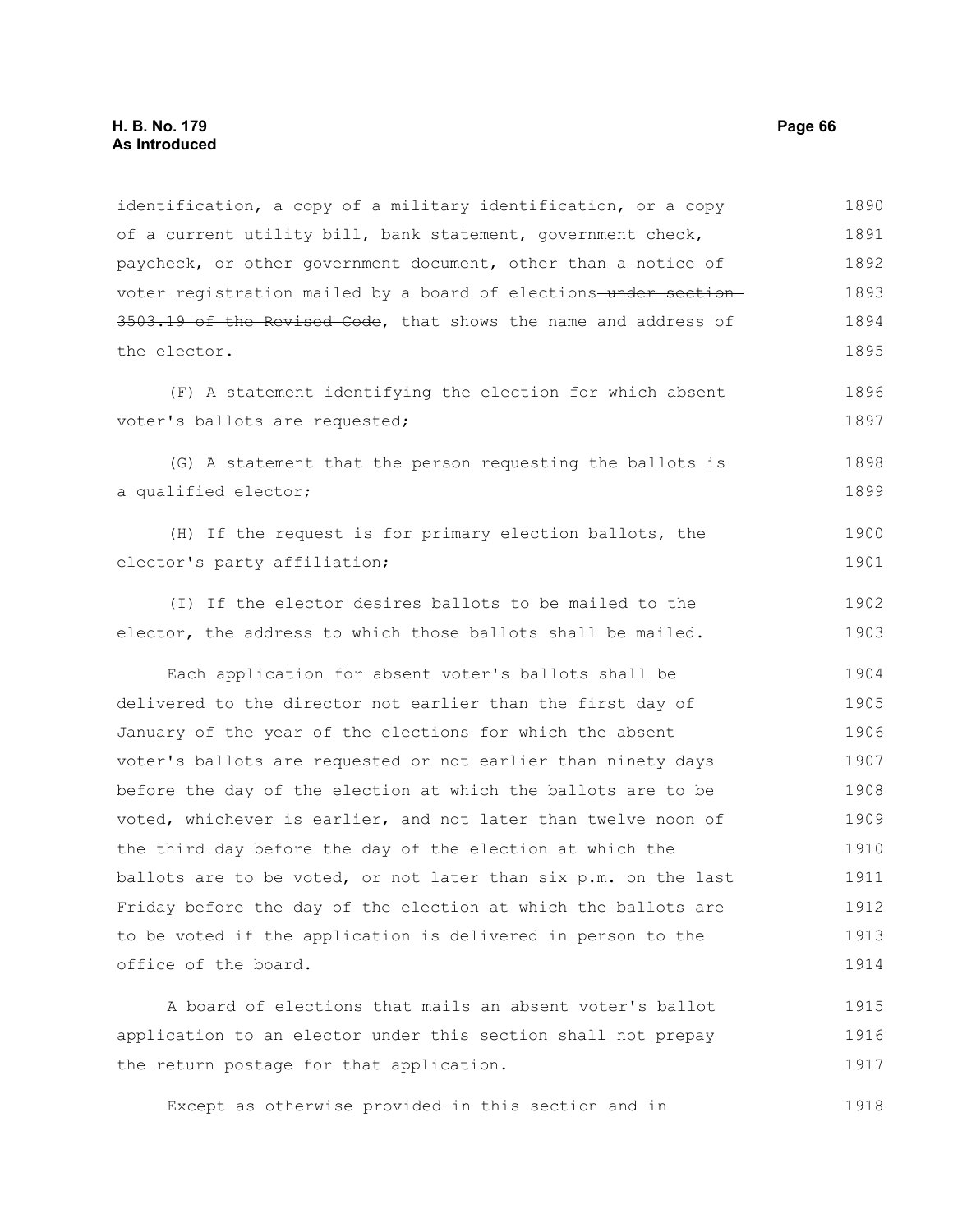identification, a copy of a military identification, or a copy of a current utility bill, bank statement, government check, paycheck, or other government document, other than a notice of voter registration mailed by a board of elections ~~under section 3503.19 of the Revised Code~~, that shows the name and address of the elector.

(F) A statement identifying the election for which absent voter's ballots are requested;

(G) A statement that the person requesting the ballots is a qualified elector;

(H) If the request is for primary election ballots, the elector's party affiliation;

(I) If the elector desires ballots to be mailed to the elector, the address to which those ballots shall be mailed.

Each application for absent voter's ballots shall be delivered to the director not earlier than the first day of January of the year of the elections for which the absent voter's ballots are requested or not earlier than ninety days before the day of the election at which the ballots are to be voted, whichever is earlier, and not later than twelve noon of the third day before the day of the election at which the ballots are to be voted, or not later than six p.m. on the last Friday before the day of the election at which the ballots are to be voted if the application is delivered in person to the office of the board.

A board of elections that mails an absent voter's ballot application to an elector under this section shall not prepay the return postage for that application.

Except as otherwise provided in this section and in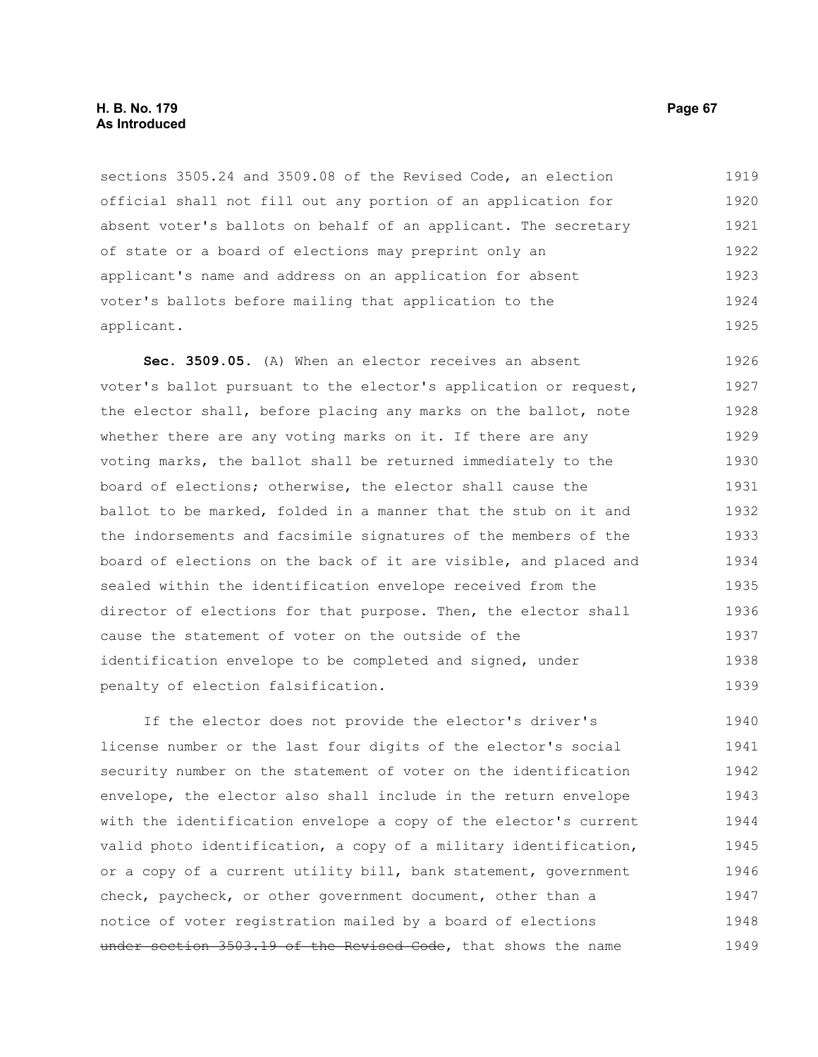sections 3505.24 and 3509.08 of the Revised Code, an election official shall not fill out any portion of an application for absent voter's ballots on behalf of an applicant. The secretary of state or a board of elections may preprint only an applicant's name and address on an application for absent voter's ballots before mailing that application to the applicant.

**Sec. 3509.05.** (A) When an elector receives an absent voter's ballot pursuant to the elector's application or request, the elector shall, before placing any marks on the ballot, note whether there are any voting marks on it. If there are any voting marks, the ballot shall be returned immediately to the board of elections; otherwise, the elector shall cause the ballot to be marked, folded in a manner that the stub on it and the indorsements and facsimile signatures of the members of the board of elections on the back of it are visible, and placed and sealed within the identification envelope received from the director of elections for that purpose. Then, the elector shall cause the statement of voter on the outside of the identification envelope to be completed and signed, under penalty of election falsification.

If the elector does not provide the elector's driver's license number or the last four digits of the elector's social security number on the statement of voter on the identification envelope, the elector also shall include in the return envelope with the identification envelope a copy of the elector's current valid photo identification, a copy of a military identification, or a copy of a current utility bill, bank statement, government check, paycheck, or other government document, other than a notice of voter registration mailed by a board of elections ~~under section 3503.19 of the Revised Code~~, that shows the name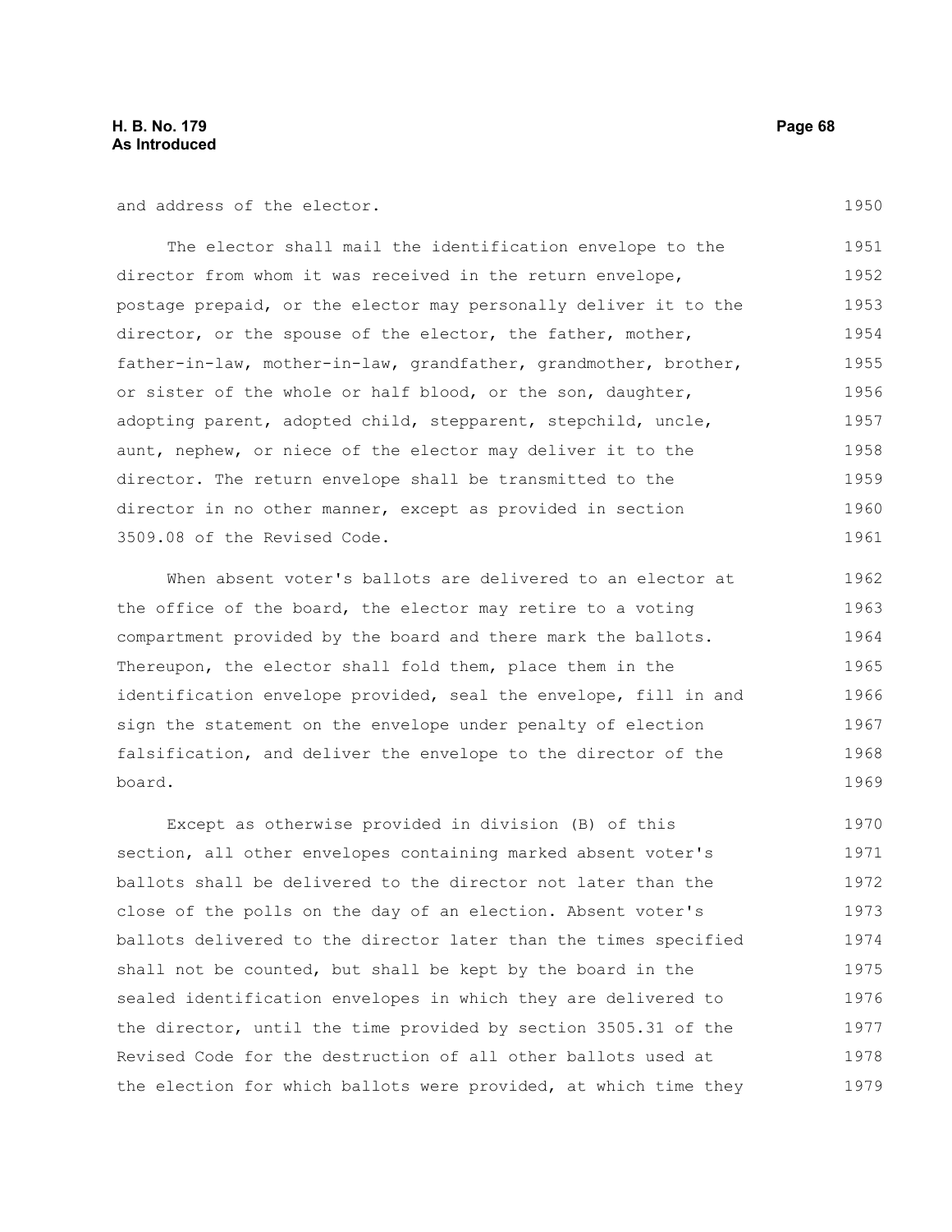and address of the elector.

The elector shall mail the identification envelope to the director from whom it was received in the return envelope, postage prepaid, or the elector may personally deliver it to the director, or the spouse of the elector, the father, mother, father-in-law, mother-in-law, grandfather, grandmother, brother, or sister of the whole or half blood, or the son, daughter, adopting parent, adopted child, stepparent, stepchild, uncle, aunt, nephew, or niece of the elector may deliver it to the director. The return envelope shall be transmitted to the director in no other manner, except as provided in section 3509.08 of the Revised Code.

When absent voter's ballots are delivered to an elector at the office of the board, the elector may retire to a voting compartment provided by the board and there mark the ballots. Thereupon, the elector shall fold them, place them in the identification envelope provided, seal the envelope, fill in and sign the statement on the envelope under penalty of election falsification, and deliver the envelope to the director of the board.

Except as otherwise provided in division (B) of this section, all other envelopes containing marked absent voter's ballots shall be delivered to the director not later than the close of the polls on the day of an election. Absent voter's ballots delivered to the director later than the times specified shall not be counted, but shall be kept by the board in the sealed identification envelopes in which they are delivered to the director, until the time provided by section 3505.31 of the Revised Code for the destruction of all other ballots used at the election for which ballots were provided, at which time they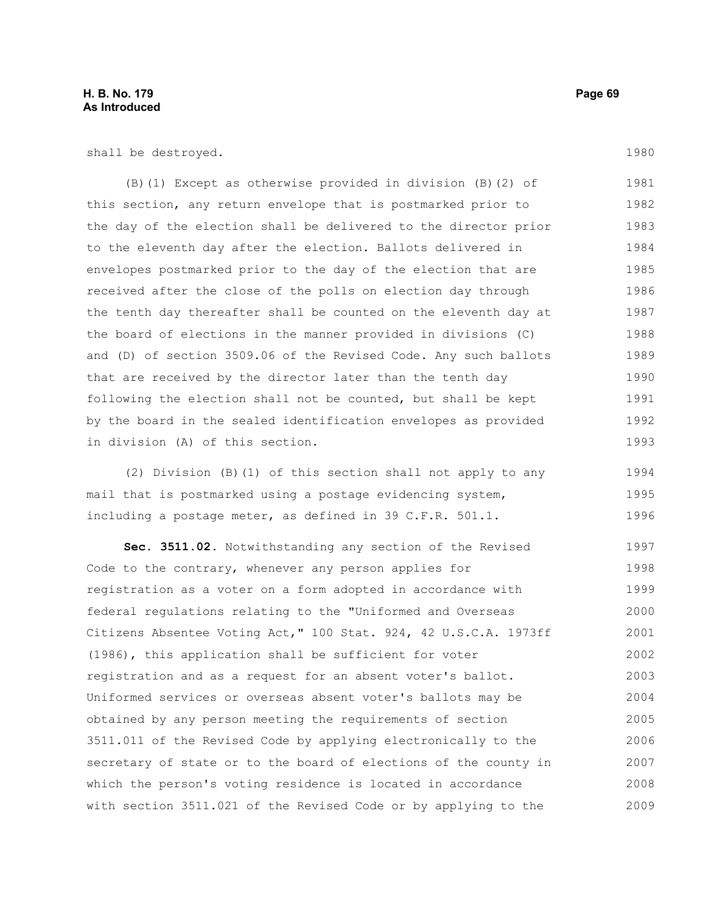shall be destroyed.

(B)(1) Except as otherwise provided in division (B)(2) of this section, any return envelope that is postmarked prior to the day of the election shall be delivered to the director prior to the eleventh day after the election. Ballots delivered in envelopes postmarked prior to the day of the election that are received after the close of the polls on election day through the tenth day thereafter shall be counted on the eleventh day at the board of elections in the manner provided in divisions (C) and (D) of section 3509.06 of the Revised Code. Any such ballots that are received by the director later than the tenth day following the election shall not be counted, but shall be kept by the board in the sealed identification envelopes as provided in division (A) of this section.

(2) Division (B)(1) of this section shall not apply to any mail that is postmarked using a postage evidencing system, including a postage meter, as defined in 39 C.F.R. 501.1.

**Sec. 3511.02.** Notwithstanding any section of the Revised Code to the contrary, whenever any person applies for registration as a voter on a form adopted in accordance with federal regulations relating to the "Uniformed and Overseas Citizens Absentee Voting Act," 100 Stat. 924, 42 U.S.C.A. 1973ff (1986), this application shall be sufficient for voter registration and as a request for an absent voter's ballot. Uniformed services or overseas absent voter's ballots may be obtained by any person meeting the requirements of section 3511.011 of the Revised Code by applying electronically to the secretary of state or to the board of elections of the county in which the person's voting residence is located in accordance with section 3511.021 of the Revised Code or by applying to the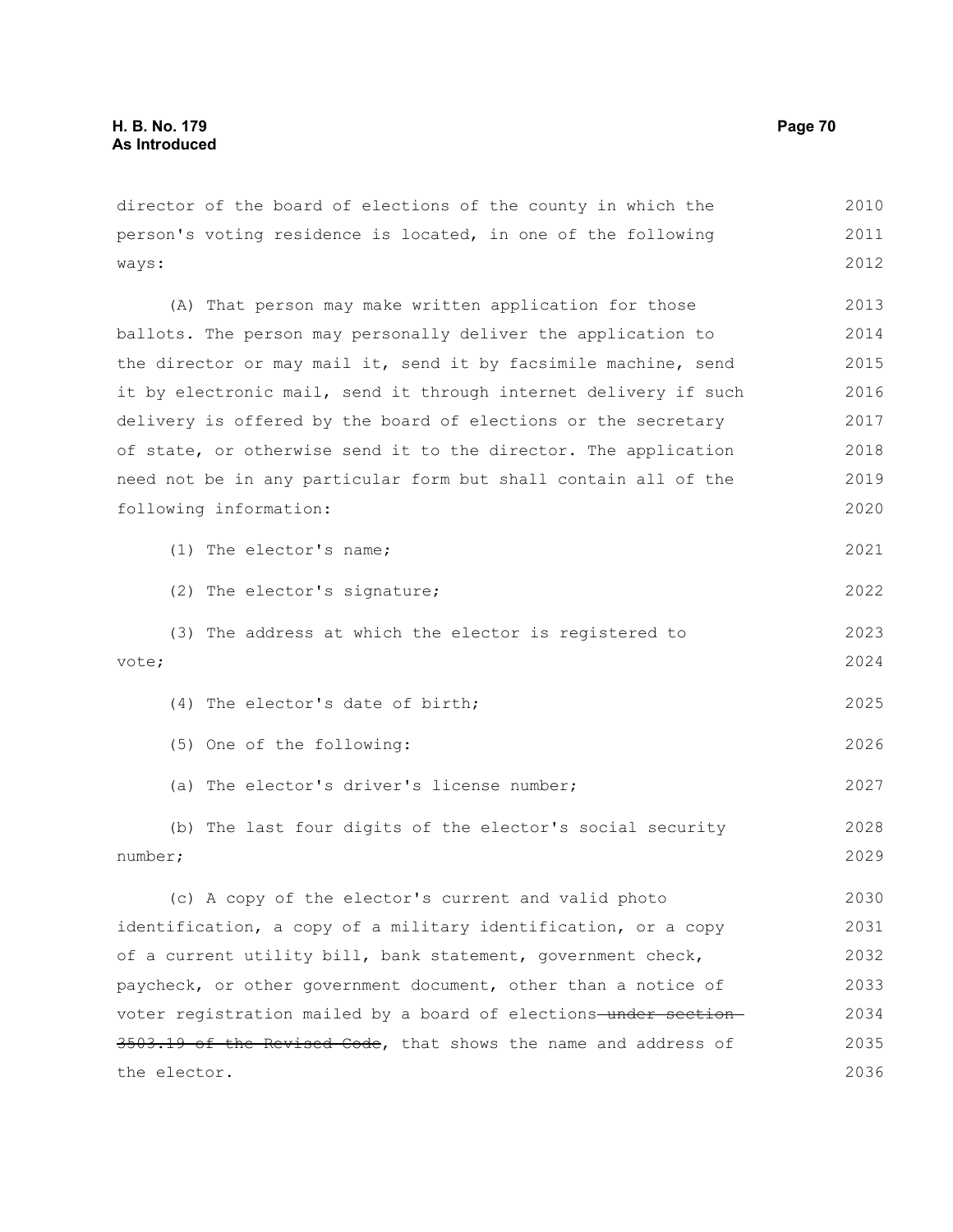director of the board of elections of the county in which the person's voting residence is located, in one of the following ways:

(A) That person may make written application for those ballots. The person may personally deliver the application to the director or may mail it, send it by facsimile machine, send it by electronic mail, send it through internet delivery if such delivery is offered by the board of elections or the secretary of state, or otherwise send it to the director. The application need not be in any particular form but shall contain all of the following information:

(1) The elector's name;

(2) The elector's signature;

(3) The address at which the elector is registered to vote;

(4) The elector's date of birth;

(5) One of the following:

(a) The elector's driver's license number;

(b) The last four digits of the elector's social security number;

(c) A copy of the elector's current and valid photo identification, a copy of a military identification, or a copy of a current utility bill, bank statement, government check, paycheck, or other government document, other than a notice of voter registration mailed by a board of elections ~~under section 3503.19 of the Revised Code~~, that shows the name and address of the elector.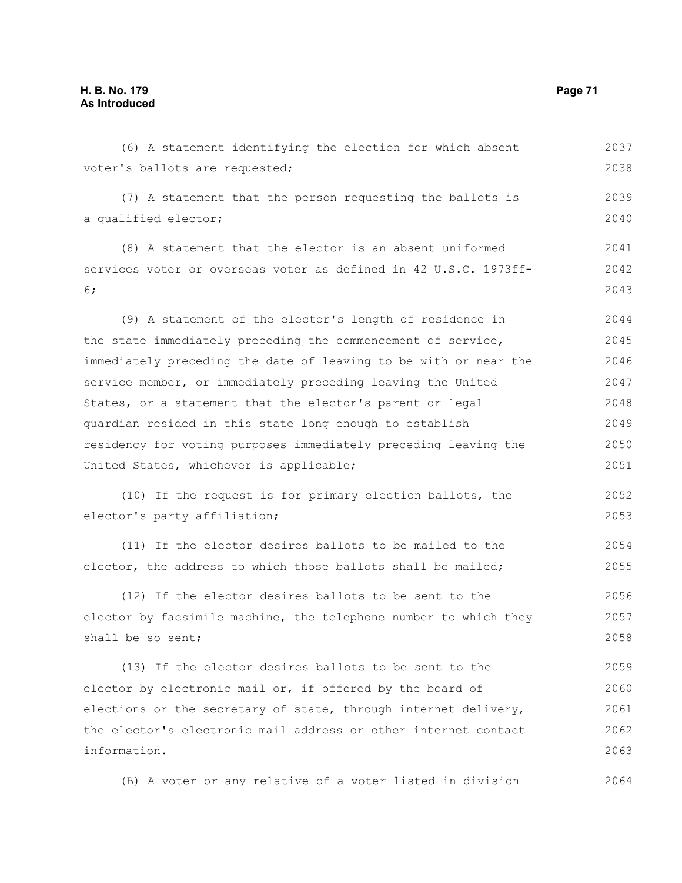(6) A statement identifying the election for which absent voter's ballots are requested;

(7) A statement that the person requesting the ballots is a qualified elector;

(8) A statement that the elector is an absent uniformed services voter or overseas voter as defined in 42 U.S.C. 1973ff-6;

(9) A statement of the elector's length of residence in the state immediately preceding the commencement of service, immediately preceding the date of leaving to be with or near the service member, or immediately preceding leaving the United States, or a statement that the elector's parent or legal guardian resided in this state long enough to establish residency for voting purposes immediately preceding leaving the United States, whichever is applicable;

(10) If the request is for primary election ballots, the elector's party affiliation;

(11) If the elector desires ballots to be mailed to the elector, the address to which those ballots shall be mailed;

(12) If the elector desires ballots to be sent to the elector by facsimile machine, the telephone number to which they shall be so sent;

(13) If the elector desires ballots to be sent to the elector by electronic mail or, if offered by the board of elections or the secretary of state, through internet delivery, the elector's electronic mail address or other internet contact information.

(B) A voter or any relative of a voter listed in division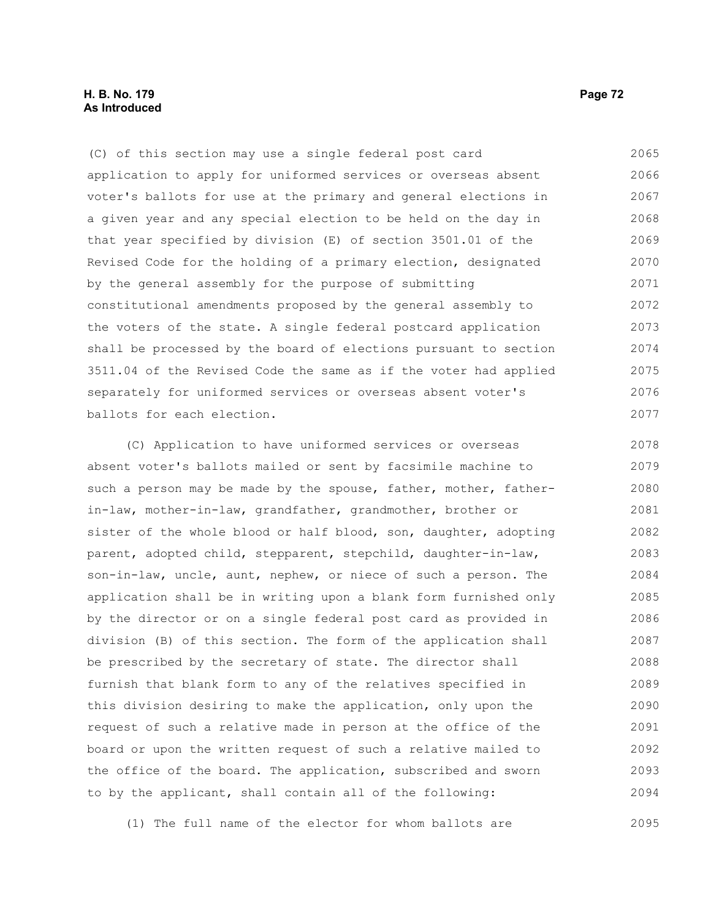(C) of this section may use a single federal post card application to apply for uniformed services or overseas absent voter's ballots for use at the primary and general elections in a given year and any special election to be held on the day in that year specified by division (E) of section 3501.01 of the Revised Code for the holding of a primary election, designated by the general assembly for the purpose of submitting constitutional amendments proposed by the general assembly to the voters of the state. A single federal postcard application shall be processed by the board of elections pursuant to section 3511.04 of the Revised Code the same as if the voter had applied separately for uniformed services or overseas absent voter's ballots for each election.

(C) Application to have uniformed services or overseas absent voter's ballots mailed or sent by facsimile machine to such a person may be made by the spouse, father, mother, father-in-law, mother-in-law, grandfather, grandmother, brother or sister of the whole blood or half blood, son, daughter, adopting parent, adopted child, stepparent, stepchild, daughter-in-law, son-in-law, uncle, aunt, nephew, or niece of such a person. The application shall be in writing upon a blank form furnished only by the director or on a single federal post card as provided in division (B) of this section. The form of the application shall be prescribed by the secretary of state. The director shall furnish that blank form to any of the relatives specified in this division desiring to make the application, only upon the request of such a relative made in person at the office of the board or upon the written request of such a relative mailed to the office of the board. The application, subscribed and sworn to by the applicant, shall contain all of the following:

(1) The full name of the elector for whom ballots are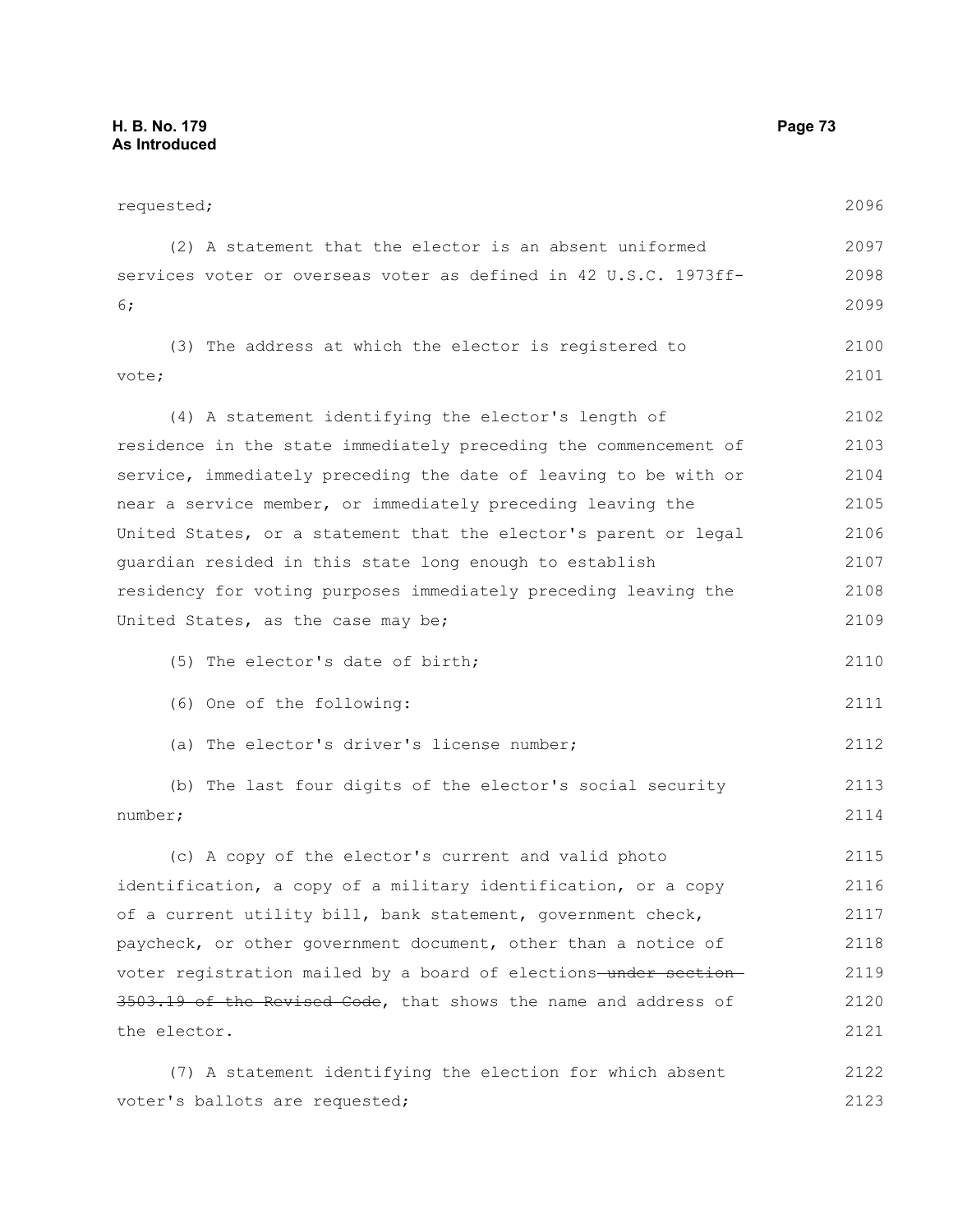requested;

(2) A statement that the elector is an absent uniformed services voter or overseas voter as defined in 42 U.S.C. 1973ff-6;

(3) The address at which the elector is registered to vote;

(4) A statement identifying the elector's length of residence in the state immediately preceding the commencement of service, immediately preceding the date of leaving to be with or near a service member, or immediately preceding leaving the United States, or a statement that the elector's parent or legal guardian resided in this state long enough to establish residency for voting purposes immediately preceding leaving the United States, as the case may be;

(5) The elector's date of birth;

(6) One of the following:

(a) The elector's driver's license number;

(b) The last four digits of the elector's social security number;

(c) A copy of the elector's current and valid photo identification, a copy of a military identification, or a copy of a current utility bill, bank statement, government check, paycheck, or other government document, other than a notice of voter registration mailed by a board of elections ~~under section 3503.19 of the Revised Code~~, that shows the name and address of the elector.

(7) A statement identifying the election for which absent voter's ballots are requested;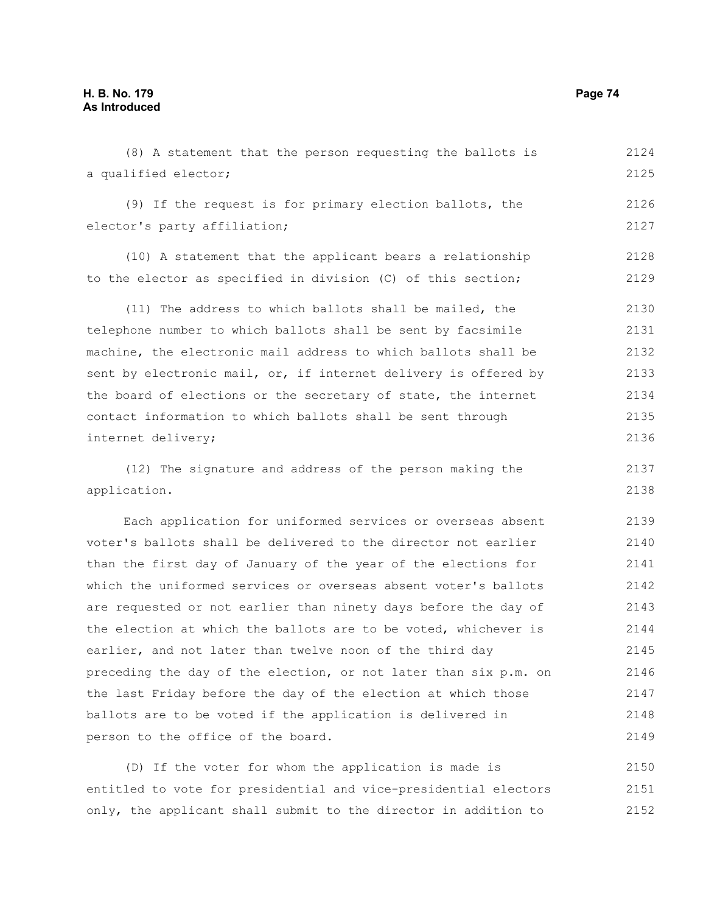(8) A statement that the person requesting the ballots is a qualified elector;

(9) If the request is for primary election ballots, the elector's party affiliation;

(10) A statement that the applicant bears a relationship to the elector as specified in division (C) of this section;

(11) The address to which ballots shall be mailed, the telephone number to which ballots shall be sent by facsimile machine, the electronic mail address to which ballots shall be sent by electronic mail, or, if internet delivery is offered by the board of elections or the secretary of state, the internet contact information to which ballots shall be sent through internet delivery;

(12) The signature and address of the person making the application.

Each application for uniformed services or overseas absent voter's ballots shall be delivered to the director not earlier than the first day of January of the year of the elections for which the uniformed services or overseas absent voter's ballots are requested or not earlier than ninety days before the day of the election at which the ballots are to be voted, whichever is earlier, and not later than twelve noon of the third day preceding the day of the election, or not later than six p.m. on the last Friday before the day of the election at which those ballots are to be voted if the application is delivered in person to the office of the board.

(D) If the voter for whom the application is made is entitled to vote for presidential and vice-presidential electors only, the applicant shall submit to the director in addition to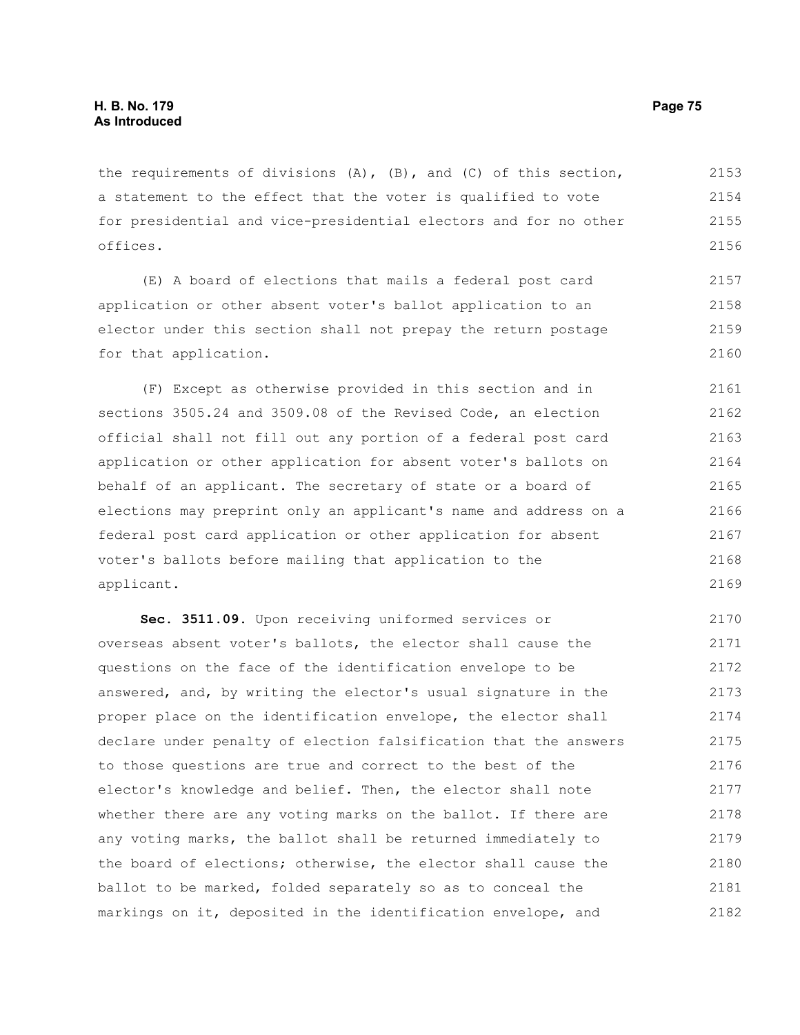the requirements of divisions (A), (B), and (C) of this section, a statement to the effect that the voter is qualified to vote for presidential and vice-presidential electors and for no other offices.

(E) A board of elections that mails a federal post card application or other absent voter's ballot application to an elector under this section shall not prepay the return postage for that application.

(F) Except as otherwise provided in this section and in sections 3505.24 and 3509.08 of the Revised Code, an election official shall not fill out any portion of a federal post card application or other application for absent voter's ballots on behalf of an applicant. The secretary of state or a board of elections may preprint only an applicant's name and address on a federal post card application or other application for absent voter's ballots before mailing that application to the applicant.

**Sec. 3511.09.** Upon receiving uniformed services or overseas absent voter's ballots, the elector shall cause the questions on the face of the identification envelope to be answered, and, by writing the elector's usual signature in the proper place on the identification envelope, the elector shall declare under penalty of election falsification that the answers to those questions are true and correct to the best of the elector's knowledge and belief. Then, the elector shall note whether there are any voting marks on the ballot. If there are any voting marks, the ballot shall be returned immediately to the board of elections; otherwise, the elector shall cause the ballot to be marked, folded separately so as to conceal the markings on it, deposited in the identification envelope, and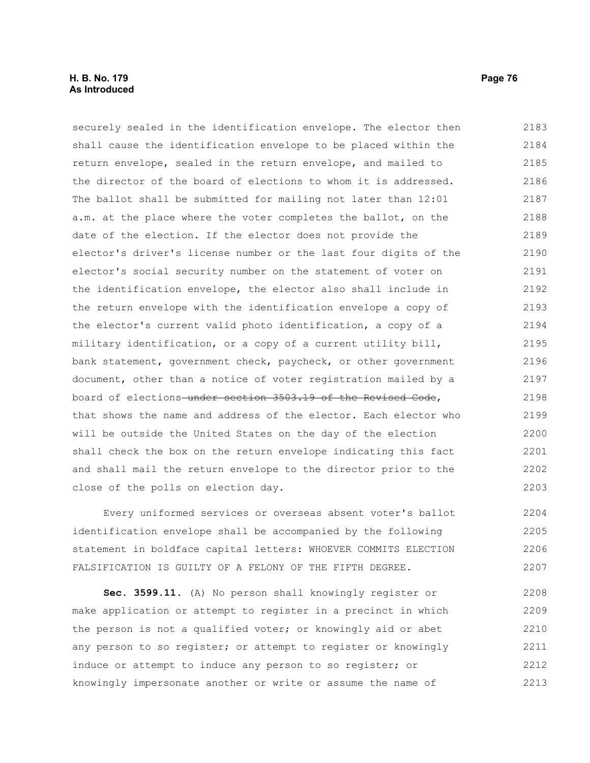securely sealed in the identification envelope. The elector then shall cause the identification envelope to be placed within the return envelope, sealed in the return envelope, and mailed to the director of the board of elections to whom it is addressed. The ballot shall be submitted for mailing not later than 12:01 a.m. at the place where the voter completes the ballot, on the date of the election. If the elector does not provide the elector's driver's license number or the last four digits of the elector's social security number on the statement of voter on the identification envelope, the elector also shall include in the return envelope with the identification envelope a copy of the elector's current valid photo identification, a copy of a military identification, or a copy of a current utility bill, bank statement, government check, paycheck, or other government document, other than a notice of voter registration mailed by a board of elections~~ under section 3503.19 of the Revised Code~~, that shows the name and address of the elector. Each elector who will be outside the United States on the day of the election shall check the box on the return envelope indicating this fact and shall mail the return envelope to the director prior to the close of the polls on election day.

Every uniformed services or overseas absent voter's ballot identification envelope shall be accompanied by the following statement in boldface capital letters: WHOEVER COMMITS ELECTION FALSIFICATION IS GUILTY OF A FELONY OF THE FIFTH DEGREE.

**Sec. 3599.11.** (A) No person shall knowingly register or make application or attempt to register in a precinct in which the person is not a qualified voter; or knowingly aid or abet any person to so register; or attempt to register or knowingly induce or attempt to induce any person to so register; or knowingly impersonate another or write or assume the name of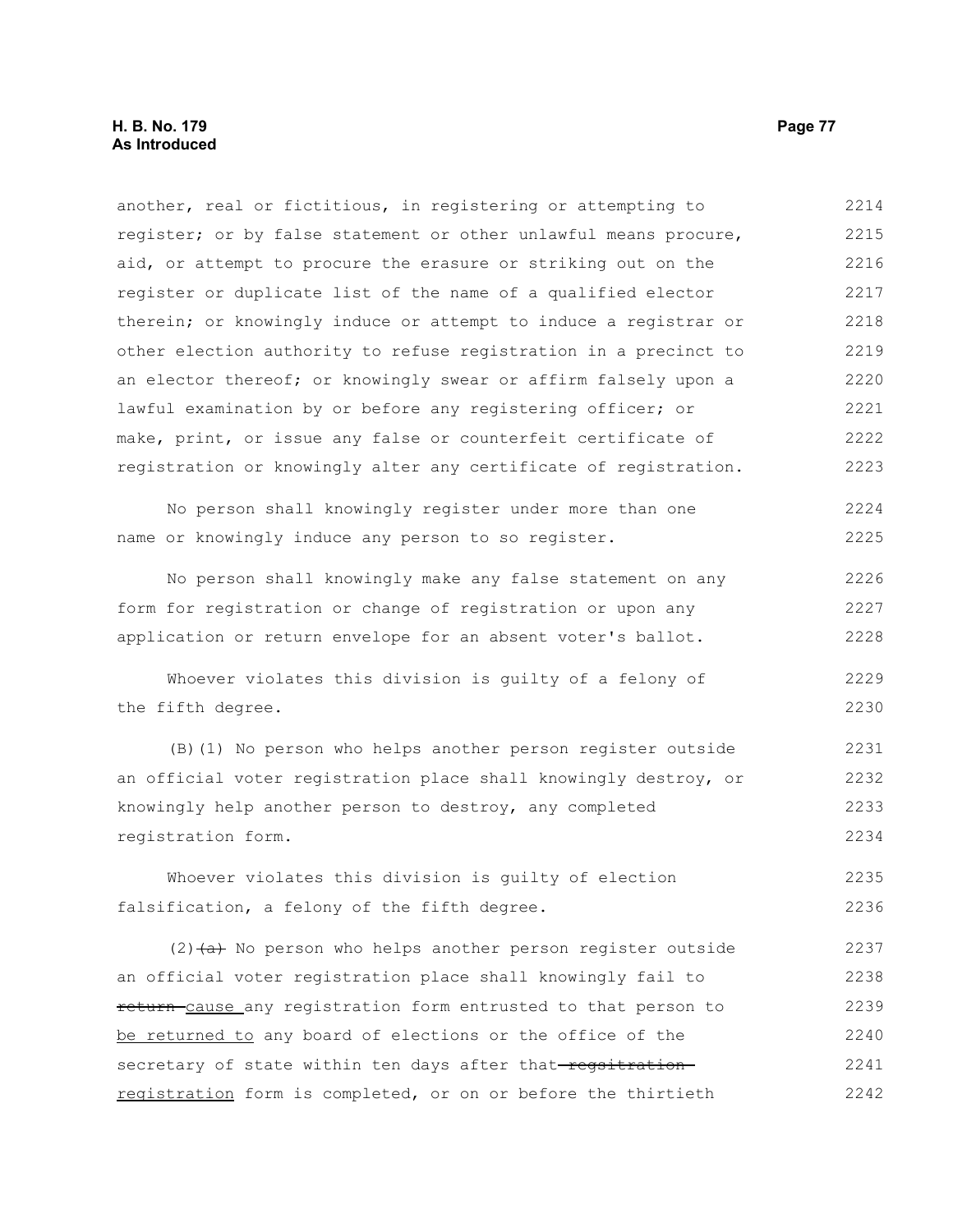another, real or fictitious, in registering or attempting to register; or by false statement or other unlawful means procure, aid, or attempt to procure the erasure or striking out on the register or duplicate list of the name of a qualified elector therein; or knowingly induce or attempt to induce a registrar or other election authority to refuse registration in a precinct to an elector thereof; or knowingly swear or affirm falsely upon a lawful examination by or before any registering officer; or make, print, or issue any false or counterfeit certificate of registration or knowingly alter any certificate of registration.

No person shall knowingly register under more than one name or knowingly induce any person to so register.

No person shall knowingly make any false statement on any form for registration or change of registration or upon any application or return envelope for an absent voter's ballot.

Whoever violates this division is guilty of a felony of the fifth degree.

(B)(1) No person who helps another person register outside an official voter registration place shall knowingly destroy, or knowingly help another person to destroy, any completed registration form.

Whoever violates this division is guilty of election falsification, a felony of the fifth degree.

(2) ~~(a)~~ No person who helps another person register outside an official voter registration place shall knowingly fail to ~~return~~ cause any registration form entrusted to that person to be returned to any board of elections or the office of the secretary of state within ten days after that ~~regsitration~~ registration form is completed, or on or before the thirtieth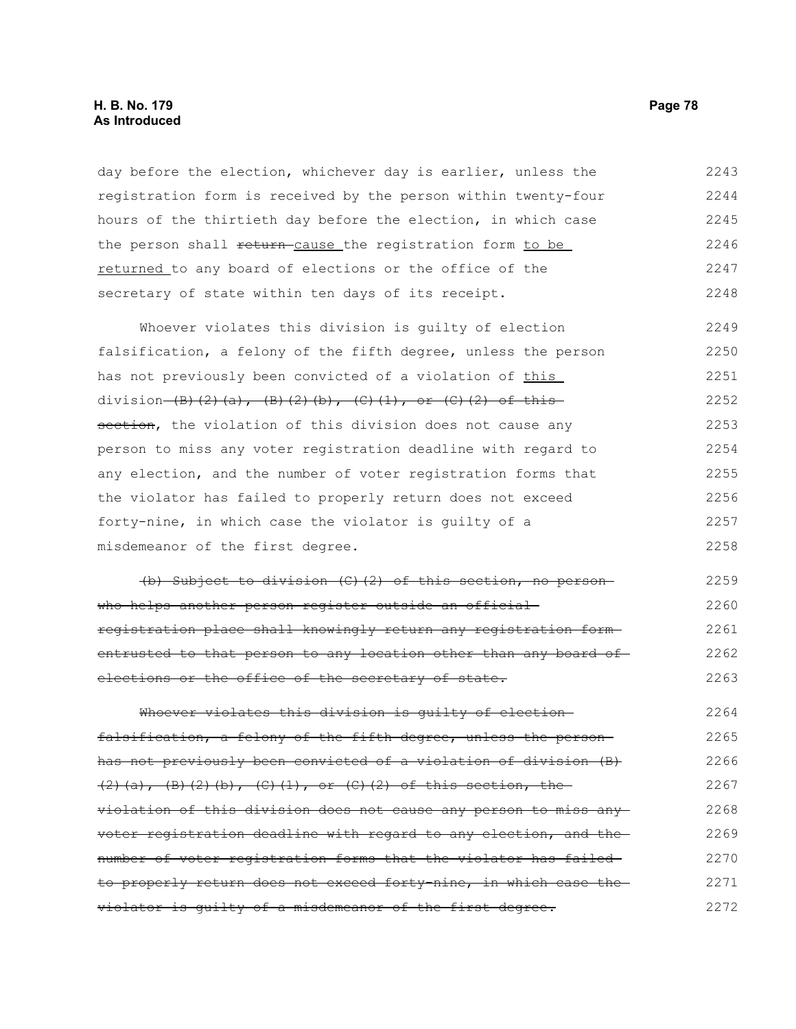day before the election, whichever day is earlier, unless the registration form is received by the person within twenty-four hours of the thirtieth day before the election, in which case the person shall ~~return~~ cause the registration form to be returned to any board of elections or the office of the secretary of state within ten days of its receipt.

Whoever violates this division is guilty of election falsification, a felony of the fifth degree, unless the person has not previously been convicted of a violation of this division ~~(B)(2)(a), (B)(2)(b), (C)(1), or (C)(2) of this section~~, the violation of this division does not cause any person to miss any voter registration deadline with regard to any election, and the number of voter registration forms that the violator has failed to properly return does not exceed forty-nine, in which case the violator is guilty of a misdemeanor of the first degree.

~~(b) Subject to division (C)(2) of this section, no person who helps another person register outside an official registration place shall knowingly return any registration form entrusted to that person to any location other than any board of elections or the office of the secretary of state.~~

~~Whoever violates this division is guilty of election falsification, a felony of the fifth degree, unless the person has not previously been convicted of a violation of division (B)(2)(a), (B)(2)(b), (C)(1), or (C)(2) of this section, the violation of this division does not cause any person to miss any voter registration deadline with regard to any election, and the number of voter registration forms that the violator has failed to properly return does not exceed forty-nine, in which case the violator is guilty of a misdemeanor of the first degree.~~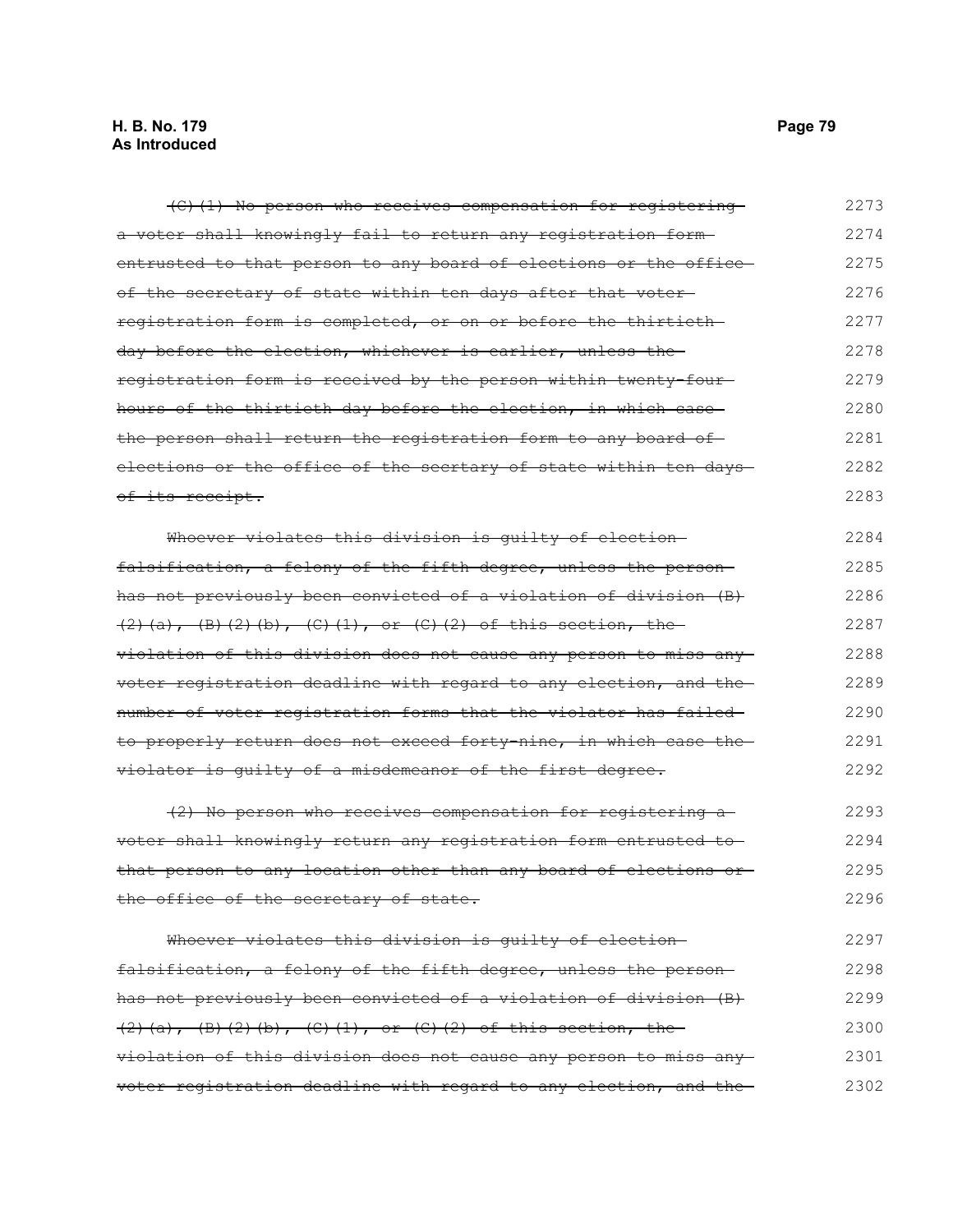~~(C)(1) No person who receives compensation for registering a voter shall knowingly fail to return any registration form entrusted to that person to any board of elections or the office of the secretary of state within ten days after that voter registration form is completed, or on or before the thirtieth day before the election, whichever is earlier, unless the registration form is received by the person within twenty-four hours of the thirtieth day before the election, in which case the person shall return the registration form to any board of elections or the office of the secrtary of state within ten days of its receipt.~~

~~Whoever violates this division is guilty of election falsification, a felony of the fifth degree, unless the person has not previously been convicted of a violation of division (B)(2)(a), (B)(2)(b), (C)(1), or (C)(2) of this section, the violation of this division does not cause any person to miss any voter registration deadline with regard to any election, and the number of voter registration forms that the violator has failed to properly return does not exceed forty-nine, in which case the violator is guilty of a misdemeanor of the first degree.~~

~~(2) No person who receives compensation for registering a voter shall knowingly return any registration form entrusted to that person to any location other than any board of elections or the office of the secretary of state.~~

~~Whoever violates this division is guilty of election falsification, a felony of the fifth degree, unless the person has not previously been convicted of a violation of division (B)(2)(a), (B)(2)(b), (C)(1), or (C)(2) of this section, the violation of this division does not cause any person to miss any voter registration deadline with regard to any election, and the~~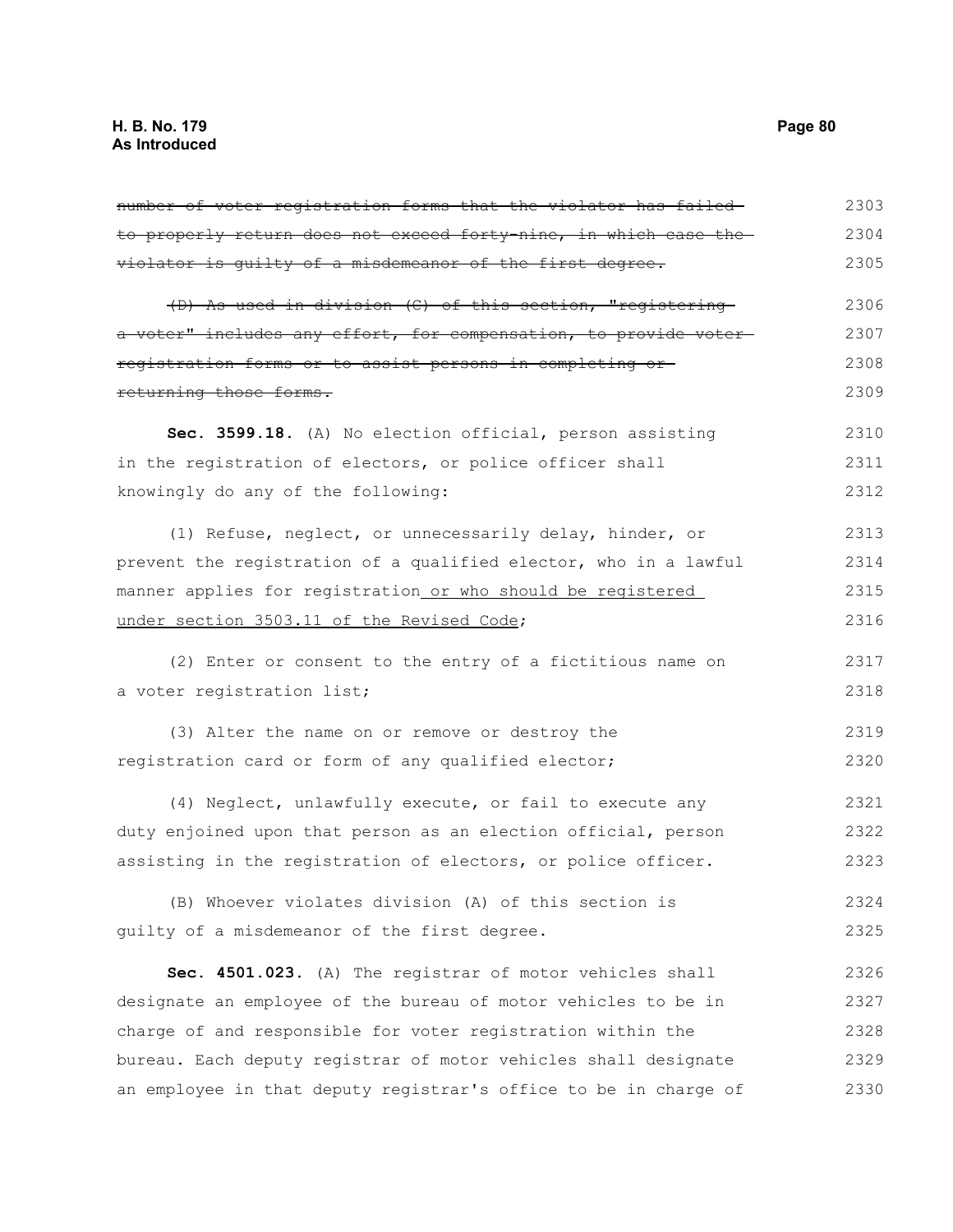~~number of voter registration forms that the violator has failed to properly return does not exceed forty-nine, in which case the violator is guilty of a misdemeanor of the first degree.~~

~~(D) As used in division (C) of this section, "registering a voter" includes any effort, for compensation, to provide voter registration forms or to assist persons in completing or returning those forms.~~

**Sec. 3599.18.** (A) No election official, person assisting in the registration of electors, or police officer shall knowingly do any of the following:

(1) Refuse, neglect, or unnecessarily delay, hinder, or prevent the registration of a qualified elector, who in a lawful manner applies for registration <u>or who should be registered under section 3503.11 of the Revised Code</u>;

(2) Enter or consent to the entry of a fictitious name on a voter registration list;

(3) Alter the name on or remove or destroy the registration card or form of any qualified elector;

(4) Neglect, unlawfully execute, or fail to execute any duty enjoined upon that person as an election official, person assisting in the registration of electors, or police officer.

(B) Whoever violates division (A) of this section is guilty of a misdemeanor of the first degree.

**Sec. 4501.023.** (A) The registrar of motor vehicles shall designate an employee of the bureau of motor vehicles to be in charge of and responsible for voter registration within the bureau. Each deputy registrar of motor vehicles shall designate an employee in that deputy registrar's office to be in charge of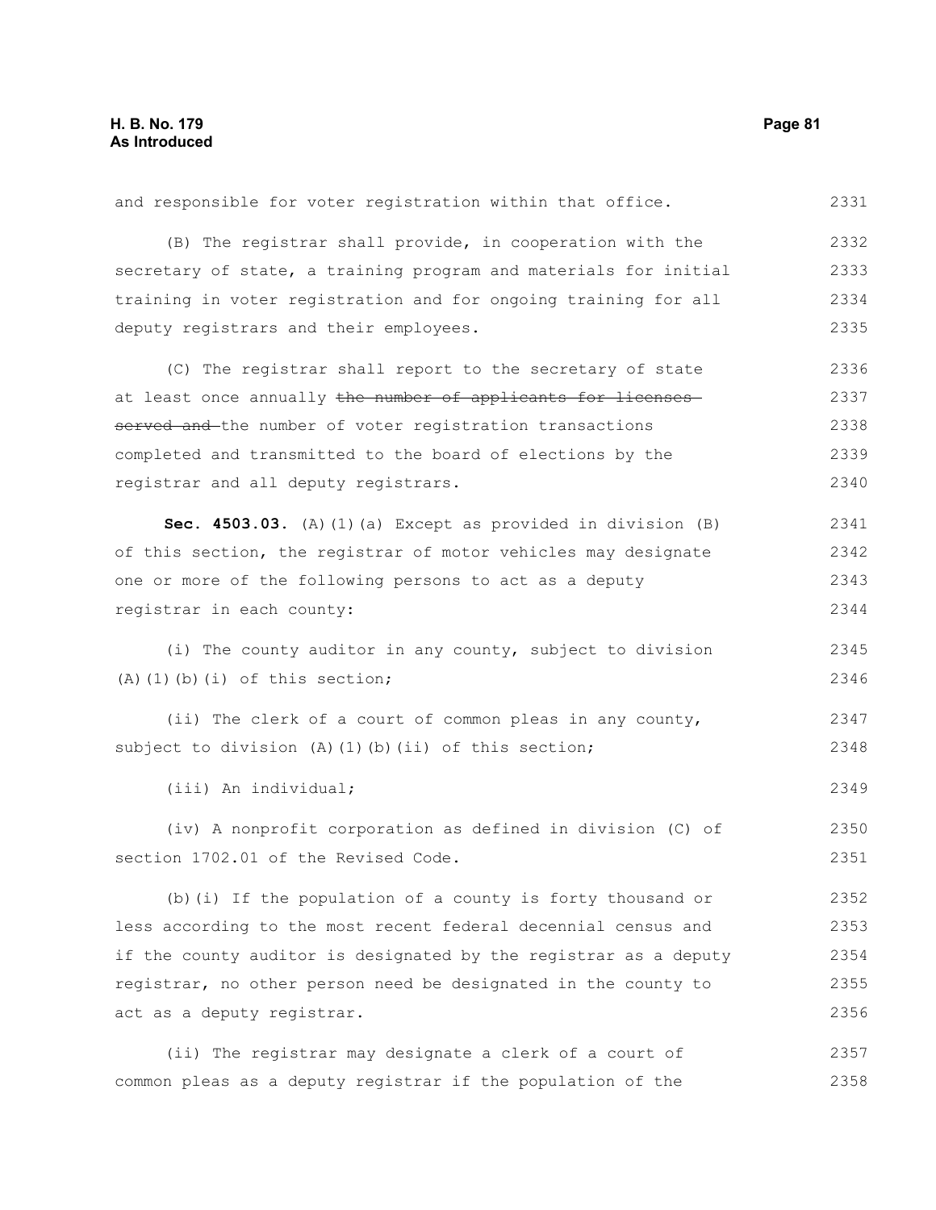and responsible for voter registration within that office.

(B) The registrar shall provide, in cooperation with the secretary of state, a training program and materials for initial training in voter registration and for ongoing training for all deputy registrars and their employees.

(C) The registrar shall report to the secretary of state at least once annually ~~the number of applicants for licenses served and~~ the number of voter registration transactions completed and transmitted to the board of elections by the registrar and all deputy registrars.

**Sec. 4503.03.** (A)(1)(a) Except as provided in division (B) of this section, the registrar of motor vehicles may designate one or more of the following persons to act as a deputy registrar in each county:

(i) The county auditor in any county, subject to division (A)(1)(b)(i) of this section;

(ii) The clerk of a court of common pleas in any county, subject to division (A)(1)(b)(ii) of this section;

(iii) An individual;

(iv) A nonprofit corporation as defined in division (C) of section 1702.01 of the Revised Code.

(b)(i) If the population of a county is forty thousand or less according to the most recent federal decennial census and if the county auditor is designated by the registrar as a deputy registrar, no other person need be designated in the county to act as a deputy registrar.

(ii) The registrar may designate a clerk of a court of common pleas as a deputy registrar if the population of the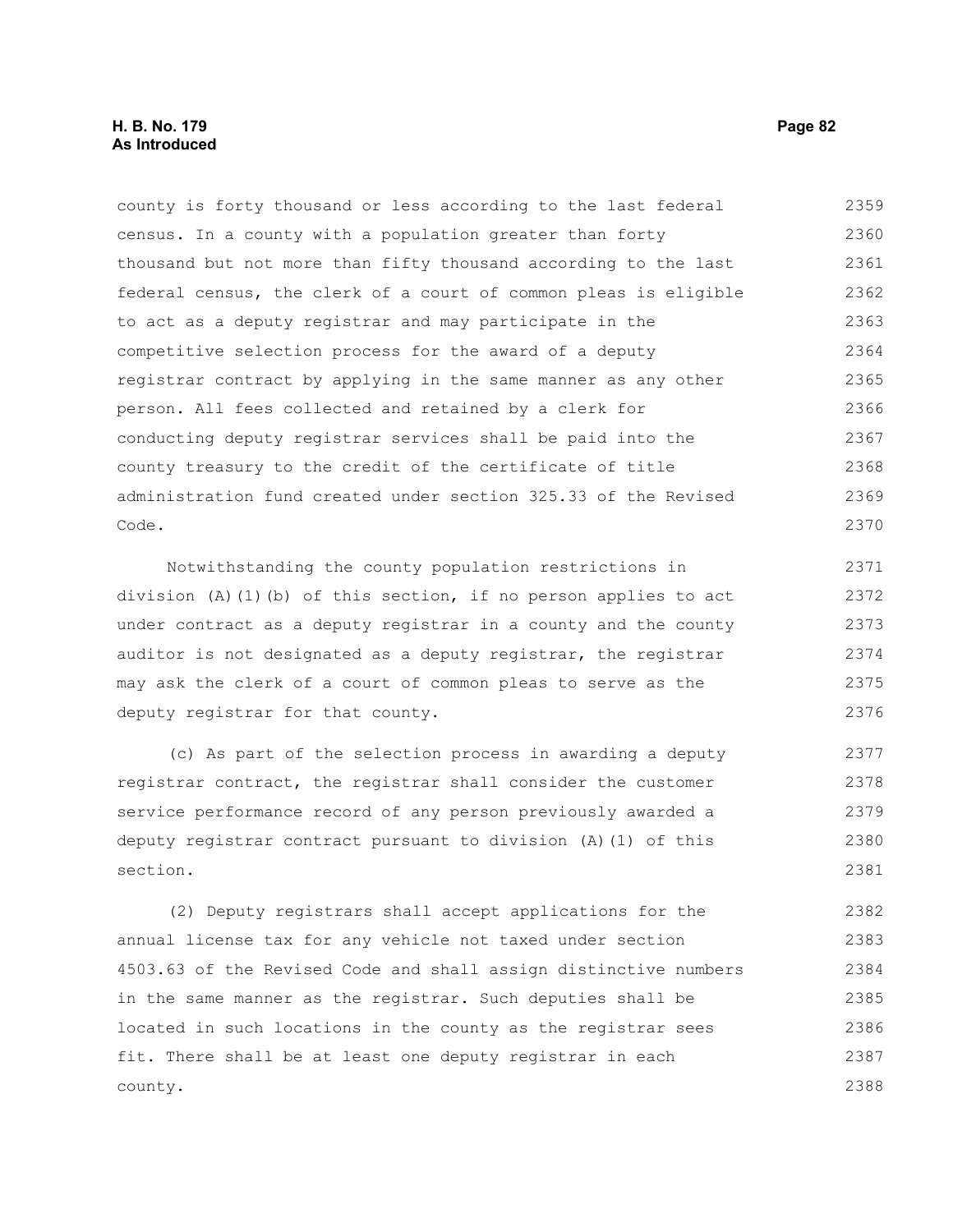county is forty thousand or less according to the last federal census. In a county with a population greater than forty thousand but not more than fifty thousand according to the last federal census, the clerk of a court of common pleas is eligible to act as a deputy registrar and may participate in the competitive selection process for the award of a deputy registrar contract by applying in the same manner as any other person. All fees collected and retained by a clerk for conducting deputy registrar services shall be paid into the county treasury to the credit of the certificate of title administration fund created under section 325.33 of the Revised Code.

Notwithstanding the county population restrictions in division (A)(1)(b) of this section, if no person applies to act under contract as a deputy registrar in a county and the county auditor is not designated as a deputy registrar, the registrar may ask the clerk of a court of common pleas to serve as the deputy registrar for that county.

(c) As part of the selection process in awarding a deputy registrar contract, the registrar shall consider the customer service performance record of any person previously awarded a deputy registrar contract pursuant to division (A)(1) of this section.

(2) Deputy registrars shall accept applications for the annual license tax for any vehicle not taxed under section 4503.63 of the Revised Code and shall assign distinctive numbers in the same manner as the registrar. Such deputies shall be located in such locations in the county as the registrar sees fit. There shall be at least one deputy registrar in each county.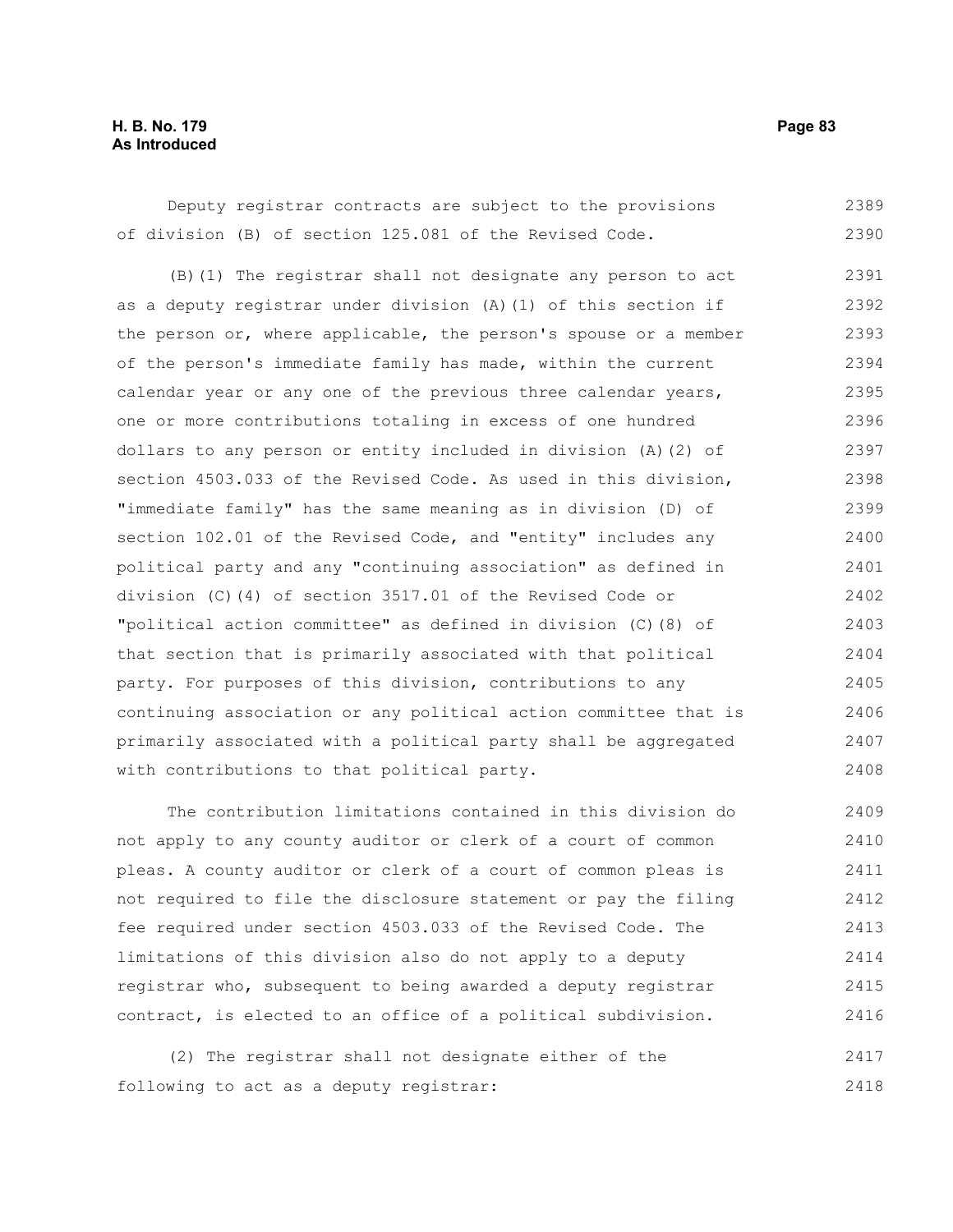Deputy registrar contracts are subject to the provisions of division (B) of section 125.081 of the Revised Code.

(B)(1) The registrar shall not designate any person to act as a deputy registrar under division (A)(1) of this section if the person or, where applicable, the person's spouse or a member of the person's immediate family has made, within the current calendar year or any one of the previous three calendar years, one or more contributions totaling in excess of one hundred dollars to any person or entity included in division (A)(2) of section 4503.033 of the Revised Code. As used in this division, "immediate family" has the same meaning as in division (D) of section 102.01 of the Revised Code, and "entity" includes any political party and any "continuing association" as defined in division (C)(4) of section 3517.01 of the Revised Code or "political action committee" as defined in division (C)(8) of that section that is primarily associated with that political party. For purposes of this division, contributions to any continuing association or any political action committee that is primarily associated with a political party shall be aggregated with contributions to that political party.

The contribution limitations contained in this division do not apply to any county auditor or clerk of a court of common pleas. A county auditor or clerk of a court of common pleas is not required to file the disclosure statement or pay the filing fee required under section 4503.033 of the Revised Code. The limitations of this division also do not apply to a deputy registrar who, subsequent to being awarded a deputy registrar contract, is elected to an office of a political subdivision.

(2) The registrar shall not designate either of the following to act as a deputy registrar: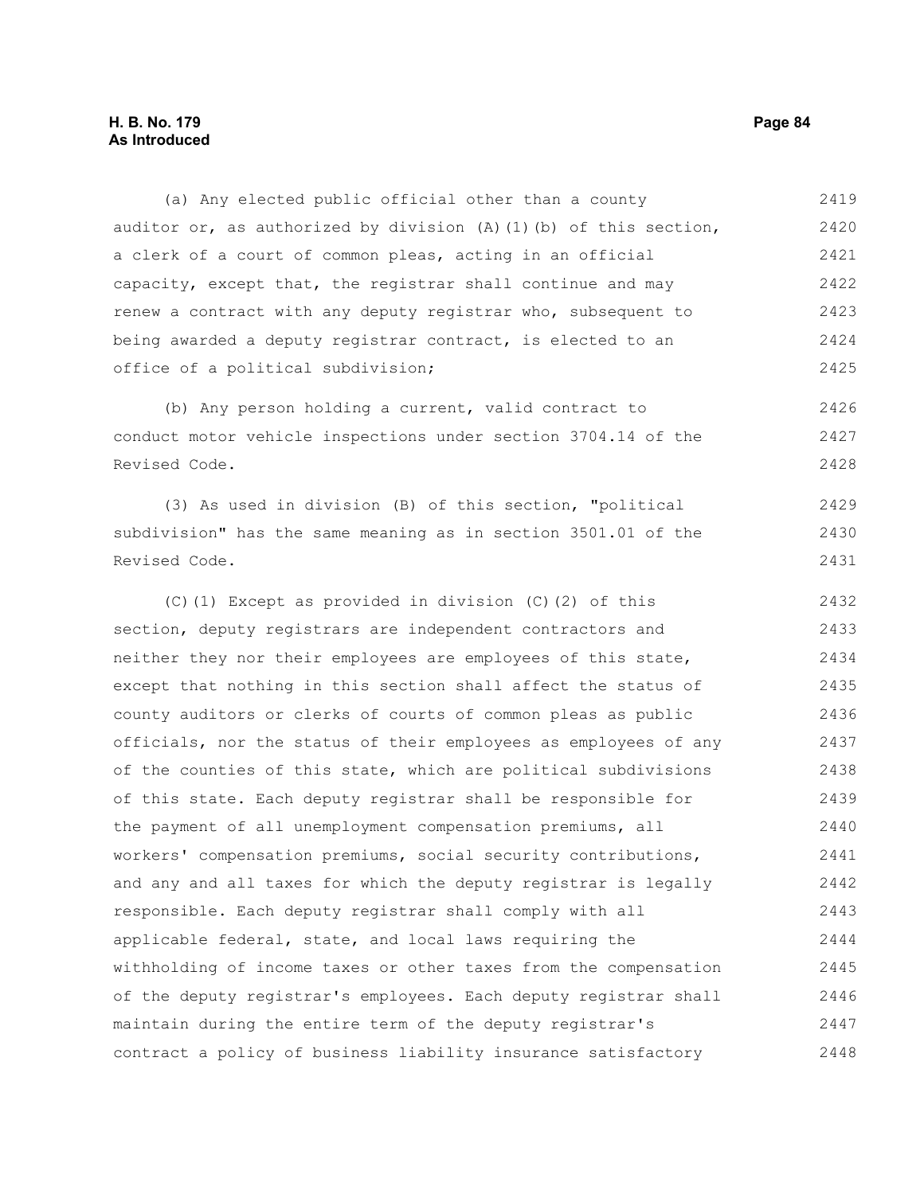(a) Any elected public official other than a county auditor or, as authorized by division (A)(1)(b) of this section, a clerk of a court of common pleas, acting in an official capacity, except that, the registrar shall continue and may renew a contract with any deputy registrar who, subsequent to being awarded a deputy registrar contract, is elected to an office of a political subdivision;

(b) Any person holding a current, valid contract to conduct motor vehicle inspections under section 3704.14 of the Revised Code.

(3) As used in division (B) of this section, "political subdivision" has the same meaning as in section 3501.01 of the Revised Code.

(C)(1) Except as provided in division (C)(2) of this section, deputy registrars are independent contractors and neither they nor their employees are employees of this state, except that nothing in this section shall affect the status of county auditors or clerks of courts of common pleas as public officials, nor the status of their employees as employees of any of the counties of this state, which are political subdivisions of this state. Each deputy registrar shall be responsible for the payment of all unemployment compensation premiums, all workers' compensation premiums, social security contributions, and any and all taxes for which the deputy registrar is legally responsible. Each deputy registrar shall comply with all applicable federal, state, and local laws requiring the withholding of income taxes or other taxes from the compensation of the deputy registrar's employees. Each deputy registrar shall maintain during the entire term of the deputy registrar's contract a policy of business liability insurance satisfactory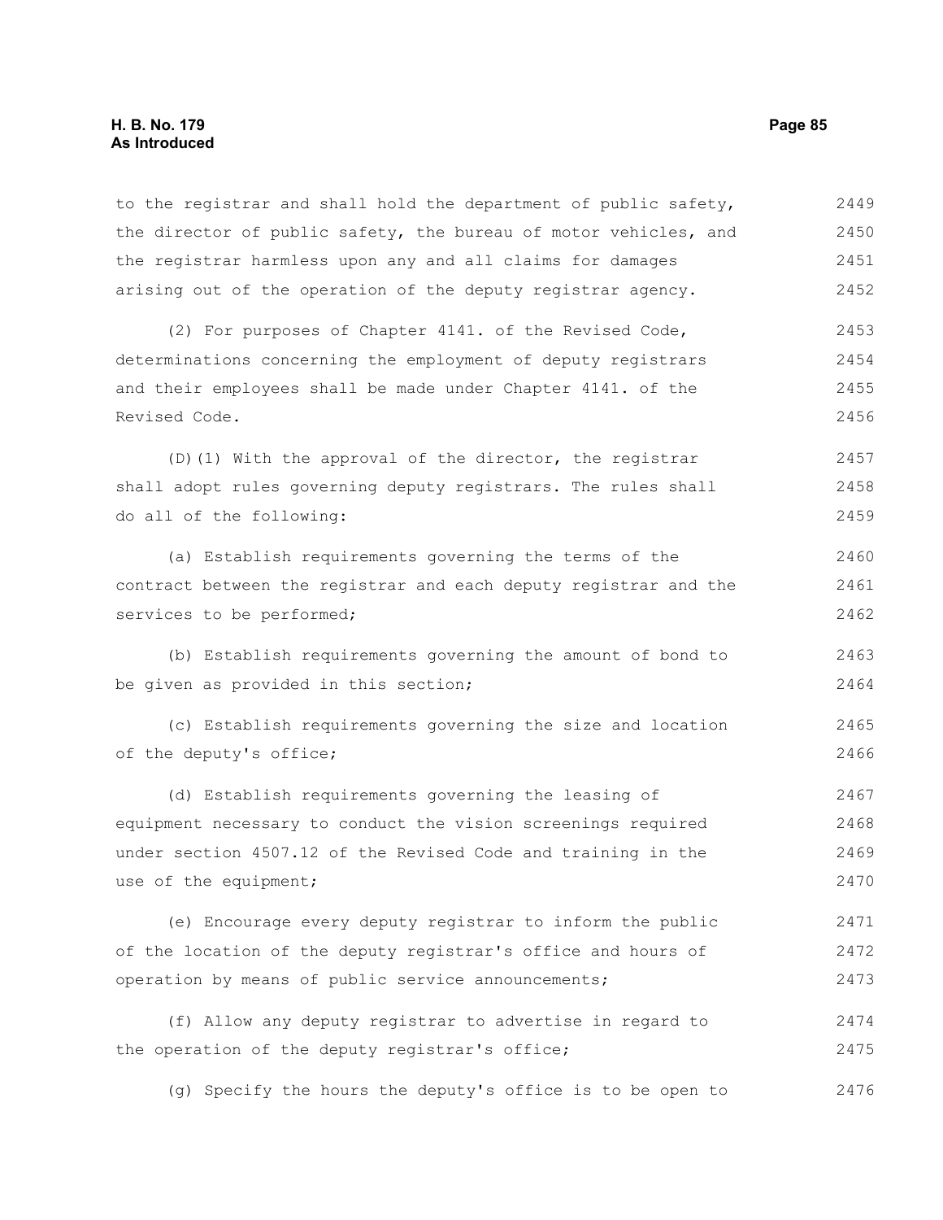to the registrar and shall hold the department of public safety, the director of public safety, the bureau of motor vehicles, and the registrar harmless upon any and all claims for damages arising out of the operation of the deputy registrar agency.

(2) For purposes of Chapter 4141. of the Revised Code, determinations concerning the employment of deputy registrars and their employees shall be made under Chapter 4141. of the Revised Code.

(D)(1) With the approval of the director, the registrar shall adopt rules governing deputy registrars. The rules shall do all of the following:

(a) Establish requirements governing the terms of the contract between the registrar and each deputy registrar and the services to be performed;

(b) Establish requirements governing the amount of bond to be given as provided in this section;

(c) Establish requirements governing the size and location of the deputy's office;

(d) Establish requirements governing the leasing of equipment necessary to conduct the vision screenings required under section 4507.12 of the Revised Code and training in the use of the equipment;

(e) Encourage every deputy registrar to inform the public of the location of the deputy registrar's office and hours of operation by means of public service announcements;

(f) Allow any deputy registrar to advertise in regard to the operation of the deputy registrar's office;

(g) Specify the hours the deputy's office is to be open to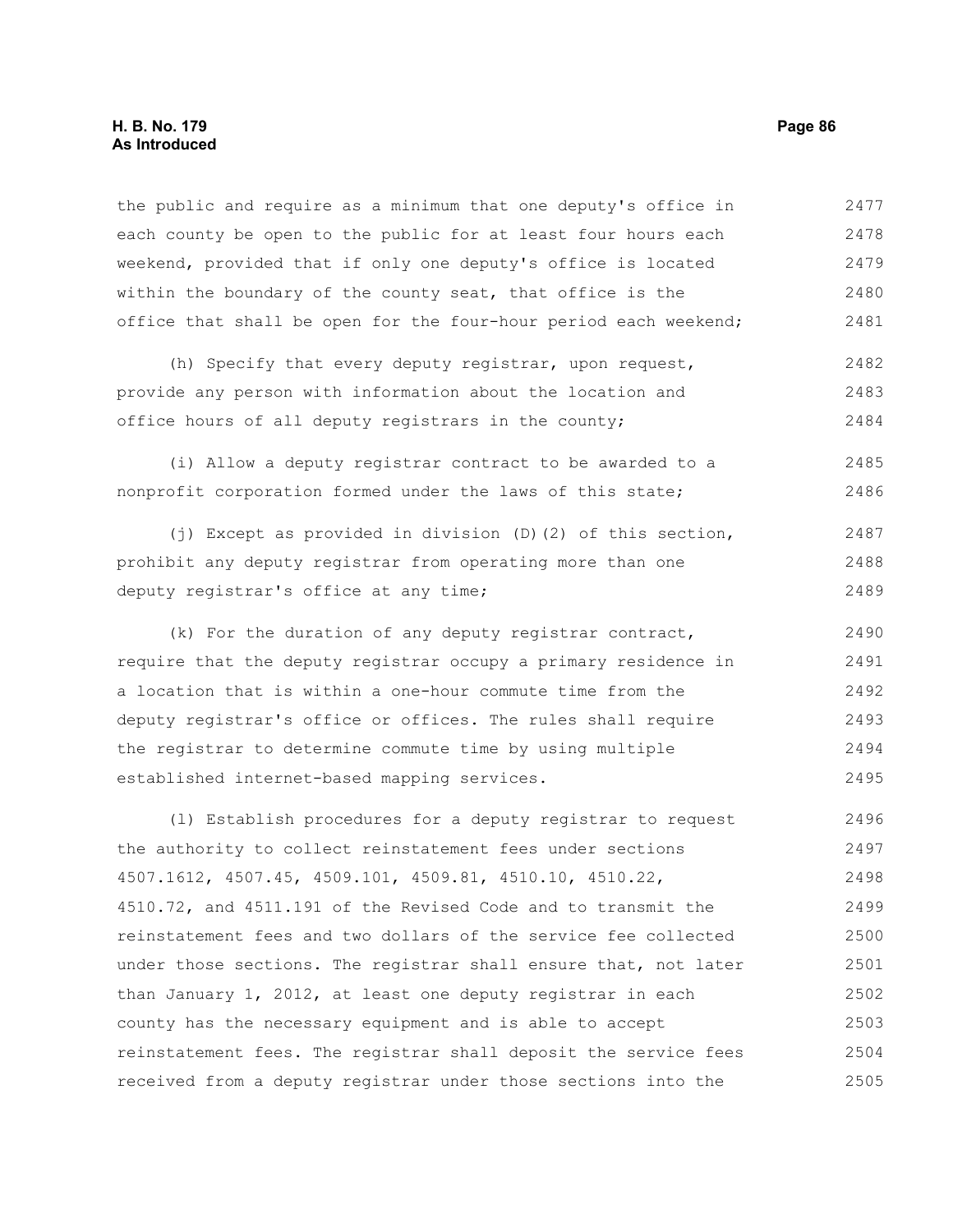the public and require as a minimum that one deputy's office in each county be open to the public for at least four hours each weekend, provided that if only one deputy's office is located within the boundary of the county seat, that office is the office that shall be open for the four-hour period each weekend;

(h) Specify that every deputy registrar, upon request, provide any person with information about the location and office hours of all deputy registrars in the county;

(i) Allow a deputy registrar contract to be awarded to a nonprofit corporation formed under the laws of this state;

(j) Except as provided in division (D)(2) of this section, prohibit any deputy registrar from operating more than one deputy registrar's office at any time;

(k) For the duration of any deputy registrar contract, require that the deputy registrar occupy a primary residence in a location that is within a one-hour commute time from the deputy registrar's office or offices. The rules shall require the registrar to determine commute time by using multiple established internet-based mapping services.

(l) Establish procedures for a deputy registrar to request the authority to collect reinstatement fees under sections 4507.1612, 4507.45, 4509.101, 4509.81, 4510.10, 4510.22, 4510.72, and 4511.191 of the Revised Code and to transmit the reinstatement fees and two dollars of the service fee collected under those sections. The registrar shall ensure that, not later than January 1, 2012, at least one deputy registrar in each county has the necessary equipment and is able to accept reinstatement fees. The registrar shall deposit the service fees received from a deputy registrar under those sections into the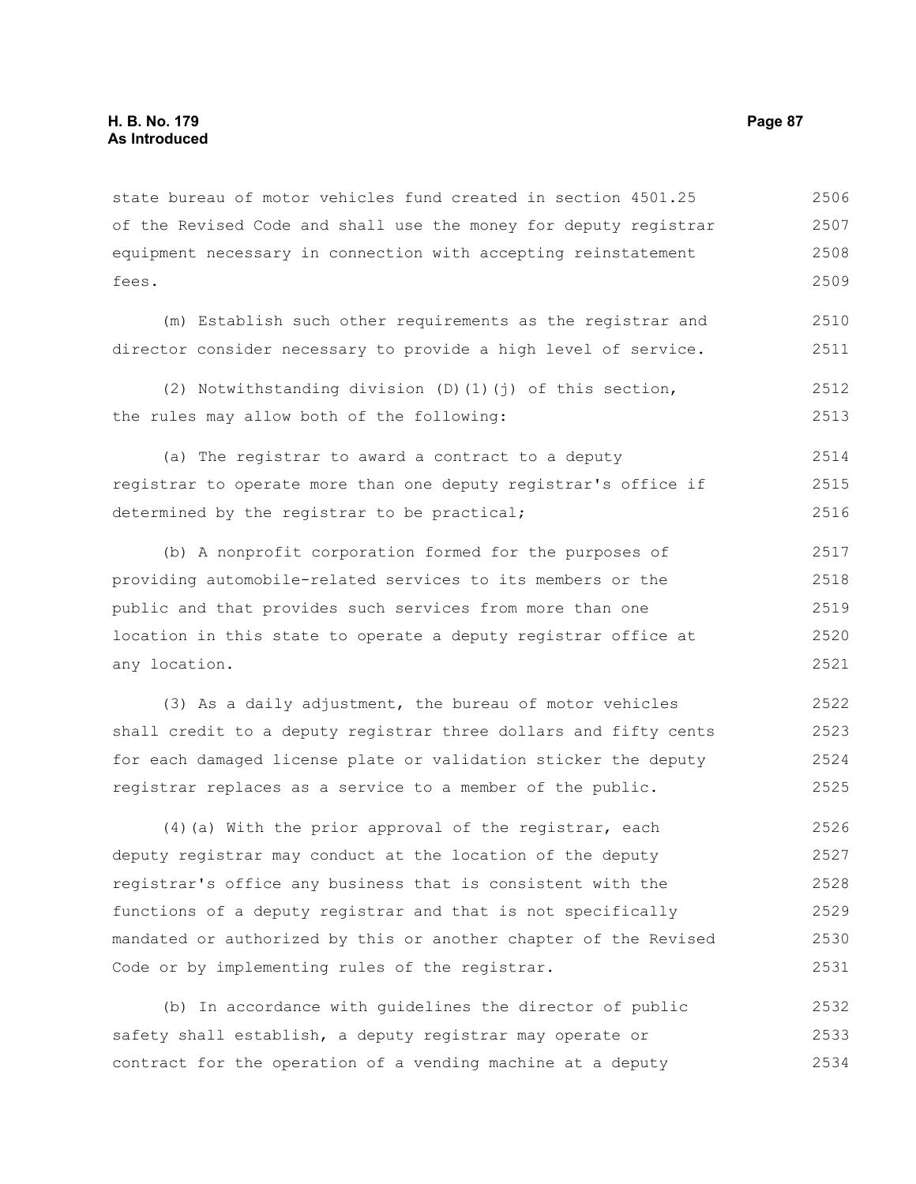state bureau of motor vehicles fund created in section 4501.25 of the Revised Code and shall use the money for deputy registrar equipment necessary in connection with accepting reinstatement fees.

(m) Establish such other requirements as the registrar and director consider necessary to provide a high level of service.

(2) Notwithstanding division (D)(1)(j) of this section, the rules may allow both of the following:

(a) The registrar to award a contract to a deputy registrar to operate more than one deputy registrar's office if determined by the registrar to be practical;

(b) A nonprofit corporation formed for the purposes of providing automobile-related services to its members or the public and that provides such services from more than one location in this state to operate a deputy registrar office at any location.

(3) As a daily adjustment, the bureau of motor vehicles shall credit to a deputy registrar three dollars and fifty cents for each damaged license plate or validation sticker the deputy registrar replaces as a service to a member of the public.

(4)(a) With the prior approval of the registrar, each deputy registrar may conduct at the location of the deputy registrar's office any business that is consistent with the functions of a deputy registrar and that is not specifically mandated or authorized by this or another chapter of the Revised Code or by implementing rules of the registrar.

(b) In accordance with guidelines the director of public safety shall establish, a deputy registrar may operate or contract for the operation of a vending machine at a deputy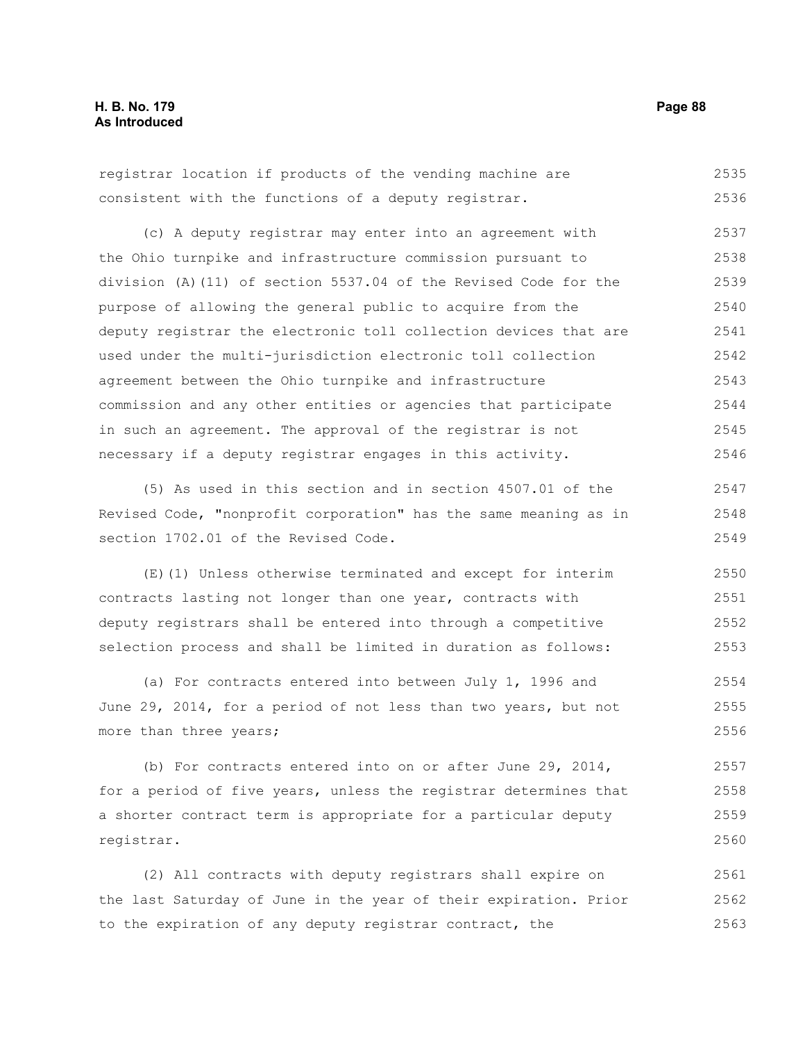registrar location if products of the vending machine are consistent with the functions of a deputy registrar.

(c) A deputy registrar may enter into an agreement with the Ohio turnpike and infrastructure commission pursuant to division (A)(11) of section 5537.04 of the Revised Code for the purpose of allowing the general public to acquire from the deputy registrar the electronic toll collection devices that are used under the multi-jurisdiction electronic toll collection agreement between the Ohio turnpike and infrastructure commission and any other entities or agencies that participate in such an agreement. The approval of the registrar is not necessary if a deputy registrar engages in this activity.

(5) As used in this section and in section 4507.01 of the Revised Code, "nonprofit corporation" has the same meaning as in section 1702.01 of the Revised Code.

(E)(1) Unless otherwise terminated and except for interim contracts lasting not longer than one year, contracts with deputy registrars shall be entered into through a competitive selection process and shall be limited in duration as follows:

(a) For contracts entered into between July 1, 1996 and June 29, 2014, for a period of not less than two years, but not more than three years;

(b) For contracts entered into on or after June 29, 2014, for a period of five years, unless the registrar determines that a shorter contract term is appropriate for a particular deputy registrar.

(2) All contracts with deputy registrars shall expire on the last Saturday of June in the year of their expiration. Prior to the expiration of any deputy registrar contract, the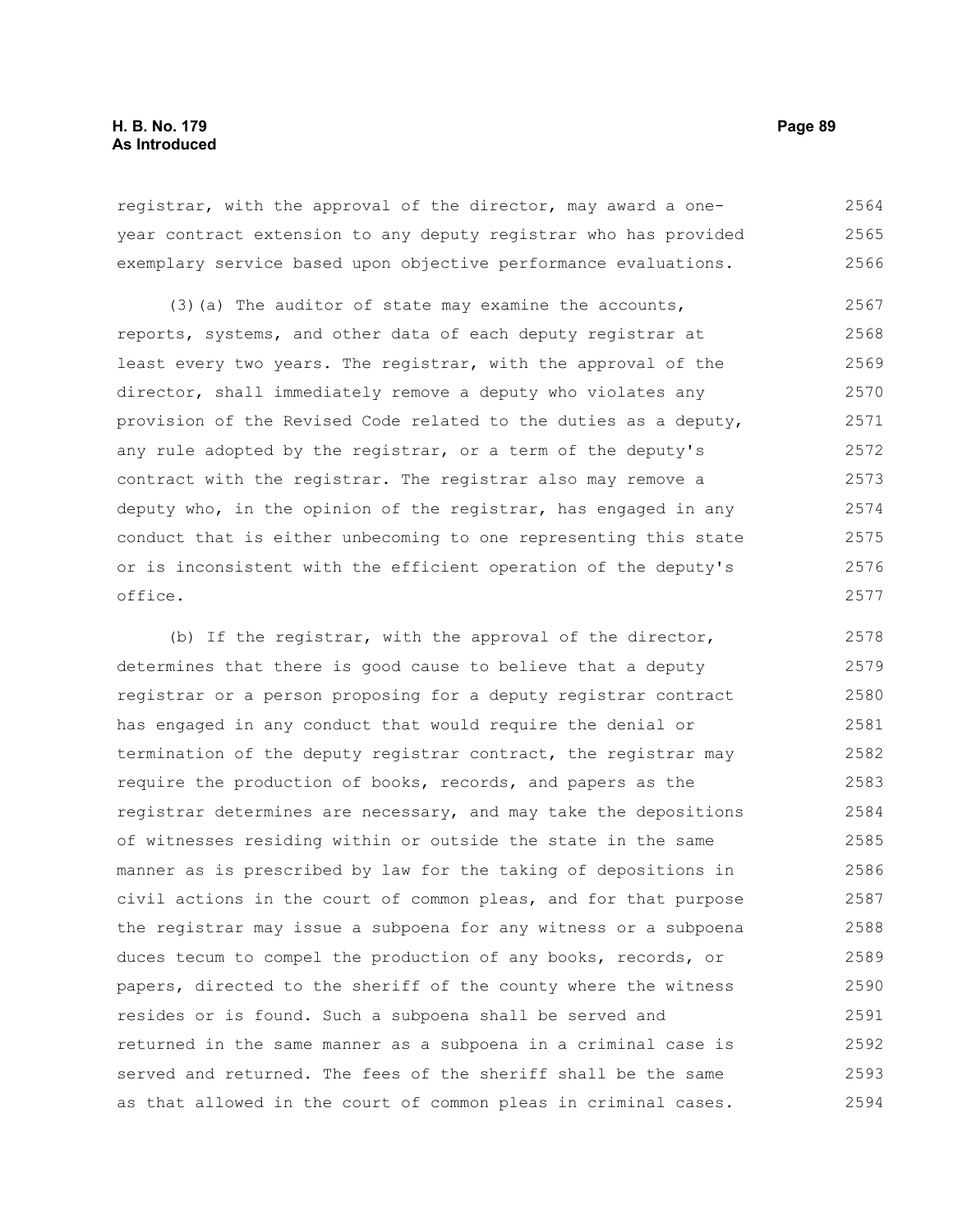registrar, with the approval of the director, may award a one-year contract extension to any deputy registrar who has provided exemplary service based upon objective performance evaluations.

(3)(a) The auditor of state may examine the accounts, reports, systems, and other data of each deputy registrar at least every two years. The registrar, with the approval of the director, shall immediately remove a deputy who violates any provision of the Revised Code related to the duties as a deputy, any rule adopted by the registrar, or a term of the deputy's contract with the registrar. The registrar also may remove a deputy who, in the opinion of the registrar, has engaged in any conduct that is either unbecoming to one representing this state or is inconsistent with the efficient operation of the deputy's office.

(b) If the registrar, with the approval of the director, determines that there is good cause to believe that a deputy registrar or a person proposing for a deputy registrar contract has engaged in any conduct that would require the denial or termination of the deputy registrar contract, the registrar may require the production of books, records, and papers as the registrar determines are necessary, and may take the depositions of witnesses residing within or outside the state in the same manner as is prescribed by law for the taking of depositions in civil actions in the court of common pleas, and for that purpose the registrar may issue a subpoena for any witness or a subpoena duces tecum to compel the production of any books, records, or papers, directed to the sheriff of the county where the witness resides or is found. Such a subpoena shall be served and returned in the same manner as a subpoena in a criminal case is served and returned. The fees of the sheriff shall be the same as that allowed in the court of common pleas in criminal cases.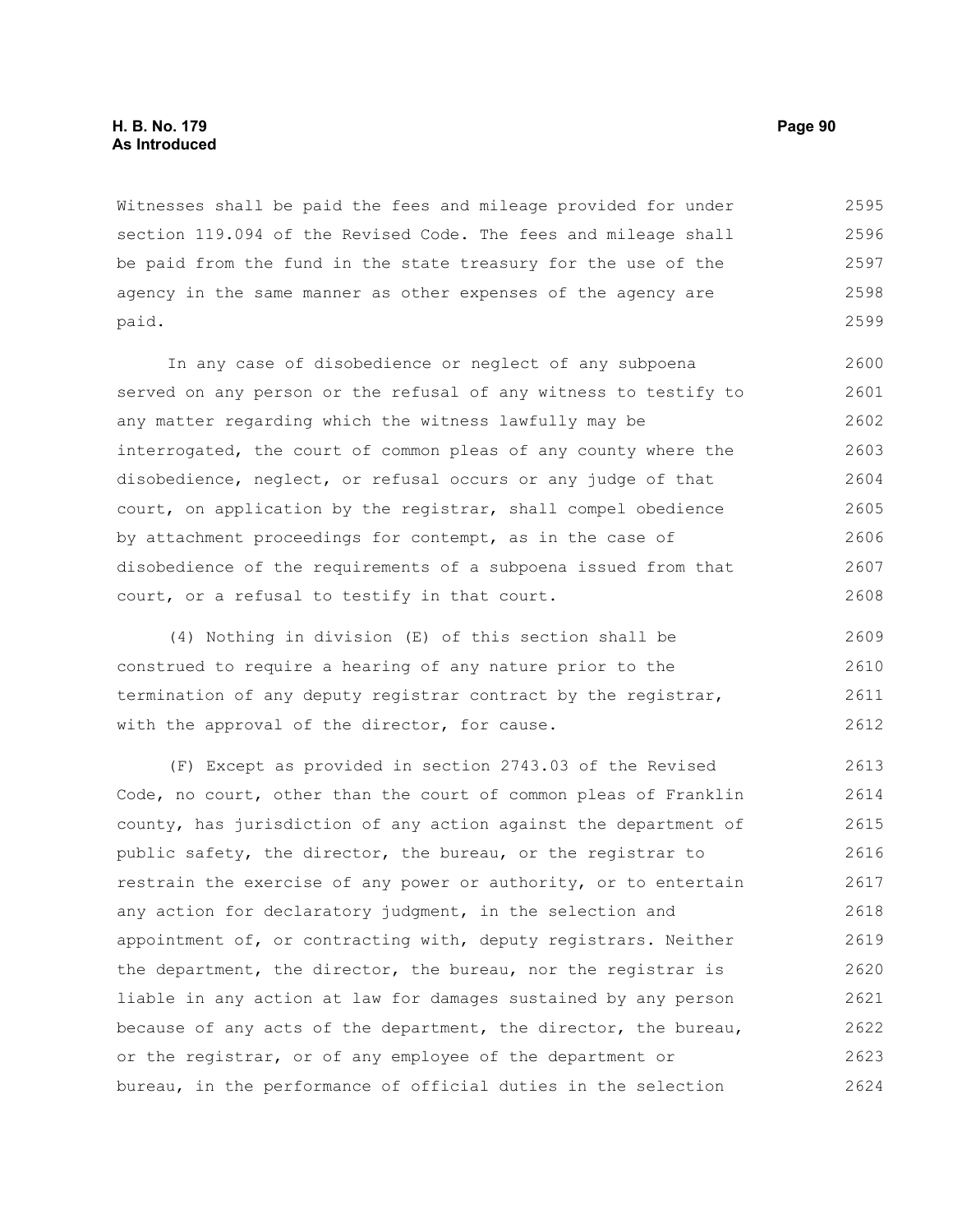Witnesses shall be paid the fees and mileage provided for under section 119.094 of the Revised Code. The fees and mileage shall be paid from the fund in the state treasury for the use of the agency in the same manner as other expenses of the agency are paid.

In any case of disobedience or neglect of any subpoena served on any person or the refusal of any witness to testify to any matter regarding which the witness lawfully may be interrogated, the court of common pleas of any county where the disobedience, neglect, or refusal occurs or any judge of that court, on application by the registrar, shall compel obedience by attachment proceedings for contempt, as in the case of disobedience of the requirements of a subpoena issued from that court, or a refusal to testify in that court.

(4) Nothing in division (E) of this section shall be construed to require a hearing of any nature prior to the termination of any deputy registrar contract by the registrar, with the approval of the director, for cause.

(F) Except as provided in section 2743.03 of the Revised Code, no court, other than the court of common pleas of Franklin county, has jurisdiction of any action against the department of public safety, the director, the bureau, or the registrar to restrain the exercise of any power or authority, or to entertain any action for declaratory judgment, in the selection and appointment of, or contracting with, deputy registrars. Neither the department, the director, the bureau, nor the registrar is liable in any action at law for damages sustained by any person because of any acts of the department, the director, the bureau, or the registrar, or of any employee of the department or bureau, in the performance of official duties in the selection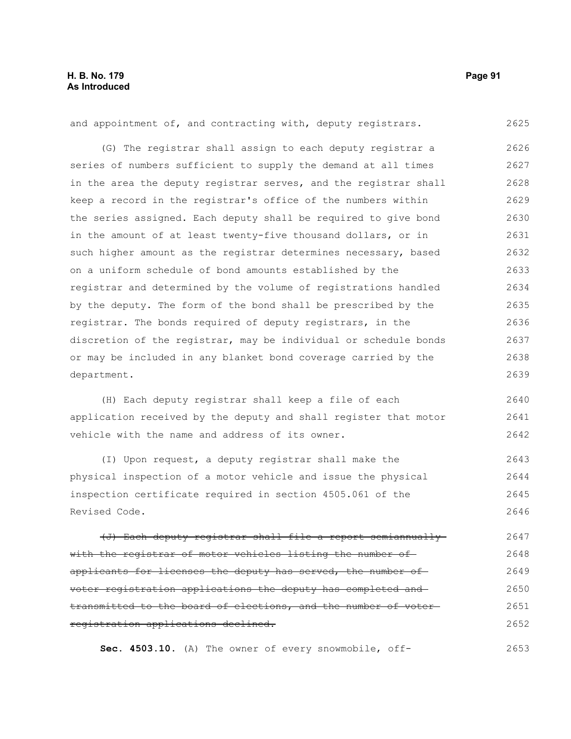and appointment of, and contracting with, deputy registrars.

(G) The registrar shall assign to each deputy registrar a series of numbers sufficient to supply the demand at all times in the area the deputy registrar serves, and the registrar shall keep a record in the registrar's office of the numbers within the series assigned. Each deputy shall be required to give bond in the amount of at least twenty-five thousand dollars, or in such higher amount as the registrar determines necessary, based on a uniform schedule of bond amounts established by the registrar and determined by the volume of registrations handled by the deputy. The form of the bond shall be prescribed by the registrar. The bonds required of deputy registrars, in the discretion of the registrar, may be individual or schedule bonds or may be included in any blanket bond coverage carried by the department.

(H) Each deputy registrar shall keep a file of each application received by the deputy and shall register that motor vehicle with the name and address of its owner.

(I) Upon request, a deputy registrar shall make the physical inspection of a motor vehicle and issue the physical inspection certificate required in section 4505.061 of the Revised Code.

~~(J) Each deputy registrar shall file a report semiannually with the registrar of motor vehicles listing the number of applicants for licenses the deputy has served, the number of voter registration applications the deputy has completed and transmitted to the board of elections, and the number of voter registration applications declined.~~

**Sec. 4503.10.** (A) The owner of every snowmobile, off-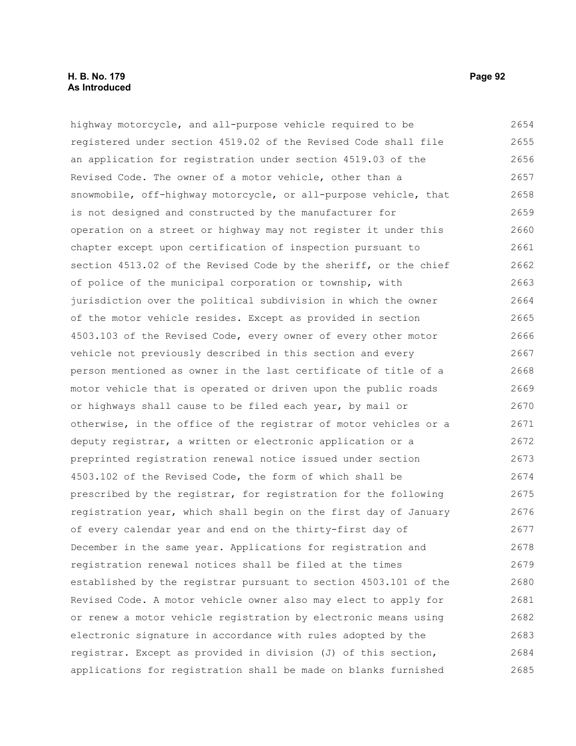highway motorcycle, and all-purpose vehicle required to be registered under section 4519.02 of the Revised Code shall file an application for registration under section 4519.03 of the Revised Code. The owner of a motor vehicle, other than a snowmobile, off-highway motorcycle, or all-purpose vehicle, that is not designed and constructed by the manufacturer for operation on a street or highway may not register it under this chapter except upon certification of inspection pursuant to section 4513.02 of the Revised Code by the sheriff, or the chief of police of the municipal corporation or township, with jurisdiction over the political subdivision in which the owner of the motor vehicle resides. Except as provided in section 4503.103 of the Revised Code, every owner of every other motor vehicle not previously described in this section and every person mentioned as owner in the last certificate of title of a motor vehicle that is operated or driven upon the public roads or highways shall cause to be filed each year, by mail or otherwise, in the office of the registrar of motor vehicles or a deputy registrar, a written or electronic application or a preprinted registration renewal notice issued under section 4503.102 of the Revised Code, the form of which shall be prescribed by the registrar, for registration for the following registration year, which shall begin on the first day of January of every calendar year and end on the thirty-first day of December in the same year. Applications for registration and registration renewal notices shall be filed at the times established by the registrar pursuant to section 4503.101 of the Revised Code. A motor vehicle owner also may elect to apply for or renew a motor vehicle registration by electronic means using electronic signature in accordance with rules adopted by the registrar. Except as provided in division (J) of this section, applications for registration shall be made on blanks furnished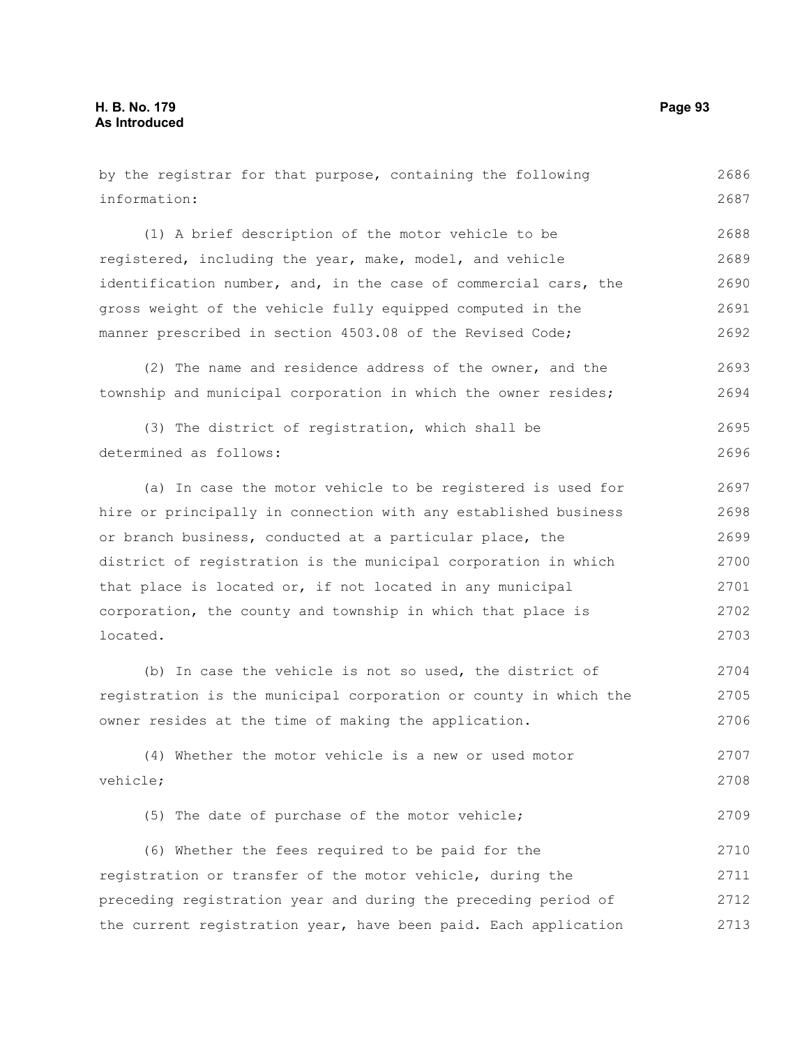by the registrar for that purpose, containing the following information:

(1) A brief description of the motor vehicle to be registered, including the year, make, model, and vehicle identification number, and, in the case of commercial cars, the gross weight of the vehicle fully equipped computed in the manner prescribed in section 4503.08 of the Revised Code;

(2) The name and residence address of the owner, and the township and municipal corporation in which the owner resides;

(3) The district of registration, which shall be determined as follows:

(a) In case the motor vehicle to be registered is used for hire or principally in connection with any established business or branch business, conducted at a particular place, the district of registration is the municipal corporation in which that place is located or, if not located in any municipal corporation, the county and township in which that place is located.

(b) In case the vehicle is not so used, the district of registration is the municipal corporation or county in which the owner resides at the time of making the application.

(4) Whether the motor vehicle is a new or used motor vehicle;

(5) The date of purchase of the motor vehicle;

(6) Whether the fees required to be paid for the registration or transfer of the motor vehicle, during the preceding registration year and during the preceding period of the current registration year, have been paid. Each application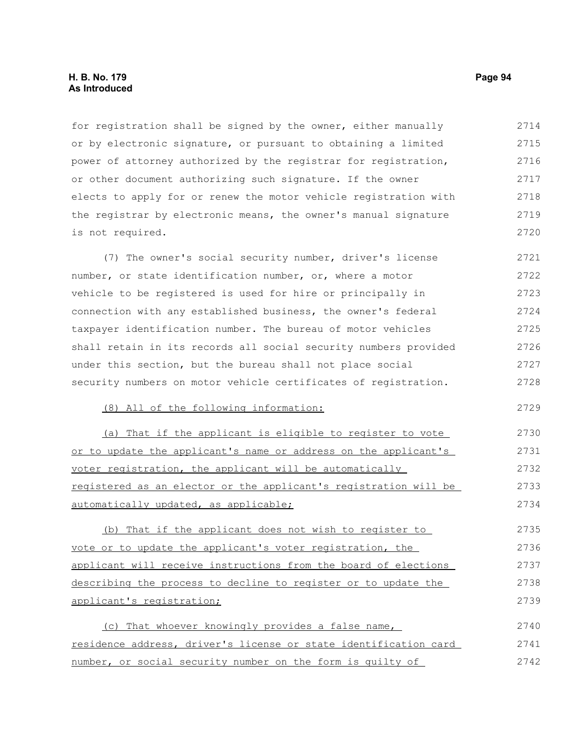for registration shall be signed by the owner, either manually or by electronic signature, or pursuant to obtaining a limited power of attorney authorized by the registrar for registration, or other document authorizing such signature. If the owner elects to apply for or renew the motor vehicle registration with the registrar by electronic means, the owner's manual signature is not required.

(7) The owner's social security number, driver's license number, or state identification number, or, where a motor vehicle to be registered is used for hire or principally in connection with any established business, the owner's federal taxpayer identification number. The bureau of motor vehicles shall retain in its records all social security numbers provided under this section, but the bureau shall not place social security numbers on motor vehicle certificates of registration.

<u>(8) All of the following information:</u>

<u>(a) That if the applicant is eligible to register to vote or to update the applicant's name or address on the applicant's voter registration, the applicant will be automatically registered as an elector or the applicant's registration will be automatically updated, as applicable;</u>

<u>(b) That if the applicant does not wish to register to vote or to update the applicant's voter registration, the applicant will receive instructions from the board of elections describing the process to decline to register or to update the applicant's registration;</u>

<u>(c) That whoever knowingly provides a false name, residence address, driver's license or state identification card number, or social security number on the form is guilty of</u>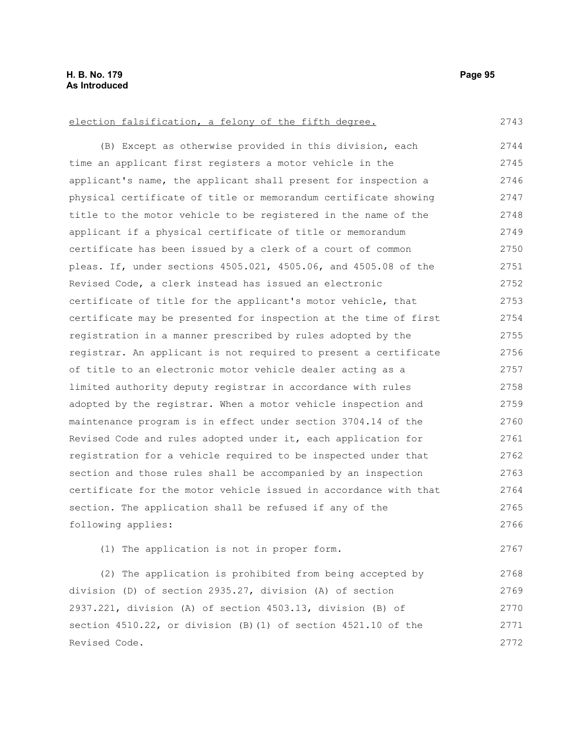election falsification, a felony of the fifth degree.

(B) Except as otherwise provided in this division, each time an applicant first registers a motor vehicle in the applicant's name, the applicant shall present for inspection a physical certificate of title or memorandum certificate showing title to the motor vehicle to be registered in the name of the applicant if a physical certificate of title or memorandum certificate has been issued by a clerk of a court of common pleas. If, under sections 4505.021, 4505.06, and 4505.08 of the Revised Code, a clerk instead has issued an electronic certificate of title for the applicant's motor vehicle, that certificate may be presented for inspection at the time of first registration in a manner prescribed by rules adopted by the registrar. An applicant is not required to present a certificate of title to an electronic motor vehicle dealer acting as a limited authority deputy registrar in accordance with rules adopted by the registrar. When a motor vehicle inspection and maintenance program is in effect under section 3704.14 of the Revised Code and rules adopted under it, each application for registration for a vehicle required to be inspected under that section and those rules shall be accompanied by an inspection certificate for the motor vehicle issued in accordance with that section. The application shall be refused if any of the following applies:

(1) The application is not in proper form.

(2) The application is prohibited from being accepted by division (D) of section 2935.27, division (A) of section 2937.221, division (A) of section 4503.13, division (B) of section 4510.22, or division (B)(1) of section 4521.10 of the Revised Code.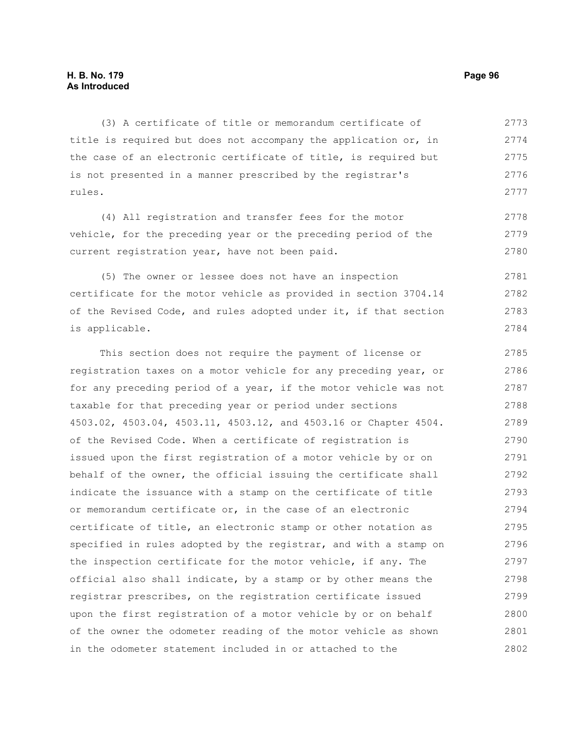(3) A certificate of title or memorandum certificate of title is required but does not accompany the application or, in the case of an electronic certificate of title, is required but is not presented in a manner prescribed by the registrar's rules.

(4) All registration and transfer fees for the motor vehicle, for the preceding year or the preceding period of the current registration year, have not been paid.

(5) The owner or lessee does not have an inspection certificate for the motor vehicle as provided in section 3704.14 of the Revised Code, and rules adopted under it, if that section is applicable.

This section does not require the payment of license or registration taxes on a motor vehicle for any preceding year, or for any preceding period of a year, if the motor vehicle was not taxable for that preceding year or period under sections 4503.02, 4503.04, 4503.11, 4503.12, and 4503.16 or Chapter 4504. of the Revised Code. When a certificate of registration is issued upon the first registration of a motor vehicle by or on behalf of the owner, the official issuing the certificate shall indicate the issuance with a stamp on the certificate of title or memorandum certificate or, in the case of an electronic certificate of title, an electronic stamp or other notation as specified in rules adopted by the registrar, and with a stamp on the inspection certificate for the motor vehicle, if any. The official also shall indicate, by a stamp or by other means the registrar prescribes, on the registration certificate issued upon the first registration of a motor vehicle by or on behalf of the owner the odometer reading of the motor vehicle as shown in the odometer statement included in or attached to the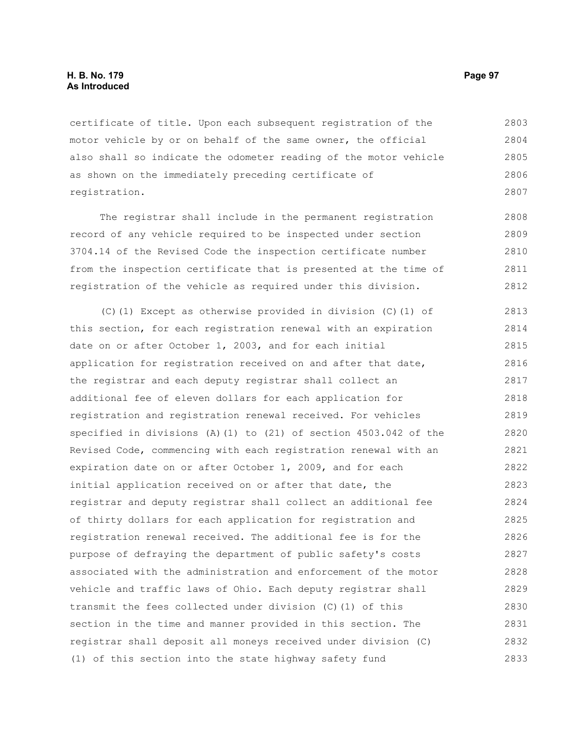certificate of title. Upon each subsequent registration of the motor vehicle by or on behalf of the same owner, the official also shall so indicate the odometer reading of the motor vehicle as shown on the immediately preceding certificate of registration.

The registrar shall include in the permanent registration record of any vehicle required to be inspected under section 3704.14 of the Revised Code the inspection certificate number from the inspection certificate that is presented at the time of registration of the vehicle as required under this division.

(C)(1) Except as otherwise provided in division (C)(1) of this section, for each registration renewal with an expiration date on or after October 1, 2003, and for each initial application for registration received on and after that date, the registrar and each deputy registrar shall collect an additional fee of eleven dollars for each application for registration and registration renewal received. For vehicles specified in divisions (A)(1) to (21) of section 4503.042 of the Revised Code, commencing with each registration renewal with an expiration date on or after October 1, 2009, and for each initial application received on or after that date, the registrar and deputy registrar shall collect an additional fee of thirty dollars for each application for registration and registration renewal received. The additional fee is for the purpose of defraying the department of public safety's costs associated with the administration and enforcement of the motor vehicle and traffic laws of Ohio. Each deputy registrar shall transmit the fees collected under division (C)(1) of this section in the time and manner provided in this section. The registrar shall deposit all moneys received under division (C)(1) of this section into the state highway safety fund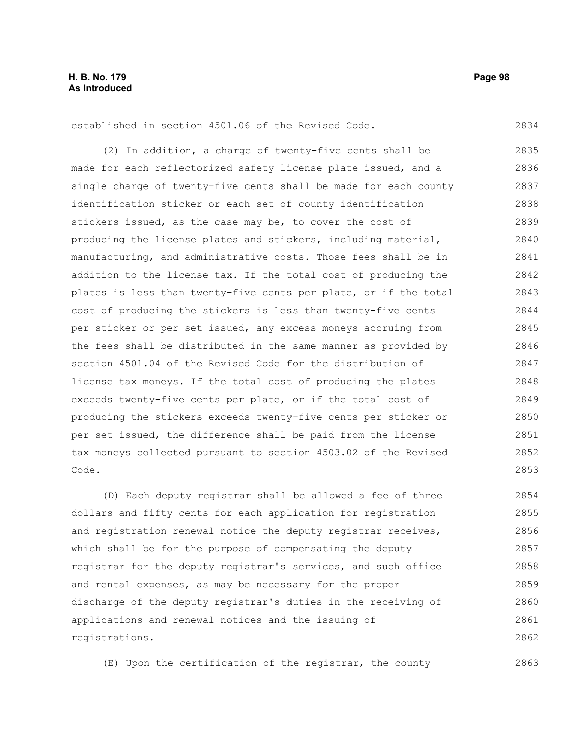established in section 4501.06 of the Revised Code.

(2) In addition, a charge of twenty-five cents shall be made for each reflectorized safety license plate issued, and a single charge of twenty-five cents shall be made for each county identification sticker or each set of county identification stickers issued, as the case may be, to cover the cost of producing the license plates and stickers, including material, manufacturing, and administrative costs. Those fees shall be in addition to the license tax. If the total cost of producing the plates is less than twenty-five cents per plate, or if the total cost of producing the stickers is less than twenty-five cents per sticker or per set issued, any excess moneys accruing from the fees shall be distributed in the same manner as provided by section 4501.04 of the Revised Code for the distribution of license tax moneys. If the total cost of producing the plates exceeds twenty-five cents per plate, or if the total cost of producing the stickers exceeds twenty-five cents per sticker or per set issued, the difference shall be paid from the license tax moneys collected pursuant to section 4503.02 of the Revised Code.

(D) Each deputy registrar shall be allowed a fee of three dollars and fifty cents for each application for registration and registration renewal notice the deputy registrar receives, which shall be for the purpose of compensating the deputy registrar for the deputy registrar's services, and such office and rental expenses, as may be necessary for the proper discharge of the deputy registrar's duties in the receiving of applications and renewal notices and the issuing of registrations.

(E) Upon the certification of the registrar, the county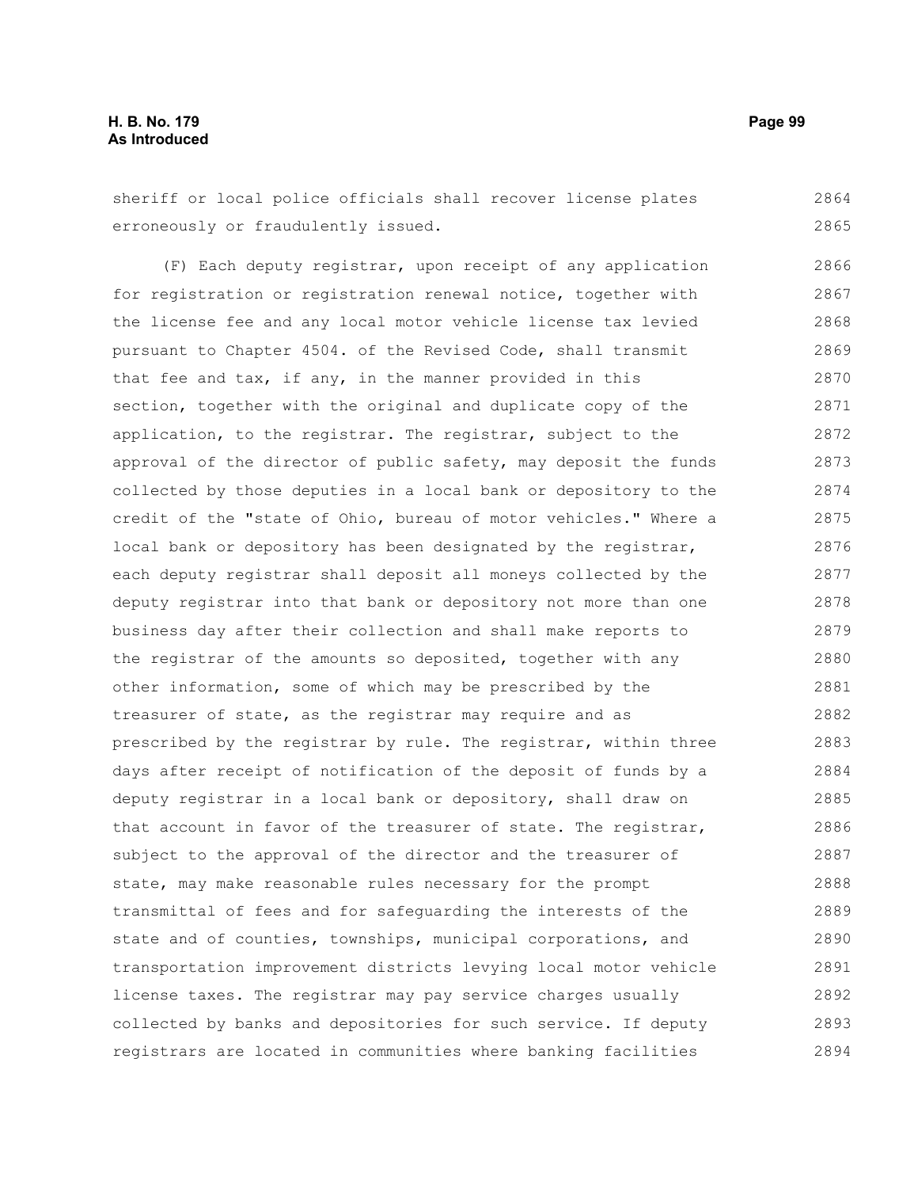sheriff or local police officials shall recover license plates erroneously or fraudulently issued.

(F) Each deputy registrar, upon receipt of any application for registration or registration renewal notice, together with the license fee and any local motor vehicle license tax levied pursuant to Chapter 4504. of the Revised Code, shall transmit that fee and tax, if any, in the manner provided in this section, together with the original and duplicate copy of the application, to the registrar. The registrar, subject to the approval of the director of public safety, may deposit the funds collected by those deputies in a local bank or depository to the credit of the "state of Ohio, bureau of motor vehicles." Where a local bank or depository has been designated by the registrar, each deputy registrar shall deposit all moneys collected by the deputy registrar into that bank or depository not more than one business day after their collection and shall make reports to the registrar of the amounts so deposited, together with any other information, some of which may be prescribed by the treasurer of state, as the registrar may require and as prescribed by the registrar by rule. The registrar, within three days after receipt of notification of the deposit of funds by a deputy registrar in a local bank or depository, shall draw on that account in favor of the treasurer of state. The registrar, subject to the approval of the director and the treasurer of state, may make reasonable rules necessary for the prompt transmittal of fees and for safeguarding the interests of the state and of counties, townships, municipal corporations, and transportation improvement districts levying local motor vehicle license taxes. The registrar may pay service charges usually collected by banks and depositories for such service. If deputy registrars are located in communities where banking facilities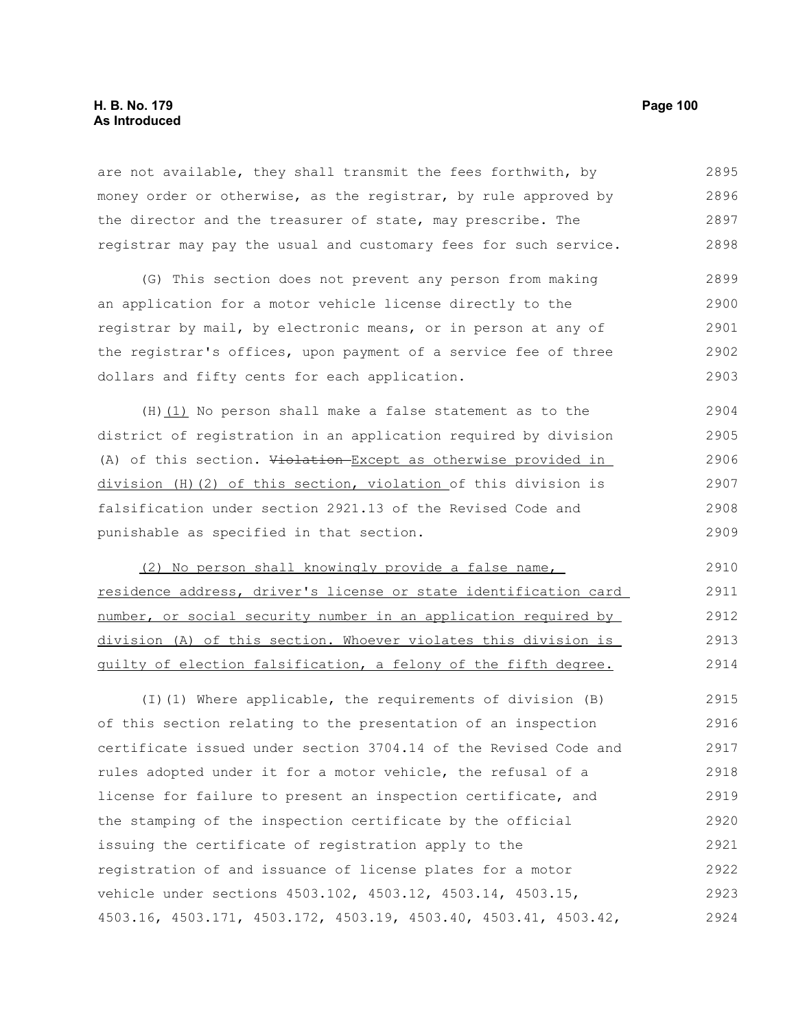are not available, they shall transmit the fees forthwith, by money order or otherwise, as the registrar, by rule approved by the director and the treasurer of state, may prescribe. The registrar may pay the usual and customary fees for such service.

(G) This section does not prevent any person from making an application for a motor vehicle license directly to the registrar by mail, by electronic means, or in person at any of the registrar's offices, upon payment of a service fee of three dollars and fifty cents for each application.

(H)(1) No person shall make a false statement as to the district of registration in an application required by division (A) of this section. ~~Violation~~ Except as otherwise provided in division (H)(2) of this section, violation of this division is falsification under section 2921.13 of the Revised Code and punishable as specified in that section.

(2) No person shall knowingly provide a false name, residence address, driver's license or state identification card number, or social security number in an application required by division (A) of this section. Whoever violates this division is guilty of election falsification, a felony of the fifth degree.

(I)(1) Where applicable, the requirements of division (B) of this section relating to the presentation of an inspection certificate issued under section 3704.14 of the Revised Code and rules adopted under it for a motor vehicle, the refusal of a license for failure to present an inspection certificate, and the stamping of the inspection certificate by the official issuing the certificate of registration apply to the registration of and issuance of license plates for a motor vehicle under sections 4503.102, 4503.12, 4503.14, 4503.15, 4503.16, 4503.171, 4503.172, 4503.19, 4503.40, 4503.41, 4503.42,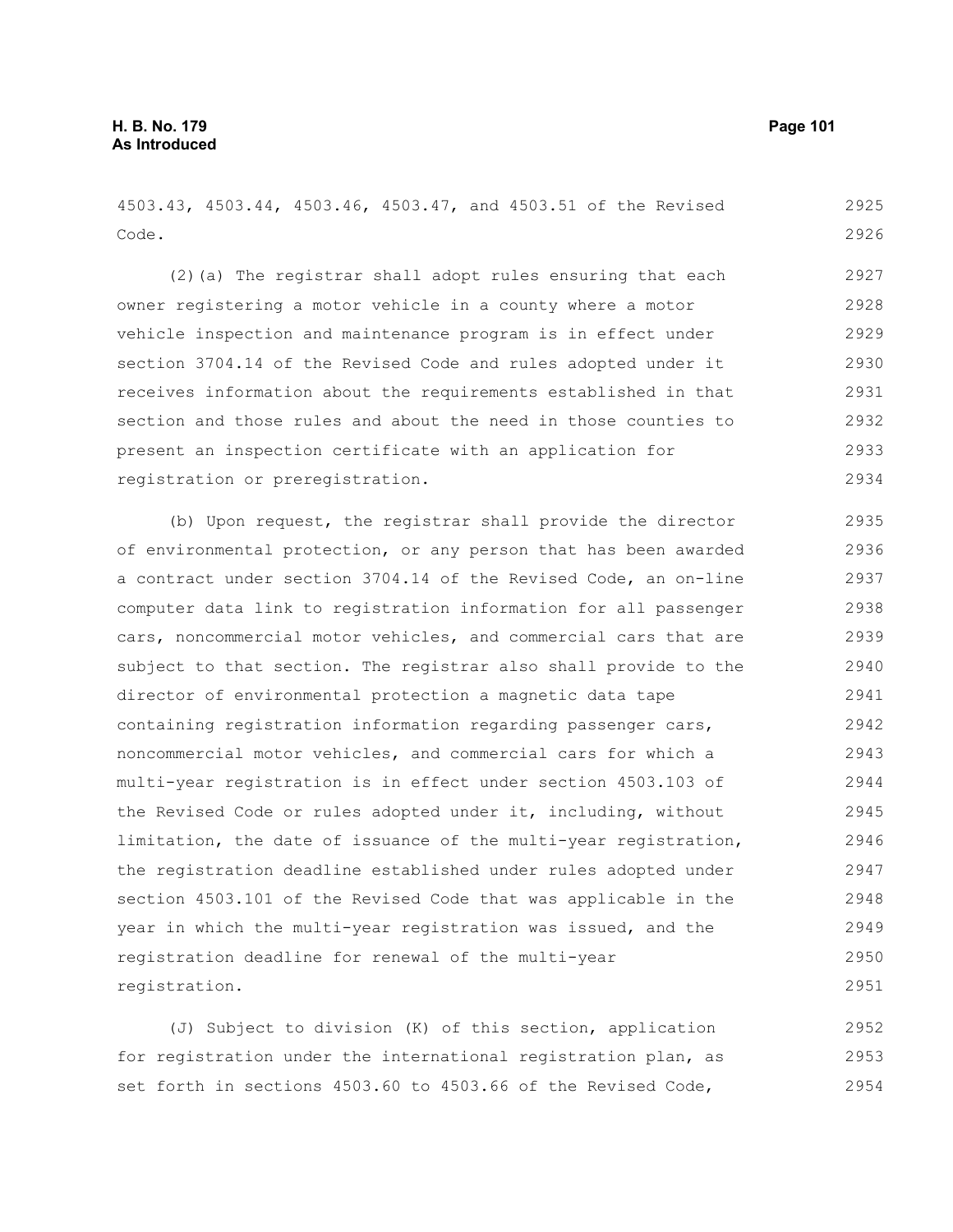4503.43, 4503.44, 4503.46, 4503.47, and 4503.51 of the Revised Code.

(2)(a) The registrar shall adopt rules ensuring that each owner registering a motor vehicle in a county where a motor vehicle inspection and maintenance program is in effect under section 3704.14 of the Revised Code and rules adopted under it receives information about the requirements established in that section and those rules and about the need in those counties to present an inspection certificate with an application for registration or preregistration.

(b) Upon request, the registrar shall provide the director of environmental protection, or any person that has been awarded a contract under section 3704.14 of the Revised Code, an on-line computer data link to registration information for all passenger cars, noncommercial motor vehicles, and commercial cars that are subject to that section. The registrar also shall provide to the director of environmental protection a magnetic data tape containing registration information regarding passenger cars, noncommercial motor vehicles, and commercial cars for which a multi-year registration is in effect under section 4503.103 of the Revised Code or rules adopted under it, including, without limitation, the date of issuance of the multi-year registration, the registration deadline established under rules adopted under section 4503.101 of the Revised Code that was applicable in the year in which the multi-year registration was issued, and the registration deadline for renewal of the multi-year registration.

(J) Subject to division (K) of this section, application for registration under the international registration plan, as set forth in sections 4503.60 to 4503.66 of the Revised Code,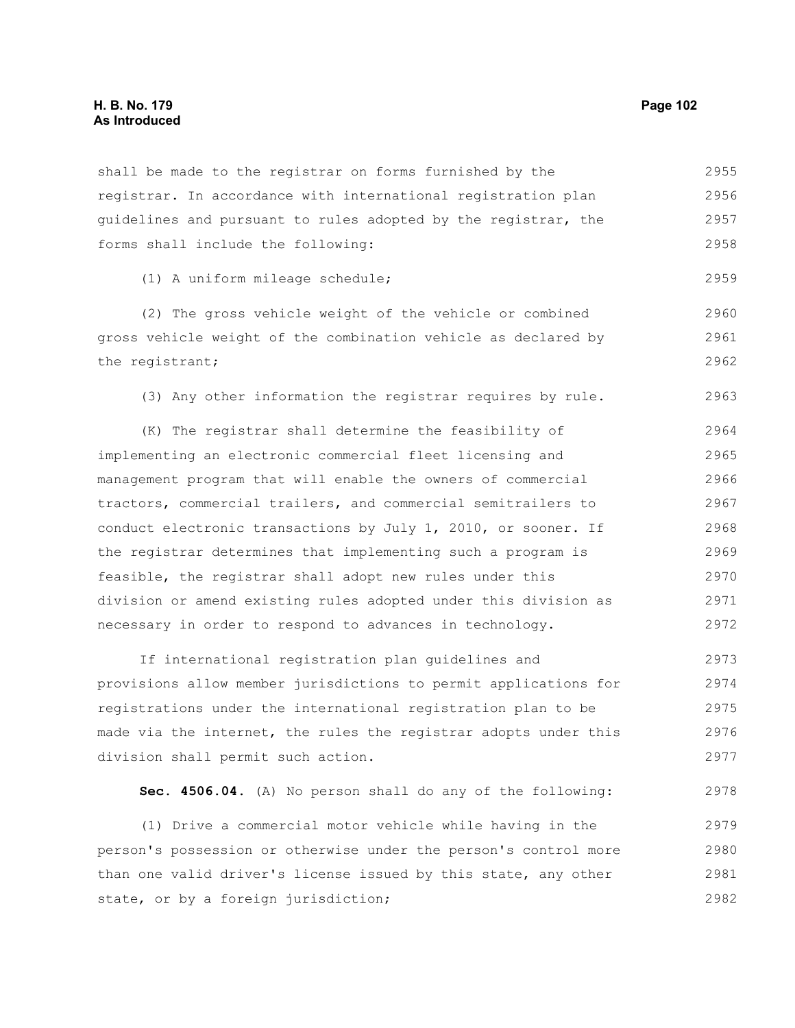shall be made to the registrar on forms furnished by the registrar. In accordance with international registration plan guidelines and pursuant to rules adopted by the registrar, the forms shall include the following:

(1) A uniform mileage schedule;

(2) The gross vehicle weight of the vehicle or combined gross vehicle weight of the combination vehicle as declared by the registrant;

(3) Any other information the registrar requires by rule.

(K) The registrar shall determine the feasibility of implementing an electronic commercial fleet licensing and management program that will enable the owners of commercial tractors, commercial trailers, and commercial semitrailers to conduct electronic transactions by July 1, 2010, or sooner. If the registrar determines that implementing such a program is feasible, the registrar shall adopt new rules under this division or amend existing rules adopted under this division as necessary in order to respond to advances in technology.

If international registration plan guidelines and provisions allow member jurisdictions to permit applications for registrations under the international registration plan to be made via the internet, the rules the registrar adopts under this division shall permit such action.

**Sec. 4506.04.** (A) No person shall do any of the following:

(1) Drive a commercial motor vehicle while having in the person's possession or otherwise under the person's control more than one valid driver's license issued by this state, any other state, or by a foreign jurisdiction;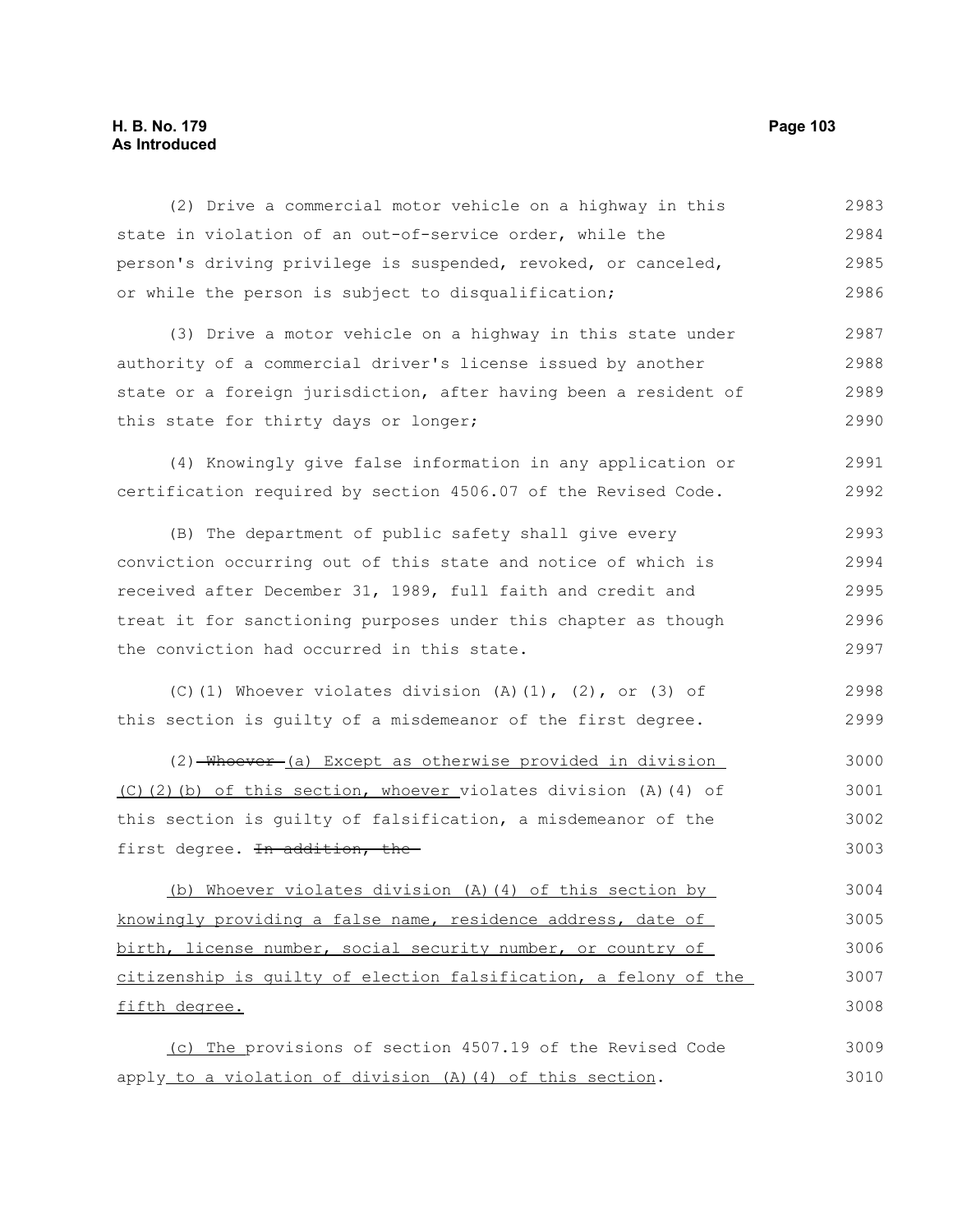(2) Drive a commercial motor vehicle on a highway in this state in violation of an out-of-service order, while the person's driving privilege is suspended, revoked, or canceled, or while the person is subject to disqualification;

(3) Drive a motor vehicle on a highway in this state under authority of a commercial driver's license issued by another state or a foreign jurisdiction, after having been a resident of this state for thirty days or longer;

(4) Knowingly give false information in any application or certification required by section 4506.07 of the Revised Code.

(B) The department of public safety shall give every conviction occurring out of this state and notice of which is received after December 31, 1989, full faith and credit and treat it for sanctioning purposes under this chapter as though the conviction had occurred in this state.

(C)(1) Whoever violates division (A)(1), (2), or (3) of this section is guilty of a misdemeanor of the first degree.

(2) ~~Whoever~~ (a) Except as otherwise provided in division (C)(2)(b) of this section, whoever violates division (A)(4) of this section is guilty of falsification, a misdemeanor of the first degree. ~~In addition, the~~

(b) Whoever violates division (A)(4) of this section by knowingly providing a false name, residence address, date of birth, license number, social security number, or country of citizenship is guilty of election falsification, a felony of the fifth degree.

(c) The provisions of section 4507.19 of the Revised Code apply to a violation of division (A)(4) of this section.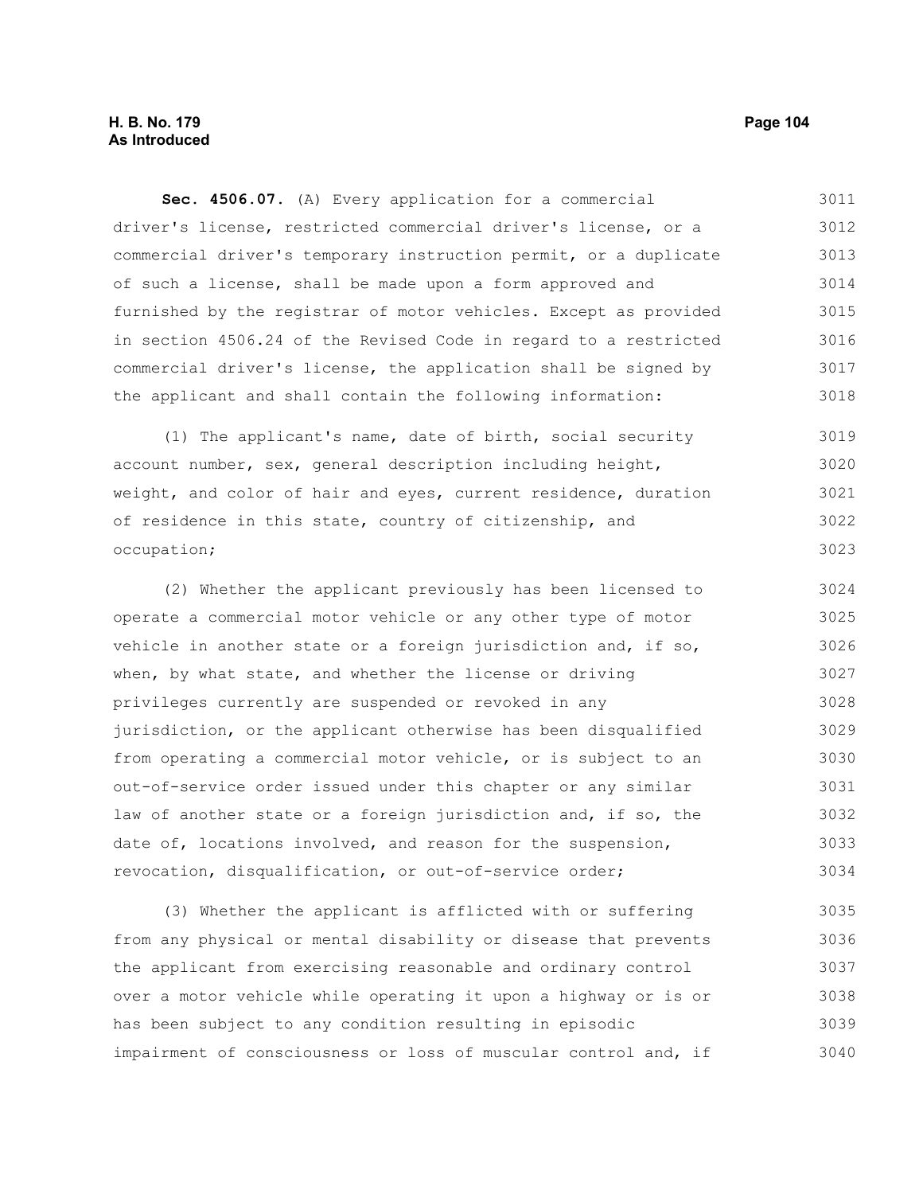**Sec. 4506.07.** (A) Every application for a commercial driver's license, restricted commercial driver's license, or a commercial driver's temporary instruction permit, or a duplicate of such a license, shall be made upon a form approved and furnished by the registrar of motor vehicles. Except as provided in section 4506.24 of the Revised Code in regard to a restricted commercial driver's license, the application shall be signed by the applicant and shall contain the following information:

(1) The applicant's name, date of birth, social security account number, sex, general description including height, weight, and color of hair and eyes, current residence, duration of residence in this state, country of citizenship, and occupation;

(2) Whether the applicant previously has been licensed to operate a commercial motor vehicle or any other type of motor vehicle in another state or a foreign jurisdiction and, if so, when, by what state, and whether the license or driving privileges currently are suspended or revoked in any jurisdiction, or the applicant otherwise has been disqualified from operating a commercial motor vehicle, or is subject to an out-of-service order issued under this chapter or any similar law of another state or a foreign jurisdiction and, if so, the date of, locations involved, and reason for the suspension, revocation, disqualification, or out-of-service order;

(3) Whether the applicant is afflicted with or suffering from any physical or mental disability or disease that prevents the applicant from exercising reasonable and ordinary control over a motor vehicle while operating it upon a highway or is or has been subject to any condition resulting in episodic impairment of consciousness or loss of muscular control and, if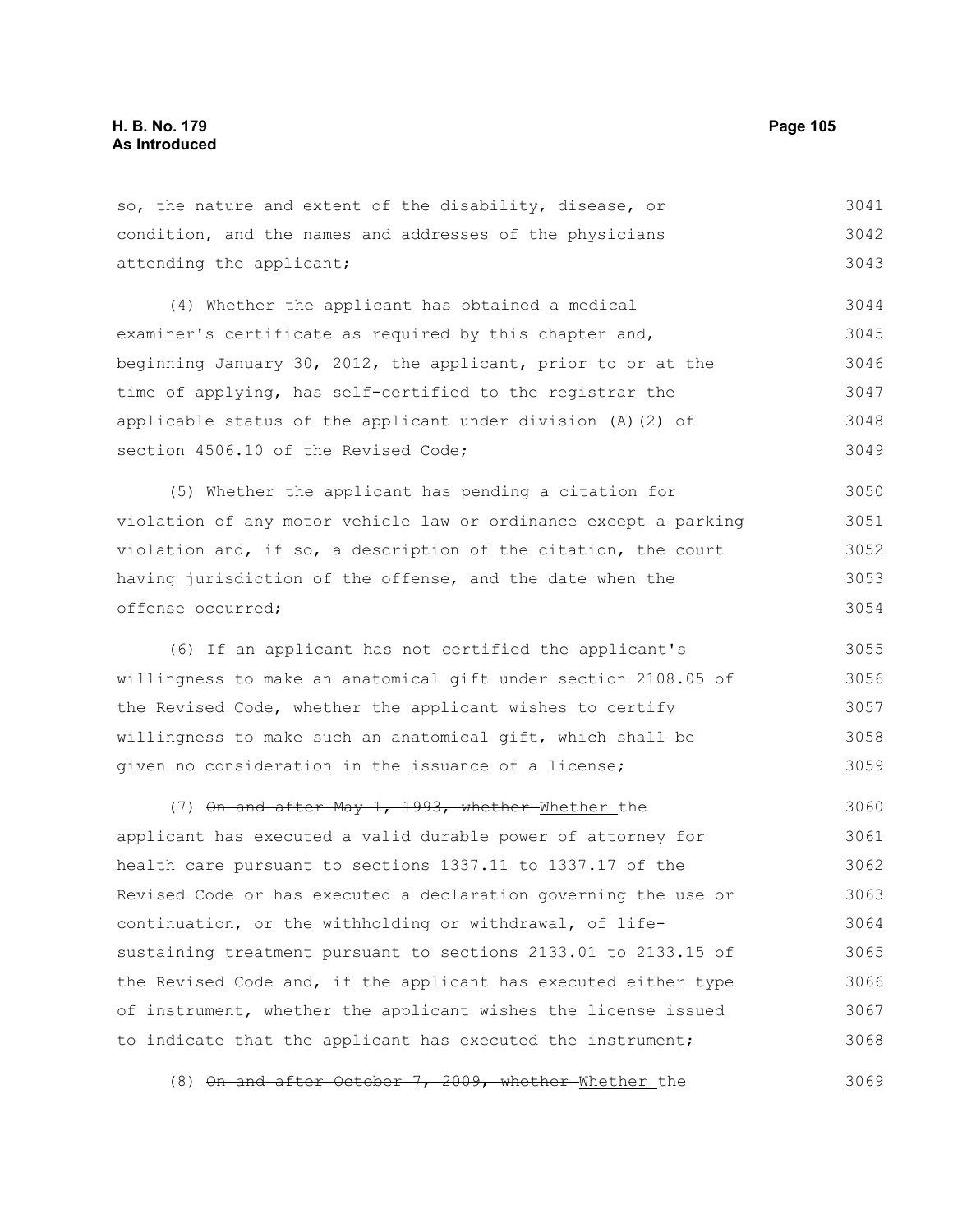so, the nature and extent of the disability, disease, or condition, and the names and addresses of the physicians attending the applicant;

(4) Whether the applicant has obtained a medical examiner's certificate as required by this chapter and, beginning January 30, 2012, the applicant, prior to or at the time of applying, has self-certified to the registrar the applicable status of the applicant under division (A)(2) of section 4506.10 of the Revised Code;

(5) Whether the applicant has pending a citation for violation of any motor vehicle law or ordinance except a parking violation and, if so, a description of the citation, the court having jurisdiction of the offense, and the date when the offense occurred;

(6) If an applicant has not certified the applicant's willingness to make an anatomical gift under section 2108.05 of the Revised Code, whether the applicant wishes to certify willingness to make such an anatomical gift, which shall be given no consideration in the issuance of a license;

(7) ~~On and after May 1, 1993, whether~~ Whether the applicant has executed a valid durable power of attorney for health care pursuant to sections 1337.11 to 1337.17 of the Revised Code or has executed a declaration governing the use or continuation, or the withholding or withdrawal, of life-sustaining treatment pursuant to sections 2133.01 to 2133.15 of the Revised Code and, if the applicant has executed either type of instrument, whether the applicant wishes the license issued to indicate that the applicant has executed the instrument;

(8) ~~On and after October 7, 2009, whether~~ Whether the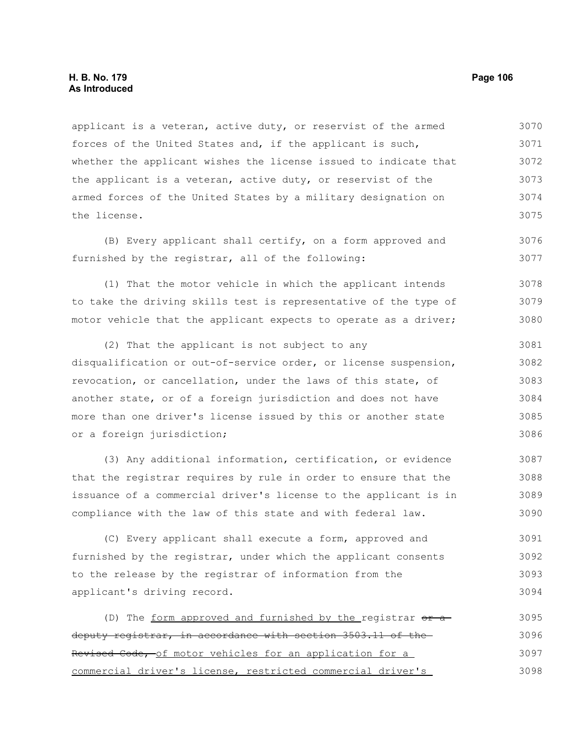applicant is a veteran, active duty, or reservist of the armed forces of the United States and, if the applicant is such, whether the applicant wishes the license issued to indicate that the applicant is a veteran, active duty, or reservist of the armed forces of the United States by a military designation on the license.

(B) Every applicant shall certify, on a form approved and furnished by the registrar, all of the following:

(1) That the motor vehicle in which the applicant intends to take the driving skills test is representative of the type of motor vehicle that the applicant expects to operate as a driver;

(2) That the applicant is not subject to any disqualification or out-of-service order, or license suspension, revocation, or cancellation, under the laws of this state, of another state, or of a foreign jurisdiction and does not have more than one driver's license issued by this or another state or a foreign jurisdiction;

(3) Any additional information, certification, or evidence that the registrar requires by rule in order to ensure that the issuance of a commercial driver's license to the applicant is in compliance with the law of this state and with federal law.

(C) Every applicant shall execute a form, approved and furnished by the registrar, under which the applicant consents to the release by the registrar of information from the applicant's driving record.

(D) The <u>form approved and furnished by the</u> registrar ~~or a deputy registrar, in accordance with section 3503.11 of the Revised Code,~~ <u>of motor vehicles for an application for a commercial driver's license, restricted commercial driver's</u>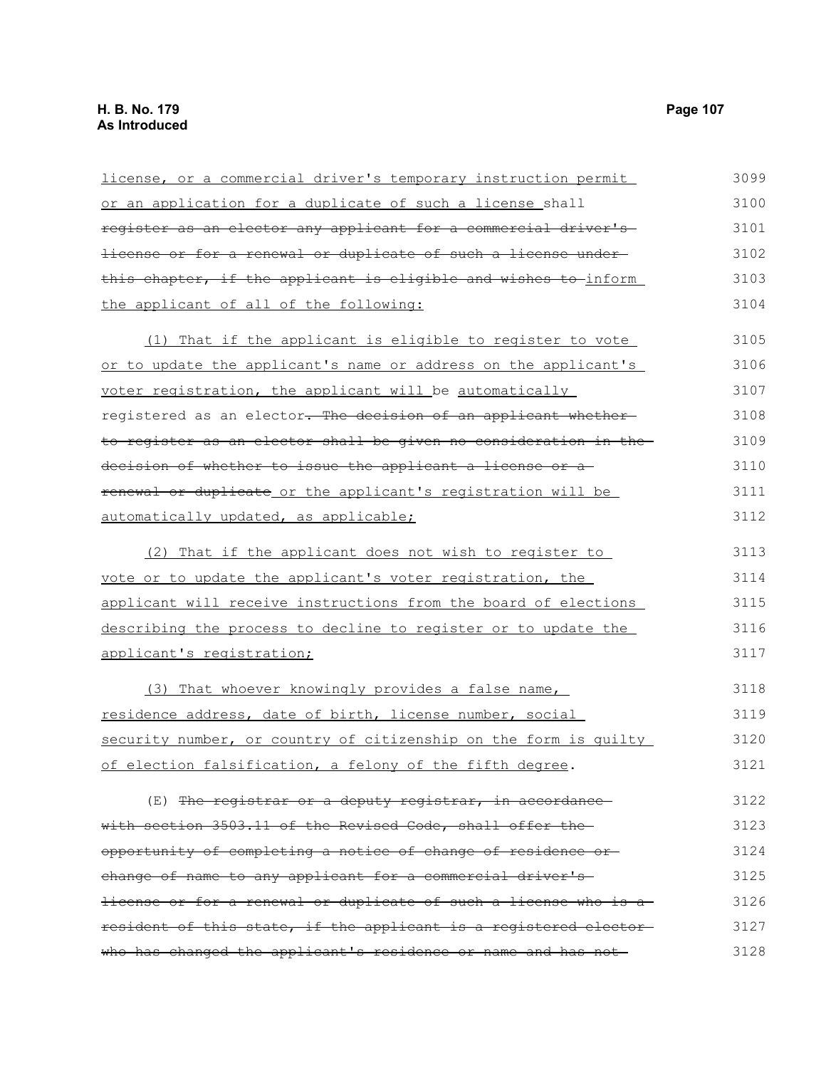license, or a commercial driver's temporary instruction permit or an application for a duplicate of such a license shall ~~register as an elector any applicant for a commercial driver's license or for a renewal or duplicate of such a license under this chapter, if the applicant is eligible and wishes to~~ inform the applicant of all of the following:

(1) That if the applicant is eligible to register to vote or to update the applicant's name or address on the applicant's voter registration, the applicant will be automatically registered as an elector~~. The decision of an applicant whether to register as an elector shall be given no consideration in the decision of whether to issue the applicant a license or a renewal or duplicate~~ or the applicant's registration will be automatically updated, as applicable;

(2) That if the applicant does not wish to register to vote or to update the applicant's voter registration, the applicant will receive instructions from the board of elections describing the process to decline to register or to update the applicant's registration;

(3) That whoever knowingly provides a false name, residence address, date of birth, license number, social security number, or country of citizenship on the form is guilty of election falsification, a felony of the fifth degree.

(E) ~~The registrar or a deputy registrar, in accordance with section 3503.11 of the Revised Code, shall offer the opportunity of completing a notice of change of residence or change of name to any applicant for a commercial driver's license or for a renewal or duplicate of such a license who is a resident of this state, if the applicant is a registered elector who has changed the applicant's residence or name and has not~~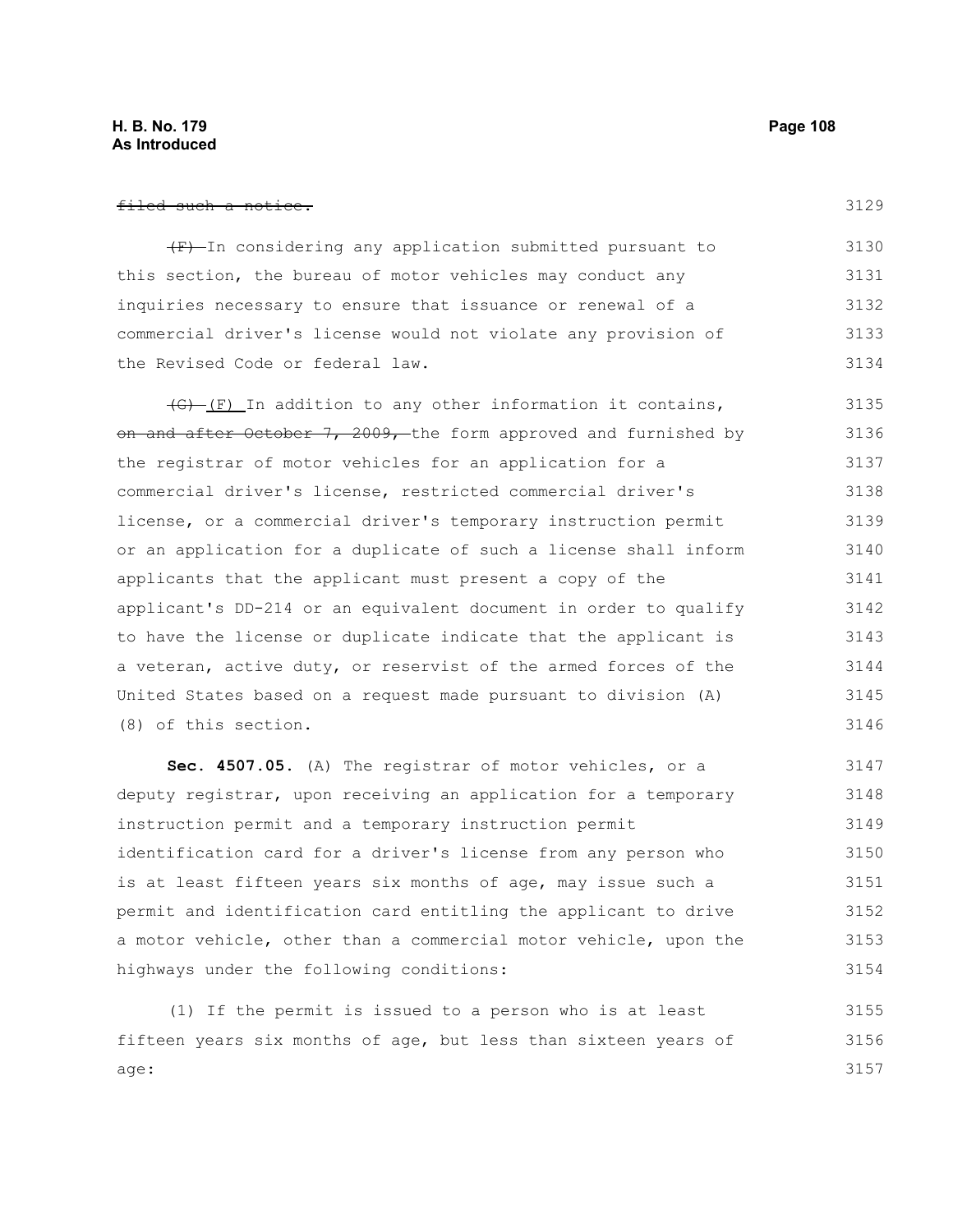~~filed such a notice.~~

~~(F)~~ In considering any application submitted pursuant to this section, the bureau of motor vehicles may conduct any inquiries necessary to ensure that issuance or renewal of a commercial driver's license would not violate any provision of the Revised Code or federal law.

~~(G)~~ (F) In addition to any other information it contains, ~~on and after October 7, 2009,~~ the form approved and furnished by the registrar of motor vehicles for an application for a commercial driver's license, restricted commercial driver's license, or a commercial driver's temporary instruction permit or an application for a duplicate of such a license shall inform applicants that the applicant must present a copy of the applicant's DD-214 or an equivalent document in order to qualify to have the license or duplicate indicate that the applicant is a veteran, active duty, or reservist of the armed forces of the United States based on a request made pursuant to division (A)(8) of this section.

**Sec. 4507.05.** (A) The registrar of motor vehicles, or a deputy registrar, upon receiving an application for a temporary instruction permit and a temporary instruction permit identification card for a driver's license from any person who is at least fifteen years six months of age, may issue such a permit and identification card entitling the applicant to drive a motor vehicle, other than a commercial motor vehicle, upon the highways under the following conditions:

(1) If the permit is issued to a person who is at least fifteen years six months of age, but less than sixteen years of age: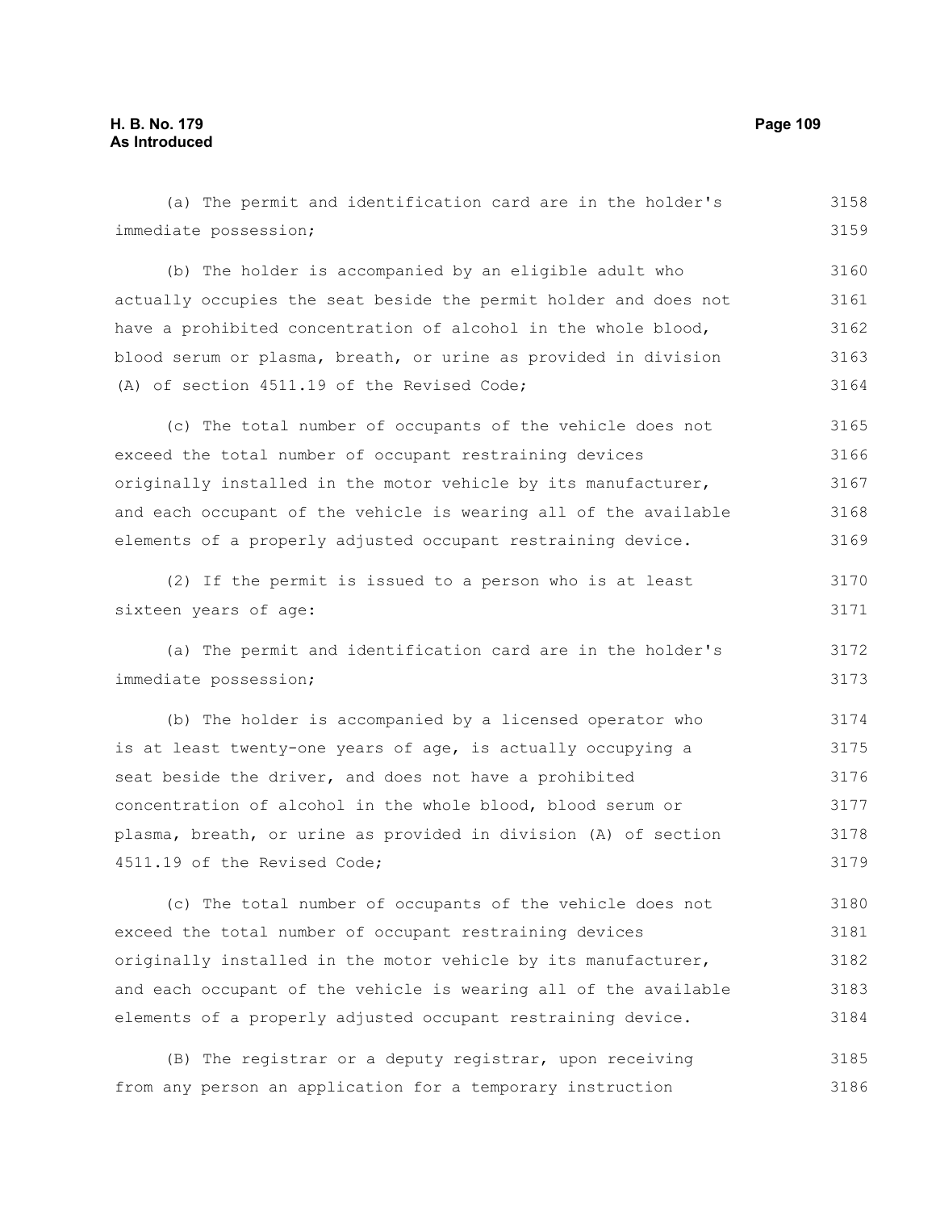(a) The permit and identification card are in the holder's immediate possession;

(b) The holder is accompanied by an eligible adult who actually occupies the seat beside the permit holder and does not have a prohibited concentration of alcohol in the whole blood, blood serum or plasma, breath, or urine as provided in division (A) of section 4511.19 of the Revised Code;

(c) The total number of occupants of the vehicle does not exceed the total number of occupant restraining devices originally installed in the motor vehicle by its manufacturer, and each occupant of the vehicle is wearing all of the available elements of a properly adjusted occupant restraining device.

(2) If the permit is issued to a person who is at least sixteen years of age:

(a) The permit and identification card are in the holder's immediate possession;

(b) The holder is accompanied by a licensed operator who is at least twenty-one years of age, is actually occupying a seat beside the driver, and does not have a prohibited concentration of alcohol in the whole blood, blood serum or plasma, breath, or urine as provided in division (A) of section 4511.19 of the Revised Code;

(c) The total number of occupants of the vehicle does not exceed the total number of occupant restraining devices originally installed in the motor vehicle by its manufacturer, and each occupant of the vehicle is wearing all of the available elements of a properly adjusted occupant restraining device.

(B) The registrar or a deputy registrar, upon receiving from any person an application for a temporary instruction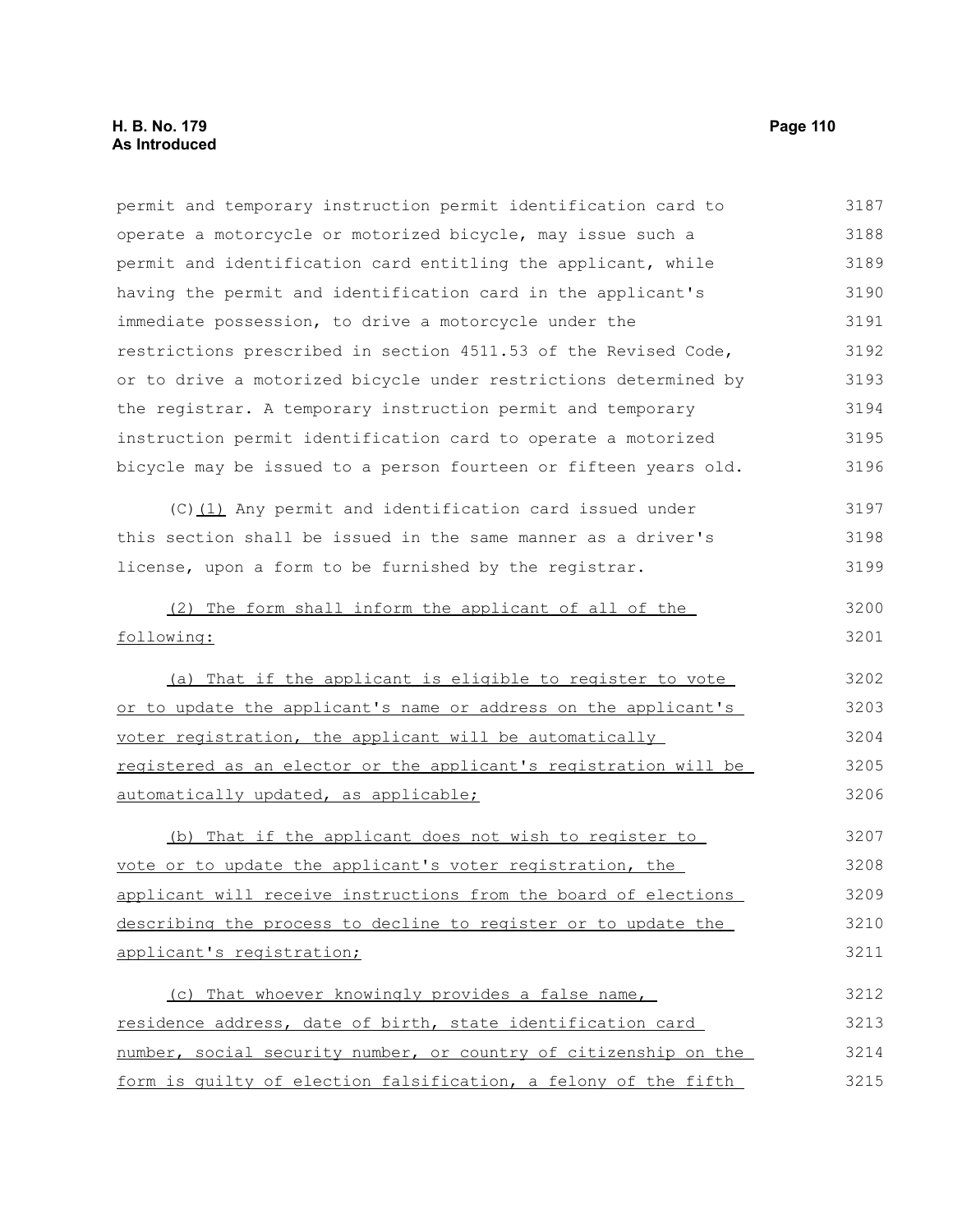permit and temporary instruction permit identification card to operate a motorcycle or motorized bicycle, may issue such a permit and identification card entitling the applicant, while having the permit and identification card in the applicant's immediate possession, to drive a motorcycle under the restrictions prescribed in section 4511.53 of the Revised Code, or to drive a motorized bicycle under restrictions determined by the registrar. A temporary instruction permit and temporary instruction permit identification card to operate a motorized bicycle may be issued to a person fourteen or fifteen years old.

(C)(1) Any permit and identification card issued under this section shall be issued in the same manner as a driver's license, upon a form to be furnished by the registrar.

(2) The form shall inform the applicant of all of the following:

(a) That if the applicant is eligible to register to vote or to update the applicant's name or address on the applicant's voter registration, the applicant will be automatically registered as an elector or the applicant's registration will be automatically updated, as applicable;

(b) That if the applicant does not wish to register to vote or to update the applicant's voter registration, the applicant will receive instructions from the board of elections describing the process to decline to register or to update the applicant's registration;

(c) That whoever knowingly provides a false name, residence address, date of birth, state identification card number, social security number, or country of citizenship on the form is guilty of election falsification, a felony of the fifth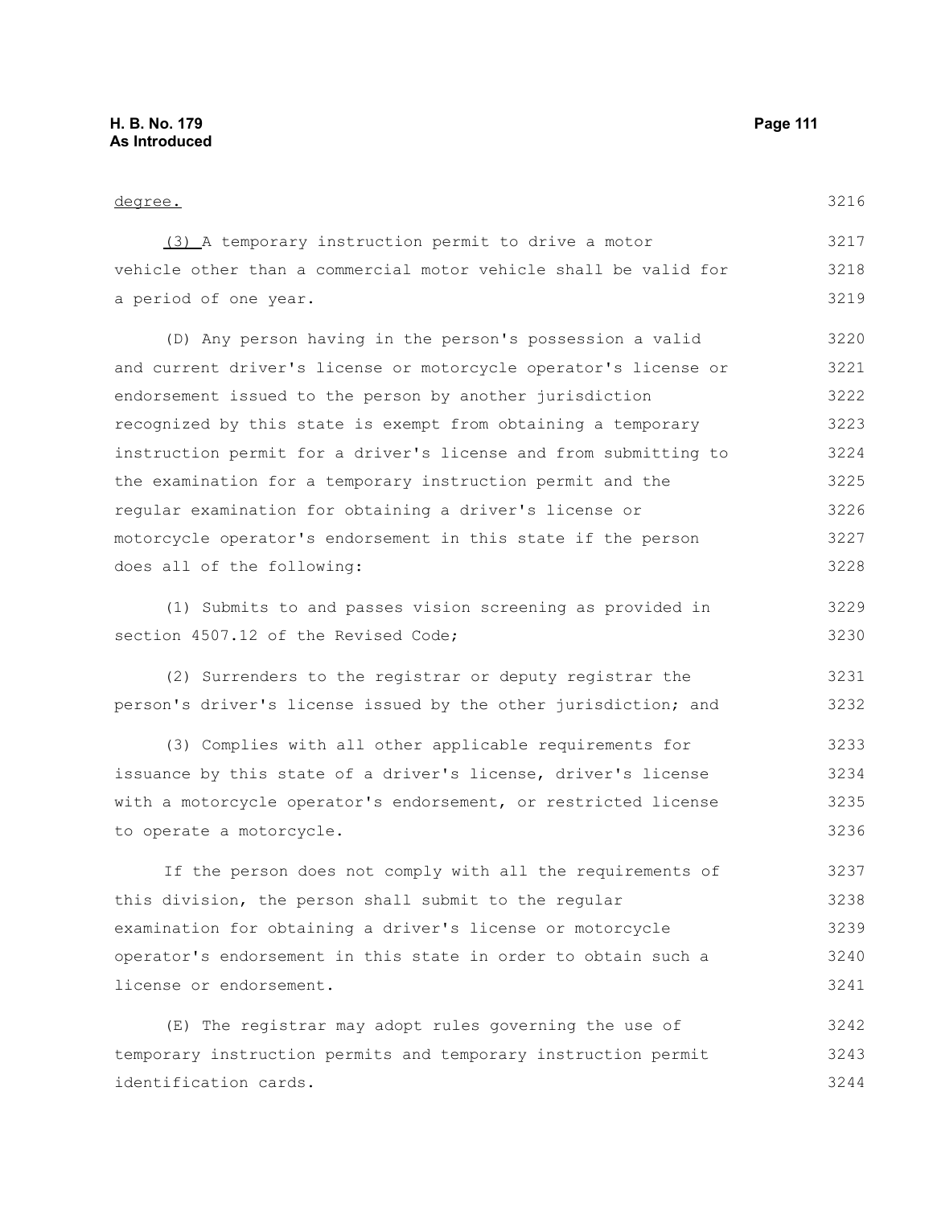degree.

(3) A temporary instruction permit to drive a motor vehicle other than a commercial motor vehicle shall be valid for a period of one year.

(D) Any person having in the person's possession a valid and current driver's license or motorcycle operator's license or endorsement issued to the person by another jurisdiction recognized by this state is exempt from obtaining a temporary instruction permit for a driver's license and from submitting to the examination for a temporary instruction permit and the regular examination for obtaining a driver's license or motorcycle operator's endorsement in this state if the person does all of the following:

(1) Submits to and passes vision screening as provided in section 4507.12 of the Revised Code;

(2) Surrenders to the registrar or deputy registrar the person's driver's license issued by the other jurisdiction; and

(3) Complies with all other applicable requirements for issuance by this state of a driver's license, driver's license with a motorcycle operator's endorsement, or restricted license to operate a motorcycle.

If the person does not comply with all the requirements of this division, the person shall submit to the regular examination for obtaining a driver's license or motorcycle operator's endorsement in this state in order to obtain such a license or endorsement.

(E) The registrar may adopt rules governing the use of temporary instruction permits and temporary instruction permit identification cards.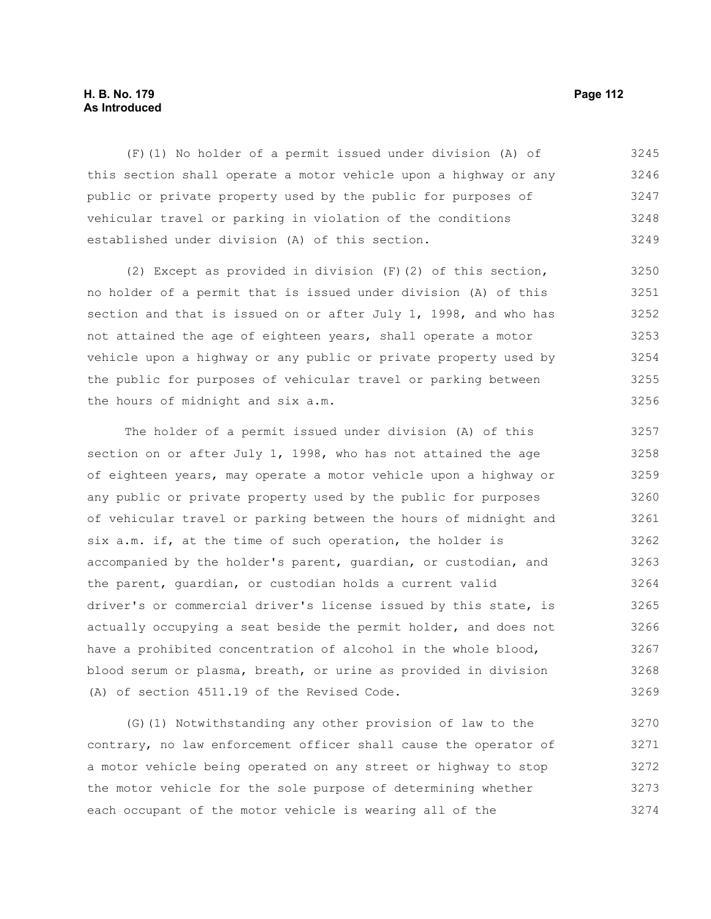(F)(1) No holder of a permit issued under division (A) of this section shall operate a motor vehicle upon a highway or any public or private property used by the public for purposes of vehicular travel or parking in violation of the conditions established under division (A) of this section.

(2) Except as provided in division (F)(2) of this section, no holder of a permit that is issued under division (A) of this section and that is issued on or after July 1, 1998, and who has not attained the age of eighteen years, shall operate a motor vehicle upon a highway or any public or private property used by the public for purposes of vehicular travel or parking between the hours of midnight and six a.m.

The holder of a permit issued under division (A) of this section on or after July 1, 1998, who has not attained the age of eighteen years, may operate a motor vehicle upon a highway or any public or private property used by the public for purposes of vehicular travel or parking between the hours of midnight and six a.m. if, at the time of such operation, the holder is accompanied by the holder's parent, guardian, or custodian, and the parent, guardian, or custodian holds a current valid driver's or commercial driver's license issued by this state, is actually occupying a seat beside the permit holder, and does not have a prohibited concentration of alcohol in the whole blood, blood serum or plasma, breath, or urine as provided in division (A) of section 4511.19 of the Revised Code.

(G)(1) Notwithstanding any other provision of law to the contrary, no law enforcement officer shall cause the operator of a motor vehicle being operated on any street or highway to stop the motor vehicle for the sole purpose of determining whether each occupant of the motor vehicle is wearing all of the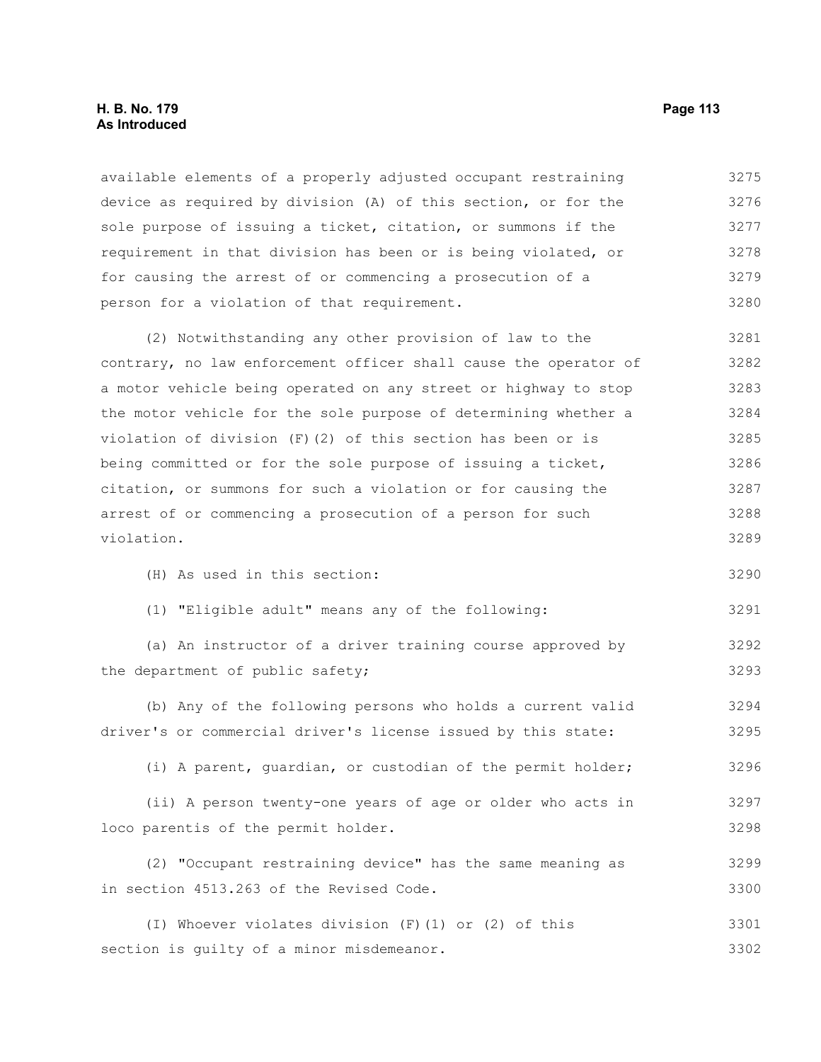available elements of a properly adjusted occupant restraining device as required by division (A) of this section, or for the sole purpose of issuing a ticket, citation, or summons if the requirement in that division has been or is being violated, or for causing the arrest of or commencing a prosecution of a person for a violation of that requirement.

(2) Notwithstanding any other provision of law to the contrary, no law enforcement officer shall cause the operator of a motor vehicle being operated on any street or highway to stop the motor vehicle for the sole purpose of determining whether a violation of division (F)(2) of this section has been or is being committed or for the sole purpose of issuing a ticket, citation, or summons for such a violation or for causing the arrest of or commencing a prosecution of a person for such violation.

(H) As used in this section:

(1) "Eligible adult" means any of the following:

(a) An instructor of a driver training course approved by the department of public safety;

(b) Any of the following persons who holds a current valid driver's or commercial driver's license issued by this state:

(i) A parent, guardian, or custodian of the permit holder;

(ii) A person twenty-one years of age or older who acts in loco parentis of the permit holder.

(2) "Occupant restraining device" has the same meaning as in section 4513.263 of the Revised Code.

(I) Whoever violates division (F)(1) or (2) of this section is guilty of a minor misdemeanor.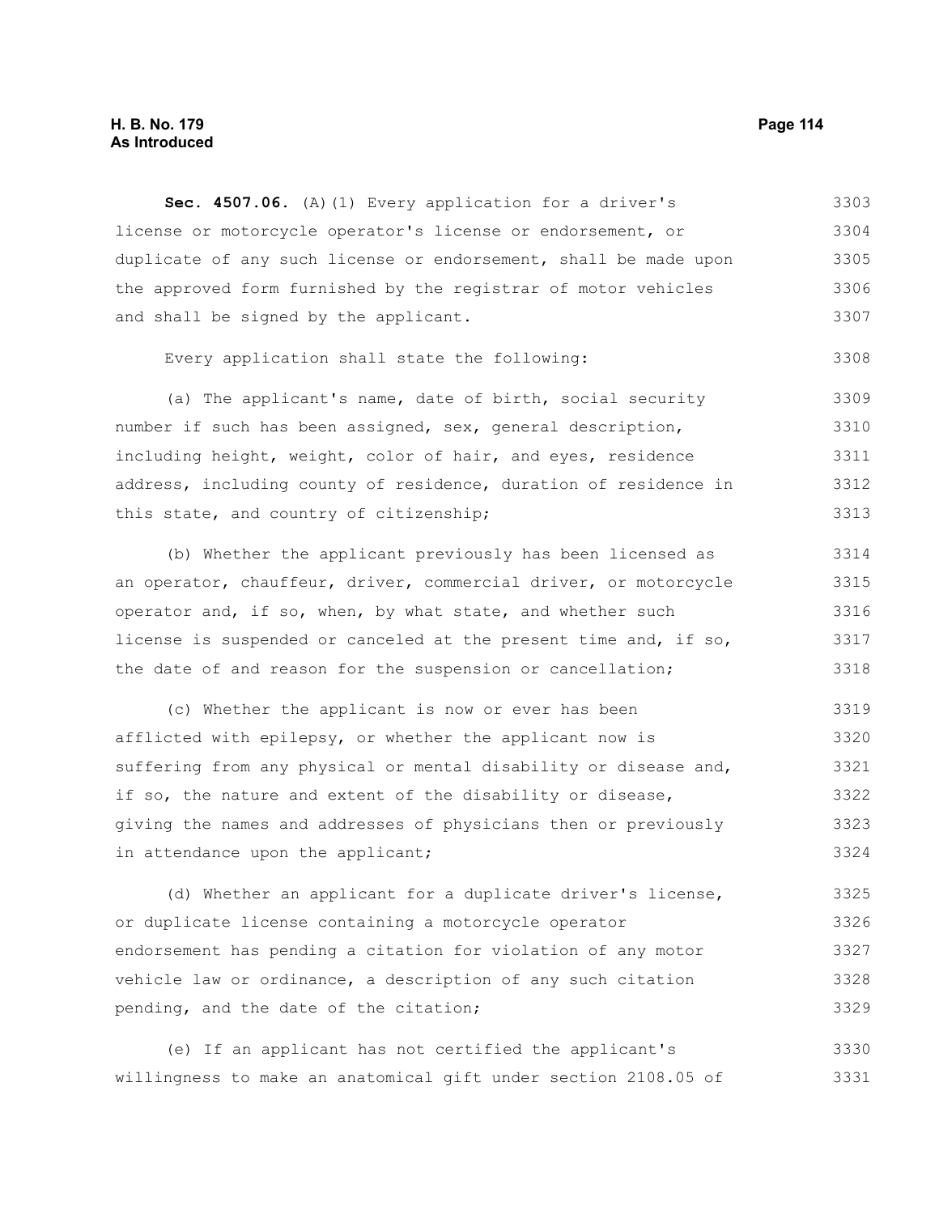**Sec. 4507.06.** (A)(1) Every application for a driver's license or motorcycle operator's license or endorsement, or duplicate of any such license or endorsement, shall be made upon the approved form furnished by the registrar of motor vehicles and shall be signed by the applicant.

Every application shall state the following:

(a) The applicant's name, date of birth, social security number if such has been assigned, sex, general description, including height, weight, color of hair, and eyes, residence address, including county of residence, duration of residence in this state, and country of citizenship;

(b) Whether the applicant previously has been licensed as an operator, chauffeur, driver, commercial driver, or motorcycle operator and, if so, when, by what state, and whether such license is suspended or canceled at the present time and, if so, the date of and reason for the suspension or cancellation;

(c) Whether the applicant is now or ever has been afflicted with epilepsy, or whether the applicant now is suffering from any physical or mental disability or disease and, if so, the nature and extent of the disability or disease, giving the names and addresses of physicians then or previously in attendance upon the applicant;

(d) Whether an applicant for a duplicate driver's license, or duplicate license containing a motorcycle operator endorsement has pending a citation for violation of any motor vehicle law or ordinance, a description of any such citation pending, and the date of the citation;

(e) If an applicant has not certified the applicant's willingness to make an anatomical gift under section 2108.05 of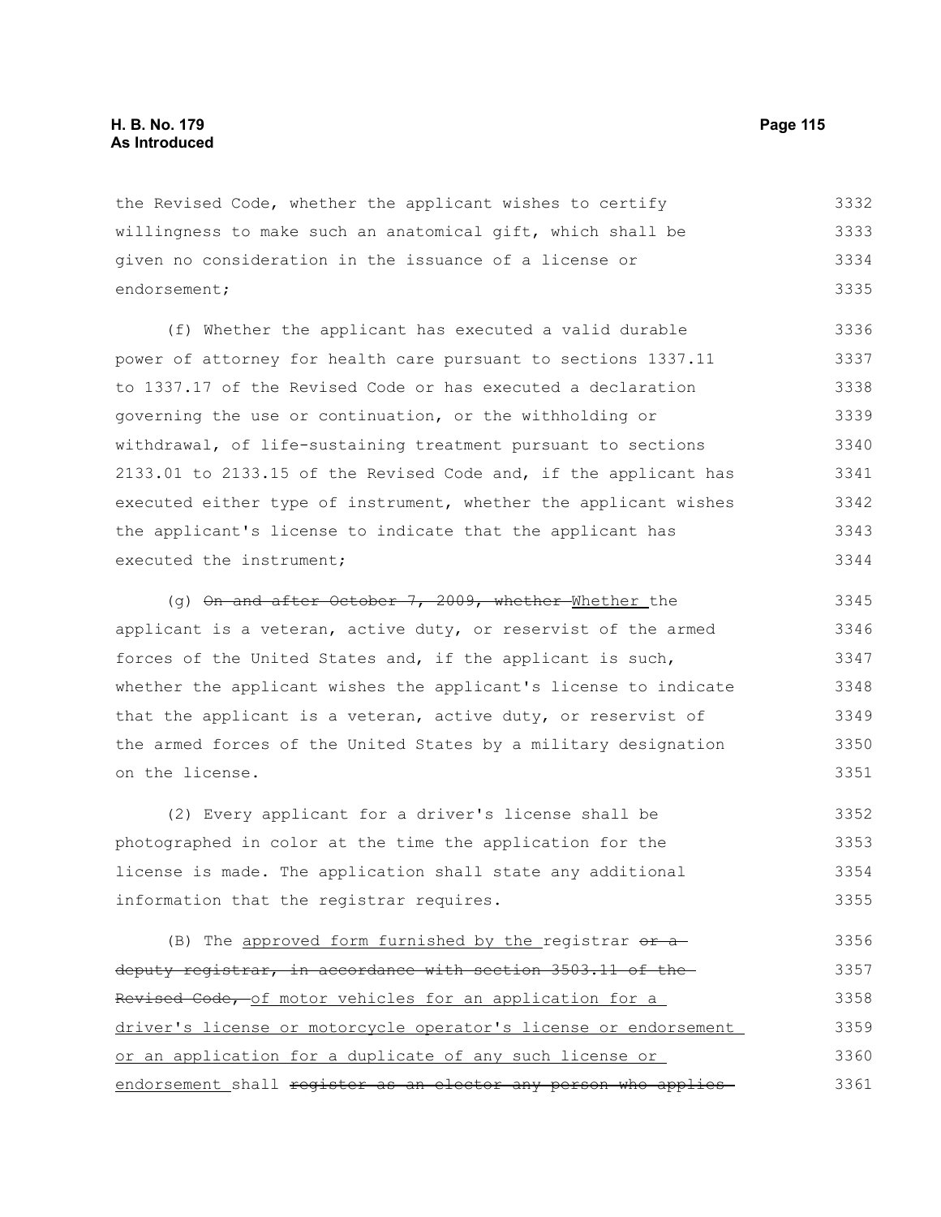the Revised Code, whether the applicant wishes to certify willingness to make such an anatomical gift, which shall be given no consideration in the issuance of a license or endorsement;

(f) Whether the applicant has executed a valid durable power of attorney for health care pursuant to sections 1337.11 to 1337.17 of the Revised Code or has executed a declaration governing the use or continuation, or the withholding or withdrawal, of life-sustaining treatment pursuant to sections 2133.01 to 2133.15 of the Revised Code and, if the applicant has executed either type of instrument, whether the applicant wishes the applicant's license to indicate that the applicant has executed the instrument;

(g) ~~On and after October 7, 2009, whether~~ Whether the applicant is a veteran, active duty, or reservist of the armed forces of the United States and, if the applicant is such, whether the applicant wishes the applicant's license to indicate that the applicant is a veteran, active duty, or reservist of the armed forces of the United States by a military designation on the license.

(2) Every applicant for a driver's license shall be photographed in color at the time the application for the license is made. The application shall state any additional information that the registrar requires.

(B) The approved form furnished by the registrar ~~or a deputy registrar, in accordance with section 3503.11 of the Revised Code,~~ of motor vehicles for an application for a driver's license or motorcycle operator's license or endorsement or an application for a duplicate of any such license or endorsement shall ~~register as an elector any person who applies~~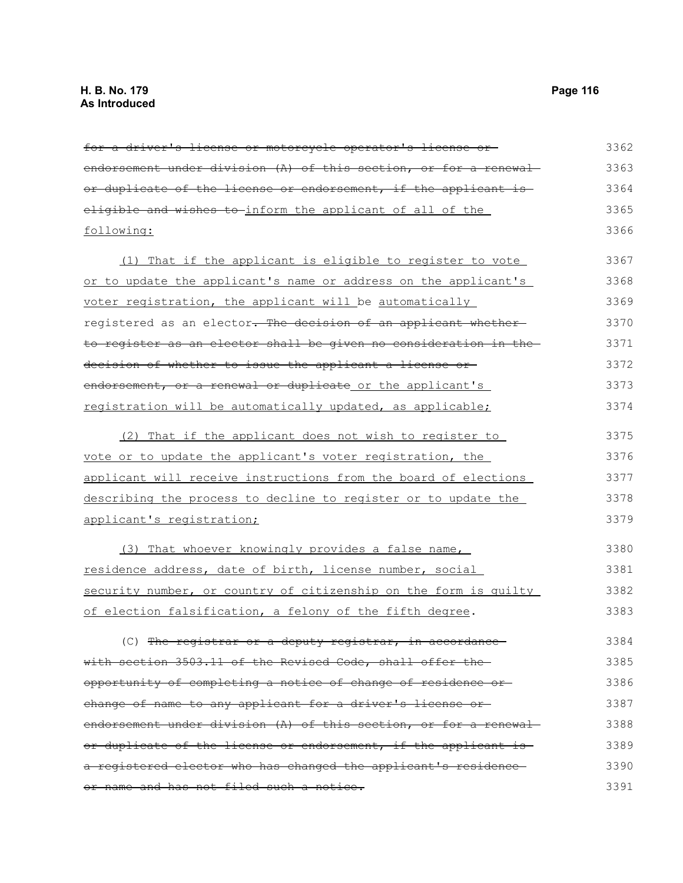~~for a driver's license or motorcycle operator's license or endorsement under division (A) of this section, or for a renewal or duplicate of the license or endorsement, if the applicant is eligible and wishes to~~ inform the applicant of all of the following:

(1) That if the applicant is eligible to register to vote or to update the applicant's name or address on the applicant's voter registration, the applicant will be automatically registered as an elector~~. The decision of an applicant whether to register as an elector shall be given no consideration in the decision of whether to issue the applicant a license or endorsement, or a renewal or duplicate~~ or the applicant's registration will be automatically updated, as applicable;

(2) That if the applicant does not wish to register to vote or to update the applicant's voter registration, the applicant will receive instructions from the board of elections describing the process to decline to register or to update the applicant's registration;

(3) That whoever knowingly provides a false name, residence address, date of birth, license number, social security number, or country of citizenship on the form is guilty of election falsification, a felony of the fifth degree.

(C) ~~The registrar or a deputy registrar, in accordance with section 3503.11 of the Revised Code, shall offer the opportunity of completing a notice of change of residence or change of name to any applicant for a driver's license or endorsement under division (A) of this section, or for a renewal or duplicate of the license or endorsement, if the applicant is a registered elector who has changed the applicant's residence or name and has not filed such a notice.~~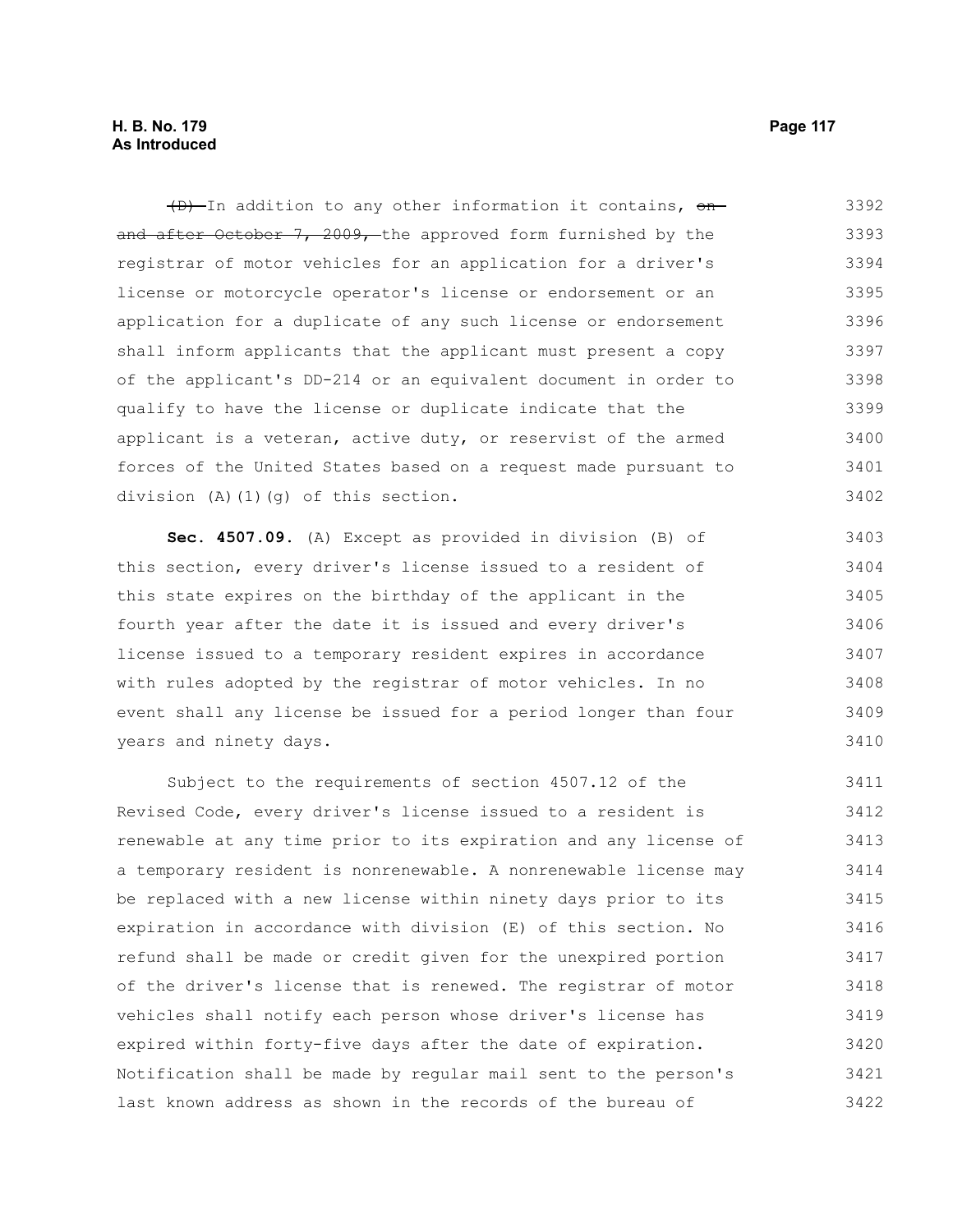(D) In addition to any other information it contains, on and after October 7, 2009, the approved form furnished by the registrar of motor vehicles for an application for a driver's license or motorcycle operator's license or endorsement or an application for a duplicate of any such license or endorsement shall inform applicants that the applicant must present a copy of the applicant's DD-214 or an equivalent document in order to qualify to have the license or duplicate indicate that the applicant is a veteran, active duty, or reservist of the armed forces of the United States based on a request made pursuant to division (A)(1)(g) of this section.

**Sec. 4507.09.** (A) Except as provided in division (B) of this section, every driver's license issued to a resident of this state expires on the birthday of the applicant in the fourth year after the date it is issued and every driver's license issued to a temporary resident expires in accordance with rules adopted by the registrar of motor vehicles. In no event shall any license be issued for a period longer than four years and ninety days.

Subject to the requirements of section 4507.12 of the Revised Code, every driver's license issued to a resident is renewable at any time prior to its expiration and any license of a temporary resident is nonrenewable. A nonrenewable license may be replaced with a new license within ninety days prior to its expiration in accordance with division (E) of this section. No refund shall be made or credit given for the unexpired portion of the driver's license that is renewed. The registrar of motor vehicles shall notify each person whose driver's license has expired within forty-five days after the date of expiration. Notification shall be made by regular mail sent to the person's last known address as shown in the records of the bureau of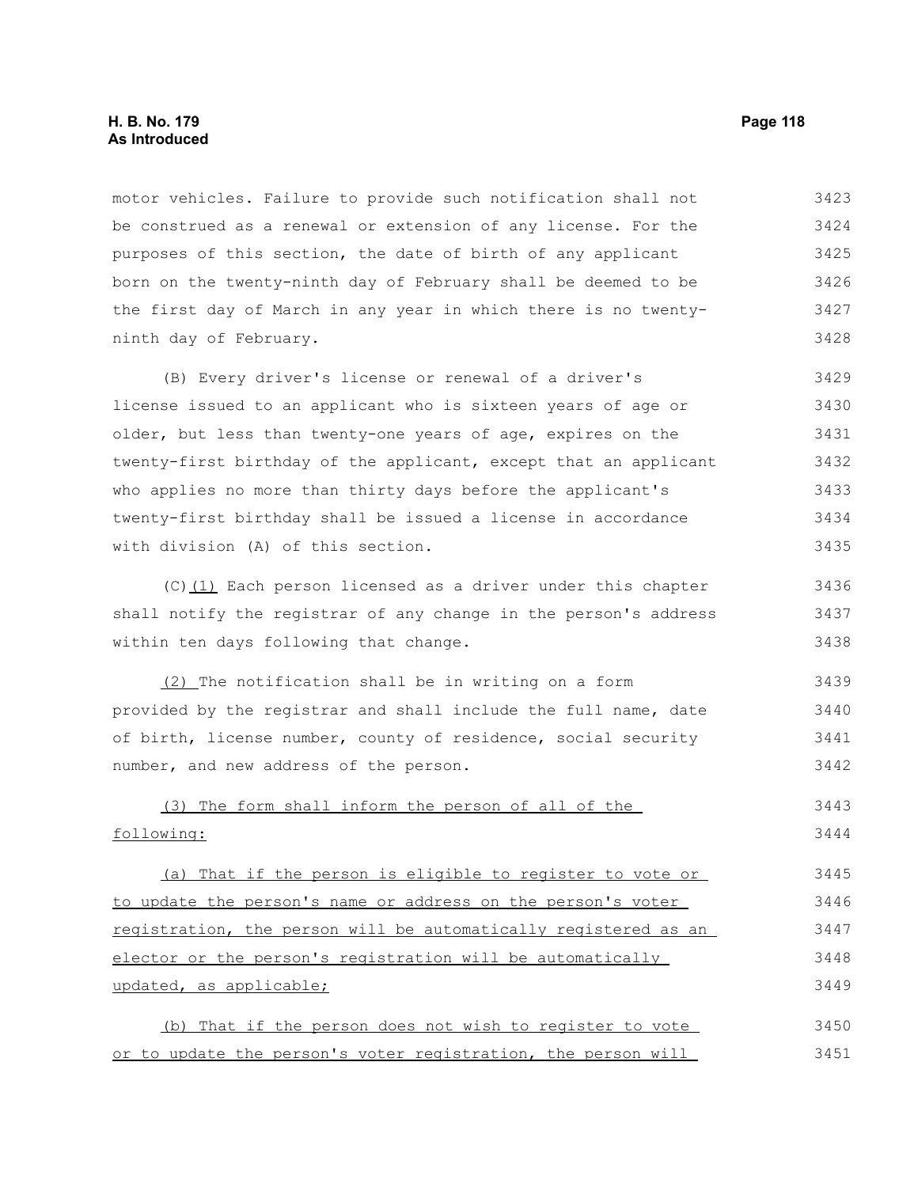motor vehicles. Failure to provide such notification shall not be construed as a renewal or extension of any license. For the purposes of this section, the date of birth of any applicant born on the twenty-ninth day of February shall be deemed to be the first day of March in any year in which there is no twenty-ninth day of February.

(B) Every driver's license or renewal of a driver's license issued to an applicant who is sixteen years of age or older, but less than twenty-one years of age, expires on the twenty-first birthday of the applicant, except that an applicant who applies no more than thirty days before the applicant's twenty-first birthday shall be issued a license in accordance with division (A) of this section.

(C)(1) Each person licensed as a driver under this chapter shall notify the registrar of any change in the person's address within ten days following that change.

(2) The notification shall be in writing on a form provided by the registrar and shall include the full name, date of birth, license number, county of residence, social security number, and new address of the person.

(3) The form shall inform the person of all of the following:

(a) That if the person is eligible to register to vote or to update the person's name or address on the person's voter registration, the person will be automatically registered as an elector or the person's registration will be automatically updated, as applicable;

(b) That if the person does not wish to register to vote or to update the person's voter registration, the person will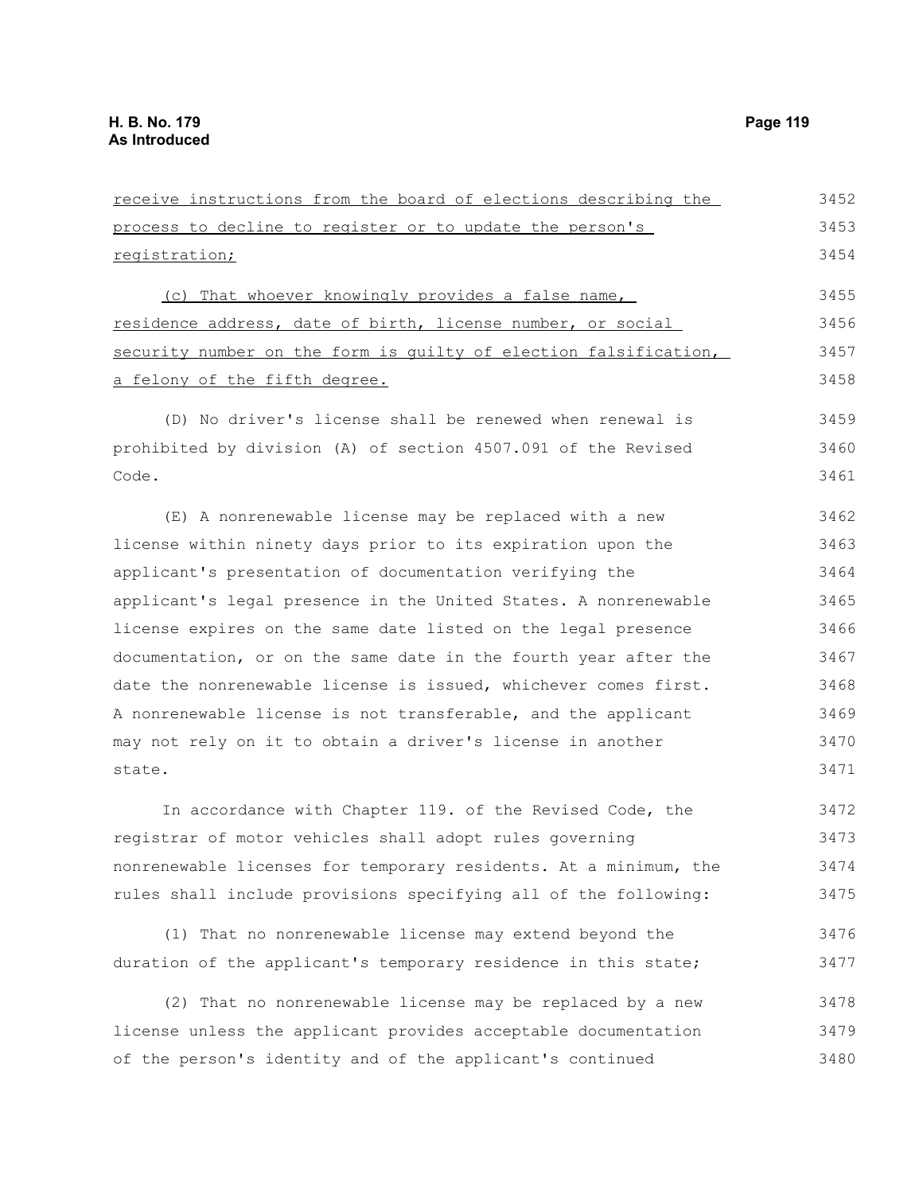receive instructions from the board of elections describing the process to decline to register or to update the person's registration;

(c) That whoever knowingly provides a false name, residence address, date of birth, license number, or social security number on the form is guilty of election falsification, a felony of the fifth degree.

(D) No driver's license shall be renewed when renewal is prohibited by division (A) of section 4507.091 of the Revised Code.

(E) A nonrenewable license may be replaced with a new license within ninety days prior to its expiration upon the applicant's presentation of documentation verifying the applicant's legal presence in the United States. A nonrenewable license expires on the same date listed on the legal presence documentation, or on the same date in the fourth year after the date the nonrenewable license is issued, whichever comes first. A nonrenewable license is not transferable, and the applicant may not rely on it to obtain a driver's license in another state.

In accordance with Chapter 119. of the Revised Code, the registrar of motor vehicles shall adopt rules governing nonrenewable licenses for temporary residents. At a minimum, the rules shall include provisions specifying all of the following:

(1) That no nonrenewable license may extend beyond the duration of the applicant's temporary residence in this state;

(2) That no nonrenewable license may be replaced by a new license unless the applicant provides acceptable documentation of the person's identity and of the applicant's continued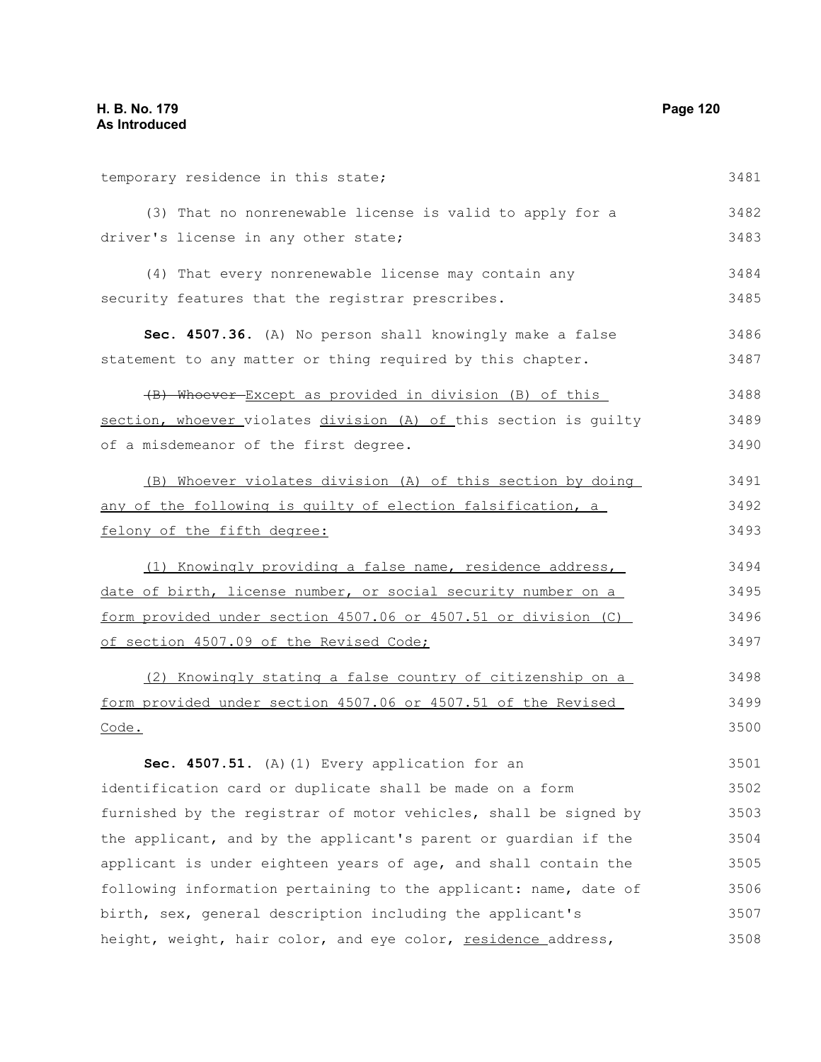temporary residence in this state;

(3) That no nonrenewable license is valid to apply for a driver's license in any other state;

(4) That every nonrenewable license may contain any security features that the registrar prescribes.

**Sec. 4507.36.** (A) No person shall knowingly make a false statement to any matter or thing required by this chapter.

~~(B) Whoever~~ Except as provided in division (B) of this section, whoever violates division (A) of this section is guilty of a misdemeanor of the first degree.

(B) Whoever violates division (A) of this section by doing any of the following is guilty of election falsification, a felony of the fifth degree:

(1) Knowingly providing a false name, residence address, date of birth, license number, or social security number on a form provided under section 4507.06 or 4507.51 or division (C) of section 4507.09 of the Revised Code;

(2) Knowingly stating a false country of citizenship on a form provided under section 4507.06 or 4507.51 of the Revised Code.

**Sec. 4507.51.** (A)(1) Every application for an identification card or duplicate shall be made on a form furnished by the registrar of motor vehicles, shall be signed by the applicant, and by the applicant's parent or guardian if the applicant is under eighteen years of age, and shall contain the following information pertaining to the applicant: name, date of birth, sex, general description including the applicant's height, weight, hair color, and eye color, residence address,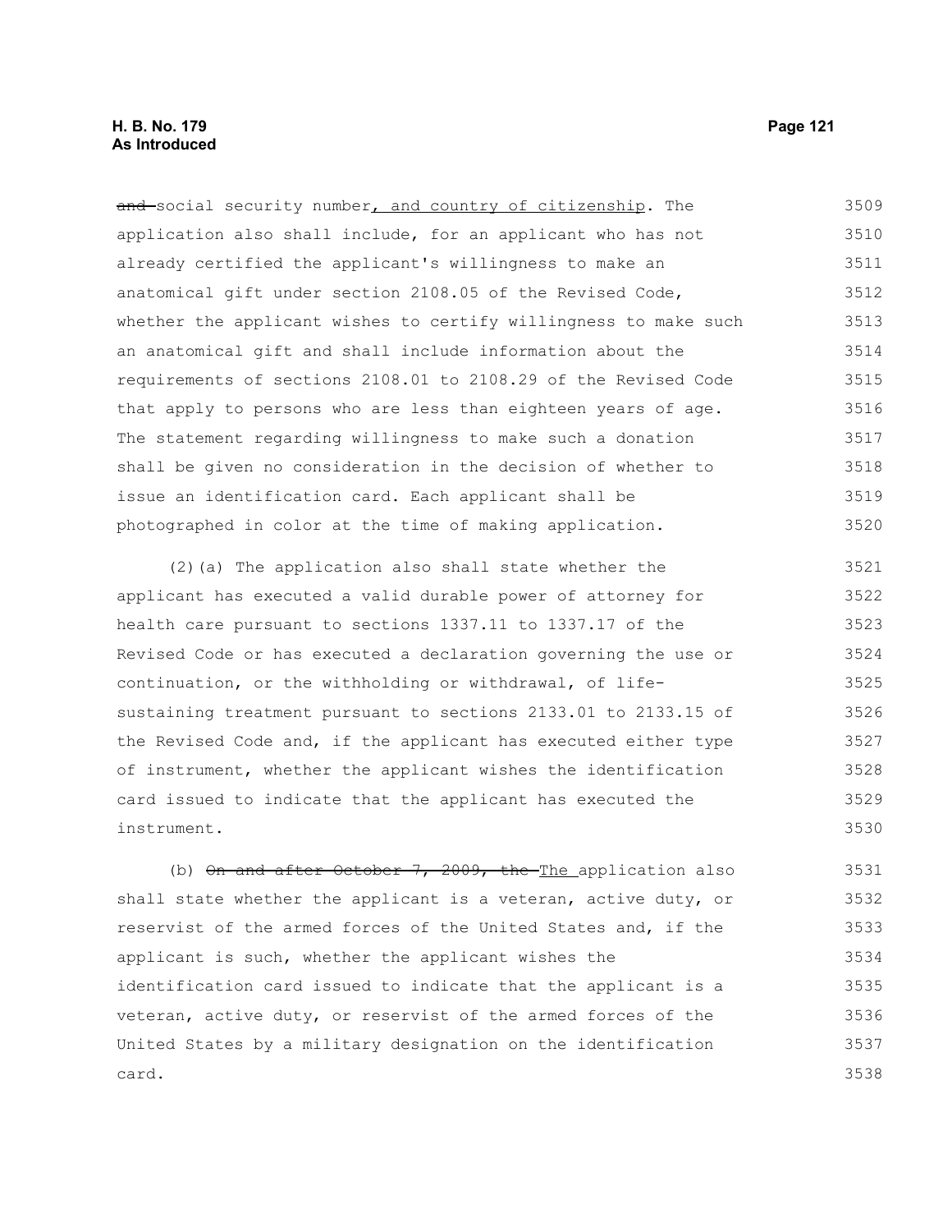~~and~~ social security number, and country of citizenship. The application also shall include, for an applicant who has not already certified the applicant's willingness to make an anatomical gift under section 2108.05 of the Revised Code, whether the applicant wishes to certify willingness to make such an anatomical gift and shall include information about the requirements of sections 2108.01 to 2108.29 of the Revised Code that apply to persons who are less than eighteen years of age. The statement regarding willingness to make such a donation shall be given no consideration in the decision of whether to issue an identification card. Each applicant shall be photographed in color at the time of making application.

(2)(a) The application also shall state whether the applicant has executed a valid durable power of attorney for health care pursuant to sections 1337.11 to 1337.17 of the Revised Code or has executed a declaration governing the use or continuation, or the withholding or withdrawal, of life-sustaining treatment pursuant to sections 2133.01 to 2133.15 of the Revised Code and, if the applicant has executed either type of instrument, whether the applicant wishes the identification card issued to indicate that the applicant has executed the instrument.

(b) ~~On and after October 7, 2009, the~~ The application also shall state whether the applicant is a veteran, active duty, or reservist of the armed forces of the United States and, if the applicant is such, whether the applicant wishes the identification card issued to indicate that the applicant is a veteran, active duty, or reservist of the armed forces of the United States by a military designation on the identification card.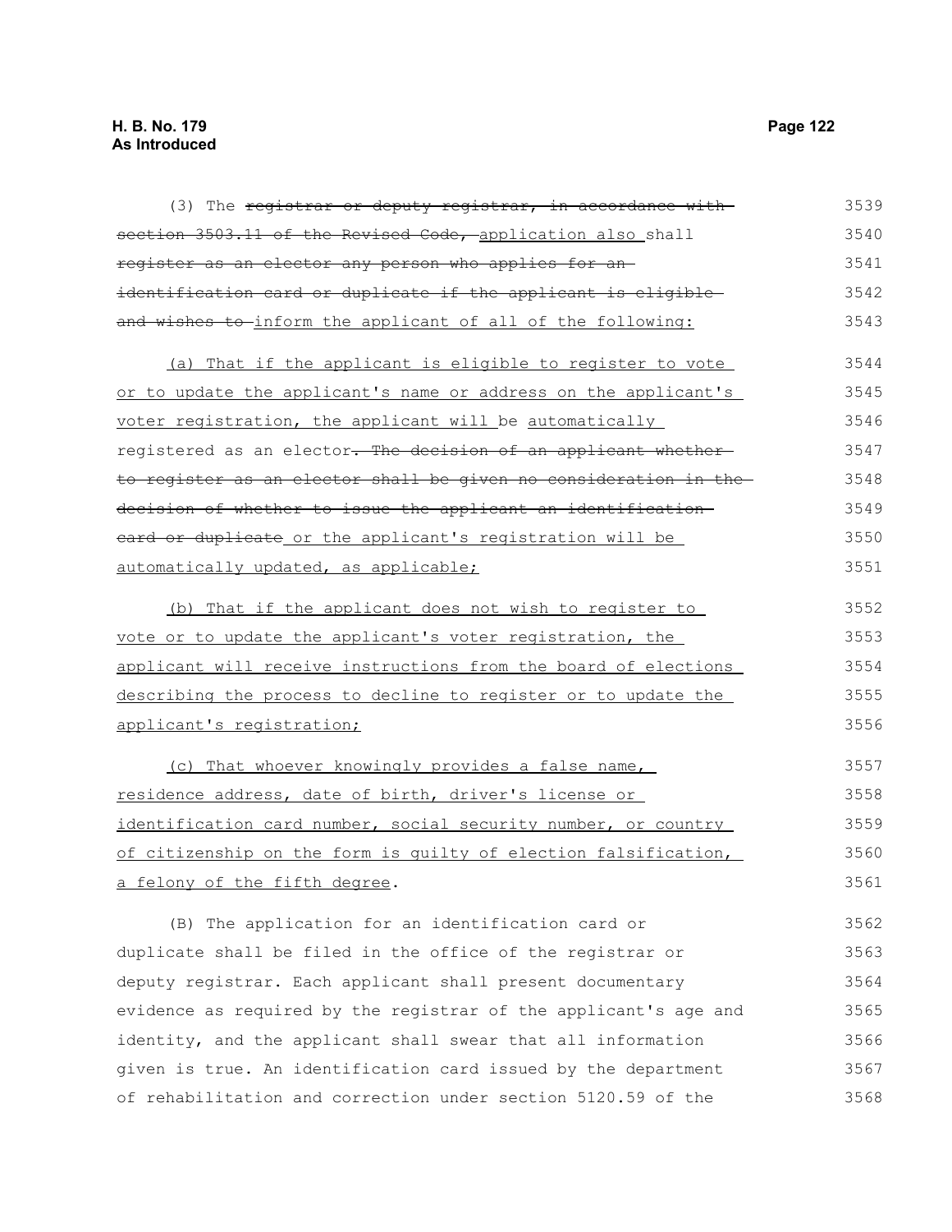(3) The ~~registrar or deputy registrar, in accordance with section 3503.11 of the Revised Code,~~ application also shall ~~register as an elector any person who applies for an identification card or duplicate if the applicant is eligible and wishes to~~ inform the applicant of all of the following:

(a) That if the applicant is eligible to register to vote or to update the applicant's name or address on the applicant's voter registration, the applicant will be automatically registered as an elector~~. The decision of an applicant whether to register as an elector shall be given no consideration in the decision of whether to issue the applicant an identification card or duplicate~~ or the applicant's registration will be automatically updated, as applicable;

(b) That if the applicant does not wish to register to vote or to update the applicant's voter registration, the applicant will receive instructions from the board of elections describing the process to decline to register or to update the applicant's registration;

(c) That whoever knowingly provides a false name, residence address, date of birth, driver's license or identification card number, social security number, or country of citizenship on the form is guilty of election falsification, a felony of the fifth degree.

(B) The application for an identification card or duplicate shall be filed in the office of the registrar or deputy registrar. Each applicant shall present documentary evidence as required by the registrar of the applicant's age and identity, and the applicant shall swear that all information given is true. An identification card issued by the department of rehabilitation and correction under section 5120.59 of the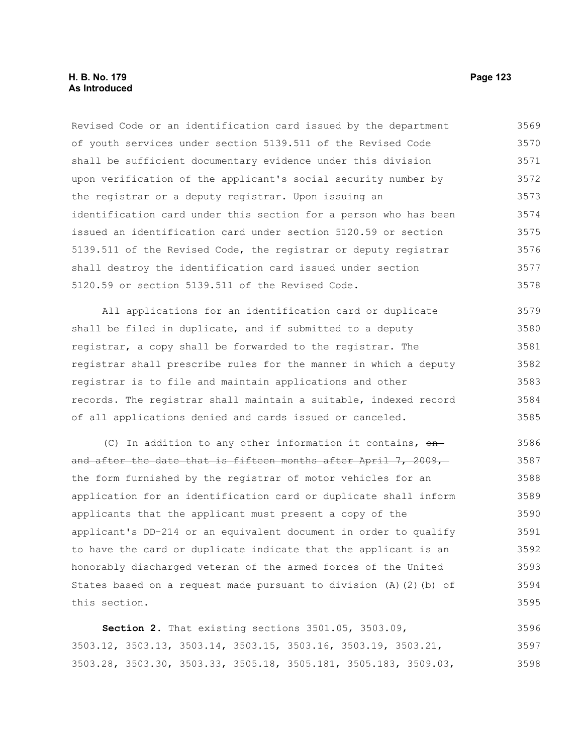Revised Code or an identification card issued by the department of youth services under section 5139.511 of the Revised Code shall be sufficient documentary evidence under this division upon verification of the applicant's social security number by the registrar or a deputy registrar. Upon issuing an identification card under this section for a person who has been issued an identification card under section 5120.59 or section 5139.511 of the Revised Code, the registrar or deputy registrar shall destroy the identification card issued under section 5120.59 or section 5139.511 of the Revised Code.

All applications for an identification card or duplicate shall be filed in duplicate, and if submitted to a deputy registrar, a copy shall be forwarded to the registrar. The registrar shall prescribe rules for the manner in which a deputy registrar is to file and maintain applications and other records. The registrar shall maintain a suitable, indexed record of all applications denied and cards issued or canceled.

(C) In addition to any other information it contains, ~~on and after the date that is fifteen months after April 7, 2009,~~ the form furnished by the registrar of motor vehicles for an application for an identification card or duplicate shall inform applicants that the applicant must present a copy of the applicant's DD-214 or an equivalent document in order to qualify to have the card or duplicate indicate that the applicant is an honorably discharged veteran of the armed forces of the United States based on a request made pursuant to division (A)(2)(b) of this section.

**Section 2.** That existing sections 3501.05, 3503.09, 3503.12, 3503.13, 3503.14, 3503.15, 3503.16, 3503.19, 3503.21, 3503.28, 3503.30, 3503.33, 3505.18, 3505.181, 3505.183, 3509.03,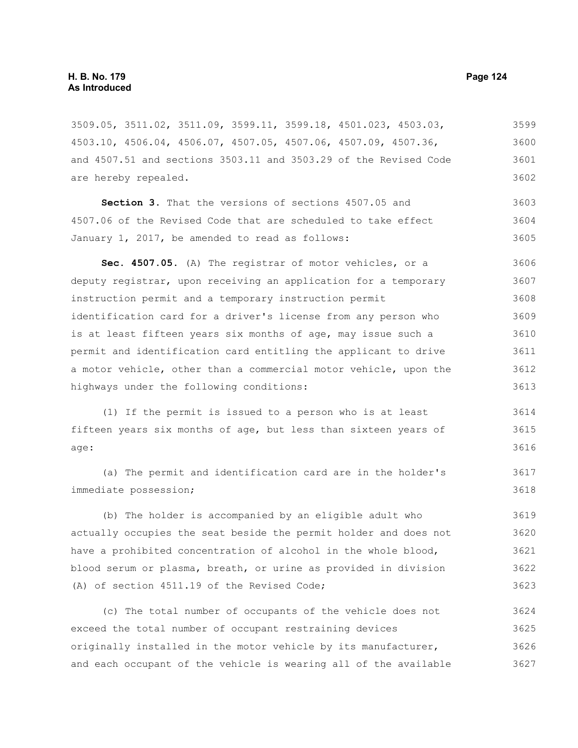3509.05, 3511.02, 3511.09, 3599.11, 3599.18, 4501.023, 4503.03, 4503.10, 4506.04, 4506.07, 4507.05, 4507.06, 4507.09, 4507.36, and 4507.51 and sections 3503.11 and 3503.29 of the Revised Code are hereby repealed.

**Section 3.** That the versions of sections 4507.05 and 4507.06 of the Revised Code that are scheduled to take effect January 1, 2017, be amended to read as follows:

**Sec. 4507.05.** (A) The registrar of motor vehicles, or a deputy registrar, upon receiving an application for a temporary instruction permit and a temporary instruction permit identification card for a driver's license from any person who is at least fifteen years six months of age, may issue such a permit and identification card entitling the applicant to drive a motor vehicle, other than a commercial motor vehicle, upon the highways under the following conditions:

(1) If the permit is issued to a person who is at least fifteen years six months of age, but less than sixteen years of age:

(a) The permit and identification card are in the holder's immediate possession;

(b) The holder is accompanied by an eligible adult who actually occupies the seat beside the permit holder and does not have a prohibited concentration of alcohol in the whole blood, blood serum or plasma, breath, or urine as provided in division (A) of section 4511.19 of the Revised Code;

(c) The total number of occupants of the vehicle does not exceed the total number of occupant restraining devices originally installed in the motor vehicle by its manufacturer, and each occupant of the vehicle is wearing all of the available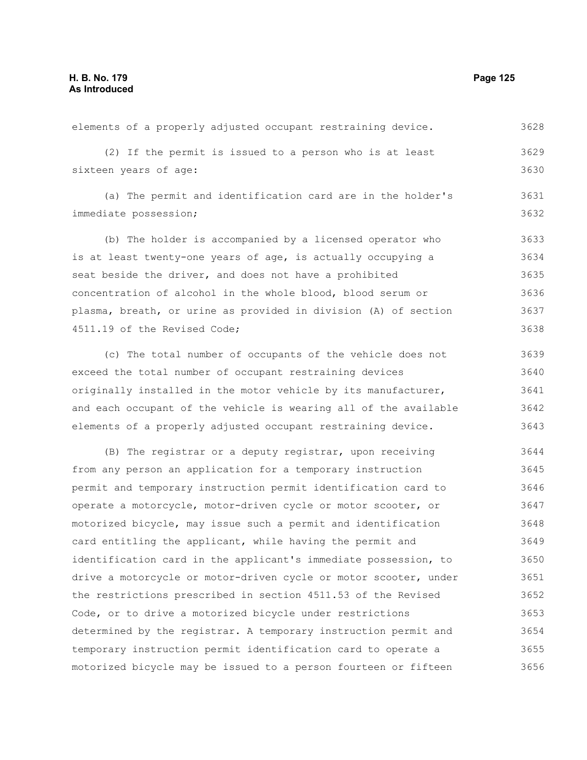elements of a properly adjusted occupant restraining device.

(2) If the permit is issued to a person who is at least sixteen years of age:

(a) The permit and identification card are in the holder's immediate possession;

(b) The holder is accompanied by a licensed operator who is at least twenty-one years of age, is actually occupying a seat beside the driver, and does not have a prohibited concentration of alcohol in the whole blood, blood serum or plasma, breath, or urine as provided in division (A) of section 4511.19 of the Revised Code;

(c) The total number of occupants of the vehicle does not exceed the total number of occupant restraining devices originally installed in the motor vehicle by its manufacturer, and each occupant of the vehicle is wearing all of the available elements of a properly adjusted occupant restraining device.

(B) The registrar or a deputy registrar, upon receiving from any person an application for a temporary instruction permit and temporary instruction permit identification card to operate a motorcycle, motor-driven cycle or motor scooter, or motorized bicycle, may issue such a permit and identification card entitling the applicant, while having the permit and identification card in the applicant's immediate possession, to drive a motorcycle or motor-driven cycle or motor scooter, under the restrictions prescribed in section 4511.53 of the Revised Code, or to drive a motorized bicycle under restrictions determined by the registrar. A temporary instruction permit and temporary instruction permit identification card to operate a motorized bicycle may be issued to a person fourteen or fifteen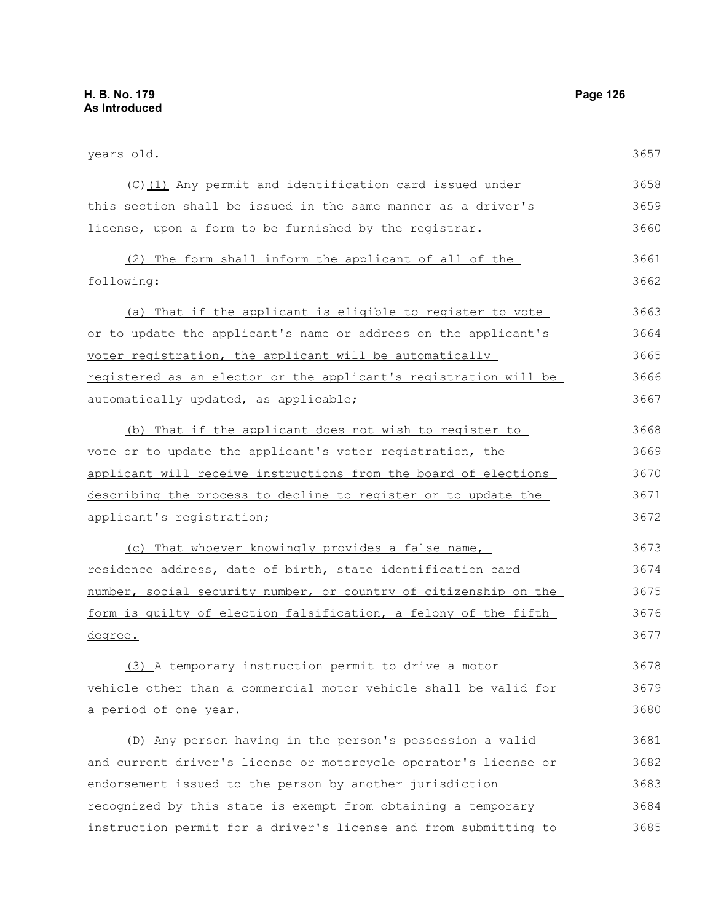years old.

(C) (1) Any permit and identification card issued under this section shall be issued in the same manner as a driver's license, upon a form to be furnished by the registrar.

(2) The form shall inform the applicant of all of the following:

(a) That if the applicant is eligible to register to vote or to update the applicant's name or address on the applicant's voter registration, the applicant will be automatically registered as an elector or the applicant's registration will be automatically updated, as applicable;

(b) That if the applicant does not wish to register to vote or to update the applicant's voter registration, the applicant will receive instructions from the board of elections describing the process to decline to register or to update the applicant's registration;

(c) That whoever knowingly provides a false name, residence address, date of birth, state identification card number, social security number, or country of citizenship on the form is guilty of election falsification, a felony of the fifth degree.

(3) A temporary instruction permit to drive a motor vehicle other than a commercial motor vehicle shall be valid for a period of one year.

(D) Any person having in the person's possession a valid and current driver's license or motorcycle operator's license or endorsement issued to the person by another jurisdiction recognized by this state is exempt from obtaining a temporary instruction permit for a driver's license and from submitting to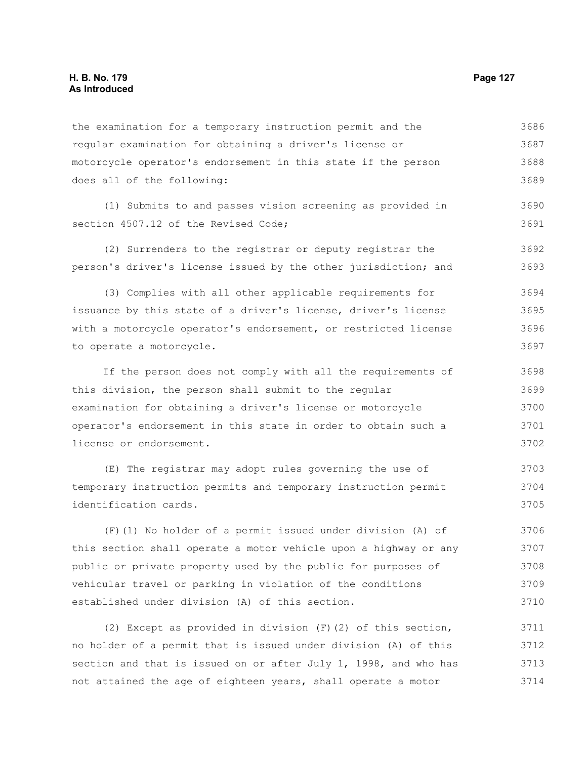the examination for a temporary instruction permit and the regular examination for obtaining a driver's license or motorcycle operator's endorsement in this state if the person does all of the following:

(1) Submits to and passes vision screening as provided in section 4507.12 of the Revised Code;

(2) Surrenders to the registrar or deputy registrar the person's driver's license issued by the other jurisdiction; and

(3) Complies with all other applicable requirements for issuance by this state of a driver's license, driver's license with a motorcycle operator's endorsement, or restricted license to operate a motorcycle.

If the person does not comply with all the requirements of this division, the person shall submit to the regular examination for obtaining a driver's license or motorcycle operator's endorsement in this state in order to obtain such a license or endorsement.

(E) The registrar may adopt rules governing the use of temporary instruction permits and temporary instruction permit identification cards.

(F)(1) No holder of a permit issued under division (A) of this section shall operate a motor vehicle upon a highway or any public or private property used by the public for purposes of vehicular travel or parking in violation of the conditions established under division (A) of this section.

(2) Except as provided in division (F)(2) of this section, no holder of a permit that is issued under division (A) of this section and that is issued on or after July 1, 1998, and who has not attained the age of eighteen years, shall operate a motor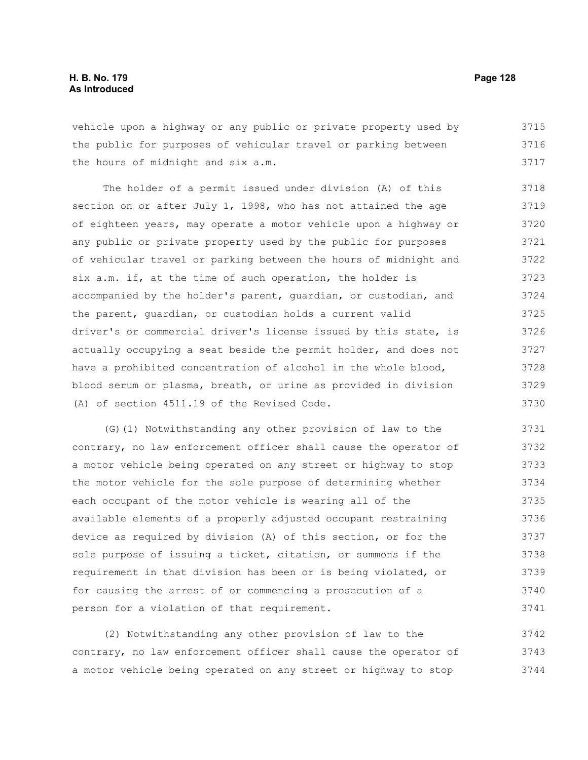vehicle upon a highway or any public or private property used by the public for purposes of vehicular travel or parking between the hours of midnight and six a.m.

The holder of a permit issued under division (A) of this section on or after July 1, 1998, who has not attained the age of eighteen years, may operate a motor vehicle upon a highway or any public or private property used by the public for purposes of vehicular travel or parking between the hours of midnight and six a.m. if, at the time of such operation, the holder is accompanied by the holder's parent, guardian, or custodian, and the parent, guardian, or custodian holds a current valid driver's or commercial driver's license issued by this state, is actually occupying a seat beside the permit holder, and does not have a prohibited concentration of alcohol in the whole blood, blood serum or plasma, breath, or urine as provided in division (A) of section 4511.19 of the Revised Code.

(G)(1) Notwithstanding any other provision of law to the contrary, no law enforcement officer shall cause the operator of a motor vehicle being operated on any street or highway to stop the motor vehicle for the sole purpose of determining whether each occupant of the motor vehicle is wearing all of the available elements of a properly adjusted occupant restraining device as required by division (A) of this section, or for the sole purpose of issuing a ticket, citation, or summons if the requirement in that division has been or is being violated, or for causing the arrest of or commencing a prosecution of a person for a violation of that requirement.

(2) Notwithstanding any other provision of law to the contrary, no law enforcement officer shall cause the operator of a motor vehicle being operated on any street or highway to stop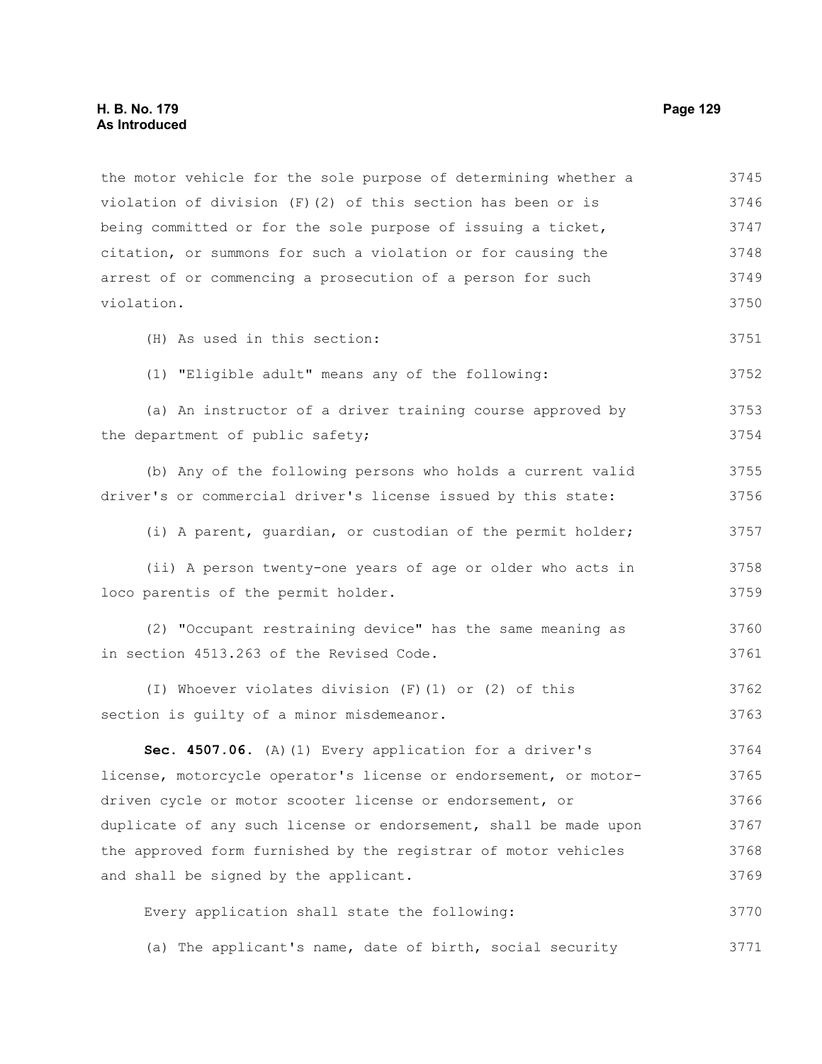the motor vehicle for the sole purpose of determining whether a violation of division (F)(2) of this section has been or is being committed or for the sole purpose of issuing a ticket, citation, or summons for such a violation or for causing the arrest of or commencing a prosecution of a person for such violation.

(H) As used in this section:

(1) "Eligible adult" means any of the following:

(a) An instructor of a driver training course approved by the department of public safety;

(b) Any of the following persons who holds a current valid driver's or commercial driver's license issued by this state:

(i) A parent, guardian, or custodian of the permit holder;

(ii) A person twenty-one years of age or older who acts in loco parentis of the permit holder.

(2) "Occupant restraining device" has the same meaning as in section 4513.263 of the Revised Code.

(I) Whoever violates division (F)(1) or (2) of this section is guilty of a minor misdemeanor.

**Sec. 4507.06.** (A)(1) Every application for a driver's license, motorcycle operator's license or endorsement, or motor-driven cycle or motor scooter license or endorsement, or duplicate of any such license or endorsement, shall be made upon the approved form furnished by the registrar of motor vehicles and shall be signed by the applicant.

Every application shall state the following:

(a) The applicant's name, date of birth, social security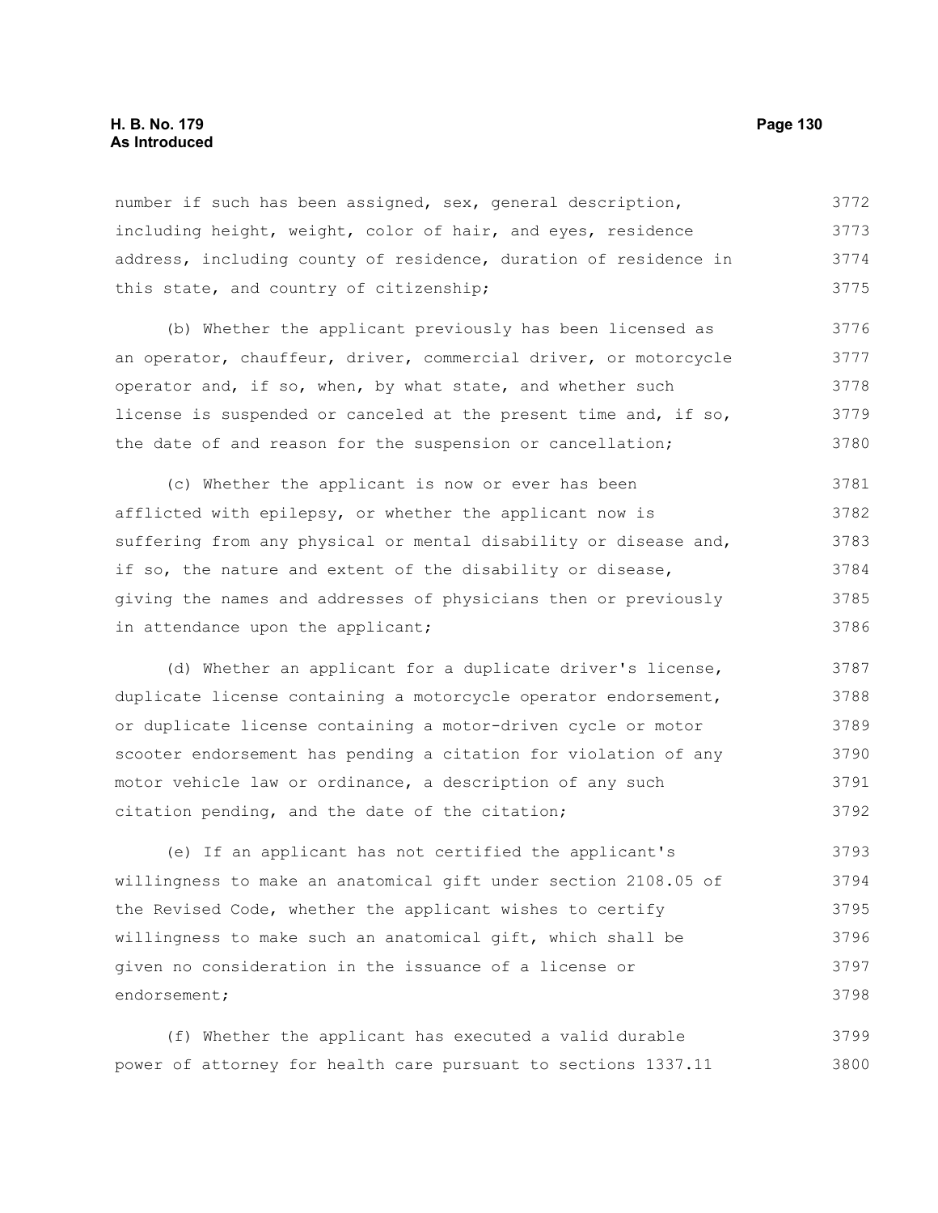number if such has been assigned, sex, general description, including height, weight, color of hair, and eyes, residence address, including county of residence, duration of residence in this state, and country of citizenship;

(b) Whether the applicant previously has been licensed as an operator, chauffeur, driver, commercial driver, or motorcycle operator and, if so, when, by what state, and whether such license is suspended or canceled at the present time and, if so, the date of and reason for the suspension or cancellation;

(c) Whether the applicant is now or ever has been afflicted with epilepsy, or whether the applicant now is suffering from any physical or mental disability or disease and, if so, the nature and extent of the disability or disease, giving the names and addresses of physicians then or previously in attendance upon the applicant;

(d) Whether an applicant for a duplicate driver's license, duplicate license containing a motorcycle operator endorsement, or duplicate license containing a motor-driven cycle or motor scooter endorsement has pending a citation for violation of any motor vehicle law or ordinance, a description of any such citation pending, and the date of the citation;

(e) If an applicant has not certified the applicant's willingness to make an anatomical gift under section 2108.05 of the Revised Code, whether the applicant wishes to certify willingness to make such an anatomical gift, which shall be given no consideration in the issuance of a license or endorsement;

(f) Whether the applicant has executed a valid durable power of attorney for health care pursuant to sections 1337.11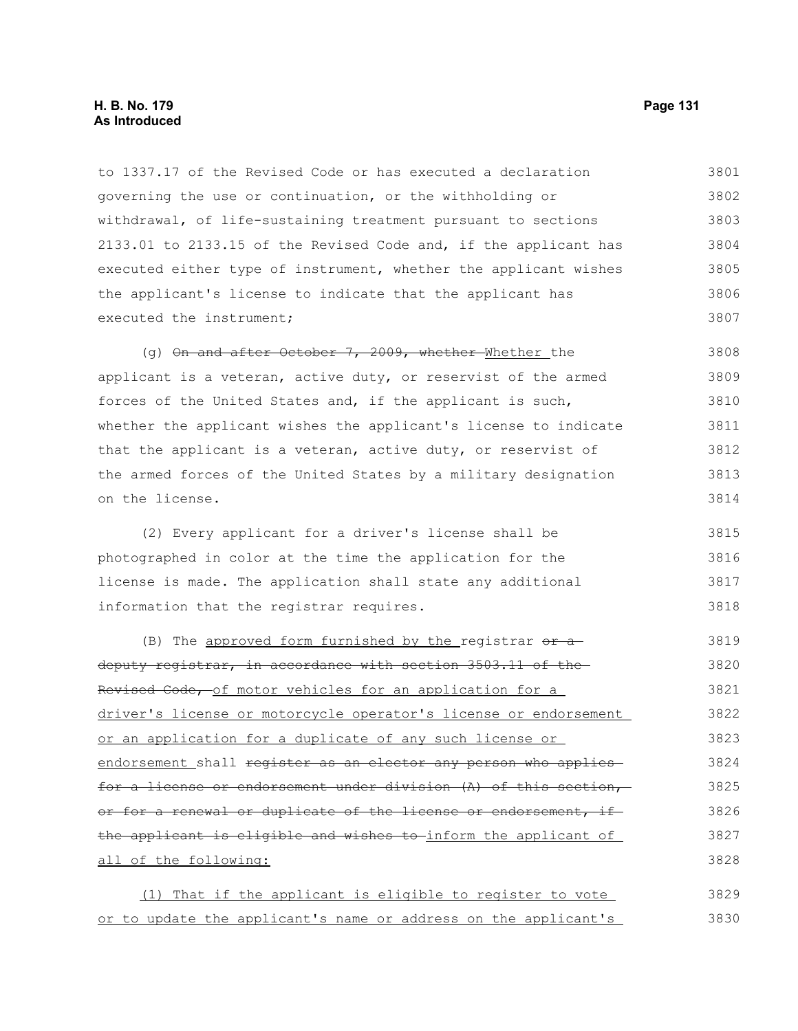to 1337.17 of the Revised Code or has executed a declaration governing the use or continuation, or the withholding or withdrawal, of life-sustaining treatment pursuant to sections 2133.01 to 2133.15 of the Revised Code and, if the applicant has executed either type of instrument, whether the applicant wishes the applicant's license to indicate that the applicant has executed the instrument;

(g) ~~On and after October 7, 2009, whether~~ Whether the applicant is a veteran, active duty, or reservist of the armed forces of the United States and, if the applicant is such, whether the applicant wishes the applicant's license to indicate that the applicant is a veteran, active duty, or reservist of the armed forces of the United States by a military designation on the license.

(2) Every applicant for a driver's license shall be photographed in color at the time the application for the license is made. The application shall state any additional information that the registrar requires.

(B) The <u>approved form furnished by the</u> registrar ~~or a deputy registrar, in accordance with section 3503.11 of the Revised Code,~~ <u>of motor vehicles for an application for a driver's license or motorcycle operator's license or endorsement or an application for a duplicate of any such license or endorsement</u> shall ~~register as an elector any person who applies for a license or endorsement under division (A) of this section, or for a renewal or duplicate of the license or endorsement, if the applicant is eligible and wishes to~~ <u>inform the applicant of all of the following:</u>

<u>(1) That if the applicant is eligible to register to vote or to update the applicant's name or address on the applicant's</u>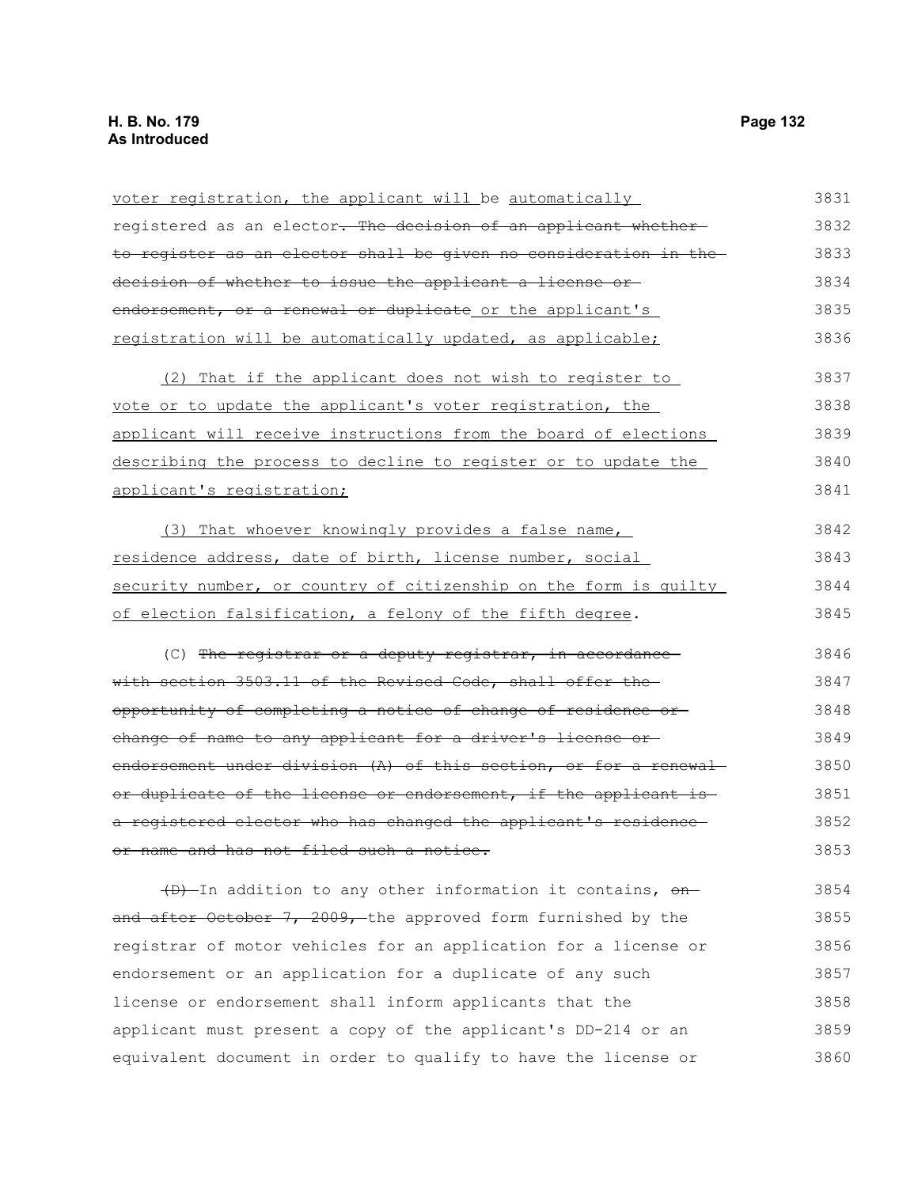voter registration, the applicant will be automatically registered as an elector. The decision of an applicant whether to register as an elector shall be given no consideration in the decision of whether to issue the applicant a license or endorsement, or a renewal or duplicate or the applicant's registration will be automatically updated, as applicable;

(2) That if the applicant does not wish to register to vote or to update the applicant's voter registration, the applicant will receive instructions from the board of elections describing the process to decline to register or to update the applicant's registration;

(3) That whoever knowingly provides a false name, residence address, date of birth, license number, social security number, or country of citizenship on the form is guilty of election falsification, a felony of the fifth degree.

(C) The registrar or a deputy registrar, in accordance with section 3503.11 of the Revised Code, shall offer the opportunity of completing a notice of change of residence or change of name to any applicant for a driver's license or endorsement under division (A) of this section, or for a renewal or duplicate of the license or endorsement, if the applicant is a registered elector who has changed the applicant's residence or name and has not filed such a notice.

(D) In addition to any other information it contains, on and after October 7, 2009, the approved form furnished by the registrar of motor vehicles for an application for a license or endorsement or an application for a duplicate of any such license or endorsement shall inform applicants that the applicant must present a copy of the applicant's DD-214 or an equivalent document in order to qualify to have the license or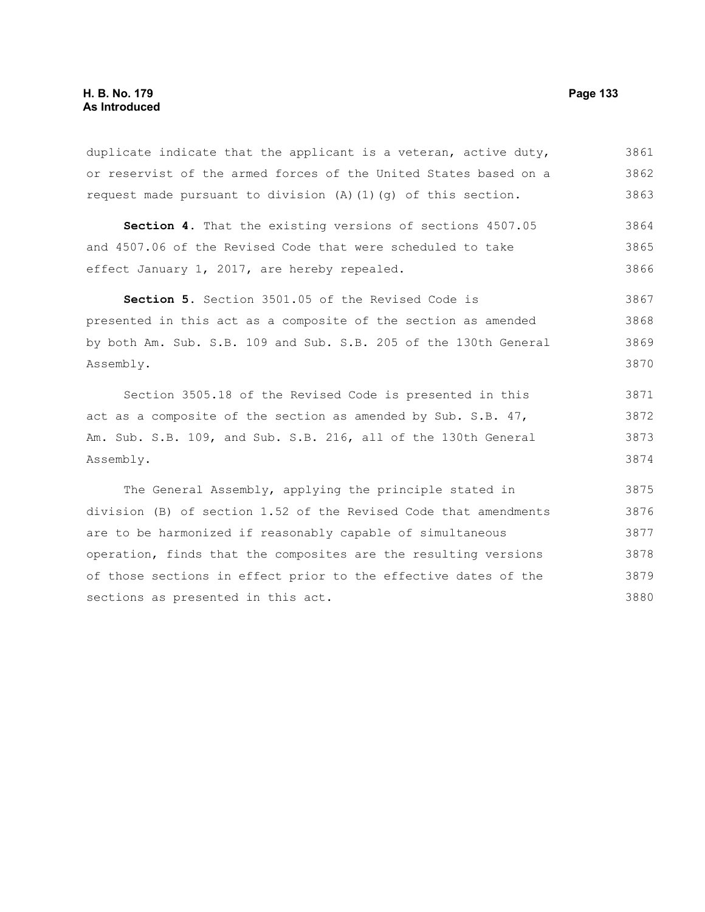duplicate indicate that the applicant is a veteran, active duty, or reservist of the armed forces of the United States based on a request made pursuant to division (A)(1)(g) of this section.

**Section 4.** That the existing versions of sections 4507.05 and 4507.06 of the Revised Code that were scheduled to take effect January 1, 2017, are hereby repealed.

**Section 5.** Section 3501.05 of the Revised Code is presented in this act as a composite of the section as amended by both Am. Sub. S.B. 109 and Sub. S.B. 205 of the 130th General Assembly.

Section 3505.18 of the Revised Code is presented in this act as a composite of the section as amended by Sub. S.B. 47, Am. Sub. S.B. 109, and Sub. S.B. 216, all of the 130th General Assembly.

The General Assembly, applying the principle stated in division (B) of section 1.52 of the Revised Code that amendments are to be harmonized if reasonably capable of simultaneous operation, finds that the composites are the resulting versions of those sections in effect prior to the effective dates of the sections as presented in this act.